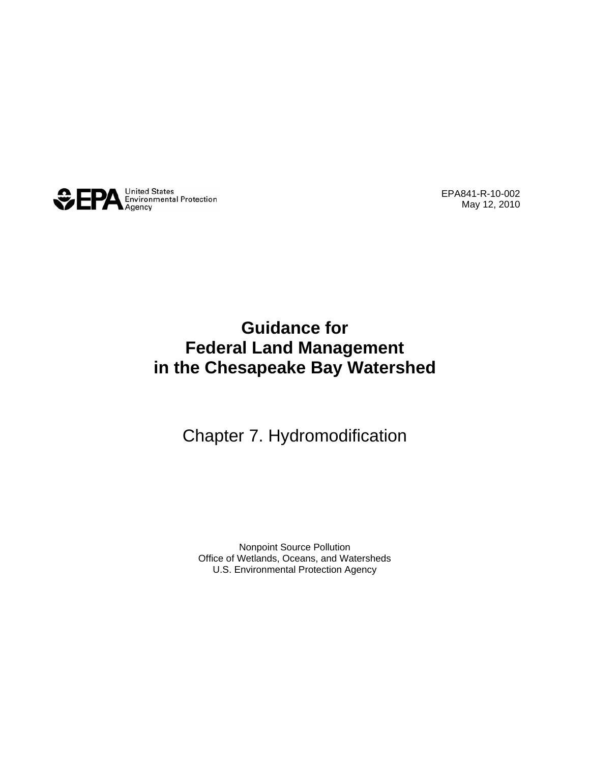United States Environmental Protection Agency

EPA841-R-10-002
May 12, 2010

# Guidance for Federal Land Management in the Chesapeake Bay Watershed

## Chapter 7. Hydromodification

Nonpoint Source Pollution
Office of Wetlands, Oceans, and Watersheds
U.S. Environmental Protection Agency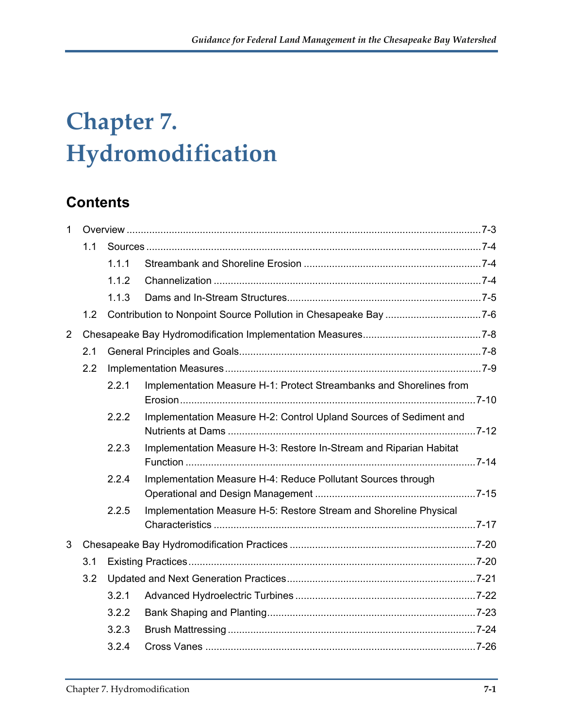# Chapter 7. Hydromodification

## Contents

1 Overview ....................................................................................................................7-3

 1.1 Sources ......................................................................................................................7-4

  1.1.1 Streambank and Shoreline Erosion ..............................................................7-4

  1.1.2 Channelization ..............................................................................................7-4

  1.1.3 Dams and In-Stream Structures....................................................................7-5

 1.2 Contribution to Nonpoint Source Pollution in Chesapeake Bay ..................................7-6

2 Chesapeake Bay Hydromodification Implementation Measures..........................................7-8

 2.1 General Principles and Goals.....................................................................................7-8

 2.2 Implementation Measures ..........................................................................................7-9

  2.2.1 Implementation Measure H-1: Protect Streambanks and Shorelines from Erosion ........................................................................................7-10

  2.2.2 Implementation Measure H-2: Control Upland Sources of Sediment and Nutrients at Dams ........................................................................7-12

  2.2.3 Implementation Measure H-3: Restore In-Stream and Riparian Habitat Function ......................................................................................7-14

  2.2.4 Implementation Measure H-4: Reduce Pollutant Sources through Operational and Design Management .........................................................7-15

  2.2.5 Implementation Measure H-5: Restore Stream and Shoreline Physical Characteristics .............................................................................7-17

3 Chesapeake Bay Hydromodification Practices .................................................................7-20

 3.1 Existing Practices......................................................................................................7-20

 3.2 Updated and Next Generation Practices...................................................................7-21

  3.2.1 Advanced Hydroelectric Turbines ................................................................7-22

  3.2.2 Bank Shaping and Planting..........................................................................7-23

  3.2.3 Brush Mattressing .......................................................................................7-24

  3.2.4 Cross Vanes ...............................................................................................7-26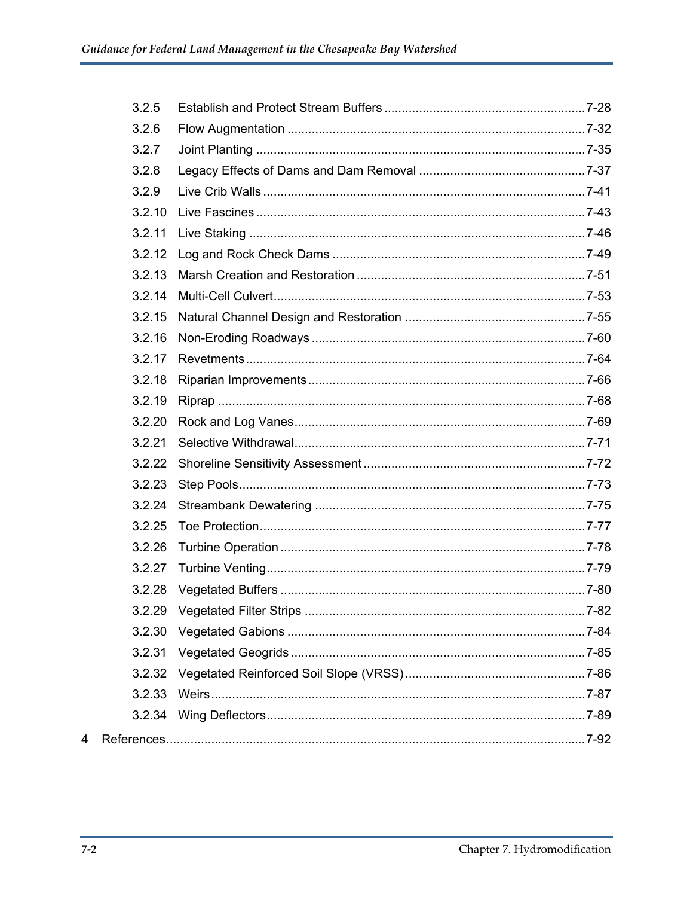3.2.5 Establish and Protect Stream Buffers ..........................................................7-28

3.2.6 Flow Augmentation ......................................................................................7-32

3.2.7 Joint Planting ...............................................................................................7-35

3.2.8 Legacy Effects of Dams and Dam Removal ................................................7-37

3.2.9 Live Crib Walls .............................................................................................7-41

3.2.10 Live Fascines ...............................................................................................7-43

3.2.11 Live Staking .................................................................................................7-46

3.2.12 Log and Rock Check Dams .........................................................................7-49

3.2.13 Marsh Creation and Restoration .................................................................7-51

3.2.14 Multi-Cell Culvert..........................................................................................7-53

3.2.15 Natural Channel Design and Restoration ....................................................7-55

3.2.16 Non-Eroding Roadways ...............................................................................7-60

3.2.17 Revetments..................................................................................................7-64

3.2.18 Riparian Improvements................................................................................7-66

3.2.19 Riprap ..........................................................................................................7-68

3.2.20 Rock and Log Vanes....................................................................................7-69

3.2.21 Selective Withdrawal....................................................................................7-71

3.2.22 Shoreline Sensitivity Assessment ................................................................7-72

3.2.23 Step Pools....................................................................................................7-73

3.2.24 Streambank Dewatering ..............................................................................7-75

3.2.25 Toe Protection..............................................................................................7-77

3.2.26 Turbine Operation ........................................................................................7-78

3.2.27 Turbine Venting............................................................................................7-79

3.2.28 Vegetated Buffers ........................................................................................7-80

3.2.29 Vegetated Filter Strips .................................................................................7-82

3.2.30 Vegetated Gabions ......................................................................................7-84

3.2.31 Vegetated Geogrids .....................................................................................7-85

3.2.32 Vegetated Reinforced Soil Slope (VRSS)....................................................7-86

3.2.33 Weirs............................................................................................................7-87

3.2.34 Wing Deflectors............................................................................................7-89

4 References.........................................................................................................7-92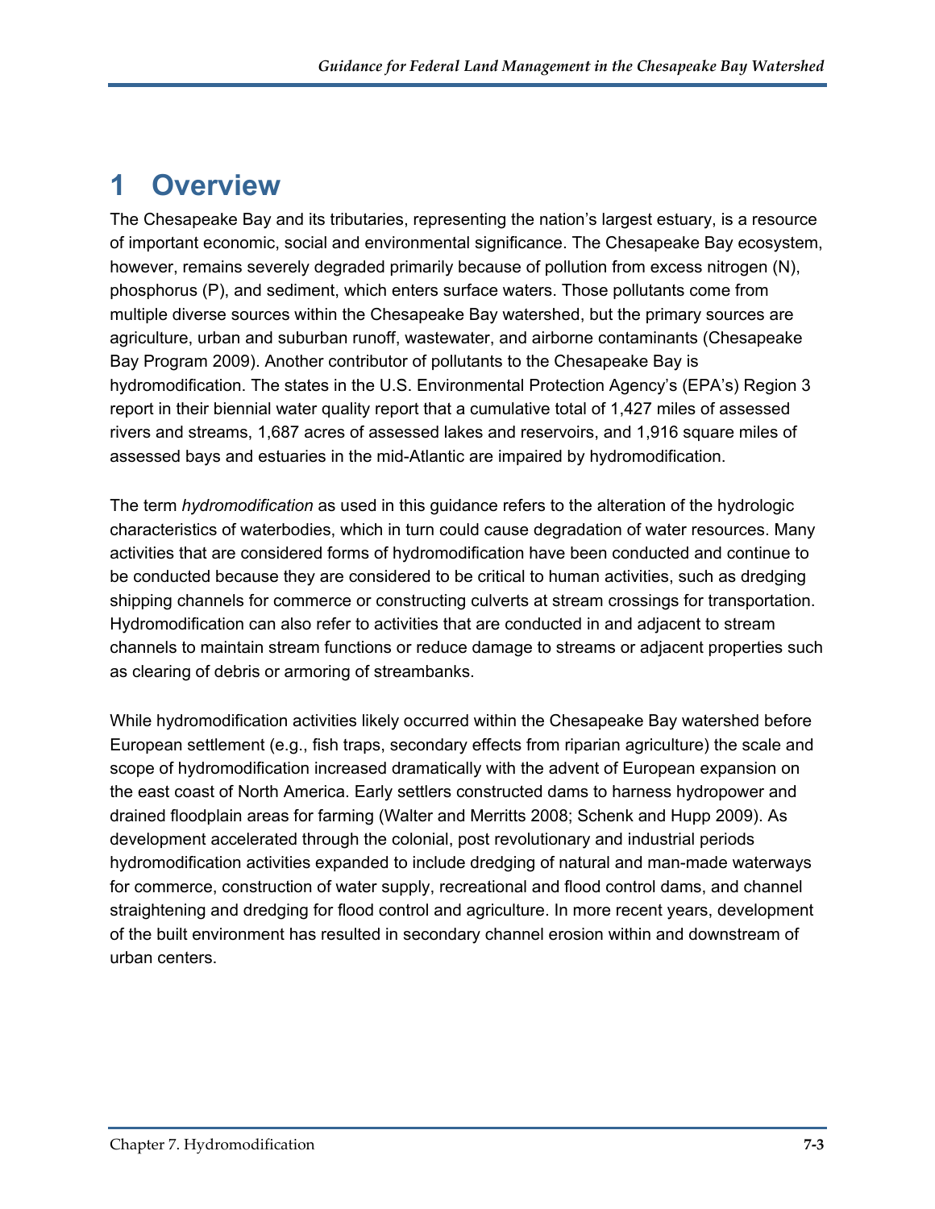# 1 Overview

The Chesapeake Bay and its tributaries, representing the nation's largest estuary, is a resource of important economic, social and environmental significance. The Chesapeake Bay ecosystem, however, remains severely degraded primarily because of pollution from excess nitrogen (N), phosphorus (P), and sediment, which enters surface waters. Those pollutants come from multiple diverse sources within the Chesapeake Bay watershed, but the primary sources are agriculture, urban and suburban runoff, wastewater, and airborne contaminants (Chesapeake Bay Program 2009). Another contributor of pollutants to the Chesapeake Bay is hydromodification. The states in the U.S. Environmental Protection Agency's (EPA's) Region 3 report in their biennial water quality report that a cumulative total of 1,427 miles of assessed rivers and streams, 1,687 acres of assessed lakes and reservoirs, and 1,916 square miles of assessed bays and estuaries in the mid-Atlantic are impaired by hydromodification.

The term *hydromodification* as used in this guidance refers to the alteration of the hydrologic characteristics of waterbodies, which in turn could cause degradation of water resources. Many activities that are considered forms of hydromodification have been conducted and continue to be conducted because they are considered to be critical to human activities, such as dredging shipping channels for commerce or constructing culverts at stream crossings for transportation. Hydromodification can also refer to activities that are conducted in and adjacent to stream channels to maintain stream functions or reduce damage to streams or adjacent properties such as clearing of debris or armoring of streambanks.

While hydromodification activities likely occurred within the Chesapeake Bay watershed before European settlement (e.g., fish traps, secondary effects from riparian agriculture) the scale and scope of hydromodification increased dramatically with the advent of European expansion on the east coast of North America. Early settlers constructed dams to harness hydropower and drained floodplain areas for farming (Walter and Merritts 2008; Schenk and Hupp 2009). As development accelerated through the colonial, post revolutionary and industrial periods hydromodification activities expanded to include dredging of natural and man-made waterways for commerce, construction of water supply, recreational and flood control dams, and channel straightening and dredging for flood control and agriculture. In more recent years, development of the built environment has resulted in secondary channel erosion within and downstream of urban centers.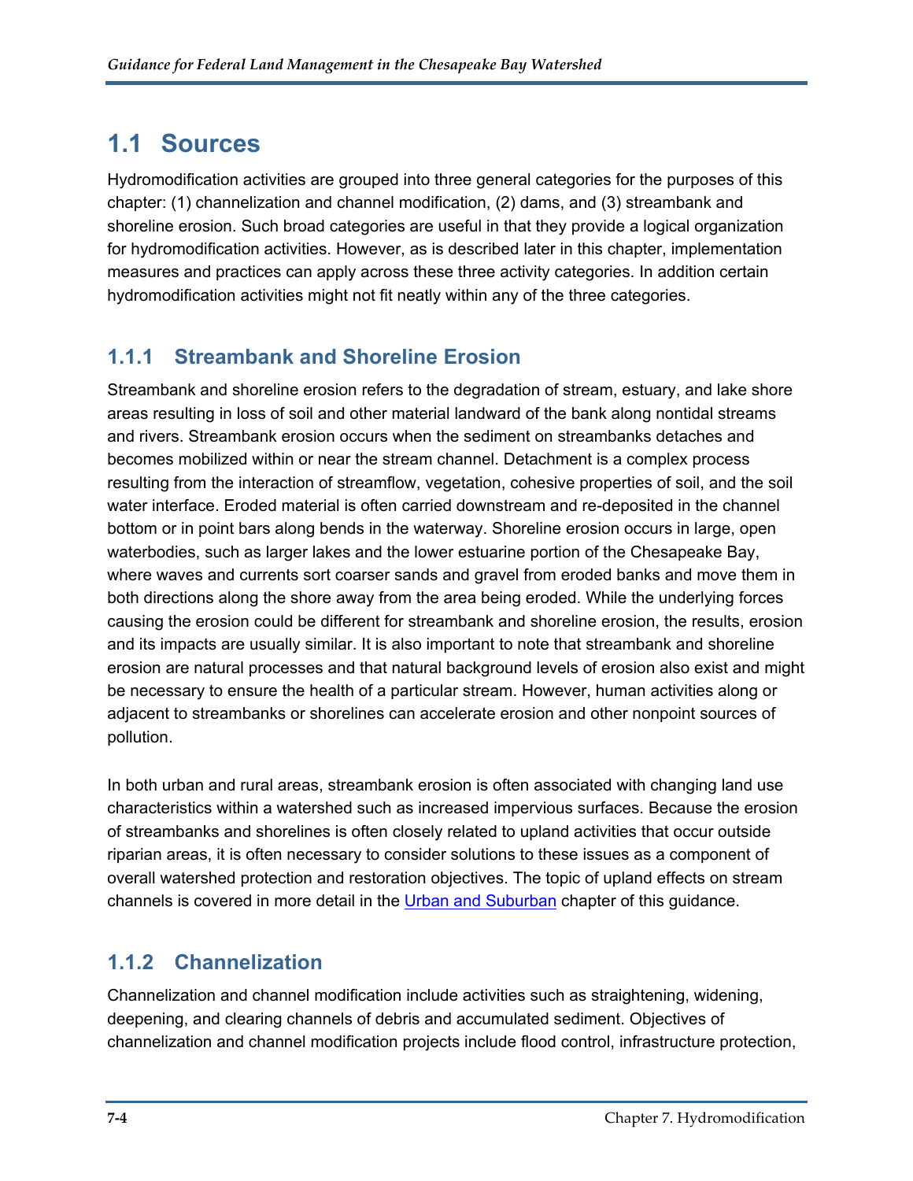## 1.1 Sources

Hydromodification activities are grouped into three general categories for the purposes of this chapter: (1) channelization and channel modification, (2) dams, and (3) streambank and shoreline erosion. Such broad categories are useful in that they provide a logical organization for hydromodification activities. However, as is described later in this chapter, implementation measures and practices can apply across these three activity categories. In addition certain hydromodification activities might not fit neatly within any of the three categories.

### 1.1.1 Streambank and Shoreline Erosion

Streambank and shoreline erosion refers to the degradation of stream, estuary, and lake shore areas resulting in loss of soil and other material landward of the bank along nontidal streams and rivers. Streambank erosion occurs when the sediment on streambanks detaches and becomes mobilized within or near the stream channel. Detachment is a complex process resulting from the interaction of streamflow, vegetation, cohesive properties of soil, and the soil water interface. Eroded material is often carried downstream and re-deposited in the channel bottom or in point bars along bends in the waterway. Shoreline erosion occurs in large, open waterbodies, such as larger lakes and the lower estuarine portion of the Chesapeake Bay, where waves and currents sort coarser sands and gravel from eroded banks and move them in both directions along the shore away from the area being eroded. While the underlying forces causing the erosion could be different for streambank and shoreline erosion, the results, erosion and its impacts are usually similar. It is also important to note that streambank and shoreline erosion are natural processes and that natural background levels of erosion also exist and might be necessary to ensure the health of a particular stream. However, human activities along or adjacent to streambanks or shorelines can accelerate erosion and other nonpoint sources of pollution.

In both urban and rural areas, streambank erosion is often associated with changing land use characteristics within a watershed such as increased impervious surfaces. Because the erosion of streambanks and shorelines is often closely related to upland activities that occur outside riparian areas, it is often necessary to consider solutions to these issues as a component of overall watershed protection and restoration objectives. The topic of upland effects on stream channels is covered in more detail in the Urban and Suburban chapter of this guidance.

### 1.1.2 Channelization

Channelization and channel modification include activities such as straightening, widening, deepening, and clearing channels of debris and accumulated sediment. Objectives of channelization and channel modification projects include flood control, infrastructure protection,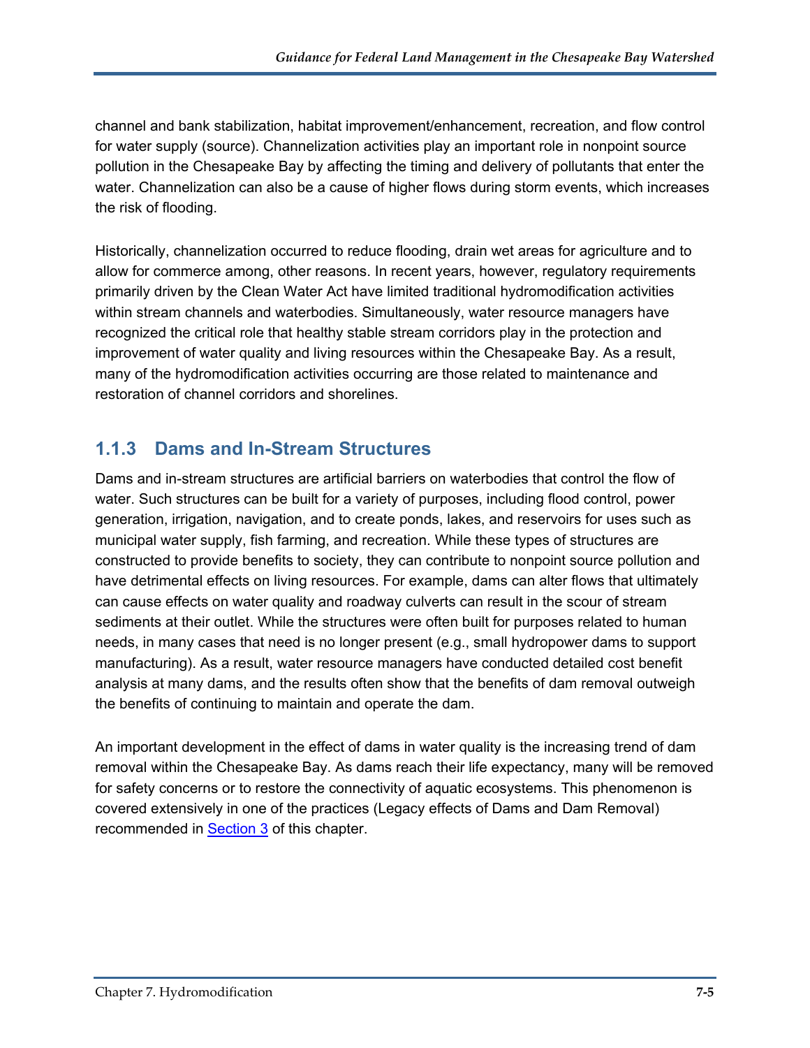channel and bank stabilization, habitat improvement/enhancement, recreation, and flow control for water supply (source). Channelization activities play an important role in nonpoint source pollution in the Chesapeake Bay by affecting the timing and delivery of pollutants that enter the water. Channelization can also be a cause of higher flows during storm events, which increases the risk of flooding.

Historically, channelization occurred to reduce flooding, drain wet areas for agriculture and to allow for commerce among, other reasons. In recent years, however, regulatory requirements primarily driven by the Clean Water Act have limited traditional hydromodification activities within stream channels and waterbodies. Simultaneously, water resource managers have recognized the critical role that healthy stable stream corridors play in the protection and improvement of water quality and living resources within the Chesapeake Bay. As a result, many of the hydromodification activities occurring are those related to maintenance and restoration of channel corridors and shorelines.

### 1.1.3 Dams and In-Stream Structures

Dams and in-stream structures are artificial barriers on waterbodies that control the flow of water. Such structures can be built for a variety of purposes, including flood control, power generation, irrigation, navigation, and to create ponds, lakes, and reservoirs for uses such as municipal water supply, fish farming, and recreation. While these types of structures are constructed to provide benefits to society, they can contribute to nonpoint source pollution and have detrimental effects on living resources. For example, dams can alter flows that ultimately can cause effects on water quality and roadway culverts can result in the scour of stream sediments at their outlet. While the structures were often built for purposes related to human needs, in many cases that need is no longer present (e.g., small hydropower dams to support manufacturing). As a result, water resource managers have conducted detailed cost benefit analysis at many dams, and the results often show that the benefits of dam removal outweigh the benefits of continuing to maintain and operate the dam.

An important development in the effect of dams in water quality is the increasing trend of dam removal within the Chesapeake Bay. As dams reach their life expectancy, many will be removed for safety concerns or to restore the connectivity of aquatic ecosystems. This phenomenon is covered extensively in one of the practices (Legacy effects of Dams and Dam Removal) recommended in Section 3 of this chapter.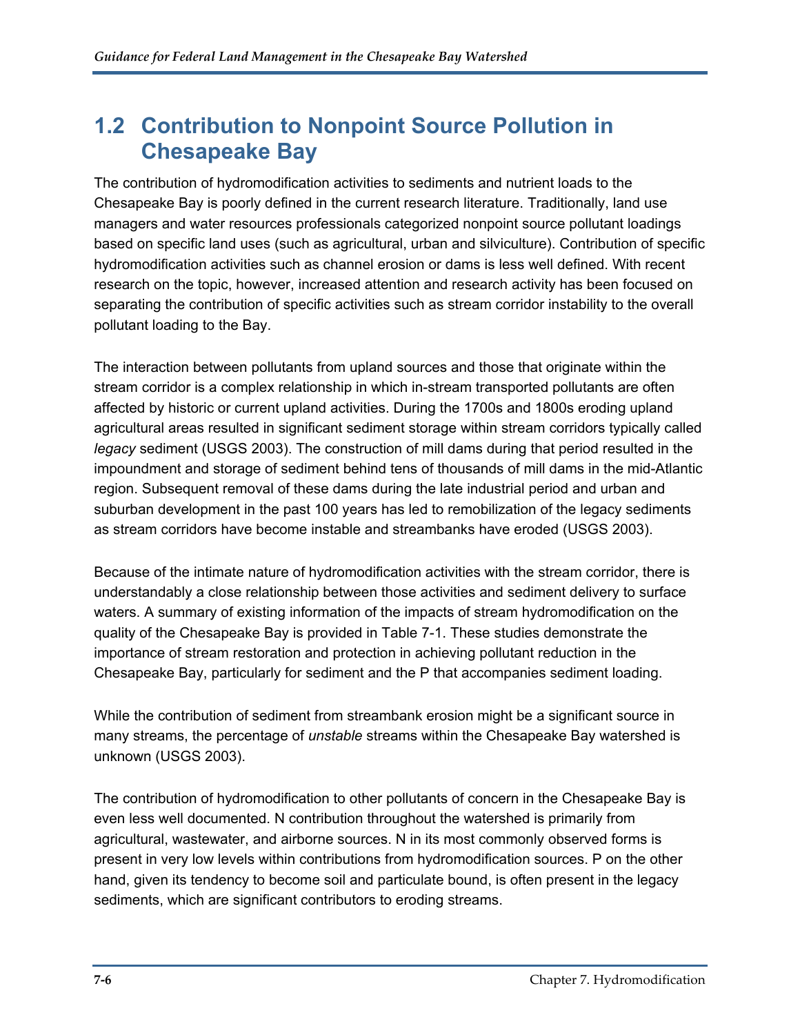## 1.2 Contribution to Nonpoint Source Pollution in Chesapeake Bay

The contribution of hydromodification activities to sediments and nutrient loads to the Chesapeake Bay is poorly defined in the current research literature. Traditionally, land use managers and water resources professionals categorized nonpoint source pollutant loadings based on specific land uses (such as agricultural, urban and silviculture). Contribution of specific hydromodification activities such as channel erosion or dams is less well defined. With recent research on the topic, however, increased attention and research activity has been focused on separating the contribution of specific activities such as stream corridor instability to the overall pollutant loading to the Bay.

The interaction between pollutants from upland sources and those that originate within the stream corridor is a complex relationship in which in-stream transported pollutants are often affected by historic or current upland activities. During the 1700s and 1800s eroding upland agricultural areas resulted in significant sediment storage within stream corridors typically called *legacy* sediment (USGS 2003). The construction of mill dams during that period resulted in the impoundment and storage of sediment behind tens of thousands of mill dams in the mid-Atlantic region. Subsequent removal of these dams during the late industrial period and urban and suburban development in the past 100 years has led to remobilization of the legacy sediments as stream corridors have become instable and streambanks have eroded (USGS 2003).

Because of the intimate nature of hydromodification activities with the stream corridor, there is understandably a close relationship between those activities and sediment delivery to surface waters. A summary of existing information of the impacts of stream hydromodification on the quality of the Chesapeake Bay is provided in Table 7-1. These studies demonstrate the importance of stream restoration and protection in achieving pollutant reduction in the Chesapeake Bay, particularly for sediment and the P that accompanies sediment loading.

While the contribution of sediment from streambank erosion might be a significant source in many streams, the percentage of *unstable* streams within the Chesapeake Bay watershed is unknown (USGS 2003).

The contribution of hydromodification to other pollutants of concern in the Chesapeake Bay is even less well documented. N contribution throughout the watershed is primarily from agricultural, wastewater, and airborne sources. N in its most commonly observed forms is present in very low levels within contributions from hydromodification sources. P on the other hand, given its tendency to become soil and particulate bound, is often present in the legacy sediments, which are significant contributors to eroding streams.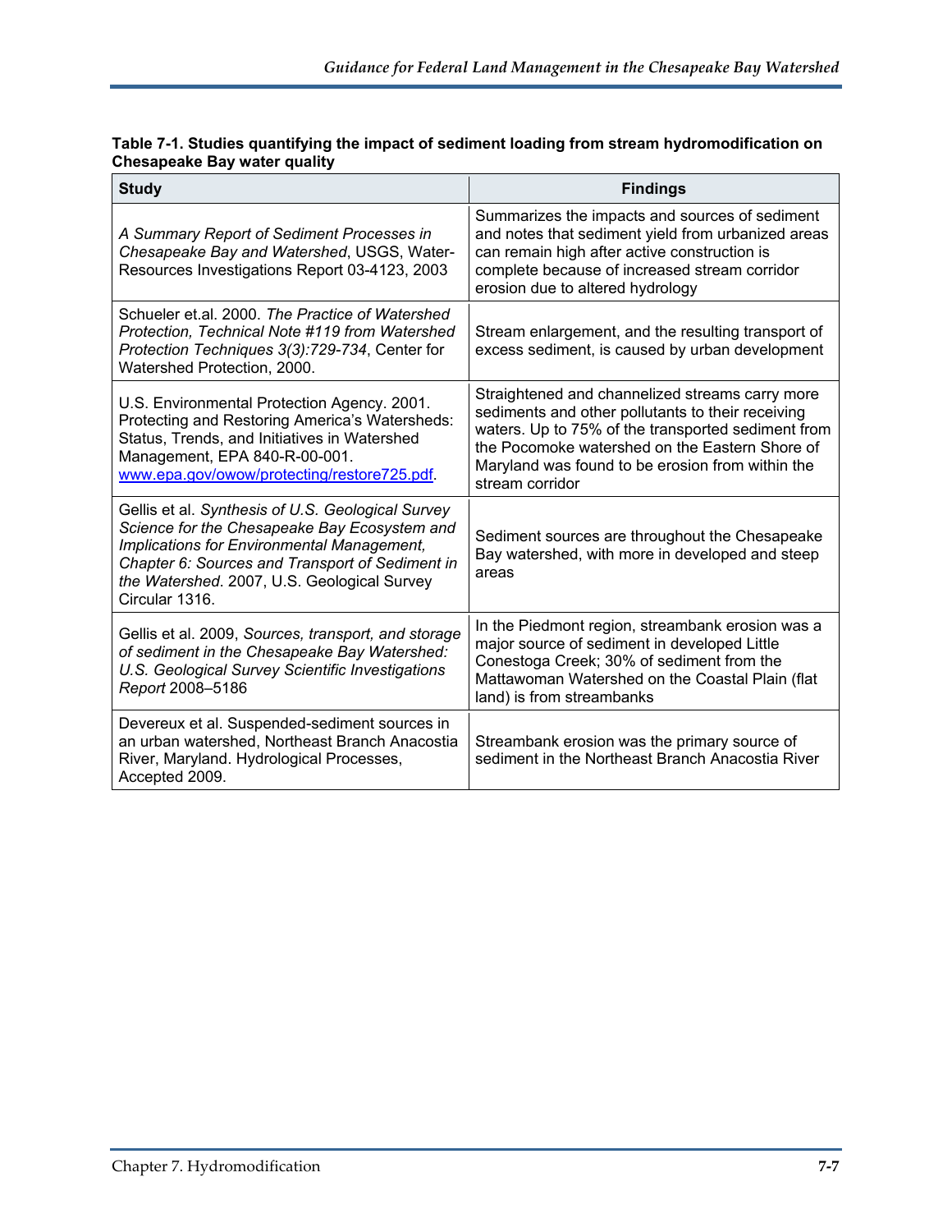**Table 7-1. Studies quantifying the impact of sediment loading from stream hydromodification on Chesapeake Bay water quality**

| Study | Findings |
|---|---|
| *A Summary Report of Sediment Processes in Chesapeake Bay and Watershed*, USGS, Water-Resources Investigations Report 03-4123, 2003 | Summarizes the impacts and sources of sediment and notes that sediment yield from urbanized areas can remain high after active construction is complete because of increased stream corridor erosion due to altered hydrology |
| Schueler et.al. 2000. *The Practice of Watershed Protection, Technical Note #119 from Watershed Protection Techniques 3(3):729-734*, Center for Watershed Protection, 2000. | Stream enlargement, and the resulting transport of excess sediment, is caused by urban development |
| U.S. Environmental Protection Agency. 2001. Protecting and Restoring America's Watersheds: Status, Trends, and Initiatives in Watershed Management, EPA 840-R-00-001. [www.epa.gov/owow/protecting/restore725.pdf](www.epa.gov/owow/protecting/restore725.pdf). | Straightened and channelized streams carry more sediments and other pollutants to their receiving waters. Up to 75% of the transported sediment from the Pocomoke watershed on the Eastern Shore of Maryland was found to be erosion from within the stream corridor |
| Gellis et al. *Synthesis of U.S. Geological Survey Science for the Chesapeake Bay Ecosystem and Implications for Environmental Management, Chapter 6: Sources and Transport of Sediment in the Watershed*. 2007, U.S. Geological Survey Circular 1316. | Sediment sources are throughout the Chesapeake Bay watershed, with more in developed and steep areas |
| Gellis et al. 2009, *Sources, transport, and storage of sediment in the Chesapeake Bay Watershed: U.S. Geological Survey Scientific Investigations Report* 2008–5186 | In the Piedmont region, streambank erosion was a major source of sediment in developed Little Conestoga Creek; 30% of sediment from the Mattawoman Watershed on the Coastal Plain (flat land) is from streambanks |
| Devereux et al. Suspended-sediment sources in an urban watershed, Northeast Branch Anacostia River, Maryland. Hydrological Processes, Accepted 2009. | Streambank erosion was the primary source of sediment in the Northeast Branch Anacostia River |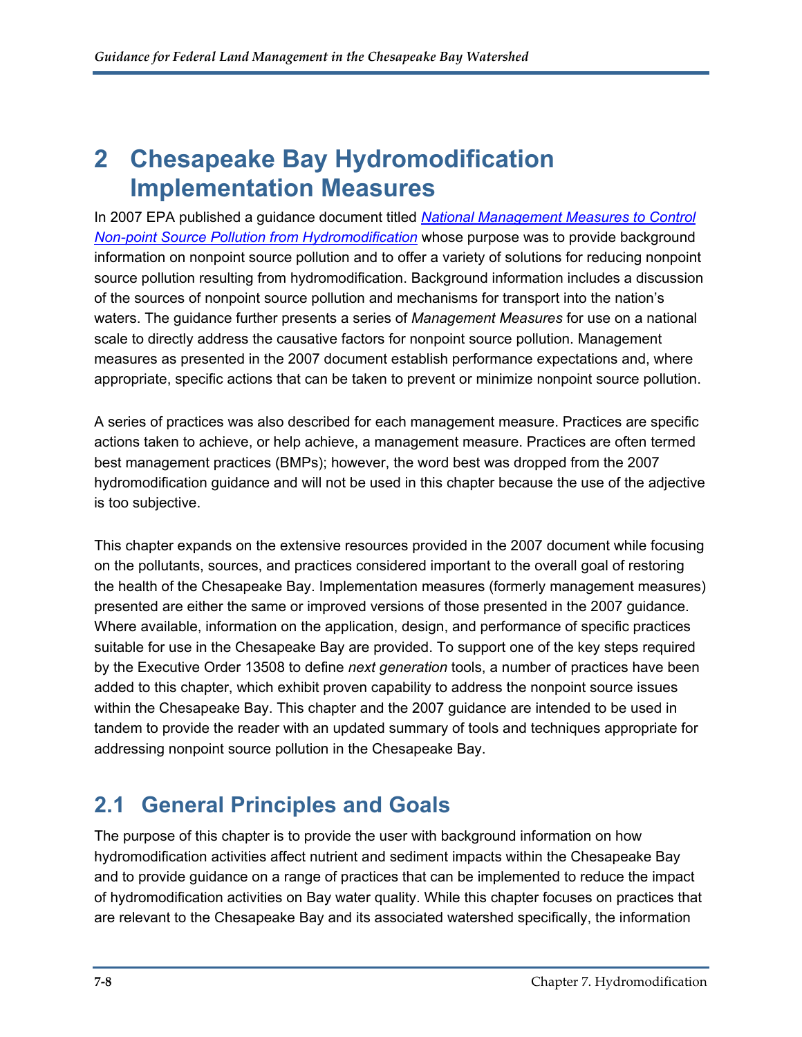# 2 Chesapeake Bay Hydromodification Implementation Measures

In 2007 EPA published a guidance document titled *National Management Measures to Control Non-point Source Pollution from Hydromodification* whose purpose was to provide background information on nonpoint source pollution and to offer a variety of solutions for reducing nonpoint source pollution resulting from hydromodification. Background information includes a discussion of the sources of nonpoint source pollution and mechanisms for transport into the nation's waters. The guidance further presents a series of *Management Measures* for use on a national scale to directly address the causative factors for nonpoint source pollution. Management measures as presented in the 2007 document establish performance expectations and, where appropriate, specific actions that can be taken to prevent or minimize nonpoint source pollution.

A series of practices was also described for each management measure. Practices are specific actions taken to achieve, or help achieve, a management measure. Practices are often termed best management practices (BMPs); however, the word best was dropped from the 2007 hydromodification guidance and will not be used in this chapter because the use of the adjective is too subjective.

This chapter expands on the extensive resources provided in the 2007 document while focusing on the pollutants, sources, and practices considered important to the overall goal of restoring the health of the Chesapeake Bay. Implementation measures (formerly management measures) presented are either the same or improved versions of those presented in the 2007 guidance. Where available, information on the application, design, and performance of specific practices suitable for use in the Chesapeake Bay are provided. To support one of the key steps required by the Executive Order 13508 to define *next generation* tools, a number of practices have been added to this chapter, which exhibit proven capability to address the nonpoint source issues within the Chesapeake Bay. This chapter and the 2007 guidance are intended to be used in tandem to provide the reader with an updated summary of tools and techniques appropriate for addressing nonpoint source pollution in the Chesapeake Bay.

## 2.1 General Principles and Goals

The purpose of this chapter is to provide the user with background information on how hydromodification activities affect nutrient and sediment impacts within the Chesapeake Bay and to provide guidance on a range of practices that can be implemented to reduce the impact of hydromodification activities on Bay water quality. While this chapter focuses on practices that are relevant to the Chesapeake Bay and its associated watershed specifically, the information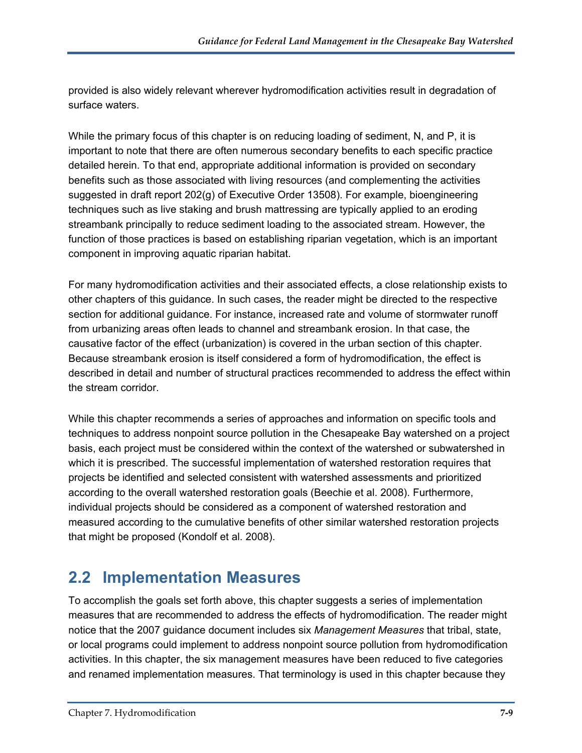provided is also widely relevant wherever hydromodification activities result in degradation of surface waters.

While the primary focus of this chapter is on reducing loading of sediment, N, and P, it is important to note that there are often numerous secondary benefits to each specific practice detailed herein. To that end, appropriate additional information is provided on secondary benefits such as those associated with living resources (and complementing the activities suggested in draft report 202(g) of Executive Order 13508). For example, bioengineering techniques such as live staking and brush mattressing are typically applied to an eroding streambank principally to reduce sediment loading to the associated stream. However, the function of those practices is based on establishing riparian vegetation, which is an important component in improving aquatic riparian habitat.

For many hydromodification activities and their associated effects, a close relationship exists to other chapters of this guidance. In such cases, the reader might be directed to the respective section for additional guidance. For instance, increased rate and volume of stormwater runoff from urbanizing areas often leads to channel and streambank erosion. In that case, the causative factor of the effect (urbanization) is covered in the urban section of this chapter. Because streambank erosion is itself considered a form of hydromodification, the effect is described in detail and number of structural practices recommended to address the effect within the stream corridor.

While this chapter recommends a series of approaches and information on specific tools and techniques to address nonpoint source pollution in the Chesapeake Bay watershed on a project basis, each project must be considered within the context of the watershed or subwatershed in which it is prescribed. The successful implementation of watershed restoration requires that projects be identified and selected consistent with watershed assessments and prioritized according to the overall watershed restoration goals (Beechie et al. 2008). Furthermore, individual projects should be considered as a component of watershed restoration and measured according to the cumulative benefits of other similar watershed restoration projects that might be proposed (Kondolf et al. 2008).

## 2.2 Implementation Measures

To accomplish the goals set forth above, this chapter suggests a series of implementation measures that are recommended to address the effects of hydromodification. The reader might notice that the 2007 guidance document includes six *Management Measures* that tribal, state, or local programs could implement to address nonpoint source pollution from hydromodification activities. In this chapter, the six management measures have been reduced to five categories and renamed implementation measures. That terminology is used in this chapter because they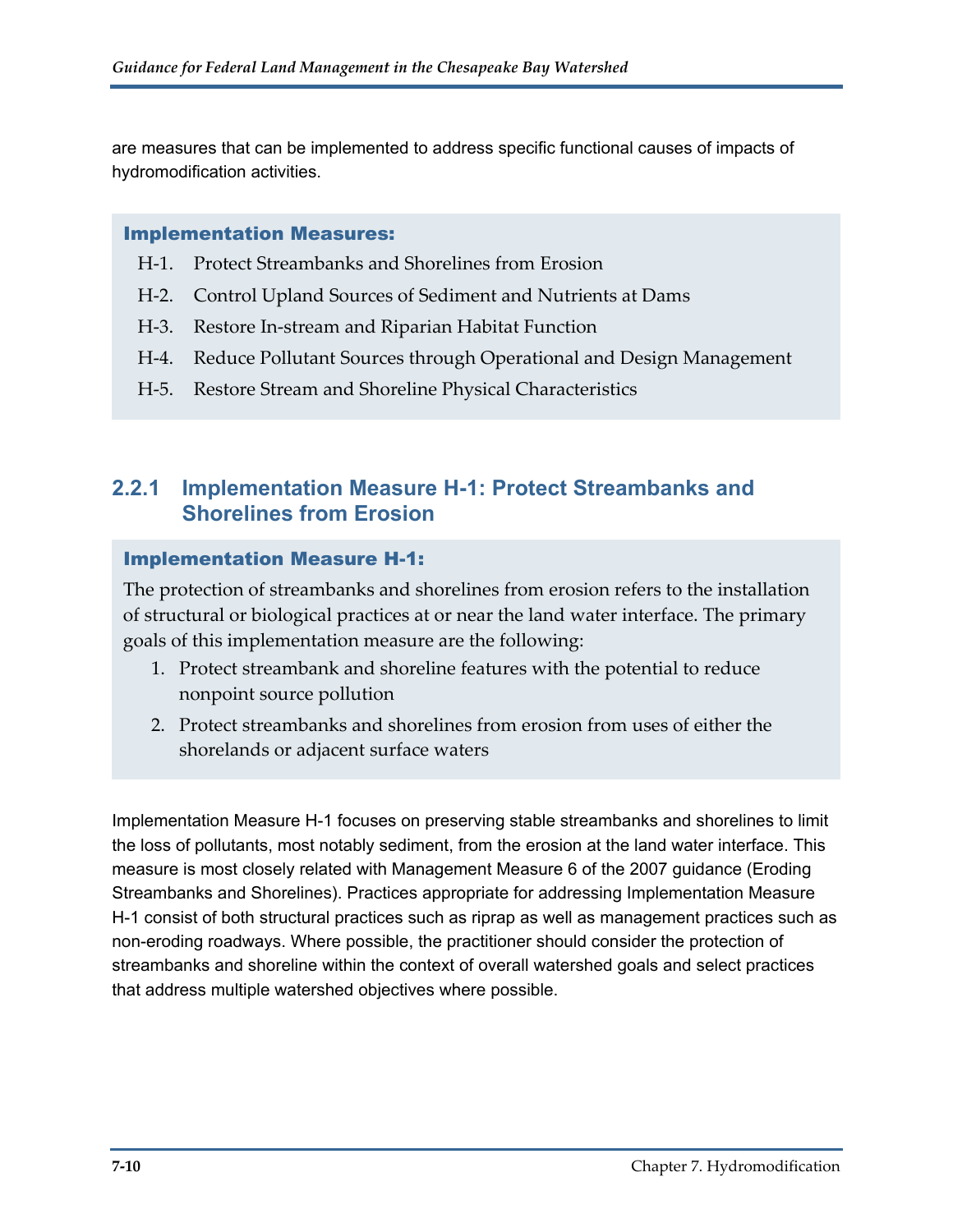are measures that can be implemented to address specific functional causes of impacts of hydromodification activities.

**Implementation Measures:**

- H-1. Protect Streambanks and Shorelines from Erosion
- H-2. Control Upland Sources of Sediment and Nutrients at Dams
- H-3. Restore In-stream and Riparian Habitat Function
- H-4. Reduce Pollutant Sources through Operational and Design Management
- H-5. Restore Stream and Shoreline Physical Characteristics

### 2.2.1 Implementation Measure H-1: Protect Streambanks and Shorelines from Erosion

**Implementation Measure H-1:**

The protection of streambanks and shorelines from erosion refers to the installation of structural or biological practices at or near the land water interface. The primary goals of this implementation measure are the following:

1. Protect streambank and shoreline features with the potential to reduce nonpoint source pollution
2. Protect streambanks and shorelines from erosion from uses of either the shorelands or adjacent surface waters

Implementation Measure H-1 focuses on preserving stable streambanks and shorelines to limit the loss of pollutants, most notably sediment, from the erosion at the land water interface. This measure is most closely related with Management Measure 6 of the 2007 guidance (Eroding Streambanks and Shorelines). Practices appropriate for addressing Implementation Measure H-1 consist of both structural practices such as riprap as well as management practices such as non-eroding roadways. Where possible, the practitioner should consider the protection of streambanks and shoreline within the context of overall watershed goals and select practices that address multiple watershed objectives where possible.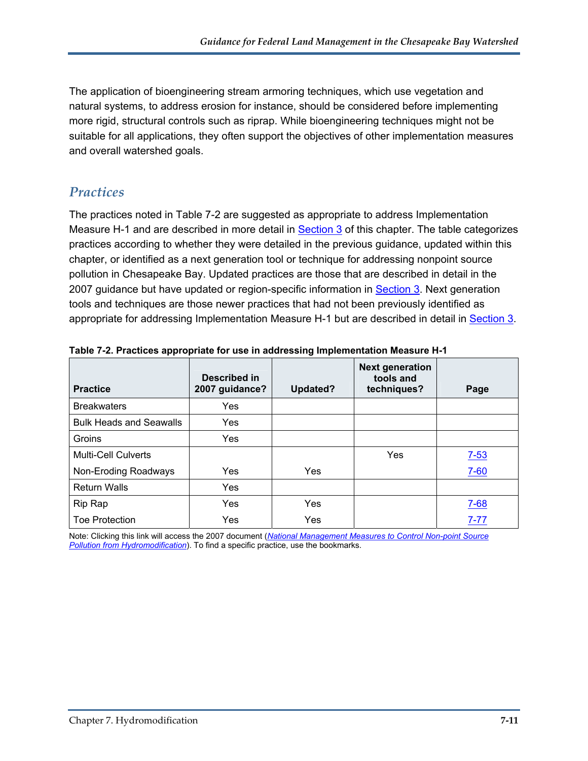The application of bioengineering stream armoring techniques, which use vegetation and natural systems, to address erosion for instance, should be considered before implementing more rigid, structural controls such as riprap. While bioengineering techniques might not be suitable for all applications, they often support the objectives of other implementation measures and overall watershed goals.

## Practices

The practices noted in Table 7-2 are suggested as appropriate to address Implementation Measure H-1 and are described in more detail in Section 3 of this chapter. The table categorizes practices according to whether they were detailed in the previous guidance, updated within this chapter, or identified as a next generation tool or technique for addressing nonpoint source pollution in Chesapeake Bay. Updated practices are those that are described in detail in the 2007 guidance but have updated or region-specific information in Section 3. Next generation tools and techniques are those newer practices that had not been previously identified as appropriate for addressing Implementation Measure H-1 but are described in detail in Section 3.

**Table 7-2. Practices appropriate for use in addressing Implementation Measure H-1**

| Practice | Described in 2007 guidance? | Updated? | Next generation tools and techniques? | Page |
|---|---|---|---|---|
| Breakwaters | Yes | | | |
| Bulk Heads and Seawalls | Yes | | | |
| Groins | Yes | | | |
| Multi-Cell Culverts | | | Yes | 7-53 |
| Non-Eroding Roadways | Yes | Yes | | 7-60 |
| Return Walls | Yes | | | |
| Rip Rap | Yes | Yes | | 7-68 |
| Toe Protection | Yes | Yes | | 7-77 |

Note: Clicking this link will access the 2007 document (*National Management Measures to Control Non-point Source Pollution from Hydromodification*). To find a specific practice, use the bookmarks.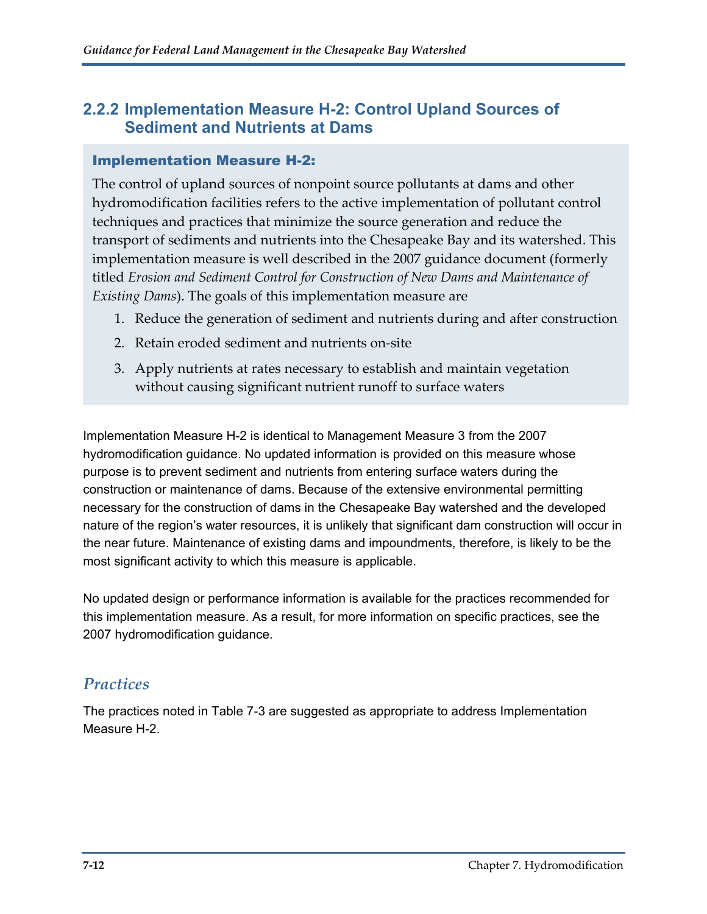### 2.2.2 Implementation Measure H-2: Control Upland Sources of Sediment and Nutrients at Dams

**Implementation Measure H-2:**

The control of upland sources of nonpoint source pollutants at dams and other hydromodification facilities refers to the active implementation of pollutant control techniques and practices that minimize the source generation and reduce the transport of sediments and nutrients into the Chesapeake Bay and its watershed. This implementation measure is well described in the 2007 guidance document (formerly titled *Erosion and Sediment Control for Construction of New Dams and Maintenance of Existing Dams*). The goals of this implementation measure are

1. Reduce the generation of sediment and nutrients during and after construction
2. Retain eroded sediment and nutrients on-site
3. Apply nutrients at rates necessary to establish and maintain vegetation without causing significant nutrient runoff to surface waters

Implementation Measure H-2 is identical to Management Measure 3 from the 2007 hydromodification guidance. No updated information is provided on this measure whose purpose is to prevent sediment and nutrients from entering surface waters during the construction or maintenance of dams. Because of the extensive environmental permitting necessary for the construction of dams in the Chesapeake Bay watershed and the developed nature of the region's water resources, it is unlikely that significant dam construction will occur in the near future. Maintenance of existing dams and impoundments, therefore, is likely to be the most significant activity to which this measure is applicable.

No updated design or performance information is available for the practices recommended for this implementation measure. As a result, for more information on specific practices, see the 2007 hydromodification guidance.

#### *Practices*

The practices noted in Table 7-3 are suggested as appropriate to address Implementation Measure H-2.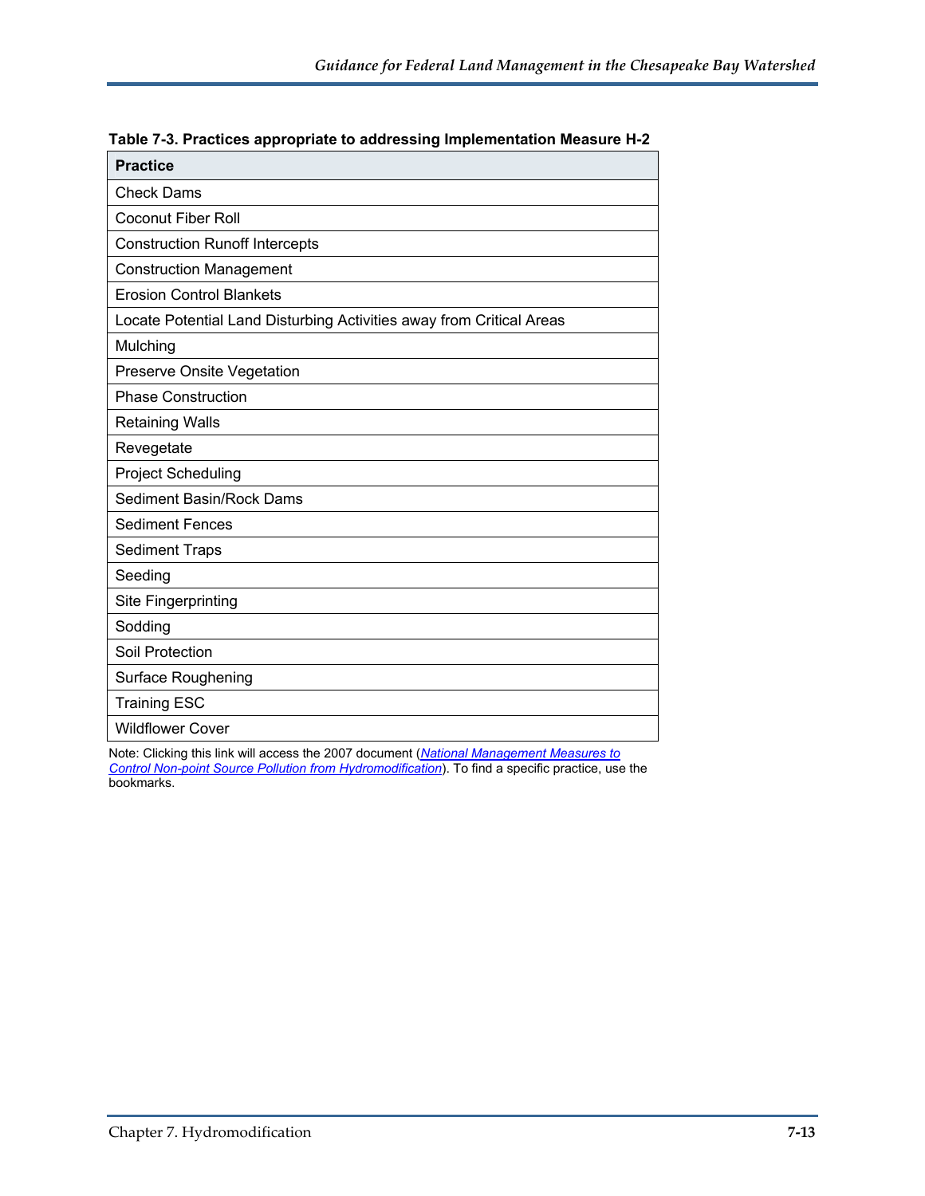**Table 7-3. Practices appropriate to addressing Implementation Measure H-2**

| Practice |
|---|
| Check Dams |
| Coconut Fiber Roll |
| Construction Runoff Intercepts |
| Construction Management |
| Erosion Control Blankets |
| Locate Potential Land Disturbing Activities away from Critical Areas |
| Mulching |
| Preserve Onsite Vegetation |
| Phase Construction |
| Retaining Walls |
| Revegetate |
| Project Scheduling |
| Sediment Basin/Rock Dams |
| Sediment Fences |
| Sediment Traps |
| Seeding |
| Site Fingerprinting |
| Sodding |
| Soil Protection |
| Surface Roughening |
| Training ESC |
| Wildflower Cover |

Note: Clicking this link will access the 2007 document (*National Management Measures to Control Non-point Source Pollution from Hydromodification*). To find a specific practice, use the bookmarks.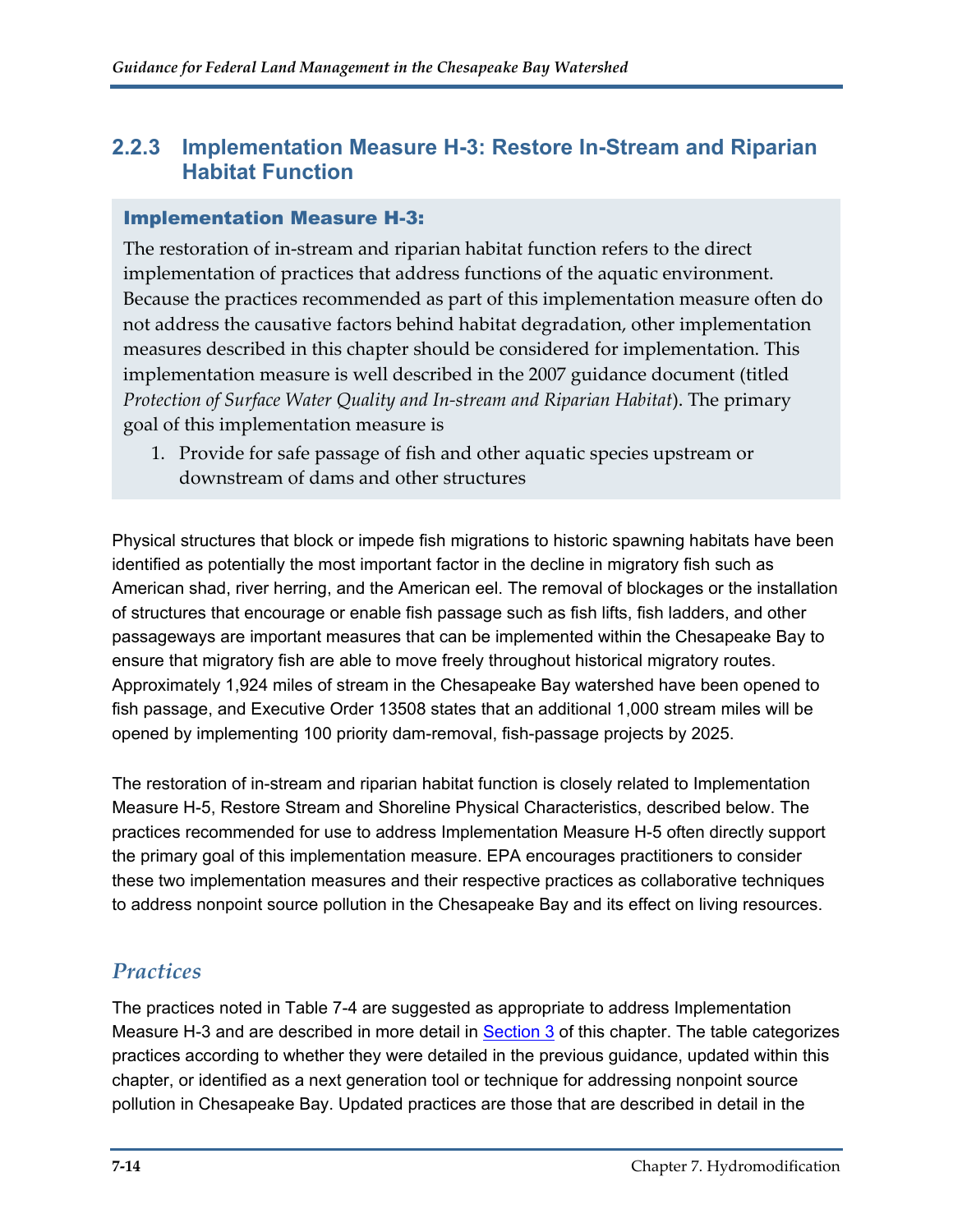### 2.2.3 Implementation Measure H-3: Restore In-Stream and Riparian Habitat Function

**Implementation Measure H-3:**

The restoration of in-stream and riparian habitat function refers to the direct implementation of practices that address functions of the aquatic environment. Because the practices recommended as part of this implementation measure often do not address the causative factors behind habitat degradation, other implementation measures described in this chapter should be considered for implementation. This implementation measure is well described in the 2007 guidance document (titled *Protection of Surface Water Quality and In-stream and Riparian Habitat*). The primary goal of this implementation measure is

1. Provide for safe passage of fish and other aquatic species upstream or downstream of dams and other structures

Physical structures that block or impede fish migrations to historic spawning habitats have been identified as potentially the most important factor in the decline in migratory fish such as American shad, river herring, and the American eel. The removal of blockages or the installation of structures that encourage or enable fish passage such as fish lifts, fish ladders, and other passageways are important measures that can be implemented within the Chesapeake Bay to ensure that migratory fish are able to move freely throughout historical migratory routes. Approximately 1,924 miles of stream in the Chesapeake Bay watershed have been opened to fish passage, and Executive Order 13508 states that an additional 1,000 stream miles will be opened by implementing 100 priority dam-removal, fish-passage projects by 2025.

The restoration of in-stream and riparian habitat function is closely related to Implementation Measure H-5, Restore Stream and Shoreline Physical Characteristics, described below. The practices recommended for use to address Implementation Measure H-5 often directly support the primary goal of this implementation measure. EPA encourages practitioners to consider these two implementation measures and their respective practices as collaborative techniques to address nonpoint source pollution in the Chesapeake Bay and its effect on living resources.

#### *Practices*

The practices noted in Table 7-4 are suggested as appropriate to address Implementation Measure H-3 and are described in more detail in Section 3 of this chapter. The table categorizes practices according to whether they were detailed in the previous guidance, updated within this chapter, or identified as a next generation tool or technique for addressing nonpoint source pollution in Chesapeake Bay. Updated practices are those that are described in detail in the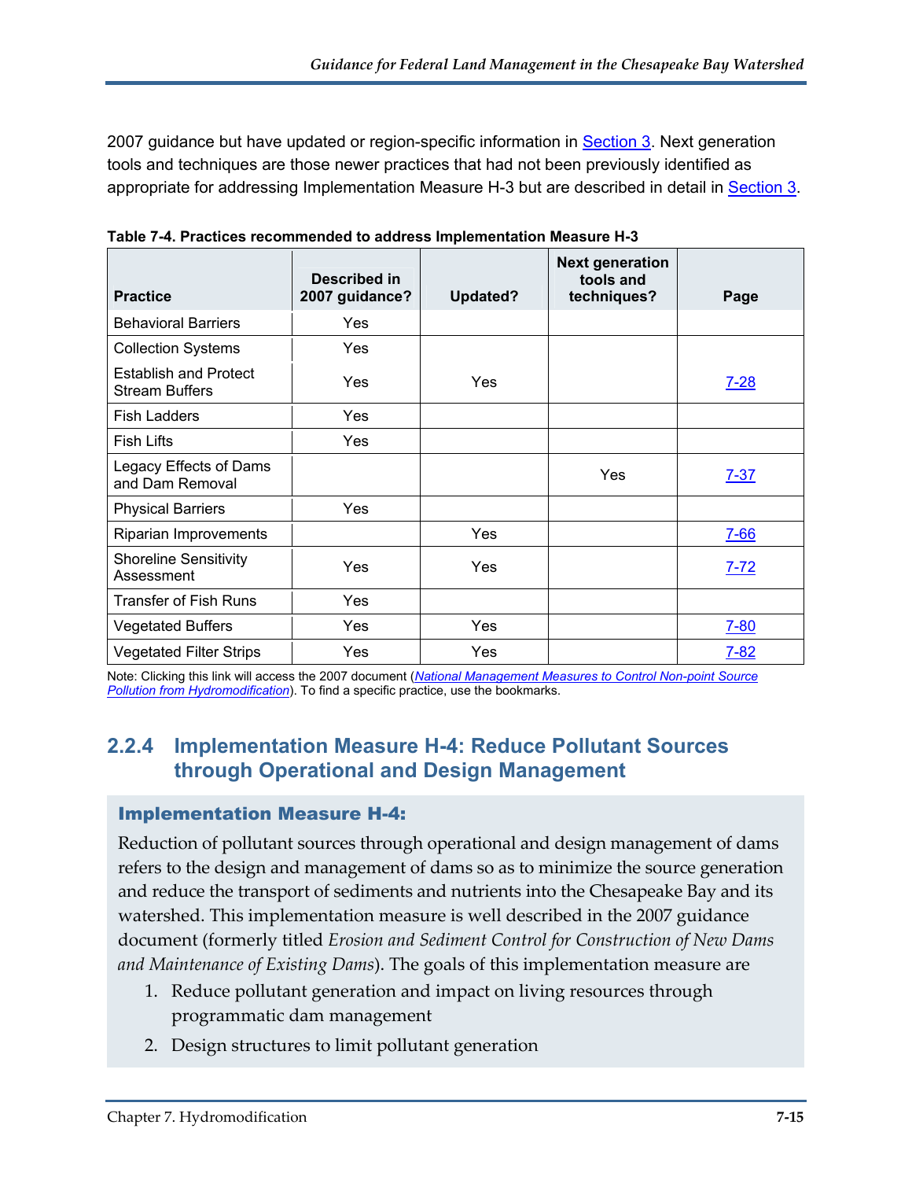2007 guidance but have updated or region-specific information in Section 3. Next generation tools and techniques are those newer practices that had not been previously identified as appropriate for addressing Implementation Measure H-3 but are described in detail in Section 3.

**Table 7-4. Practices recommended to address Implementation Measure H-3**

| Practice | Described in 2007 guidance? | Updated? | Next generation tools and techniques? | Page |
|---|---|---|---|---|
| Behavioral Barriers | Yes | | | |
| Collection Systems | Yes | | | |
| Establish and Protect Stream Buffers | Yes | Yes | | 7-28 |
| Fish Ladders | Yes | | | |
| Fish Lifts | Yes | | | |
| Legacy Effects of Dams and Dam Removal | | | Yes | 7-37 |
| Physical Barriers | Yes | | | |
| Riparian Improvements | | Yes | | 7-66 |
| Shoreline Sensitivity Assessment | Yes | Yes | | 7-72 |
| Transfer of Fish Runs | Yes | | | |
| Vegetated Buffers | Yes | Yes | | 7-80 |
| Vegetated Filter Strips | Yes | Yes | | 7-82 |

Note: Clicking this link will access the 2007 document (*National Management Measures to Control Non-point Source Pollution from Hydromodification*). To find a specific practice, use the bookmarks.

### 2.2.4 Implementation Measure H-4: Reduce Pollutant Sources through Operational and Design Management

**Implementation Measure H-4:**

Reduction of pollutant sources through operational and design management of dams refers to the design and management of dams so as to minimize the source generation and reduce the transport of sediments and nutrients into the Chesapeake Bay and its watershed. This implementation measure is well described in the 2007 guidance document (formerly titled *Erosion and Sediment Control for Construction of New Dams and Maintenance of Existing Dams*). The goals of this implementation measure are

1. Reduce pollutant generation and impact on living resources through programmatic dam management
2. Design structures to limit pollutant generation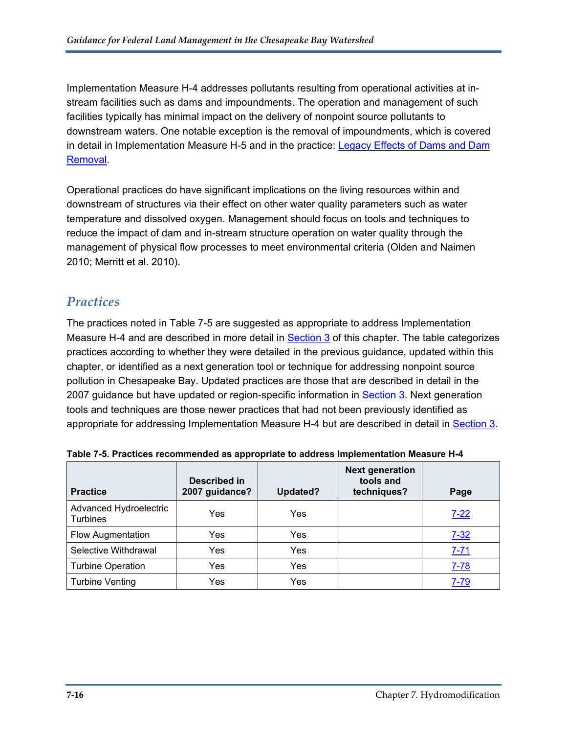Implementation Measure H-4 addresses pollutants resulting from operational activities at in-stream facilities such as dams and impoundments. The operation and management of such facilities typically has minimal impact on the delivery of nonpoint source pollutants to downstream waters. One notable exception is the removal of impoundments, which is covered in detail in Implementation Measure H-5 and in the practice: Legacy Effects of Dams and Dam Removal.

Operational practices do have significant implications on the living resources within and downstream of structures via their effect on other water quality parameters such as water temperature and dissolved oxygen. Management should focus on tools and techniques to reduce the impact of dam and in-stream structure operation on water quality through the management of physical flow processes to meet environmental criteria (Olden and Naimen 2010; Merritt et al. 2010).

## *Practices*

The practices noted in Table 7-5 are suggested as appropriate to address Implementation Measure H-4 and are described in more detail in Section 3 of this chapter. The table categorizes practices according to whether they were detailed in the previous guidance, updated within this chapter, or identified as a next generation tool or technique for addressing nonpoint source pollution in Chesapeake Bay. Updated practices are those that are described in detail in the 2007 guidance but have updated or region-specific information in Section 3. Next generation tools and techniques are those newer practices that had not been previously identified as appropriate for addressing Implementation Measure H-4 but are described in detail in Section 3.

**Table 7-5. Practices recommended as appropriate to address Implementation Measure H-4**

| Practice | Described in 2007 guidance? | Updated? | Next generation tools and techniques? | Page |
|---|---|---|---|---|
| Advanced Hydroelectric Turbines | Yes | Yes | | 7-22 |
| Flow Augmentation | Yes | Yes | | 7-32 |
| Selective Withdrawal | Yes | Yes | | 7-71 |
| Turbine Operation | Yes | Yes | | 7-78 |
| Turbine Venting | Yes | Yes | | 7-79 |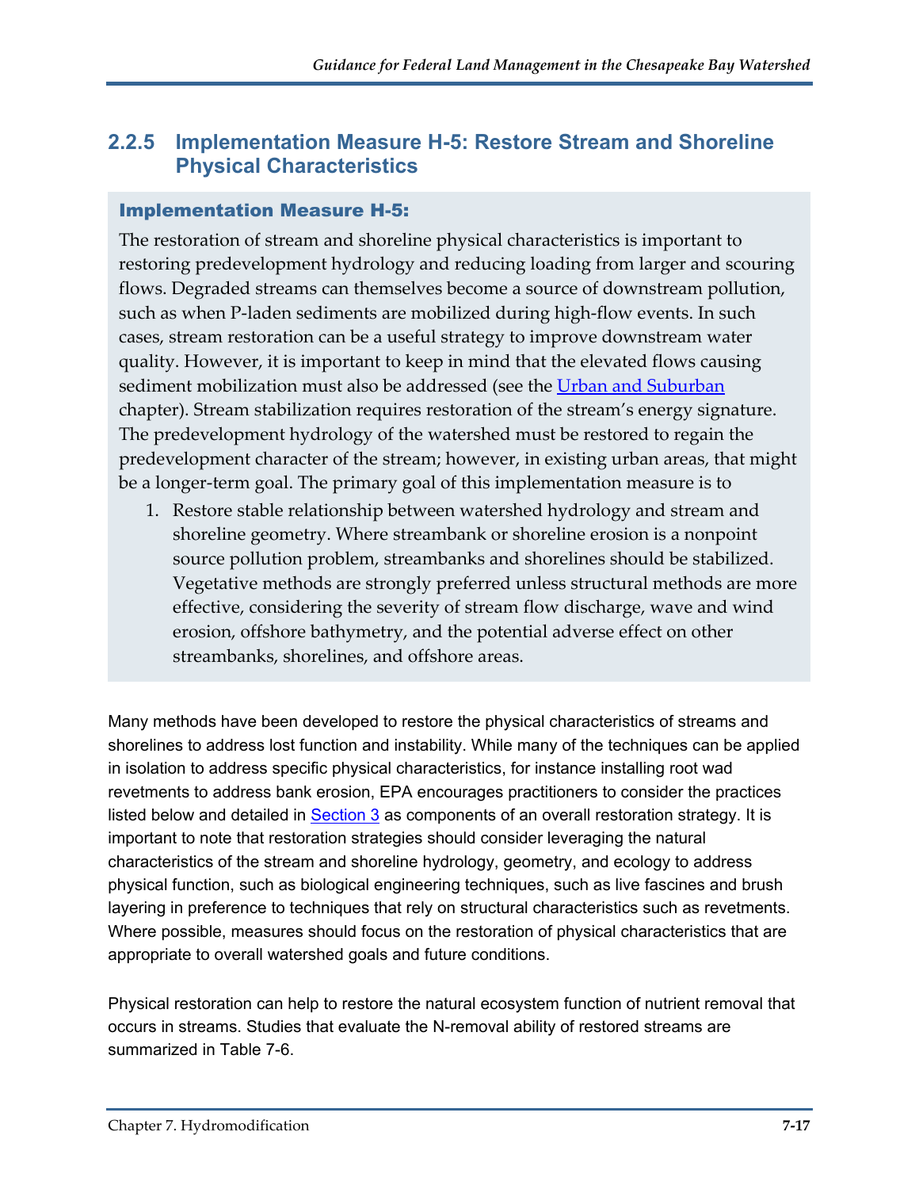## 2.2.5 Implementation Measure H-5: Restore Stream and Shoreline Physical Characteristics

### Implementation Measure H-5:

The restoration of stream and shoreline physical characteristics is important to restoring predevelopment hydrology and reducing loading from larger and scouring flows. Degraded streams can themselves become a source of downstream pollution, such as when P-laden sediments are mobilized during high-flow events. In such cases, stream restoration can be a useful strategy to improve downstream water quality. However, it is important to keep in mind that the elevated flows causing sediment mobilization must also be addressed (see the Urban and Suburban chapter). Stream stabilization requires restoration of the stream's energy signature. The predevelopment hydrology of the watershed must be restored to regain the predevelopment character of the stream; however, in existing urban areas, that might be a longer-term goal. The primary goal of this implementation measure is to

1. Restore stable relationship between watershed hydrology and stream and shoreline geometry. Where streambank or shoreline erosion is a nonpoint source pollution problem, streambanks and shorelines should be stabilized. Vegetative methods are strongly preferred unless structural methods are more effective, considering the severity of stream flow discharge, wave and wind erosion, offshore bathymetry, and the potential adverse effect on other streambanks, shorelines, and offshore areas.

Many methods have been developed to restore the physical characteristics of streams and shorelines to address lost function and instability. While many of the techniques can be applied in isolation to address specific physical characteristics, for instance installing root wad revetments to address bank erosion, EPA encourages practitioners to consider the practices listed below and detailed in Section 3 as components of an overall restoration strategy. It is important to note that restoration strategies should consider leveraging the natural characteristics of the stream and shoreline hydrology, geometry, and ecology to address physical function, such as biological engineering techniques, such as live fascines and brush layering in preference to techniques that rely on structural characteristics such as revetments. Where possible, measures should focus on the restoration of physical characteristics that are appropriate to overall watershed goals and future conditions.

Physical restoration can help to restore the natural ecosystem function of nutrient removal that occurs in streams. Studies that evaluate the N-removal ability of restored streams are summarized in Table 7-6.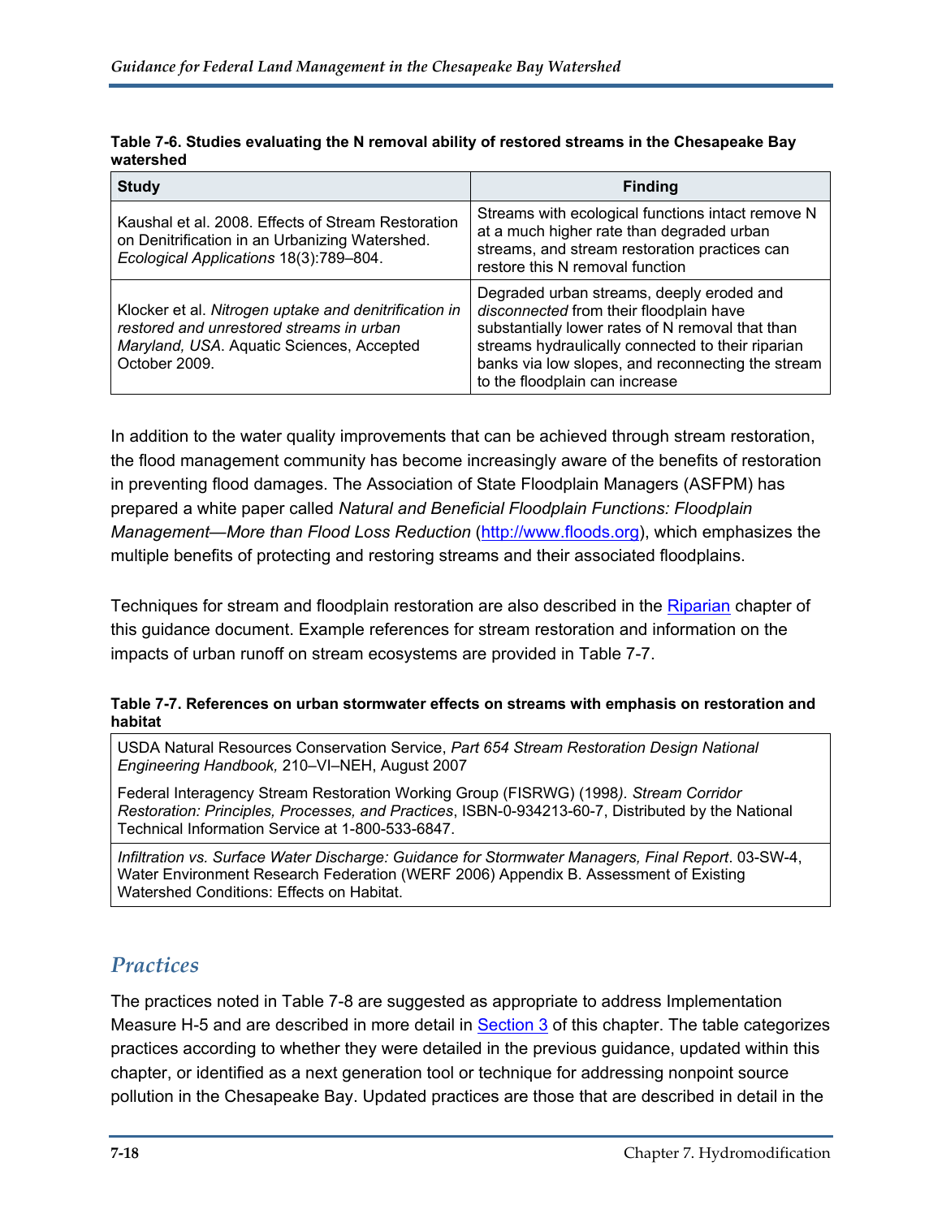**Table 7-6. Studies evaluating the N removal ability of restored streams in the Chesapeake Bay watershed**

| Study | Finding |
| --- | --- |
| Kaushal et al. 2008. Effects of Stream Restoration on Denitrification in an Urbanizing Watershed. *Ecological Applications* 18(3):789–804. | Streams with ecological functions intact remove N at a much higher rate than degraded urban streams, and stream restoration practices can restore this N removal function |
| Klocker et al. *Nitrogen uptake and denitrification in restored and unrestored streams in urban Maryland, USA*. Aquatic Sciences, Accepted October 2009. | Degraded urban streams, deeply eroded and *disconnected* from their floodplain have substantially lower rates of N removal that than streams hydraulically connected to their riparian banks via low slopes, and reconnecting the stream to the floodplain can increase |

In addition to the water quality improvements that can be achieved through stream restoration, the flood management community has become increasingly aware of the benefits of restoration in preventing flood damages. The Association of State Floodplain Managers (ASFPM) has prepared a white paper called *Natural and Beneficial Floodplain Functions: Floodplain Management—More than Flood Loss Reduction* (http://www.floods.org), which emphasizes the multiple benefits of protecting and restoring streams and their associated floodplains.

Techniques for stream and floodplain restoration are also described in the Riparian chapter of this guidance document. Example references for stream restoration and information on the impacts of urban runoff on stream ecosystems are provided in Table 7-7.

**Table 7-7. References on urban stormwater effects on streams with emphasis on restoration and habitat**

| References |
| --- |
| USDA Natural Resources Conservation Service, *Part 654 Stream Restoration Design National Engineering Handbook,* 210–VI–NEH, August 2007<br><br>Federal Interagency Stream Restoration Working Group (FISRWG) (1998*). Stream Corridor Restoration: Principles, Processes, and Practices*, ISBN-0-934213-60-7, Distributed by the National Technical Information Service at 1-800-533-6847. |
| *Infiltration vs. Surface Water Discharge: Guidance for Stormwater Managers, Final Report*. 03-SW-4, Water Environment Research Federation (WERF 2006) Appendix B. Assessment of Existing Watershed Conditions: Effects on Habitat. |

## Practices

The practices noted in Table 7-8 are suggested as appropriate to address Implementation Measure H-5 and are described in more detail in Section 3 of this chapter. The table categorizes practices according to whether they were detailed in the previous guidance, updated within this chapter, or identified as a next generation tool or technique for addressing nonpoint source pollution in the Chesapeake Bay. Updated practices are those that are described in detail in the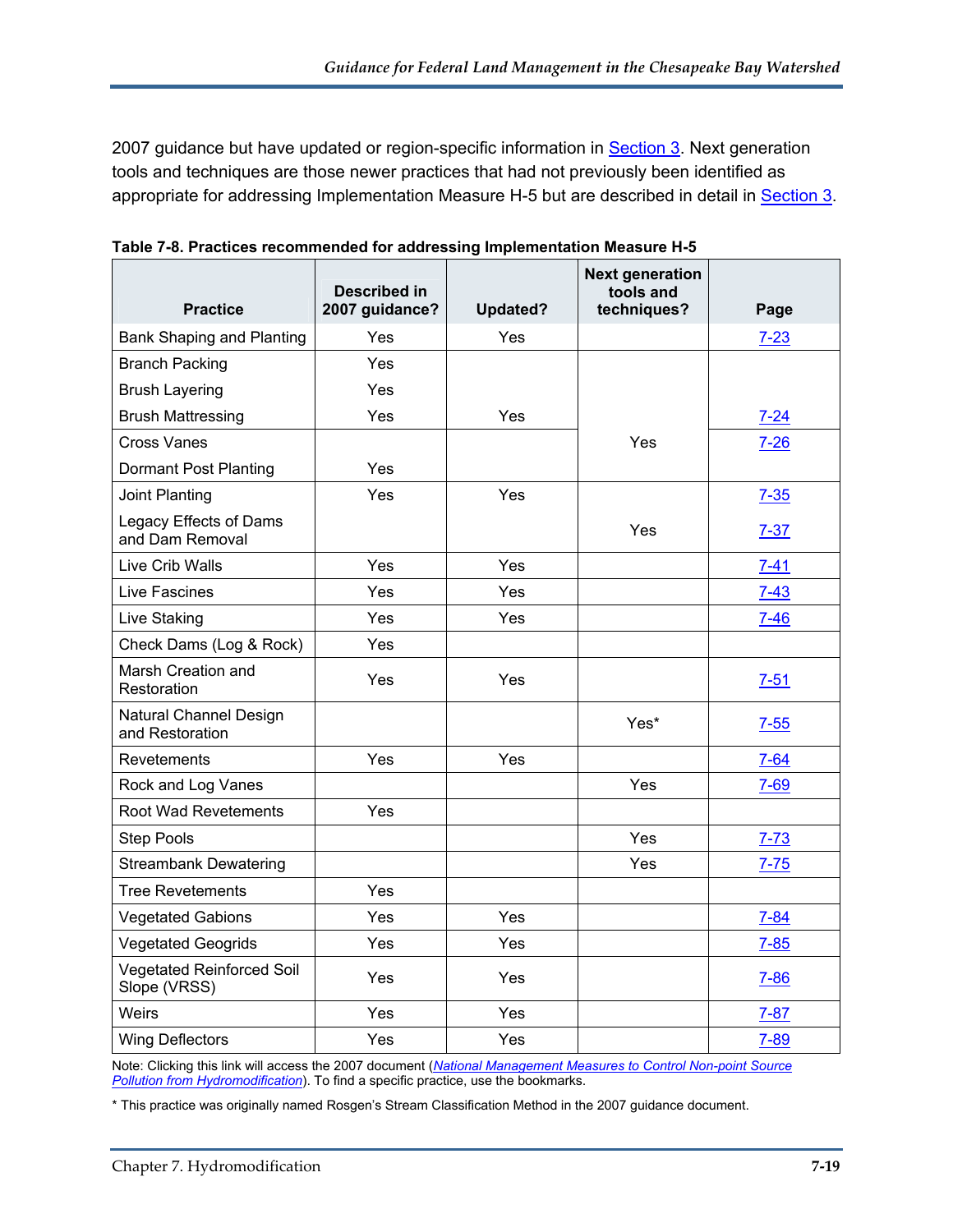2007 guidance but have updated or region-specific information in [Section 3](#). Next generation tools and techniques are those newer practices that had not previously been identified as appropriate for addressing Implementation Measure H-5 but are described in detail in [Section 3](#).

**Table 7-8. Practices recommended for addressing Implementation Measure H-5**

| Practice | Described in 2007 guidance? | Updated? | Next generation tools and techniques? | Page |
|---|---|---|---|---|
| Bank Shaping and Planting | Yes | Yes | | 7-23 |
| Branch Packing | Yes | Yes | Yes | 7-24 |
| Brush Layering | Yes | Yes | Yes | 7-24 |
| Brush Mattressing | Yes | Yes | Yes | 7-24 |
| Cross Vanes | | | Yes | 7-26 |
| Dormant Post Planting | Yes | | Yes | 7-26 |
| Joint Planting | Yes | Yes | | 7-35 |
| Legacy Effects of Dams and Dam Removal | | | Yes | 7-37 |
| Live Crib Walls | Yes | Yes | | 7-41 |
| Live Fascines | Yes | Yes | | 7-43 |
| Live Staking | Yes | Yes | | 7-46 |
| Check Dams (Log & Rock) | Yes | | | |
| Marsh Creation and Restoration | Yes | Yes | | 7-51 |
| Natural Channel Design and Restoration | | | Yes* | 7-55 |
| Revetements | Yes | Yes | | 7-64 |
| Rock and Log Vanes | | | Yes | 7-69 |
| Root Wad Revetements | Yes | | | |
| Step Pools | | | Yes | 7-73 |
| Streambank Dewatering | | | Yes | 7-75 |
| Tree Revetements | Yes | | | |
| Vegetated Gabions | Yes | Yes | | 7-84 |
| Vegetated Geogrids | Yes | Yes | | 7-85 |
| Vegetated Reinforced Soil Slope (VRSS) | Yes | Yes | | 7-86 |
| Weirs | Yes | Yes | | 7-87 |
| Wing Deflectors | Yes | Yes | | 7-89 |

Note: Clicking this link will access the 2007 document (*[National Management Measures to Control Non-point Source Pollution from Hydromodification](#)*). To find a specific practice, use the bookmarks.

\* This practice was originally named Rosgen's Stream Classification Method in the 2007 guidance document.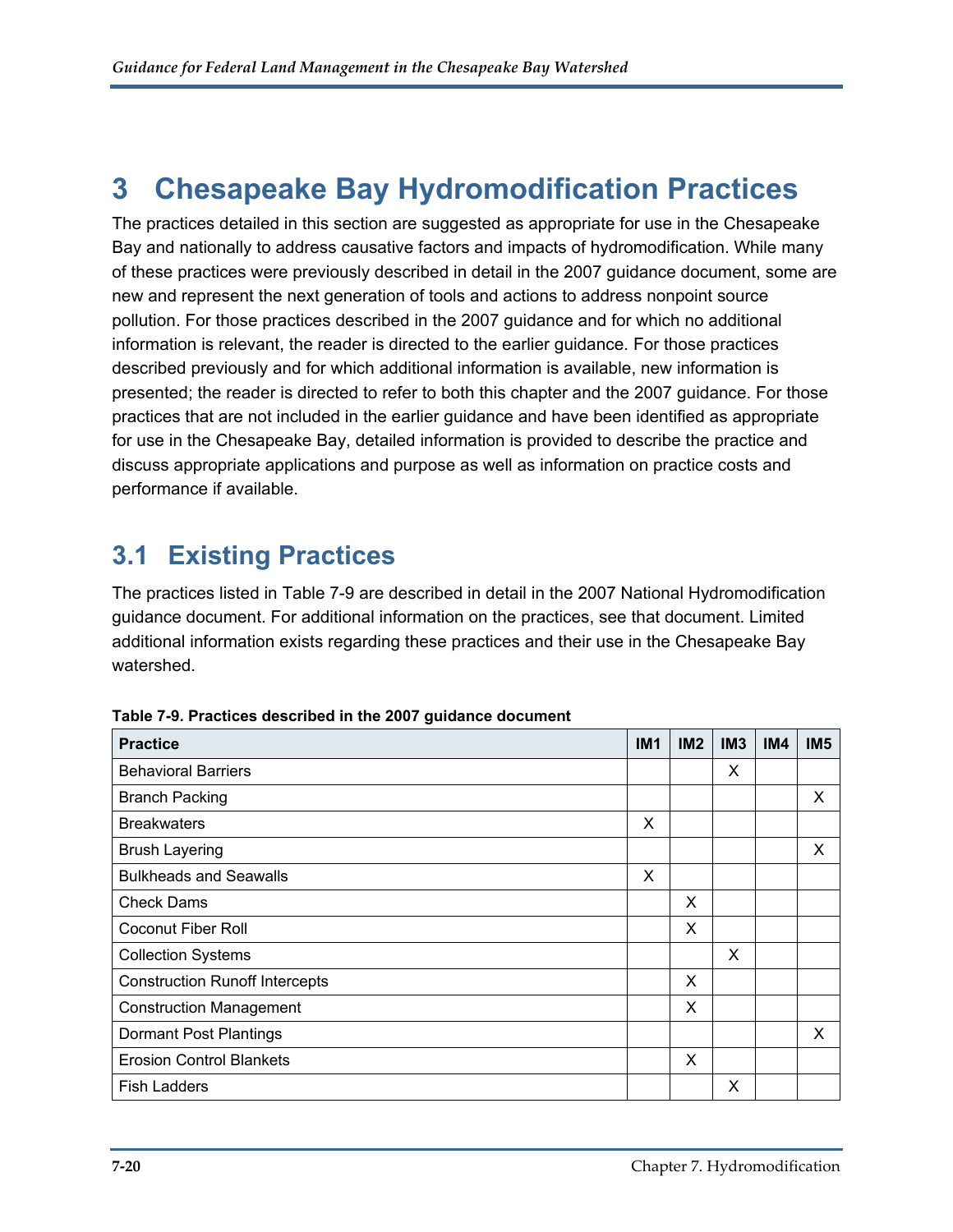# 3 Chesapeake Bay Hydromodification Practices

The practices detailed in this section are suggested as appropriate for use in the Chesapeake Bay and nationally to address causative factors and impacts of hydromodification. While many of these practices were previously described in detail in the 2007 guidance document, some are new and represent the next generation of tools and actions to address nonpoint source pollution. For those practices described in the 2007 guidance and for which no additional information is relevant, the reader is directed to the earlier guidance. For those practices described previously and for which additional information is available, new information is presented; the reader is directed to refer to both this chapter and the 2007 guidance. For those practices that are not included in the earlier guidance and have been identified as appropriate for use in the Chesapeake Bay, detailed information is provided to describe the practice and discuss appropriate applications and purpose as well as information on practice costs and performance if available.

## 3.1 Existing Practices

The practices listed in Table 7-9 are described in detail in the 2007 National Hydromodification guidance document. For additional information on the practices, see that document. Limited additional information exists regarding these practices and their use in the Chesapeake Bay watershed.

**Table 7-9. Practices described in the 2007 guidance document**

| Practice | IM1 | IM2 | IM3 | IM4 | IM5 |
|---|---|---|---|---|---|
| Behavioral Barriers | | | X | | |
| Branch Packing | | | | | X |
| Breakwaters | X | | | | |
| Brush Layering | | | | | X |
| Bulkheads and Seawalls | X | | | | |
| Check Dams | | X | | | |
| Coconut Fiber Roll | | X | | | |
| Collection Systems | | | X | | |
| Construction Runoff Intercepts | | X | | | |
| Construction Management | | X | | | |
| Dormant Post Plantings | | | | | X |
| Erosion Control Blankets | | X | | | |
| Fish Ladders | | | X | | |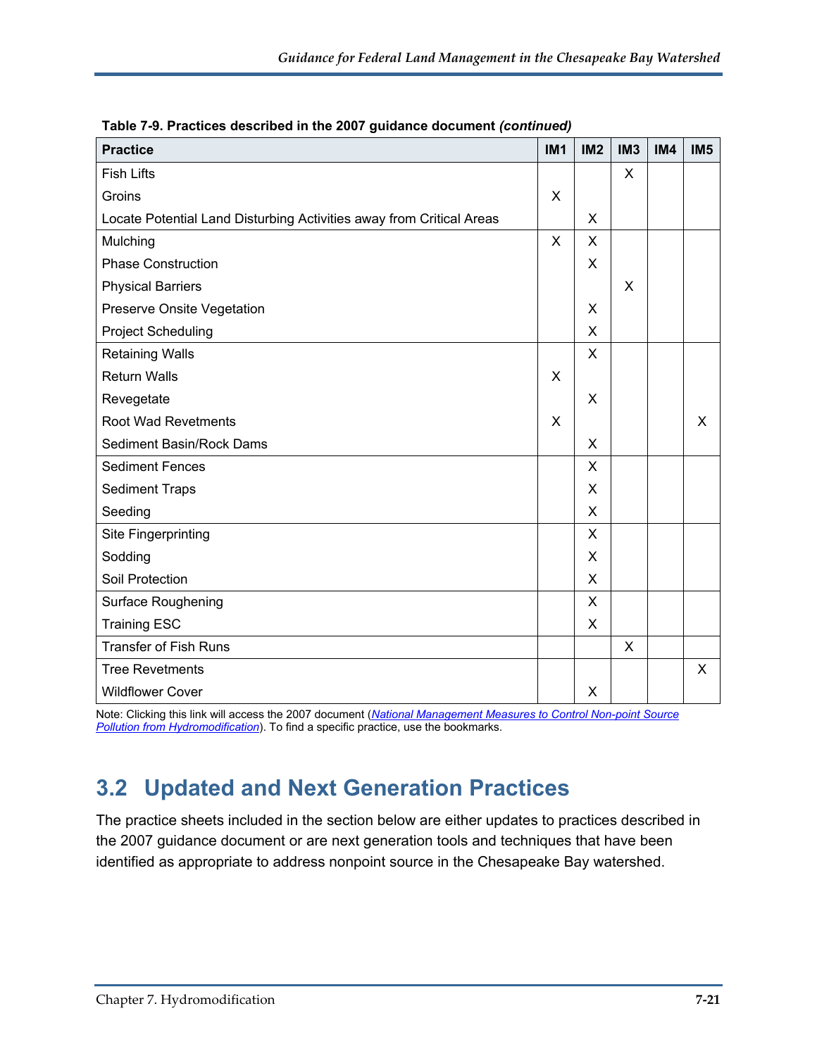**Table 7-9. Practices described in the 2007 guidance document *(continued)***

| Practice | IM1 | IM2 | IM3 | IM4 | IM5 |
|---|---|---|---|---|---|
| Fish Lifts | | | X | | |
| Groins | X | | | | |
| Locate Potential Land Disturbing Activities away from Critical Areas | | X | | | |
| Mulching | X | X | | | |
| Phase Construction | | X | | | |
| Physical Barriers | | | X | | |
| Preserve Onsite Vegetation | | X | | | |
| Project Scheduling | | X | | | |
| Retaining Walls | | X | | | |
| Return Walls | X | | | | |
| Revegetate | | X | | | |
| Root Wad Revetments | X | | | | X |
| Sediment Basin/Rock Dams | | X | | | |
| Sediment Fences | | X | | | |
| Sediment Traps | | X | | | |
| Seeding | | X | | | |
| Site Fingerprinting | | X | | | |
| Sodding | | X | | | |
| Soil Protection | | X | | | |
| Surface Roughening | | X | | | |
| Training ESC | | X | | | |
| Transfer of Fish Runs | | | X | | |
| Tree Revetments | | | | | X |
| Wildflower Cover | | X | | | |

Note: Clicking this link will access the 2007 document (*National Management Measures to Control Non-point Source Pollution from Hydromodification*). To find a specific practice, use the bookmarks.

## 3.2 Updated and Next Generation Practices

The practice sheets included in the section below are either updates to practices described in the 2007 guidance document or are next generation tools and techniques that have been identified as appropriate to address nonpoint source in the Chesapeake Bay watershed.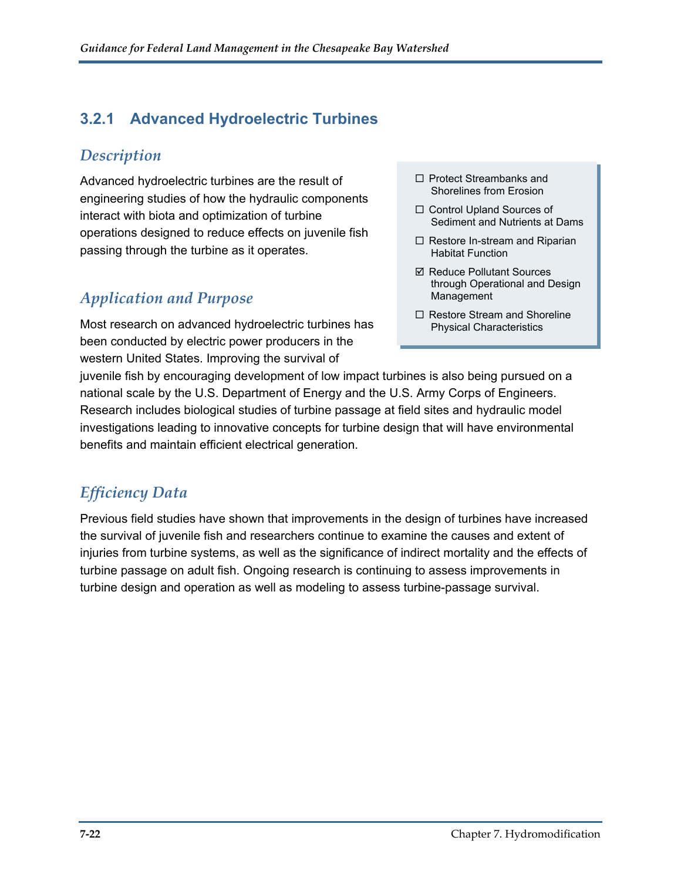### 3.2.1 Advanced Hydroelectric Turbines

#### *Description*

Advanced hydroelectric turbines are the result of engineering studies of how the hydraulic components interact with biota and optimization of turbine operations designed to reduce effects on juvenile fish passing through the turbine as it operates.

- ☐ Protect Streambanks and Shorelines from Erosion
- ☐ Control Upland Sources of Sediment and Nutrients at Dams
- ☐ Restore In-stream and Riparian Habitat Function
- ☑ Reduce Pollutant Sources through Operational and Design Management
- ☐ Restore Stream and Shoreline Physical Characteristics

#### *Application and Purpose*

Most research on advanced hydroelectric turbines has been conducted by electric power producers in the western United States. Improving the survival of juvenile fish by encouraging development of low impact turbines is also being pursued on a national scale by the U.S. Department of Energy and the U.S. Army Corps of Engineers. Research includes biological studies of turbine passage at field sites and hydraulic model investigations leading to innovative concepts for turbine design that will have environmental benefits and maintain efficient electrical generation.

#### *Efficiency Data*

Previous field studies have shown that improvements in the design of turbines have increased the survival of juvenile fish and researchers continue to examine the causes and extent of injuries from turbine systems, as well as the significance of indirect mortality and the effects of turbine passage on adult fish. Ongoing research is continuing to assess improvements in turbine design and operation as well as modeling to assess turbine-passage survival.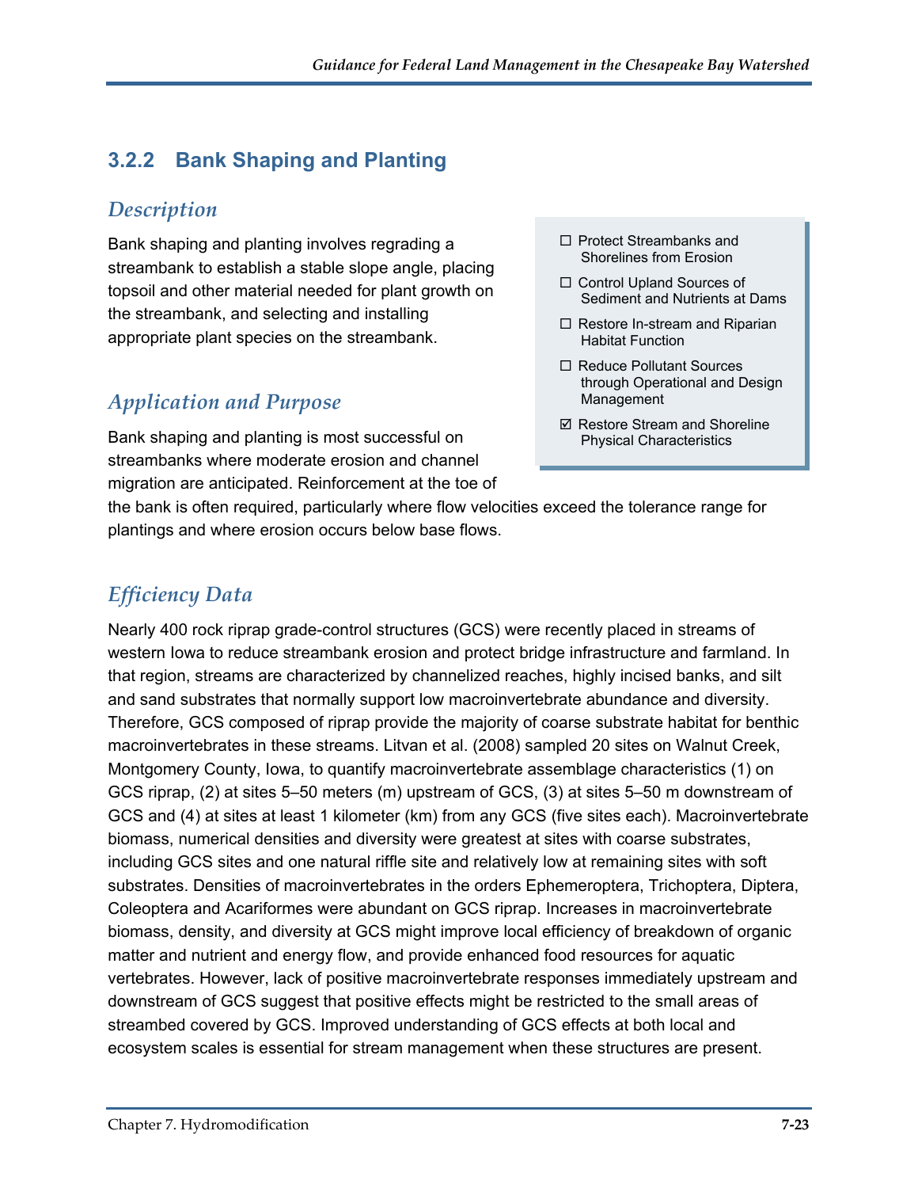### 3.2.2 Bank Shaping and Planting

#### *Description*

Bank shaping and planting involves regrading a streambank to establish a stable slope angle, placing topsoil and other material needed for plant growth on the streambank, and selecting and installing appropriate plant species on the streambank.

- ☐ Protect Streambanks and Shorelines from Erosion
- ☐ Control Upland Sources of Sediment and Nutrients at Dams
- ☐ Restore In-stream and Riparian Habitat Function
- ☐ Reduce Pollutant Sources through Operational and Design Management
- ☑ Restore Stream and Shoreline Physical Characteristics

#### *Application and Purpose*

Bank shaping and planting is most successful on streambanks where moderate erosion and channel migration are anticipated. Reinforcement at the toe of the bank is often required, particularly where flow velocities exceed the tolerance range for plantings and where erosion occurs below base flows.

#### *Efficiency Data*

Nearly 400 rock riprap grade-control structures (GCS) were recently placed in streams of western Iowa to reduce streambank erosion and protect bridge infrastructure and farmland. In that region, streams are characterized by channelized reaches, highly incised banks, and silt and sand substrates that normally support low macroinvertebrate abundance and diversity. Therefore, GCS composed of riprap provide the majority of coarse substrate habitat for benthic macroinvertebrates in these streams. Litvan et al. (2008) sampled 20 sites on Walnut Creek, Montgomery County, Iowa, to quantify macroinvertebrate assemblage characteristics (1) on GCS riprap, (2) at sites 5–50 meters (m) upstream of GCS, (3) at sites 5–50 m downstream of GCS and (4) at sites at least 1 kilometer (km) from any GCS (five sites each). Macroinvertebrate biomass, numerical densities and diversity were greatest at sites with coarse substrates, including GCS sites and one natural riffle site and relatively low at remaining sites with soft substrates. Densities of macroinvertebrates in the orders Ephemeroptera, Trichoptera, Diptera, Coleoptera and Acariformes were abundant on GCS riprap. Increases in macroinvertebrate biomass, density, and diversity at GCS might improve local efficiency of breakdown of organic matter and nutrient and energy flow, and provide enhanced food resources for aquatic vertebrates. However, lack of positive macroinvertebrate responses immediately upstream and downstream of GCS suggest that positive effects might be restricted to the small areas of streambed covered by GCS. Improved understanding of GCS effects at both local and ecosystem scales is essential for stream management when these structures are present.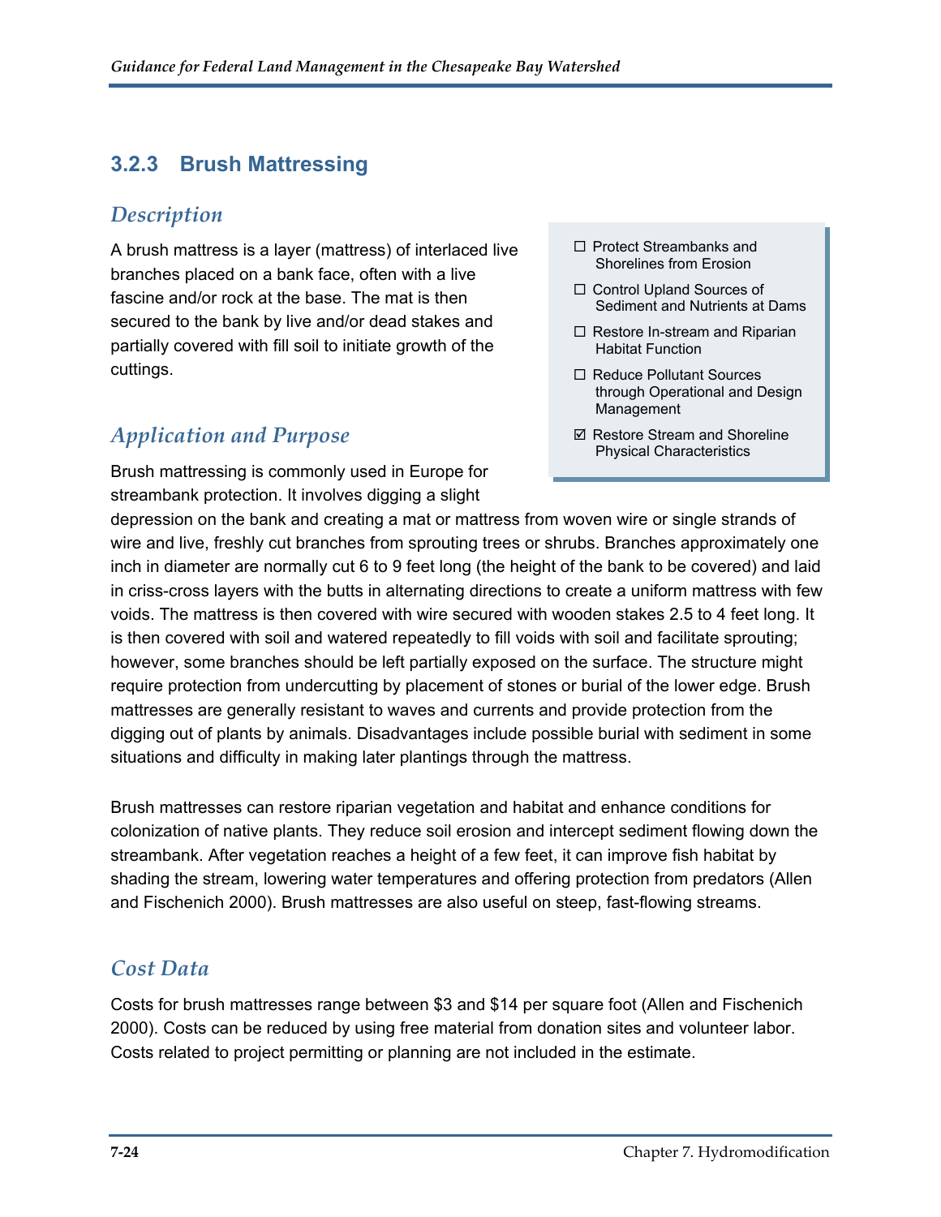### 3.2.3 Brush Mattressing

#### *Description*

A brush mattress is a layer (mattress) of interlaced live branches placed on a bank face, often with a live fascine and/or rock at the base. The mat is then secured to the bank by live and/or dead stakes and partially covered with fill soil to initiate growth of the cuttings.

- ☐ Protect Streambanks and Shorelines from Erosion
- ☐ Control Upland Sources of Sediment and Nutrients at Dams
- ☐ Restore In-stream and Riparian Habitat Function
- ☐ Reduce Pollutant Sources through Operational and Design Management
- ☑ Restore Stream and Shoreline Physical Characteristics

#### *Application and Purpose*

Brush mattressing is commonly used in Europe for streambank protection. It involves digging a slight depression on the bank and creating a mat or mattress from woven wire or single strands of wire and live, freshly cut branches from sprouting trees or shrubs. Branches approximately one inch in diameter are normally cut 6 to 9 feet long (the height of the bank to be covered) and laid in criss-cross layers with the butts in alternating directions to create a uniform mattress with few voids. The mattress is then covered with wire secured with wooden stakes 2.5 to 4 feet long. It is then covered with soil and watered repeatedly to fill voids with soil and facilitate sprouting; however, some branches should be left partially exposed on the surface. The structure might require protection from undercutting by placement of stones or burial of the lower edge. Brush mattresses are generally resistant to waves and currents and provide protection from the digging out of plants by animals. Disadvantages include possible burial with sediment in some situations and difficulty in making later plantings through the mattress.

Brush mattresses can restore riparian vegetation and habitat and enhance conditions for colonization of native plants. They reduce soil erosion and intercept sediment flowing down the streambank. After vegetation reaches a height of a few feet, it can improve fish habitat by shading the stream, lowering water temperatures and offering protection from predators (Allen and Fischenich 2000). Brush mattresses are also useful on steep, fast-flowing streams.

#### *Cost Data*

Costs for brush mattresses range between $3 and $14 per square foot (Allen and Fischenich 2000). Costs can be reduced by using free material from donation sites and volunteer labor. Costs related to project permitting or planning are not included in the estimate.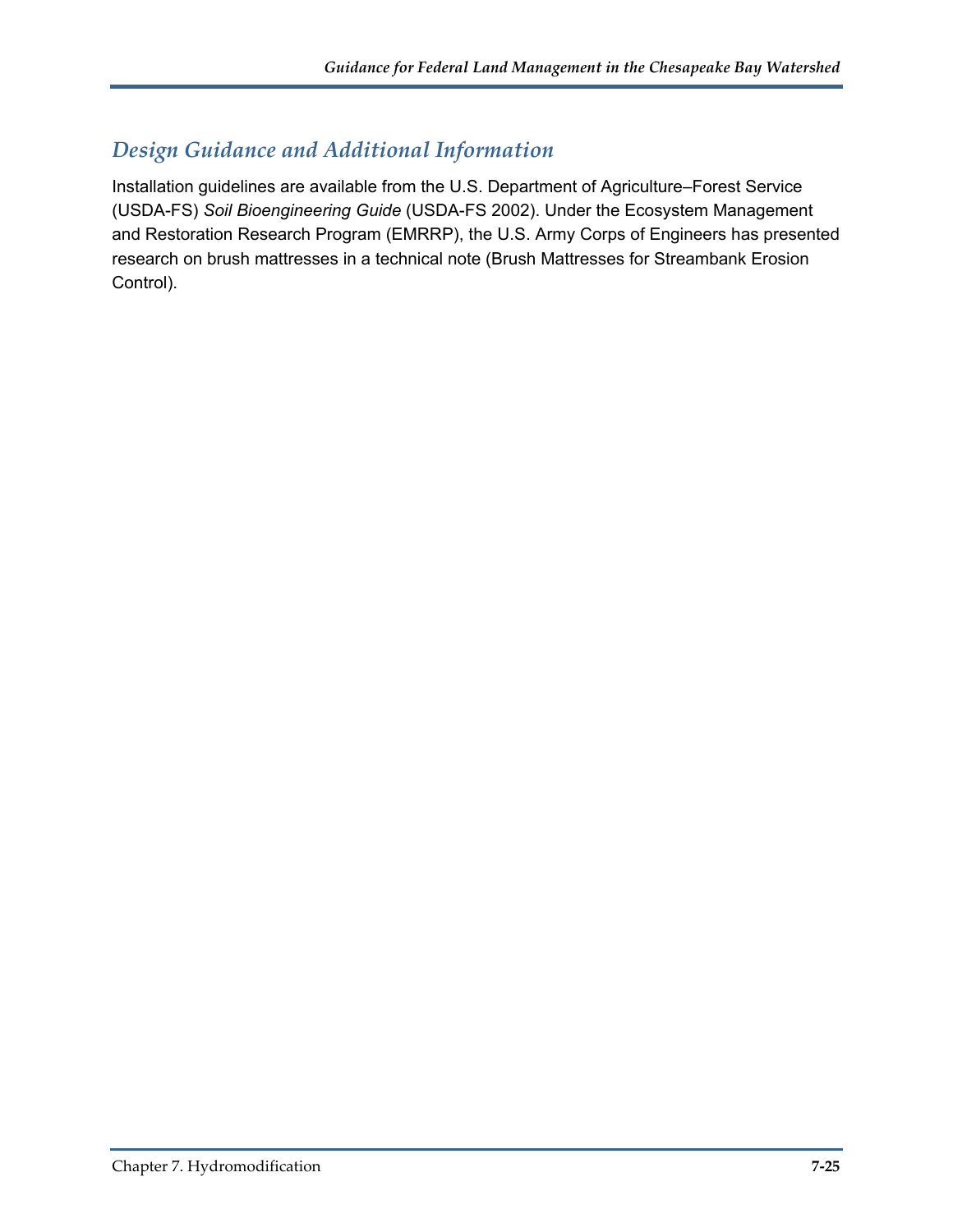## *Design Guidance and Additional Information*

Installation guidelines are available from the U.S. Department of Agriculture–Forest Service (USDA-FS) *Soil Bioengineering Guide* (USDA-FS 2002). Under the Ecosystem Management and Restoration Research Program (EMRRP), the U.S. Army Corps of Engineers has presented research on brush mattresses in a technical note (Brush Mattresses for Streambank Erosion Control).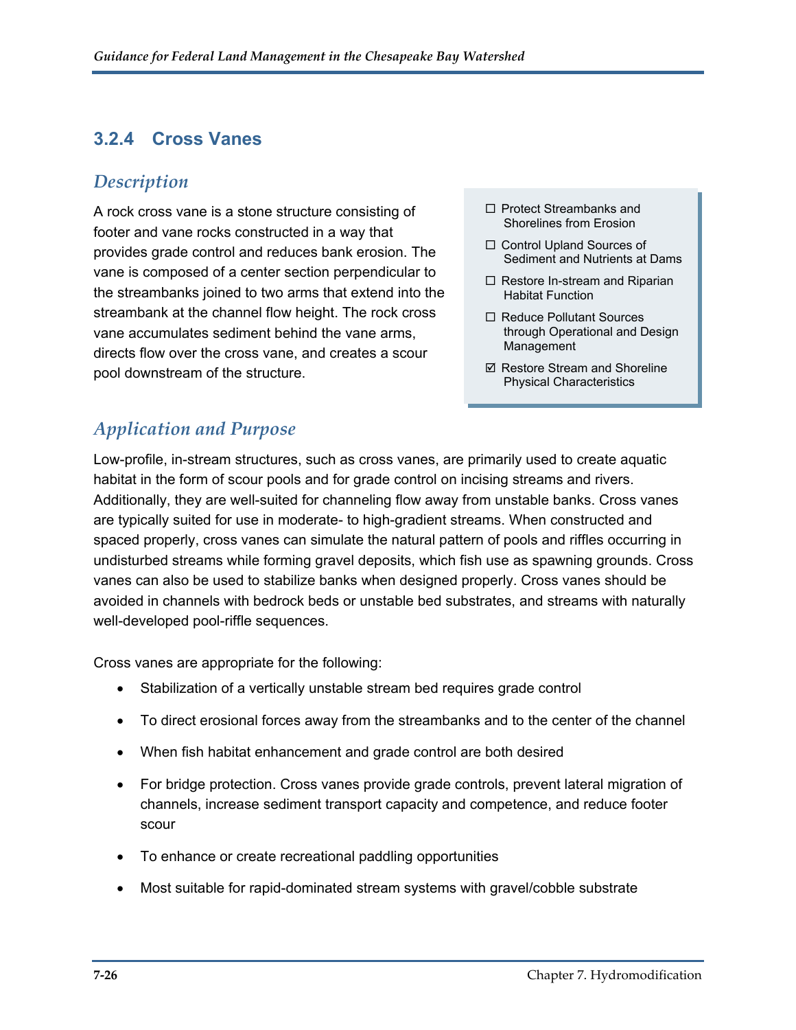## 3.2.4 Cross Vanes

### *Description*

A rock cross vane is a stone structure consisting of footer and vane rocks constructed in a way that provides grade control and reduces bank erosion. The vane is composed of a center section perpendicular to the streambanks joined to two arms that extend into the streambank at the channel flow height. The rock cross vane accumulates sediment behind the vane arms, directs flow over the cross vane, and creates a scour pool downstream of the structure.

- ☐ Protect Streambanks and Shorelines from Erosion
- ☐ Control Upland Sources of Sediment and Nutrients at Dams
- ☐ Restore In-stream and Riparian Habitat Function
- ☐ Reduce Pollutant Sources through Operational and Design Management
- ☑ Restore Stream and Shoreline Physical Characteristics

### *Application and Purpose*

Low-profile, in-stream structures, such as cross vanes, are primarily used to create aquatic habitat in the form of scour pools and for grade control on incising streams and rivers. Additionally, they are well-suited for channeling flow away from unstable banks. Cross vanes are typically suited for use in moderate- to high-gradient streams. When constructed and spaced properly, cross vanes can simulate the natural pattern of pools and riffles occurring in undisturbed streams while forming gravel deposits, which fish use as spawning grounds. Cross vanes can also be used to stabilize banks when designed properly. Cross vanes should be avoided in channels with bedrock beds or unstable bed substrates, and streams with naturally well-developed pool-riffle sequences.

Cross vanes are appropriate for the following:

- Stabilization of a vertically unstable stream bed requires grade control
- To direct erosional forces away from the streambanks and to the center of the channel
- When fish habitat enhancement and grade control are both desired
- For bridge protection. Cross vanes provide grade controls, prevent lateral migration of channels, increase sediment transport capacity and competence, and reduce footer scour
- To enhance or create recreational paddling opportunities
- Most suitable for rapid-dominated stream systems with gravel/cobble substrate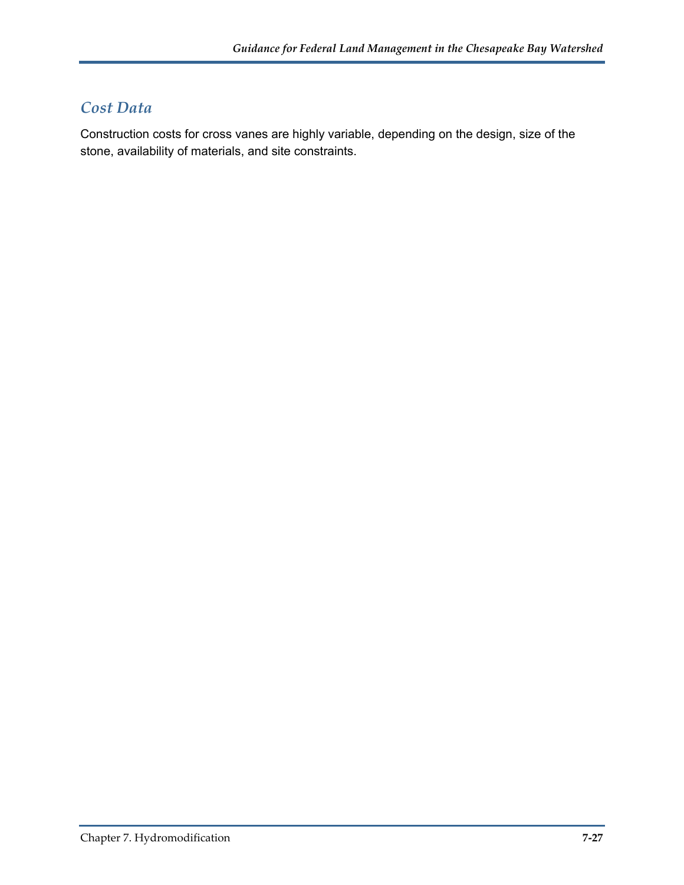## Cost Data

Construction costs for cross vanes are highly variable, depending on the design, size of the stone, availability of materials, and site constraints.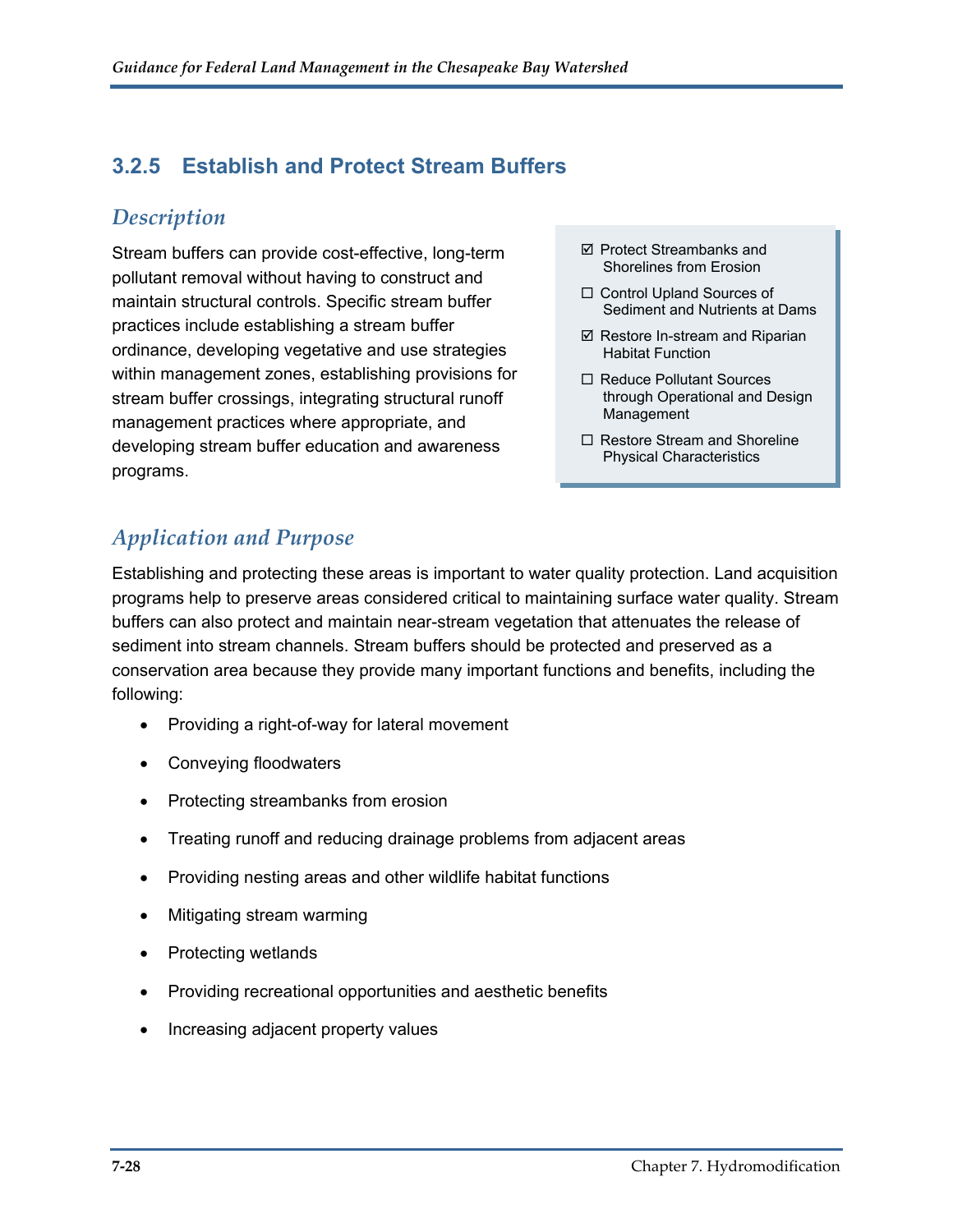## 3.2.5 Establish and Protect Stream Buffers

### *Description*

Stream buffers can provide cost-effective, long-term pollutant removal without having to construct and maintain structural controls. Specific stream buffer practices include establishing a stream buffer ordinance, developing vegetative and use strategies within management zones, establishing provisions for stream buffer crossings, integrating structural runoff management practices where appropriate, and developing stream buffer education and awareness programs.

- ☑ Protect Streambanks and Shorelines from Erosion
- ☐ Control Upland Sources of Sediment and Nutrients at Dams
- ☑ Restore In-stream and Riparian Habitat Function
- ☐ Reduce Pollutant Sources through Operational and Design Management
- ☐ Restore Stream and Shoreline Physical Characteristics

### *Application and Purpose*

Establishing and protecting these areas is important to water quality protection. Land acquisition programs help to preserve areas considered critical to maintaining surface water quality. Stream buffers can also protect and maintain near-stream vegetation that attenuates the release of sediment into stream channels. Stream buffers should be protected and preserved as a conservation area because they provide many important functions and benefits, including the following:

- Providing a right-of-way for lateral movement
- Conveying floodwaters
- Protecting streambanks from erosion
- Treating runoff and reducing drainage problems from adjacent areas
- Providing nesting areas and other wildlife habitat functions
- Mitigating stream warming
- Protecting wetlands
- Providing recreational opportunities and aesthetic benefits
- Increasing adjacent property values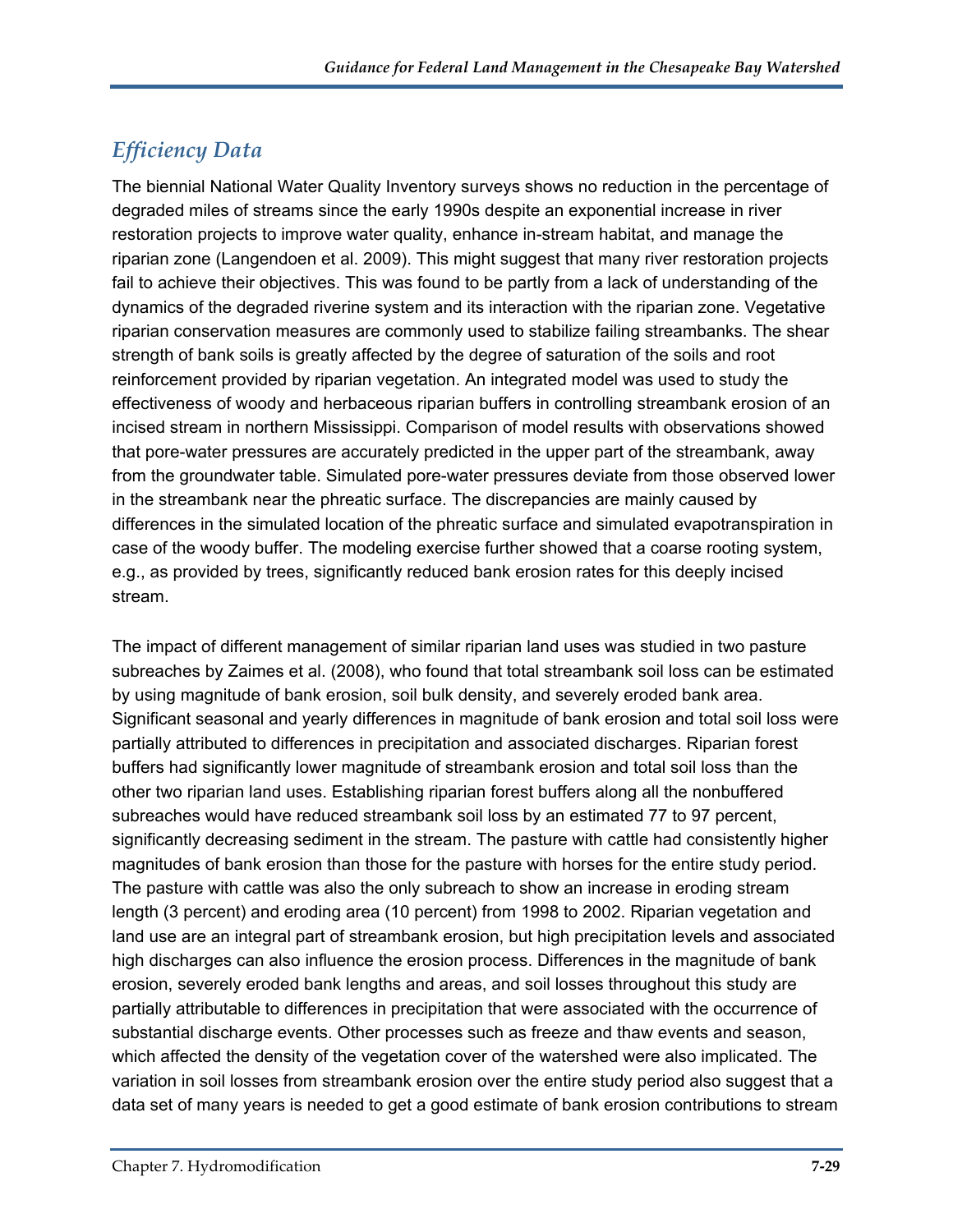## *Efficiency Data*

The biennial National Water Quality Inventory surveys shows no reduction in the percentage of degraded miles of streams since the early 1990s despite an exponential increase in river restoration projects to improve water quality, enhance in-stream habitat, and manage the riparian zone (Langendoen et al. 2009). This might suggest that many river restoration projects fail to achieve their objectives. This was found to be partly from a lack of understanding of the dynamics of the degraded riverine system and its interaction with the riparian zone. Vegetative riparian conservation measures are commonly used to stabilize failing streambanks. The shear strength of bank soils is greatly affected by the degree of saturation of the soils and root reinforcement provided by riparian vegetation. An integrated model was used to study the effectiveness of woody and herbaceous riparian buffers in controlling streambank erosion of an incised stream in northern Mississippi. Comparison of model results with observations showed that pore-water pressures are accurately predicted in the upper part of the streambank, away from the groundwater table. Simulated pore-water pressures deviate from those observed lower in the streambank near the phreatic surface. The discrepancies are mainly caused by differences in the simulated location of the phreatic surface and simulated evapotranspiration in case of the woody buffer. The modeling exercise further showed that a coarse rooting system, e.g., as provided by trees, significantly reduced bank erosion rates for this deeply incised stream.

The impact of different management of similar riparian land uses was studied in two pasture subreaches by Zaimes et al. (2008), who found that total streambank soil loss can be estimated by using magnitude of bank erosion, soil bulk density, and severely eroded bank area. Significant seasonal and yearly differences in magnitude of bank erosion and total soil loss were partially attributed to differences in precipitation and associated discharges. Riparian forest buffers had significantly lower magnitude of streambank erosion and total soil loss than the other two riparian land uses. Establishing riparian forest buffers along all the nonbuffered subreaches would have reduced streambank soil loss by an estimated 77 to 97 percent, significantly decreasing sediment in the stream. The pasture with cattle had consistently higher magnitudes of bank erosion than those for the pasture with horses for the entire study period. The pasture with cattle was also the only subreach to show an increase in eroding stream length (3 percent) and eroding area (10 percent) from 1998 to 2002. Riparian vegetation and land use are an integral part of streambank erosion, but high precipitation levels and associated high discharges can also influence the erosion process. Differences in the magnitude of bank erosion, severely eroded bank lengths and areas, and soil losses throughout this study are partially attributable to differences in precipitation that were associated with the occurrence of substantial discharge events. Other processes such as freeze and thaw events and season, which affected the density of the vegetation cover of the watershed were also implicated. The variation in soil losses from streambank erosion over the entire study period also suggest that a data set of many years is needed to get a good estimate of bank erosion contributions to stream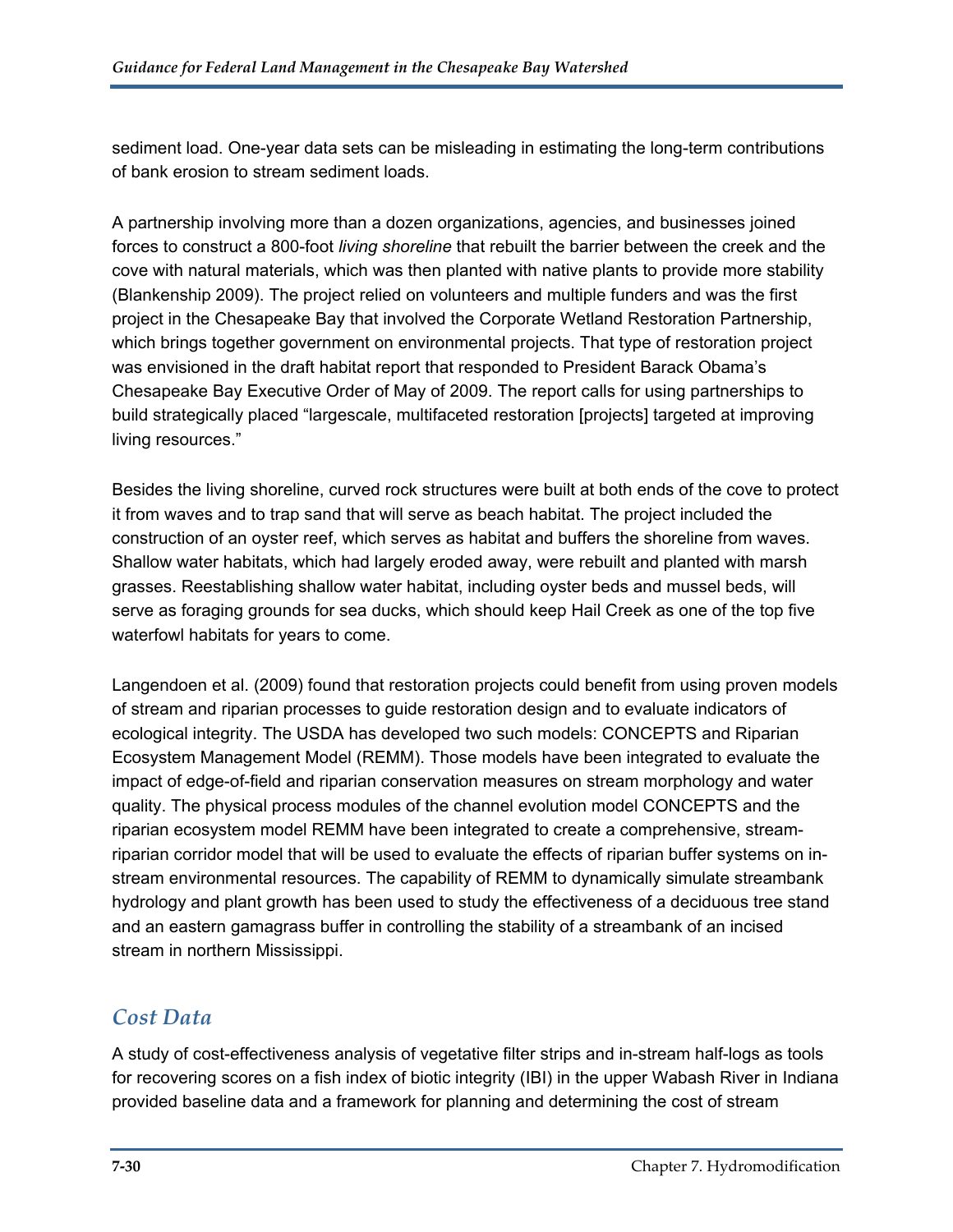sediment load. One-year data sets can be misleading in estimating the long-term contributions of bank erosion to stream sediment loads.

A partnership involving more than a dozen organizations, agencies, and businesses joined forces to construct a 800-foot *living shoreline* that rebuilt the barrier between the creek and the cove with natural materials, which was then planted with native plants to provide more stability (Blankenship 2009). The project relied on volunteers and multiple funders and was the first project in the Chesapeake Bay that involved the Corporate Wetland Restoration Partnership, which brings together government on environmental projects. That type of restoration project was envisioned in the draft habitat report that responded to President Barack Obama's Chesapeake Bay Executive Order of May of 2009. The report calls for using partnerships to build strategically placed "largescale, multifaceted restoration [projects] targeted at improving living resources."

Besides the living shoreline, curved rock structures were built at both ends of the cove to protect it from waves and to trap sand that will serve as beach habitat. The project included the construction of an oyster reef, which serves as habitat and buffers the shoreline from waves. Shallow water habitats, which had largely eroded away, were rebuilt and planted with marsh grasses. Reestablishing shallow water habitat, including oyster beds and mussel beds, will serve as foraging grounds for sea ducks, which should keep Hail Creek as one of the top five waterfowl habitats for years to come.

Langendoen et al. (2009) found that restoration projects could benefit from using proven models of stream and riparian processes to guide restoration design and to evaluate indicators of ecological integrity. The USDA has developed two such models: CONCEPTS and Riparian Ecosystem Management Model (REMM). Those models have been integrated to evaluate the impact of edge-of-field and riparian conservation measures on stream morphology and water quality. The physical process modules of the channel evolution model CONCEPTS and the riparian ecosystem model REMM have been integrated to create a comprehensive, stream-riparian corridor model that will be used to evaluate the effects of riparian buffer systems on in-stream environmental resources. The capability of REMM to dynamically simulate streambank hydrology and plant growth has been used to study the effectiveness of a deciduous tree stand and an eastern gamagrass buffer in controlling the stability of a streambank of an incised stream in northern Mississippi.

## Cost Data

A study of cost-effectiveness analysis of vegetative filter strips and in-stream half-logs as tools for recovering scores on a fish index of biotic integrity (IBI) in the upper Wabash River in Indiana provided baseline data and a framework for planning and determining the cost of stream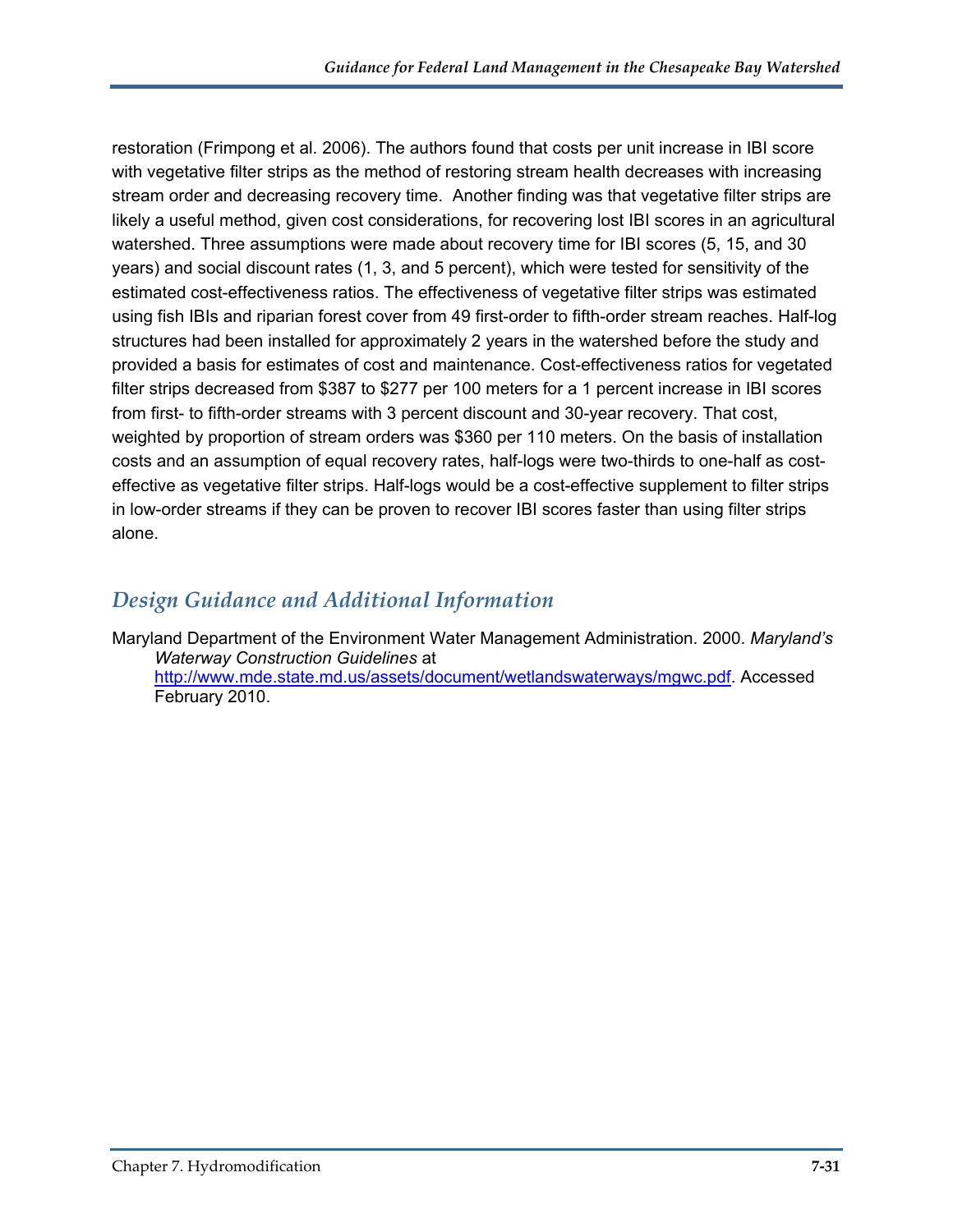restoration (Frimpong et al. 2006). The authors found that costs per unit increase in IBI score with vegetative filter strips as the method of restoring stream health decreases with increasing stream order and decreasing recovery time. Another finding was that vegetative filter strips are likely a useful method, given cost considerations, for recovering lost IBI scores in an agricultural watershed. Three assumptions were made about recovery time for IBI scores (5, 15, and 30 years) and social discount rates (1, 3, and 5 percent), which were tested for sensitivity of the estimated cost-effectiveness ratios. The effectiveness of vegetative filter strips was estimated using fish IBIs and riparian forest cover from 49 first-order to fifth-order stream reaches. Half-log structures had been installed for approximately 2 years in the watershed before the study and provided a basis for estimates of cost and maintenance. Cost-effectiveness ratios for vegetated filter strips decreased from $387 to $277 per 100 meters for a 1 percent increase in IBI scores from first- to fifth-order streams with 3 percent discount and 30-year recovery. That cost, weighted by proportion of stream orders was $360 per 110 meters. On the basis of installation costs and an assumption of equal recovery rates, half-logs were two-thirds to one-half as cost-effective as vegetative filter strips. Half-logs would be a cost-effective supplement to filter strips in low-order streams if they can be proven to recover IBI scores faster than using filter strips alone.

## *Design Guidance and Additional Information*

Maryland Department of the Environment Water Management Administration. 2000. *Maryland's Waterway Construction Guidelines* at http://www.mde.state.md.us/assets/document/wetlandswaterways/mgwc.pdf. Accessed February 2010.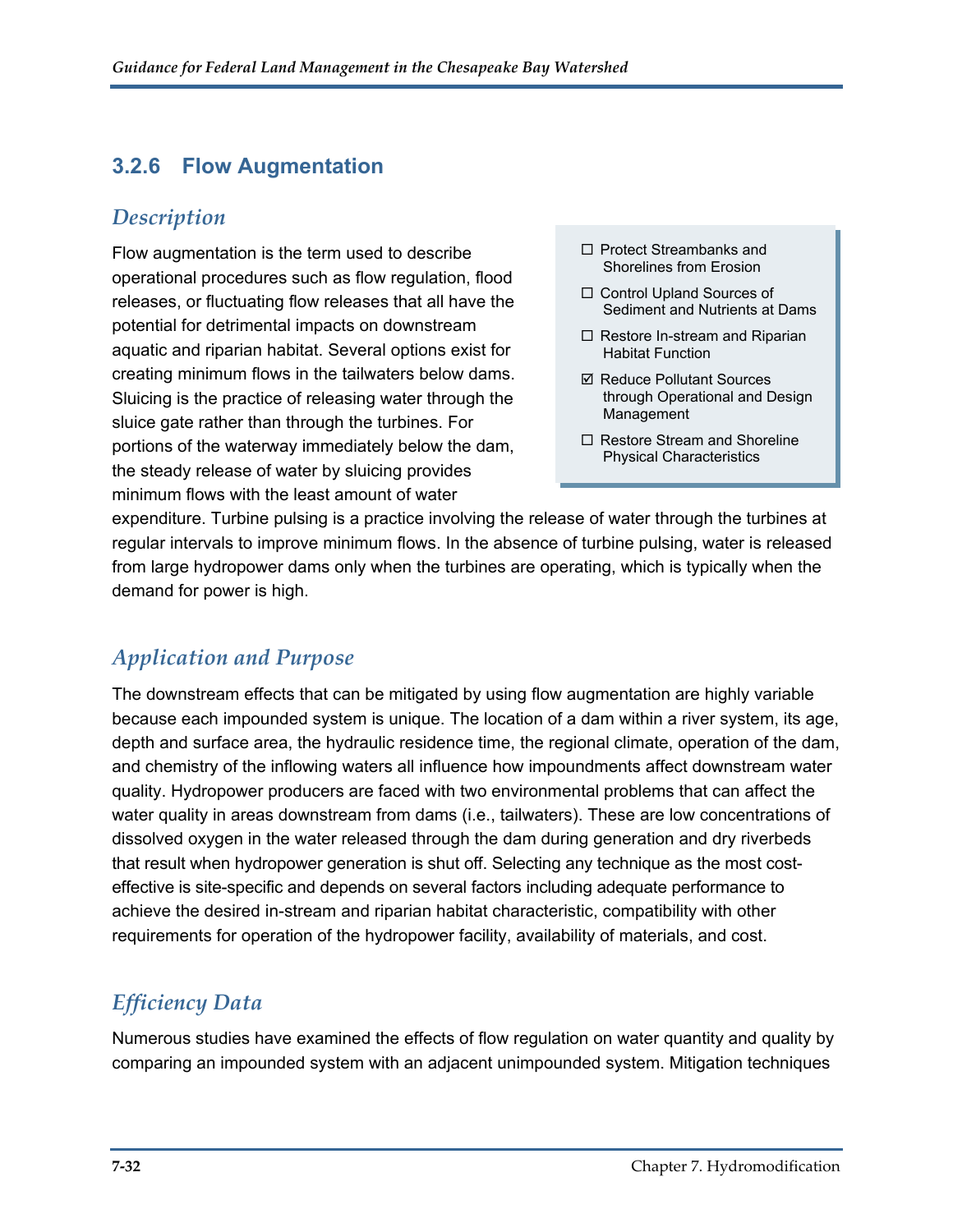### 3.2.6 Flow Augmentation

#### *Description*

Flow augmentation is the term used to describe operational procedures such as flow regulation, flood releases, or fluctuating flow releases that all have the potential for detrimental impacts on downstream aquatic and riparian habitat. Several options exist for creating minimum flows in the tailwaters below dams. Sluicing is the practice of releasing water through the sluice gate rather than through the turbines. For portions of the waterway immediately below the dam, the steady release of water by sluicing provides minimum flows with the least amount of water expenditure. Turbine pulsing is a practice involving the release of water through the turbines at regular intervals to improve minimum flows. In the absence of turbine pulsing, water is released from large hydropower dams only when the turbines are operating, which is typically when the demand for power is high.

- ☐ Protect Streambanks and Shorelines from Erosion
- ☐ Control Upland Sources of Sediment and Nutrients at Dams
- ☐ Restore In-stream and Riparian Habitat Function
- ☑ Reduce Pollutant Sources through Operational and Design Management
- ☐ Restore Stream and Shoreline Physical Characteristics

#### *Application and Purpose*

The downstream effects that can be mitigated by using flow augmentation are highly variable because each impounded system is unique. The location of a dam within a river system, its age, depth and surface area, the hydraulic residence time, the regional climate, operation of the dam, and chemistry of the inflowing waters all influence how impoundments affect downstream water quality. Hydropower producers are faced with two environmental problems that can affect the water quality in areas downstream from dams (i.e., tailwaters). These are low concentrations of dissolved oxygen in the water released through the dam during generation and dry riverbeds that result when hydropower generation is shut off. Selecting any technique as the most cost-effective is site-specific and depends on several factors including adequate performance to achieve the desired in-stream and riparian habitat characteristic, compatibility with other requirements for operation of the hydropower facility, availability of materials, and cost.

#### *Efficiency Data*

Numerous studies have examined the effects of flow regulation on water quantity and quality by comparing an impounded system with an adjacent unimpounded system. Mitigation techniques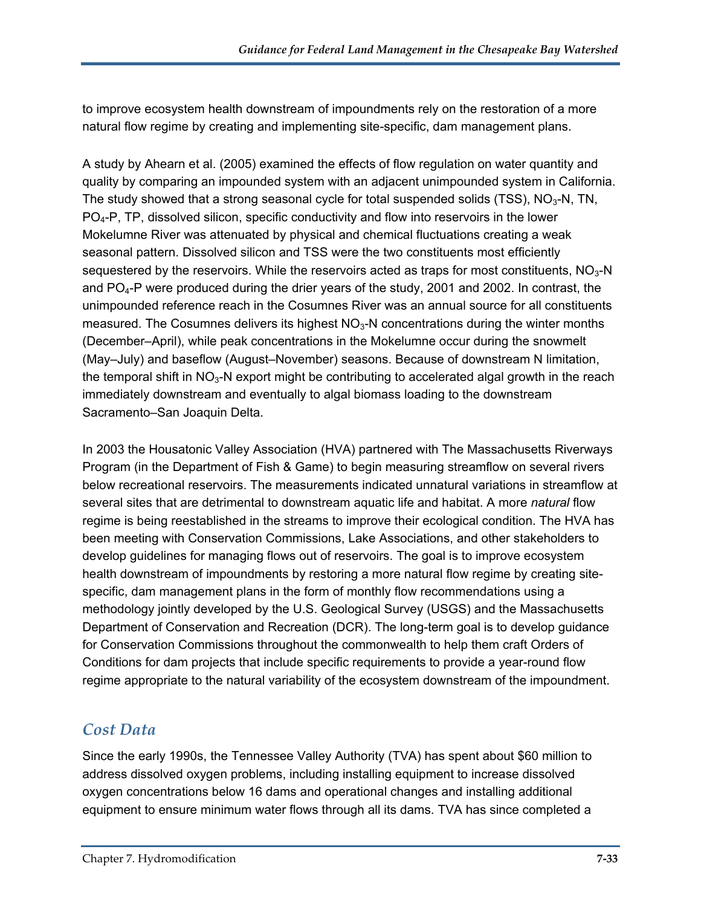to improve ecosystem health downstream of impoundments rely on the restoration of a more natural flow regime by creating and implementing site-specific, dam management plans.

A study by Ahearn et al. (2005) examined the effects of flow regulation on water quantity and quality by comparing an impounded system with an adjacent unimpounded system in California. The study showed that a strong seasonal cycle for total suspended solids (TSS), $NO_3$-N, TN, $PO_4$-P, TP, dissolved silicon, specific conductivity and flow into reservoirs in the lower Mokelumne River was attenuated by physical and chemical fluctuations creating a weak seasonal pattern. Dissolved silicon and TSS were the two constituents most efficiently sequestered by the reservoirs. While the reservoirs acted as traps for most constituents, $NO_3$-N and $PO_4$-P were produced during the drier years of the study, 2001 and 2002. In contrast, the unimpounded reference reach in the Cosumnes River was an annual source for all constituents measured. The Cosumnes delivers its highest $NO_3$-N concentrations during the winter months (December–April), while peak concentrations in the Mokelumne occur during the snowmelt (May–July) and baseflow (August–November) seasons. Because of downstream N limitation, the temporal shift in $NO_3$-N export might be contributing to accelerated algal growth in the reach immediately downstream and eventually to algal biomass loading to the downstream Sacramento–San Joaquin Delta.

In 2003 the Housatonic Valley Association (HVA) partnered with The Massachusetts Riverways Program (in the Department of Fish & Game) to begin measuring streamflow on several rivers below recreational reservoirs. The measurements indicated unnatural variations in streamflow at several sites that are detrimental to downstream aquatic life and habitat. A more *natural* flow regime is being reestablished in the streams to improve their ecological condition. The HVA has been meeting with Conservation Commissions, Lake Associations, and other stakeholders to develop guidelines for managing flows out of reservoirs. The goal is to improve ecosystem health downstream of impoundments by restoring a more natural flow regime by creating site-specific, dam management plans in the form of monthly flow recommendations using a methodology jointly developed by the U.S. Geological Survey (USGS) and the Massachusetts Department of Conservation and Recreation (DCR). The long-term goal is to develop guidance for Conservation Commissions throughout the commonwealth to help them craft Orders of Conditions for dam projects that include specific requirements to provide a year-round flow regime appropriate to the natural variability of the ecosystem downstream of the impoundment.

## Cost Data

Since the early 1990s, the Tennessee Valley Authority (TVA) has spent about $60 million to address dissolved oxygen problems, including installing equipment to increase dissolved oxygen concentrations below 16 dams and operational changes and installing additional equipment to ensure minimum water flows through all its dams. TVA has since completed a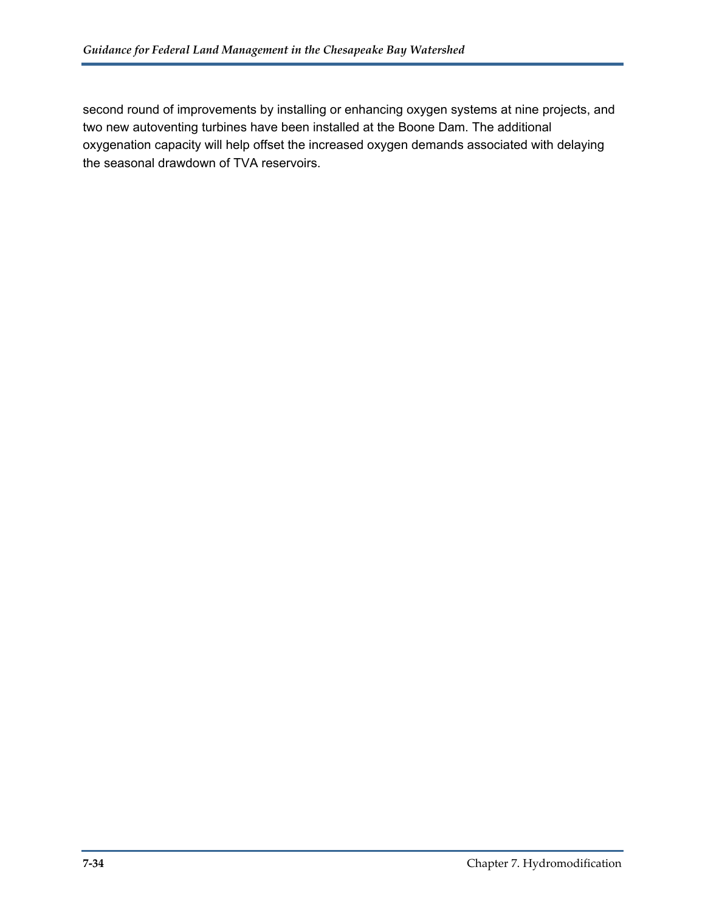second round of improvements by installing or enhancing oxygen systems at nine projects, and two new autoventing turbines have been installed at the Boone Dam. The additional oxygenation capacity will help offset the increased oxygen demands associated with delaying the seasonal drawdown of TVA reservoirs.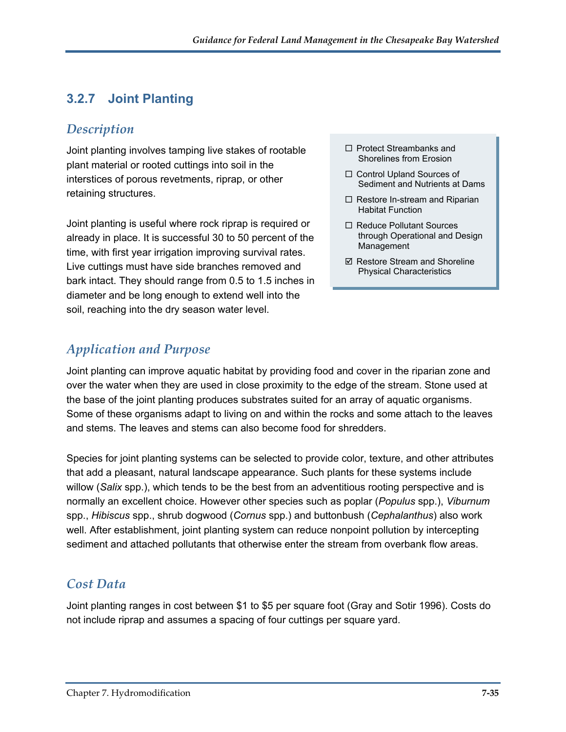## 3.2.7 Joint Planting

### *Description*

Joint planting involves tamping live stakes of rootable plant material or rooted cuttings into soil in the interstices of porous revetments, riprap, or other retaining structures.

Joint planting is useful where rock riprap is required or already in place. It is successful 30 to 50 percent of the time, with first year irrigation improving survival rates. Live cuttings must have side branches removed and bark intact. They should range from 0.5 to 1.5 inches in diameter and be long enough to extend well into the soil, reaching into the dry season water level.

- ☐ Protect Streambanks and Shorelines from Erosion
- ☐ Control Upland Sources of Sediment and Nutrients at Dams
- ☐ Restore In-stream and Riparian Habitat Function
- ☐ Reduce Pollutant Sources through Operational and Design Management
- ☑ Restore Stream and Shoreline Physical Characteristics

### *Application and Purpose*

Joint planting can improve aquatic habitat by providing food and cover in the riparian zone and over the water when they are used in close proximity to the edge of the stream. Stone used at the base of the joint planting produces substrates suited for an array of aquatic organisms. Some of these organisms adapt to living on and within the rocks and some attach to the leaves and stems. The leaves and stems can also become food for shredders.

Species for joint planting systems can be selected to provide color, texture, and other attributes that add a pleasant, natural landscape appearance. Such plants for these systems include willow (*Salix* spp.), which tends to be the best from an adventitious rooting perspective and is normally an excellent choice. However other species such as poplar (*Populus* spp.), *Viburnum* spp., *Hibiscus* spp., shrub dogwood (*Cornus* spp.) and buttonbush (*Cephalanthus*) also work well. After establishment, joint planting system can reduce nonpoint pollution by intercepting sediment and attached pollutants that otherwise enter the stream from overbank flow areas.

### *Cost Data*

Joint planting ranges in cost between $1 to $5 per square foot (Gray and Sotir 1996). Costs do not include riprap and assumes a spacing of four cuttings per square yard.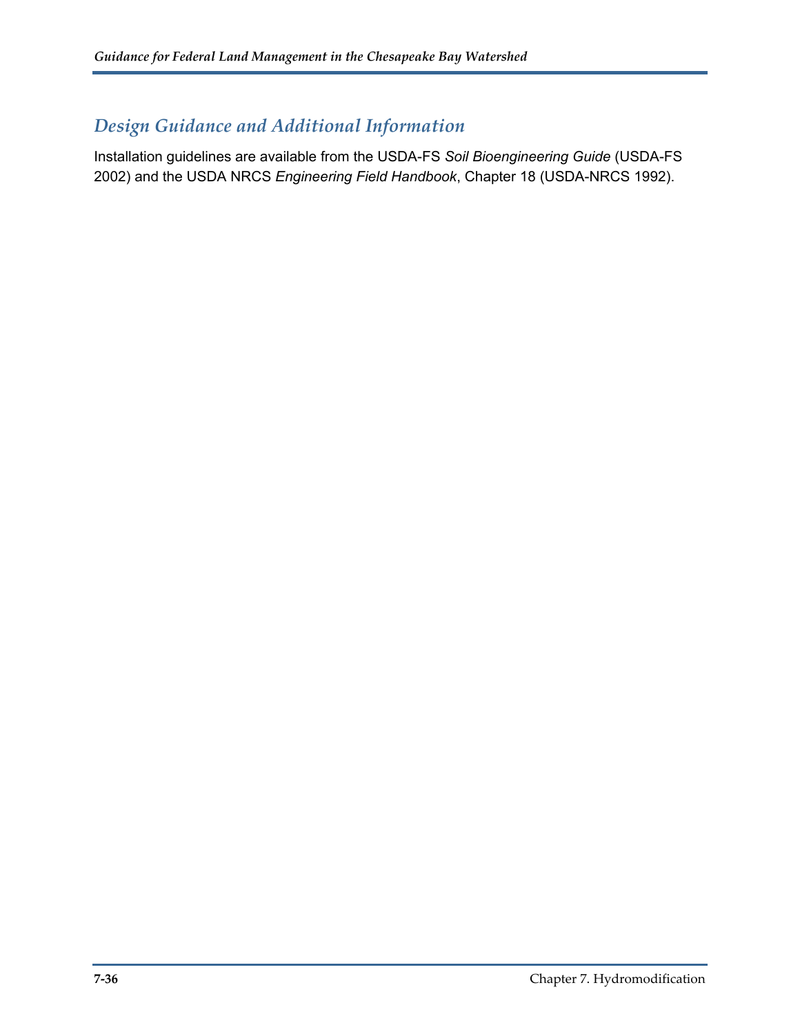## Design Guidance and Additional Information

Installation guidelines are available from the USDA-FS *Soil Bioengineering Guide* (USDA-FS 2002) and the USDA NRCS *Engineering Field Handbook*, Chapter 18 (USDA-NRCS 1992).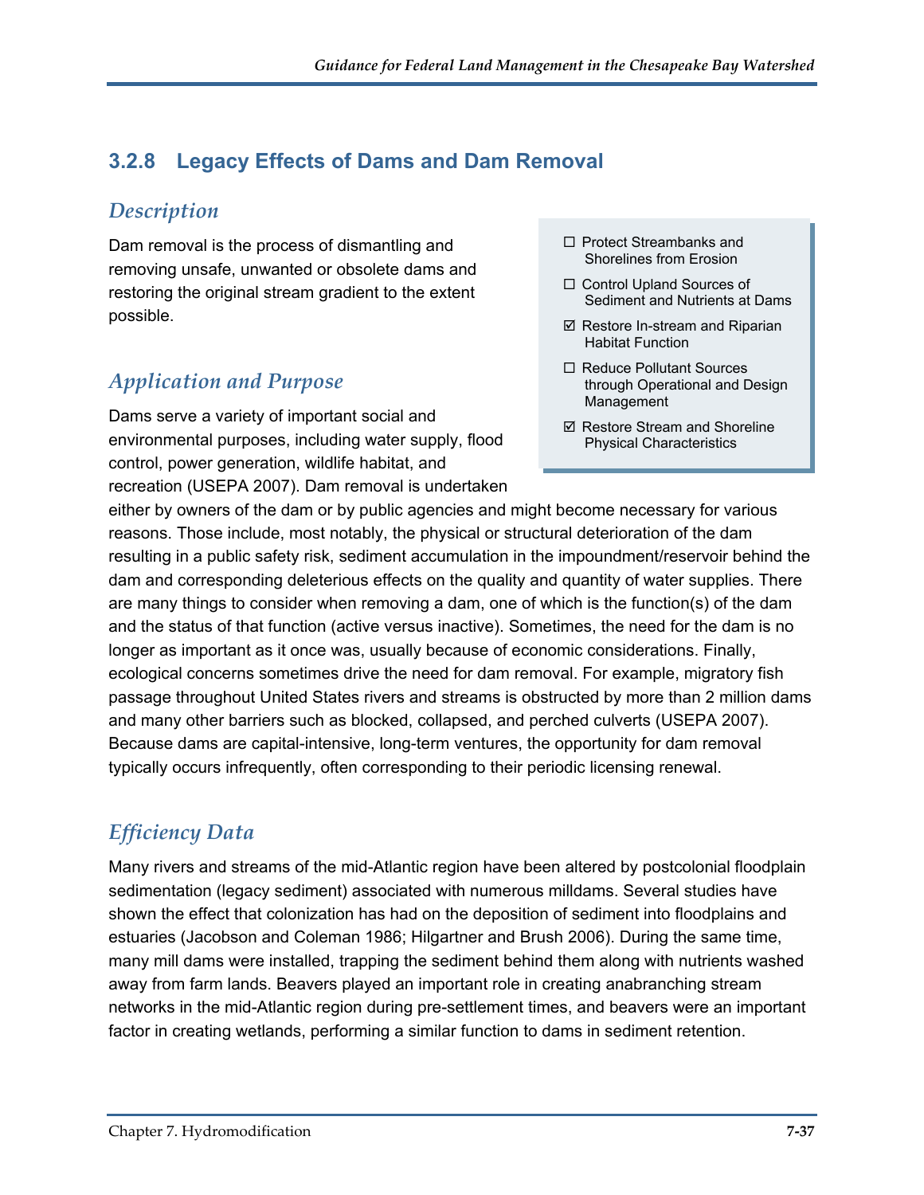## 3.2.8 Legacy Effects of Dams and Dam Removal

### *Description*

Dam removal is the process of dismantling and removing unsafe, unwanted or obsolete dams and restoring the original stream gradient to the extent possible.

- ☐ Protect Streambanks and Shorelines from Erosion
- ☐ Control Upland Sources of Sediment and Nutrients at Dams
- ☑ Restore In-stream and Riparian Habitat Function
- ☐ Reduce Pollutant Sources through Operational and Design Management
- ☑ Restore Stream and Shoreline Physical Characteristics

### *Application and Purpose*

Dams serve a variety of important social and environmental purposes, including water supply, flood control, power generation, wildlife habitat, and recreation (USEPA 2007). Dam removal is undertaken either by owners of the dam or by public agencies and might become necessary for various reasons. Those include, most notably, the physical or structural deterioration of the dam resulting in a public safety risk, sediment accumulation in the impoundment/reservoir behind the dam and corresponding deleterious effects on the quality and quantity of water supplies. There are many things to consider when removing a dam, one of which is the function(s) of the dam and the status of that function (active versus inactive). Sometimes, the need for the dam is no longer as important as it once was, usually because of economic considerations. Finally, ecological concerns sometimes drive the need for dam removal. For example, migratory fish passage throughout United States rivers and streams is obstructed by more than 2 million dams and many other barriers such as blocked, collapsed, and perched culverts (USEPA 2007). Because dams are capital-intensive, long-term ventures, the opportunity for dam removal typically occurs infrequently, often corresponding to their periodic licensing renewal.

### *Efficiency Data*

Many rivers and streams of the mid-Atlantic region have been altered by postcolonial floodplain sedimentation (legacy sediment) associated with numerous milldams. Several studies have shown the effect that colonization has had on the deposition of sediment into floodplains and estuaries (Jacobson and Coleman 1986; Hilgartner and Brush 2006). During the same time, many mill dams were installed, trapping the sediment behind them along with nutrients washed away from farm lands. Beavers played an important role in creating anabranching stream networks in the mid-Atlantic region during pre-settlement times, and beavers were an important factor in creating wetlands, performing a similar function to dams in sediment retention.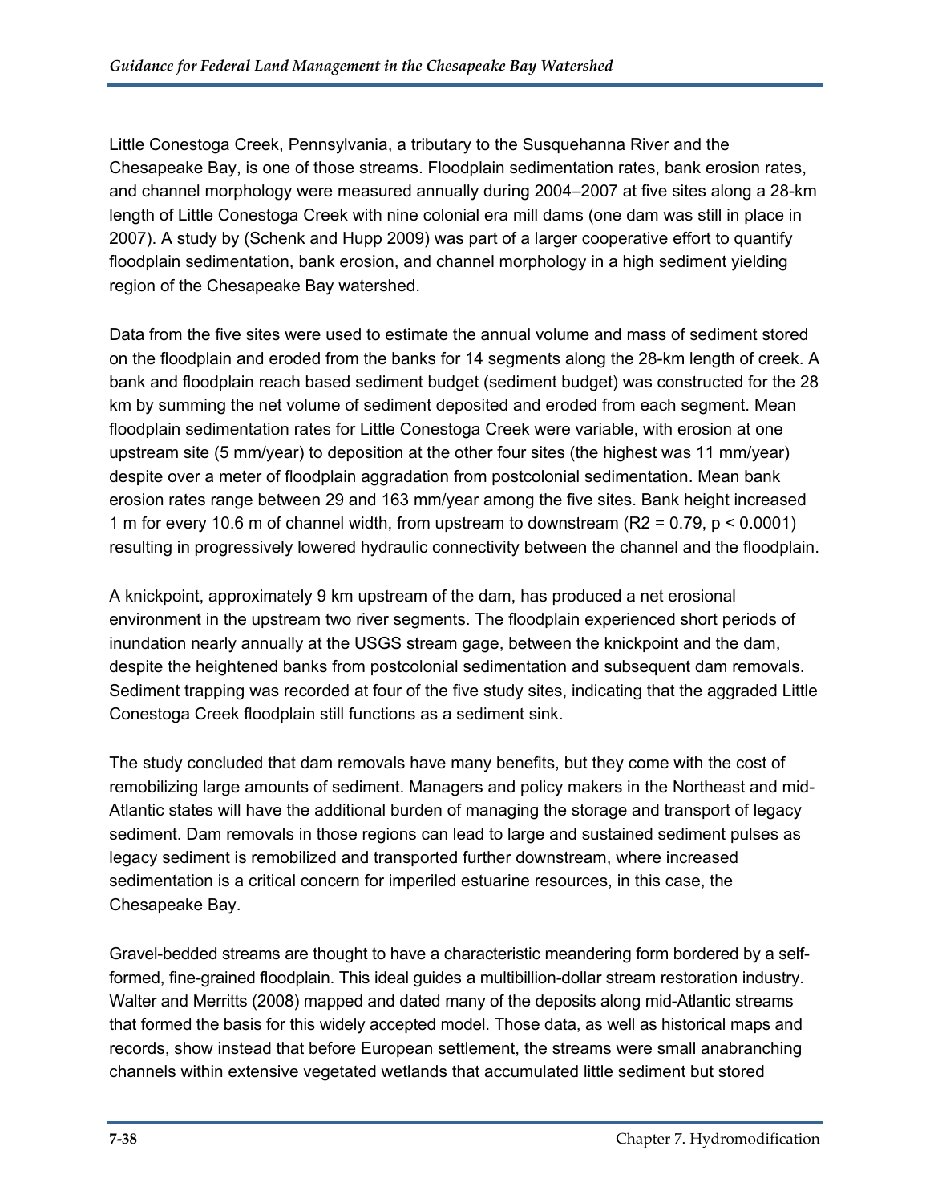Little Conestoga Creek, Pennsylvania, a tributary to the Susquehanna River and the Chesapeake Bay, is one of those streams. Floodplain sedimentation rates, bank erosion rates, and channel morphology were measured annually during 2004–2007 at five sites along a 28-km length of Little Conestoga Creek with nine colonial era mill dams (one dam was still in place in 2007). A study by (Schenk and Hupp 2009) was part of a larger cooperative effort to quantify floodplain sedimentation, bank erosion, and channel morphology in a high sediment yielding region of the Chesapeake Bay watershed.

Data from the five sites were used to estimate the annual volume and mass of sediment stored on the floodplain and eroded from the banks for 14 segments along the 28-km length of creek. A bank and floodplain reach based sediment budget (sediment budget) was constructed for the 28 km by summing the net volume of sediment deposited and eroded from each segment. Mean floodplain sedimentation rates for Little Conestoga Creek were variable, with erosion at one upstream site (5 mm/year) to deposition at the other four sites (the highest was 11 mm/year) despite over a meter of floodplain aggradation from postcolonial sedimentation. Mean bank erosion rates range between 29 and 163 mm/year among the five sites. Bank height increased 1 m for every 10.6 m of channel width, from upstream to downstream ($R^2 = 0.79$, $p < 0.0001$) resulting in progressively lowered hydraulic connectivity between the channel and the floodplain.

A knickpoint, approximately 9 km upstream of the dam, has produced a net erosional environment in the upstream two river segments. The floodplain experienced short periods of inundation nearly annually at the USGS stream gage, between the knickpoint and the dam, despite the heightened banks from postcolonial sedimentation and subsequent dam removals. Sediment trapping was recorded at four of the five study sites, indicating that the aggraded Little Conestoga Creek floodplain still functions as a sediment sink.

The study concluded that dam removals have many benefits, but they come with the cost of remobilizing large amounts of sediment. Managers and policy makers in the Northeast and mid-Atlantic states will have the additional burden of managing the storage and transport of legacy sediment. Dam removals in those regions can lead to large and sustained sediment pulses as legacy sediment is remobilized and transported further downstream, where increased sedimentation is a critical concern for imperiled estuarine resources, in this case, the Chesapeake Bay.

Gravel-bedded streams are thought to have a characteristic meandering form bordered by a self-formed, fine-grained floodplain. This ideal guides a multibillion-dollar stream restoration industry. Walter and Merritts (2008) mapped and dated many of the deposits along mid-Atlantic streams that formed the basis for this widely accepted model. Those data, as well as historical maps and records, show instead that before European settlement, the streams were small anabranching channels within extensive vegetated wetlands that accumulated little sediment but stored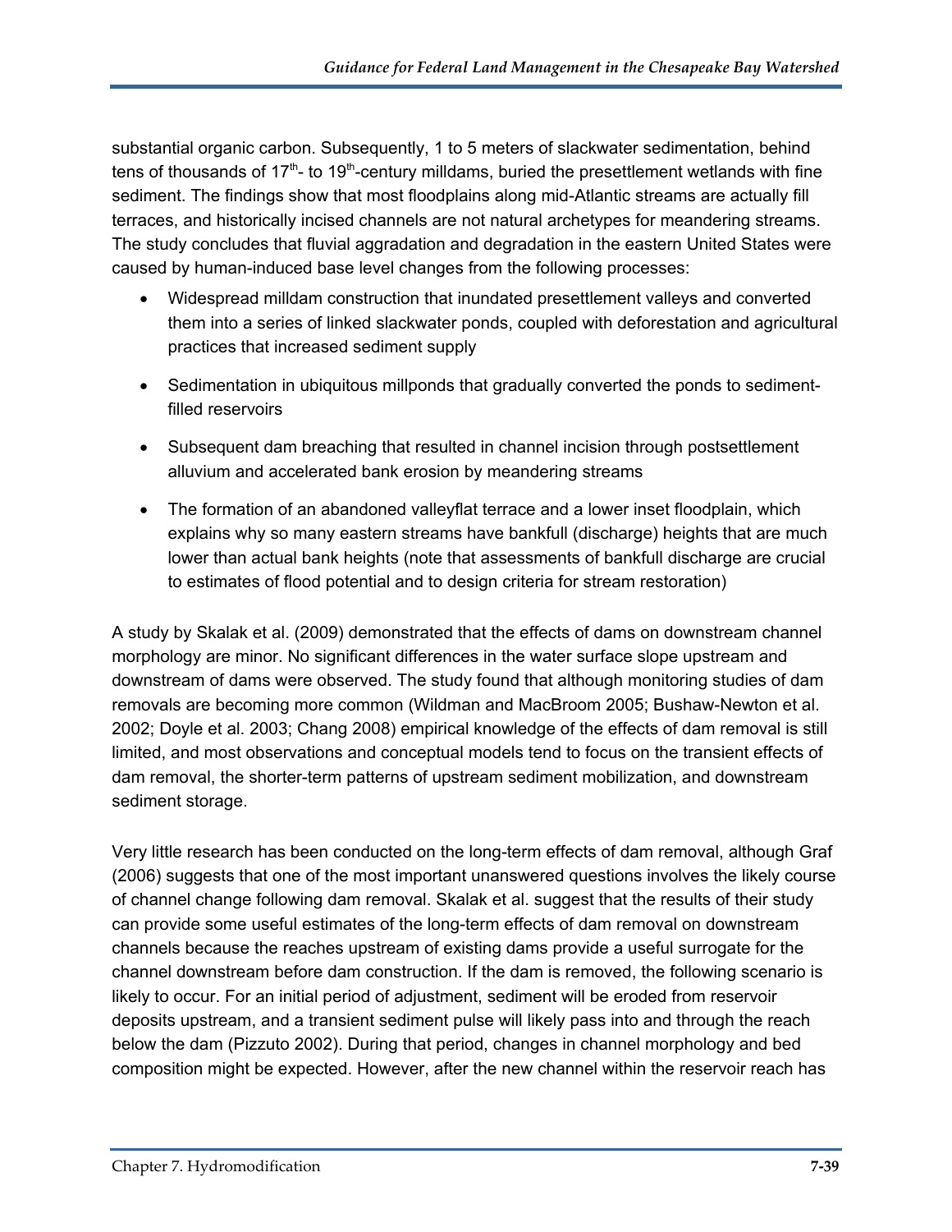substantial organic carbon. Subsequently, 1 to 5 meters of slackwater sedimentation, behind tens of thousands of 17th- to 19th-century milldams, buried the presettlement wetlands with fine sediment. The findings show that most floodplains along mid-Atlantic streams are actually fill terraces, and historically incised channels are not natural archetypes for meandering streams. The study concludes that fluvial aggradation and degradation in the eastern United States were caused by human-induced base level changes from the following processes:

- Widespread milldam construction that inundated presettlement valleys and converted them into a series of linked slackwater ponds, coupled with deforestation and agricultural practices that increased sediment supply
- Sedimentation in ubiquitous millponds that gradually converted the ponds to sediment-filled reservoirs
- Subsequent dam breaching that resulted in channel incision through postsettlement alluvium and accelerated bank erosion by meandering streams
- The formation of an abandoned valleyflat terrace and a lower inset floodplain, which explains why so many eastern streams have bankfull (discharge) heights that are much lower than actual bank heights (note that assessments of bankfull discharge are crucial to estimates of flood potential and to design criteria for stream restoration)

A study by Skalak et al. (2009) demonstrated that the effects of dams on downstream channel morphology are minor. No significant differences in the water surface slope upstream and downstream of dams were observed. The study found that although monitoring studies of dam removals are becoming more common (Wildman and MacBroom 2005; Bushaw-Newton et al. 2002; Doyle et al. 2003; Chang 2008) empirical knowledge of the effects of dam removal is still limited, and most observations and conceptual models tend to focus on the transient effects of dam removal, the shorter-term patterns of upstream sediment mobilization, and downstream sediment storage.

Very little research has been conducted on the long-term effects of dam removal, although Graf (2006) suggests that one of the most important unanswered questions involves the likely course of channel change following dam removal. Skalak et al. suggest that the results of their study can provide some useful estimates of the long-term effects of dam removal on downstream channels because the reaches upstream of existing dams provide a useful surrogate for the channel downstream before dam construction. If the dam is removed, the following scenario is likely to occur. For an initial period of adjustment, sediment will be eroded from reservoir deposits upstream, and a transient sediment pulse will likely pass into and through the reach below the dam (Pizzuto 2002). During that period, changes in channel morphology and bed composition might be expected. However, after the new channel within the reservoir reach has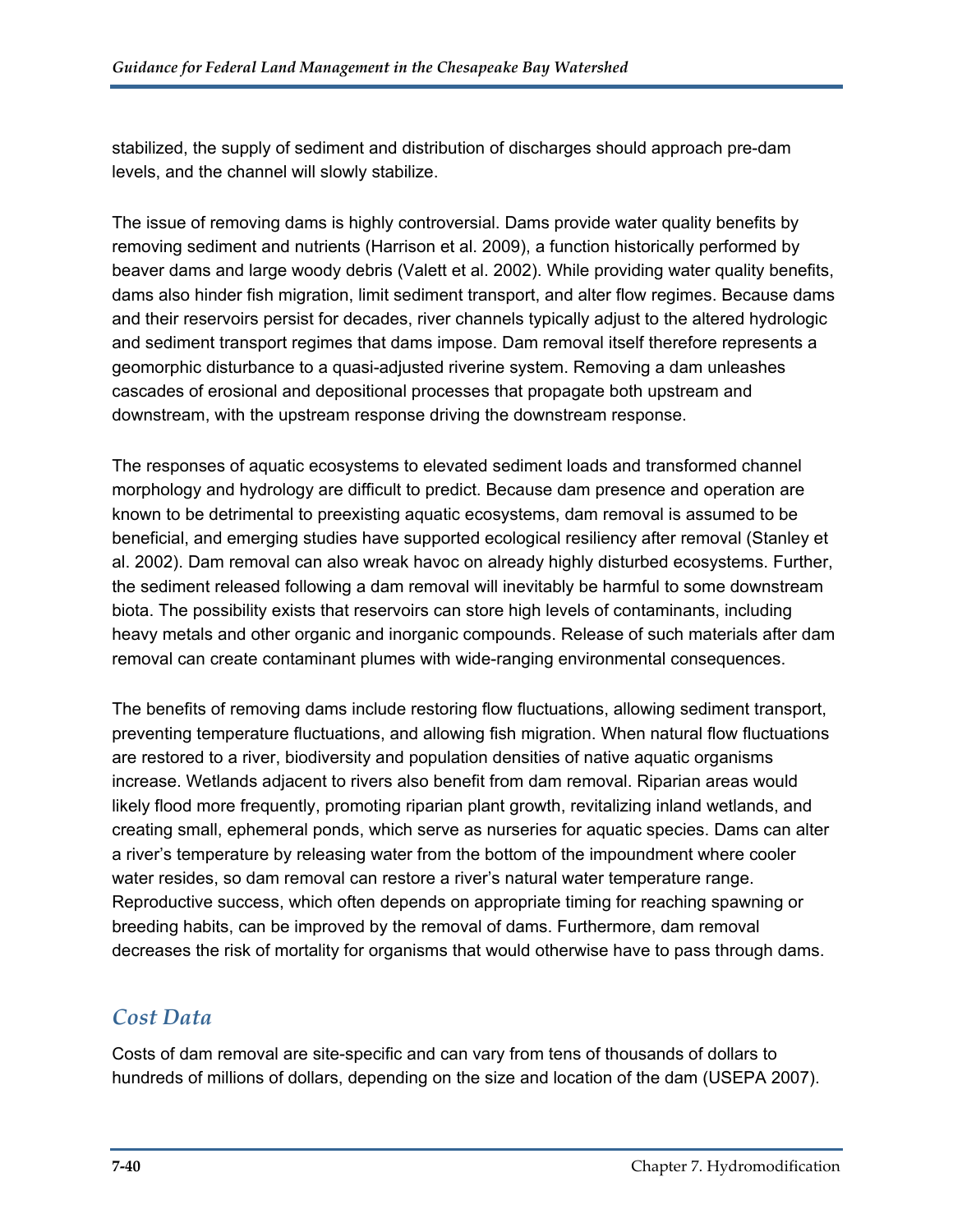stabilized, the supply of sediment and distribution of discharges should approach pre-dam levels, and the channel will slowly stabilize.

The issue of removing dams is highly controversial. Dams provide water quality benefits by removing sediment and nutrients (Harrison et al. 2009), a function historically performed by beaver dams and large woody debris (Valett et al. 2002). While providing water quality benefits, dams also hinder fish migration, limit sediment transport, and alter flow regimes. Because dams and their reservoirs persist for decades, river channels typically adjust to the altered hydrologic and sediment transport regimes that dams impose. Dam removal itself therefore represents a geomorphic disturbance to a quasi-adjusted riverine system. Removing a dam unleashes cascades of erosional and depositional processes that propagate both upstream and downstream, with the upstream response driving the downstream response.

The responses of aquatic ecosystems to elevated sediment loads and transformed channel morphology and hydrology are difficult to predict. Because dam presence and operation are known to be detrimental to preexisting aquatic ecosystems, dam removal is assumed to be beneficial, and emerging studies have supported ecological resiliency after removal (Stanley et al. 2002). Dam removal can also wreak havoc on already highly disturbed ecosystems. Further, the sediment released following a dam removal will inevitably be harmful to some downstream biota. The possibility exists that reservoirs can store high levels of contaminants, including heavy metals and other organic and inorganic compounds. Release of such materials after dam removal can create contaminant plumes with wide-ranging environmental consequences.

The benefits of removing dams include restoring flow fluctuations, allowing sediment transport, preventing temperature fluctuations, and allowing fish migration. When natural flow fluctuations are restored to a river, biodiversity and population densities of native aquatic organisms increase. Wetlands adjacent to rivers also benefit from dam removal. Riparian areas would likely flood more frequently, promoting riparian plant growth, revitalizing inland wetlands, and creating small, ephemeral ponds, which serve as nurseries for aquatic species. Dams can alter a river's temperature by releasing water from the bottom of the impoundment where cooler water resides, so dam removal can restore a river's natural water temperature range. Reproductive success, which often depends on appropriate timing for reaching spawning or breeding habits, can be improved by the removal of dams. Furthermore, dam removal decreases the risk of mortality for organisms that would otherwise have to pass through dams.

## Cost Data

Costs of dam removal are site-specific and can vary from tens of thousands of dollars to hundreds of millions of dollars, depending on the size and location of the dam (USEPA 2007).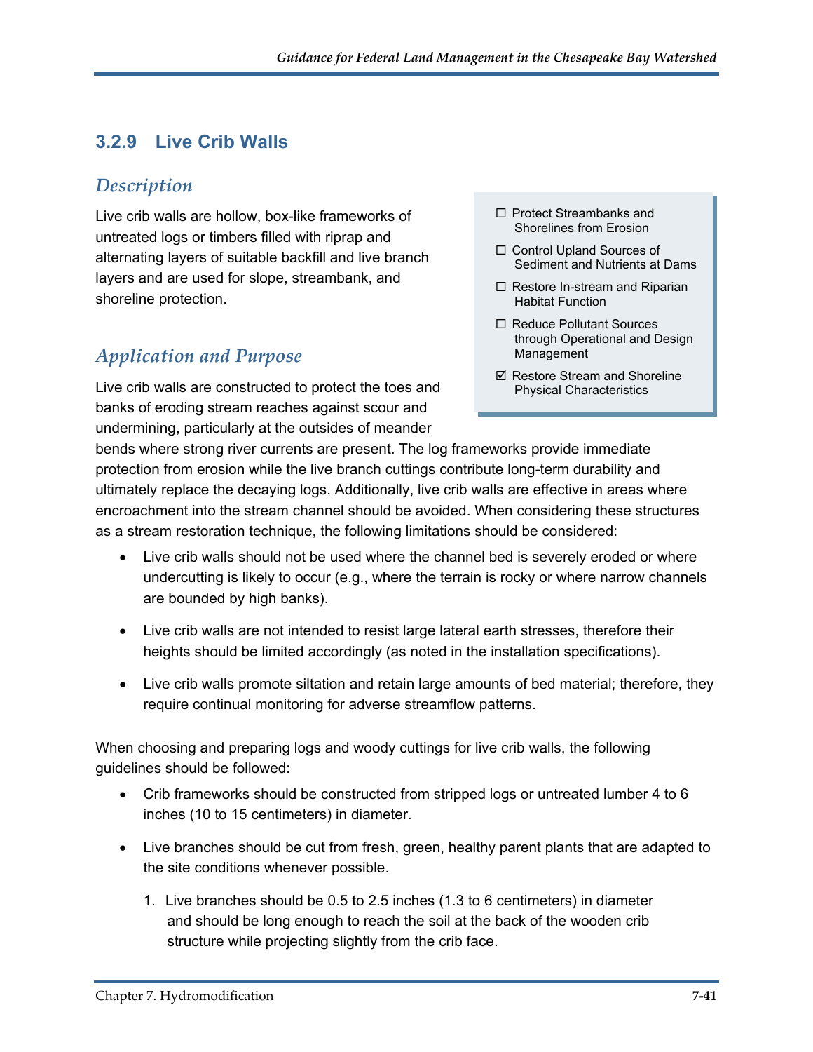### 3.2.9 Live Crib Walls

#### *Description*

Live crib walls are hollow, box-like frameworks of untreated logs or timbers filled with riprap and alternating layers of suitable backfill and live branch layers and are used for slope, streambank, and shoreline protection.

- ☐ Protect Streambanks and Shorelines from Erosion
- ☐ Control Upland Sources of Sediment and Nutrients at Dams
- ☐ Restore In-stream and Riparian Habitat Function
- ☐ Reduce Pollutant Sources through Operational and Design Management
- ☑ Restore Stream and Shoreline Physical Characteristics

#### *Application and Purpose*

Live crib walls are constructed to protect the toes and banks of eroding stream reaches against scour and undermining, particularly at the outsides of meander bends where strong river currents are present. The log frameworks provide immediate protection from erosion while the live branch cuttings contribute long-term durability and ultimately replace the decaying logs. Additionally, live crib walls are effective in areas where encroachment into the stream channel should be avoided. When considering these structures as a stream restoration technique, the following limitations should be considered:

- Live crib walls should not be used where the channel bed is severely eroded or where undercutting is likely to occur (e.g., where the terrain is rocky or where narrow channels are bounded by high banks).
- Live crib walls are not intended to resist large lateral earth stresses, therefore their heights should be limited accordingly (as noted in the installation specifications).
- Live crib walls promote siltation and retain large amounts of bed material; therefore, they require continual monitoring for adverse streamflow patterns.

When choosing and preparing logs and woody cuttings for live crib walls, the following guidelines should be followed:

- Crib frameworks should be constructed from stripped logs or untreated lumber 4 to 6 inches (10 to 15 centimeters) in diameter.
- Live branches should be cut from fresh, green, healthy parent plants that are adapted to the site conditions whenever possible.
  1. Live branches should be 0.5 to 2.5 inches (1.3 to 6 centimeters) in diameter and should be long enough to reach the soil at the back of the wooden crib structure while projecting slightly from the crib face.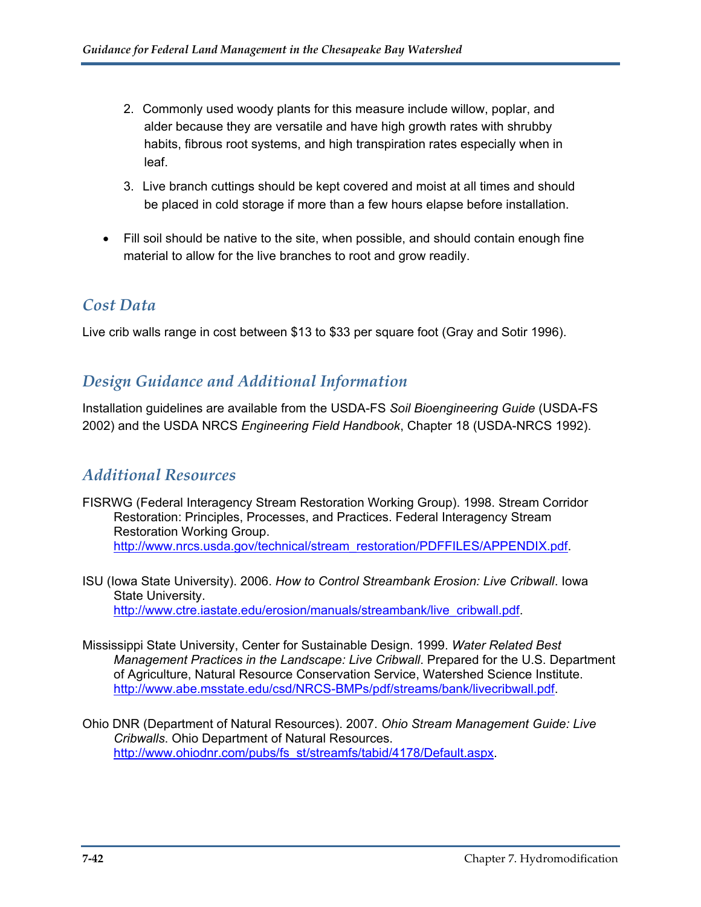2. Commonly used woody plants for this measure include willow, poplar, and alder because they are versatile and have high growth rates with shrubby habits, fibrous root systems, and high transpiration rates especially when in leaf.
3. Live branch cuttings should be kept covered and moist at all times and should be placed in cold storage if more than a few hours elapse before installation.

- Fill soil should be native to the site, when possible, and should contain enough fine material to allow for the live branches to root and grow readily.

## Cost Data

Live crib walls range in cost between $13 to $33 per square foot (Gray and Sotir 1996).

## Design Guidance and Additional Information

Installation guidelines are available from the USDA-FS *Soil Bioengineering Guide* (USDA-FS 2002) and the USDA NRCS *Engineering Field Handbook*, Chapter 18 (USDA-NRCS 1992).

## Additional Resources

FISRWG (Federal Interagency Stream Restoration Working Group). 1998. Stream Corridor Restoration: Principles, Processes, and Practices. Federal Interagency Stream Restoration Working Group. http://www.nrcs.usda.gov/technical/stream_restoration/PDFFILES/APPENDIX.pdf.

ISU (Iowa State University). 2006. *How to Control Streambank Erosion: Live Cribwall*. Iowa State University. http://www.ctre.iastate.edu/erosion/manuals/streambank/live_cribwall.pdf.

Mississippi State University, Center for Sustainable Design. 1999. *Water Related Best Management Practices in the Landscape: Live Cribwall*. Prepared for the U.S. Department of Agriculture, Natural Resource Conservation Service, Watershed Science Institute. http://www.abe.msstate.edu/csd/NRCS-BMPs/pdf/streams/bank/livecribwall.pdf.

Ohio DNR (Department of Natural Resources). 2007. *Ohio Stream Management Guide: Live Cribwalls*. Ohio Department of Natural Resources. http://www.ohiodnr.com/pubs/fs_st/streamfs/tabid/4178/Default.aspx.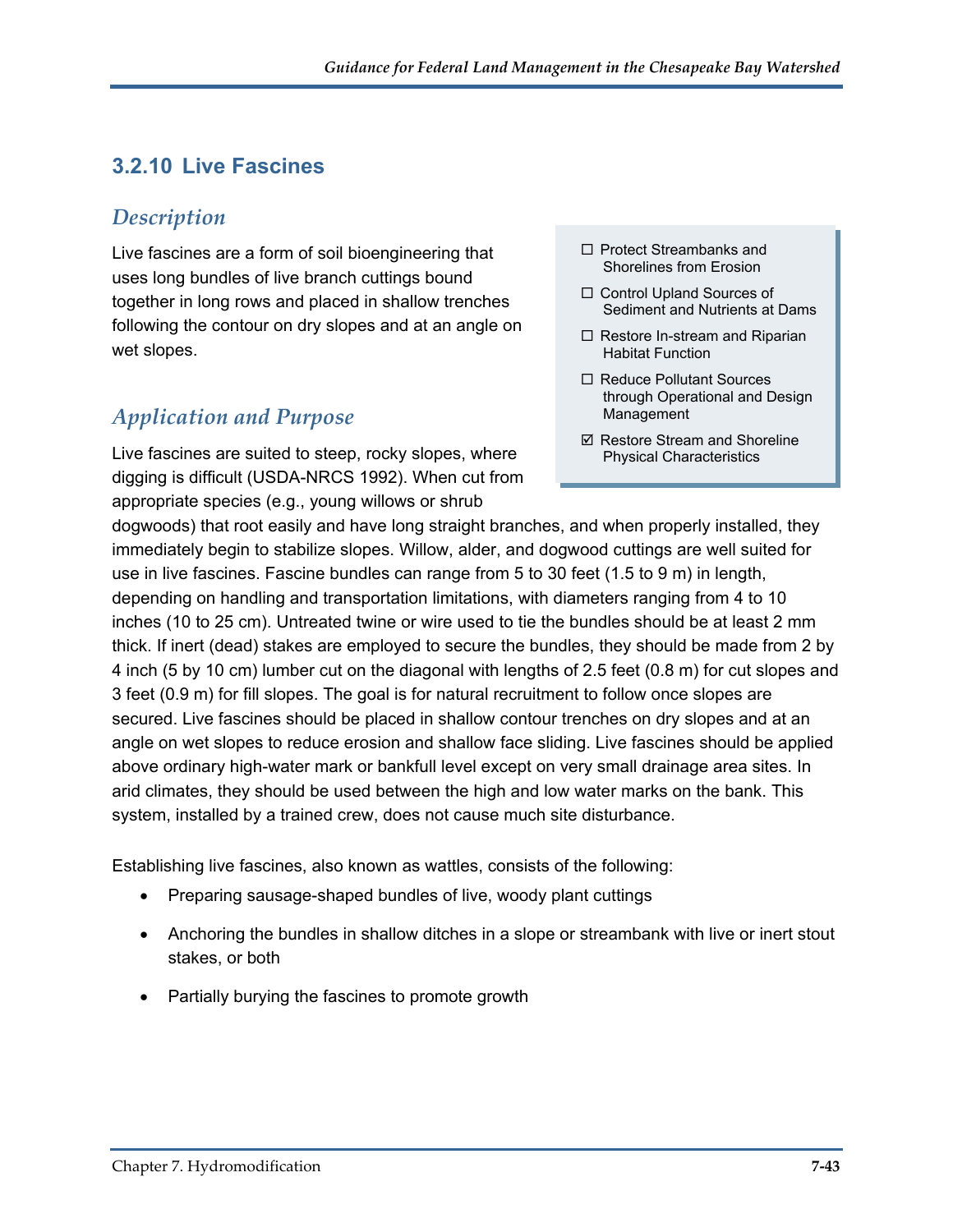### 3.2.10 Live Fascines

#### *Description*

Live fascines are a form of soil bioengineering that uses long bundles of live branch cuttings bound together in long rows and placed in shallow trenches following the contour on dry slopes and at an angle on wet slopes.

- ☐ Protect Streambanks and Shorelines from Erosion
- ☐ Control Upland Sources of Sediment and Nutrients at Dams
- ☐ Restore In-stream and Riparian Habitat Function
- ☐ Reduce Pollutant Sources through Operational and Design Management
- ☑ Restore Stream and Shoreline Physical Characteristics

#### *Application and Purpose*

Live fascines are suited to steep, rocky slopes, where digging is difficult (USDA-NRCS 1992). When cut from appropriate species (e.g., young willows or shrub dogwoods) that root easily and have long straight branches, and when properly installed, they immediately begin to stabilize slopes. Willow, alder, and dogwood cuttings are well suited for use in live fascines. Fascine bundles can range from 5 to 30 feet (1.5 to 9 m) in length, depending on handling and transportation limitations, with diameters ranging from 4 to 10 inches (10 to 25 cm). Untreated twine or wire used to tie the bundles should be at least 2 mm thick. If inert (dead) stakes are employed to secure the bundles, they should be made from 2 by 4 inch (5 by 10 cm) lumber cut on the diagonal with lengths of 2.5 feet (0.8 m) for cut slopes and 3 feet (0.9 m) for fill slopes. The goal is for natural recruitment to follow once slopes are secured. Live fascines should be placed in shallow contour trenches on dry slopes and at an angle on wet slopes to reduce erosion and shallow face sliding. Live fascines should be applied above ordinary high-water mark or bankfull level except on very small drainage area sites. In arid climates, they should be used between the high and low water marks on the bank. This system, installed by a trained crew, does not cause much site disturbance.

Establishing live fascines, also known as wattles, consists of the following:

- Preparing sausage-shaped bundles of live, woody plant cuttings
- Anchoring the bundles in shallow ditches in a slope or streambank with live or inert stout stakes, or both
- Partially burying the fascines to promote growth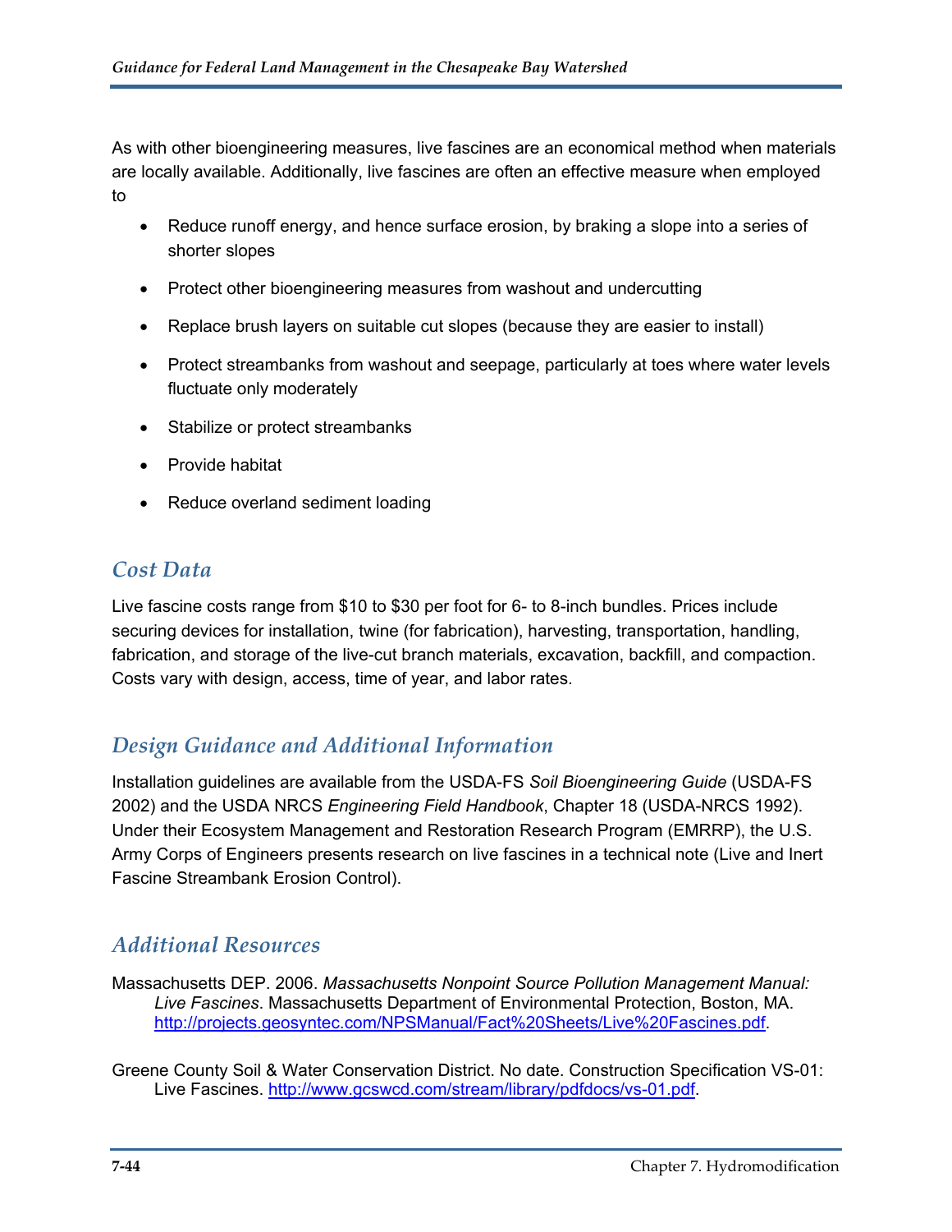As with other bioengineering measures, live fascines are an economical method when materials are locally available. Additionally, live fascines are often an effective measure when employed to

- Reduce runoff energy, and hence surface erosion, by braking a slope into a series of shorter slopes
- Protect other bioengineering measures from washout and undercutting
- Replace brush layers on suitable cut slopes (because they are easier to install)
- Protect streambanks from washout and seepage, particularly at toes where water levels fluctuate only moderately
- Stabilize or protect streambanks
- Provide habitat
- Reduce overland sediment loading

## *Cost Data*

Live fascine costs range from $10 to $30 per foot for 6- to 8-inch bundles. Prices include securing devices for installation, twine (for fabrication), harvesting, transportation, handling, fabrication, and storage of the live-cut branch materials, excavation, backfill, and compaction. Costs vary with design, access, time of year, and labor rates.

## *Design Guidance and Additional Information*

Installation guidelines are available from the USDA-FS *Soil Bioengineering Guide* (USDA-FS 2002) and the USDA NRCS *Engineering Field Handbook*, Chapter 18 (USDA-NRCS 1992). Under their Ecosystem Management and Restoration Research Program (EMRRP), the U.S. Army Corps of Engineers presents research on live fascines in a technical note (Live and Inert Fascine Streambank Erosion Control).

## *Additional Resources*

Massachusetts DEP. 2006. *Massachusetts Nonpoint Source Pollution Management Manual: Live Fascines*. Massachusetts Department of Environmental Protection, Boston, MA. http://projects.geosyntec.com/NPSManual/Fact%20Sheets/Live%20Fascines.pdf.

Greene County Soil & Water Conservation District. No date. Construction Specification VS-01: Live Fascines. http://www.gcswcd.com/stream/library/pdfdocs/vs-01.pdf.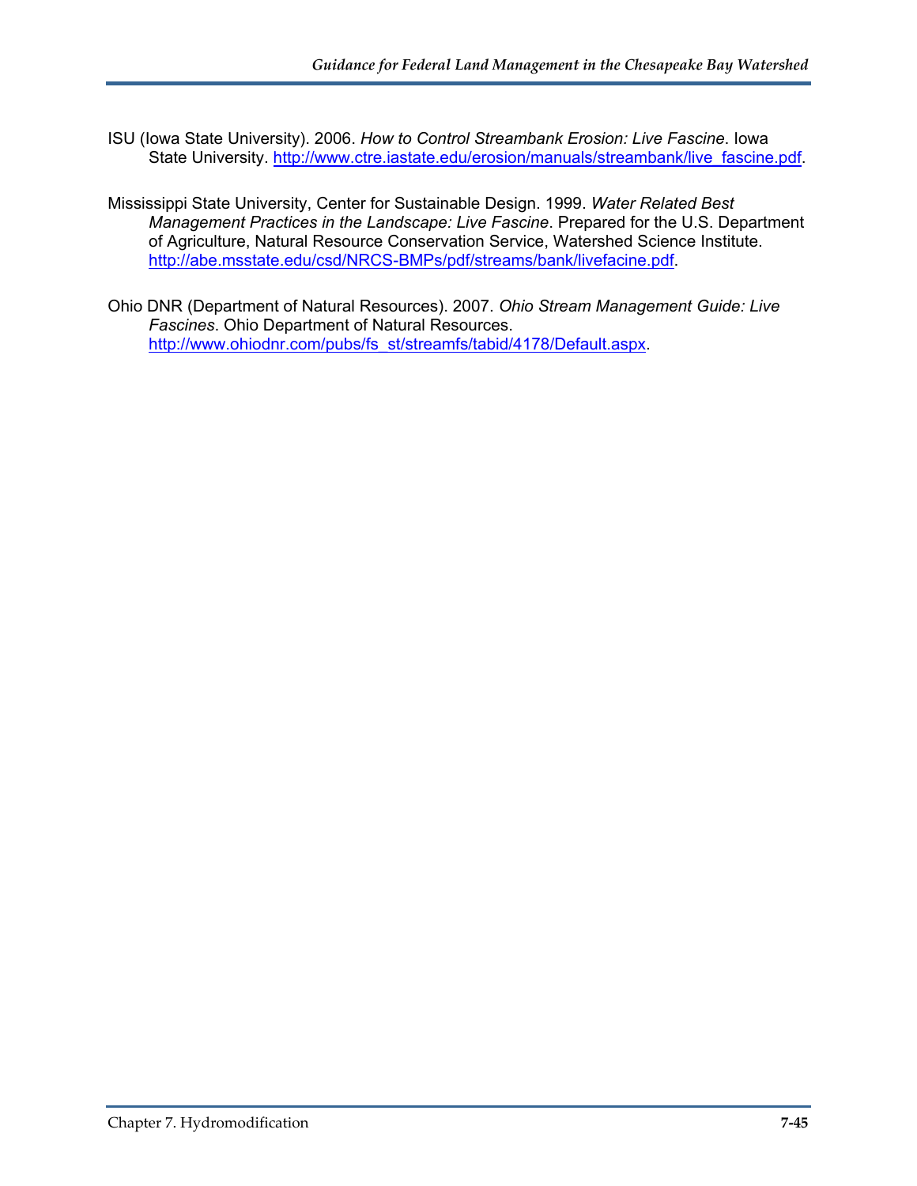ISU (Iowa State University). 2006. *How to Control Streambank Erosion: Live Fascine*. Iowa State University. http://www.ctre.iastate.edu/erosion/manuals/streambank/live_fascine.pdf.

Mississippi State University, Center for Sustainable Design. 1999. *Water Related Best Management Practices in the Landscape: Live Fascine*. Prepared for the U.S. Department of Agriculture, Natural Resource Conservation Service, Watershed Science Institute. http://abe.msstate.edu/csd/NRCS-BMPs/pdf/streams/bank/livefacine.pdf.

Ohio DNR (Department of Natural Resources). 2007. *Ohio Stream Management Guide: Live Fascines*. Ohio Department of Natural Resources. http://www.ohiodnr.com/pubs/fs_st/streamfs/tabid/4178/Default.aspx.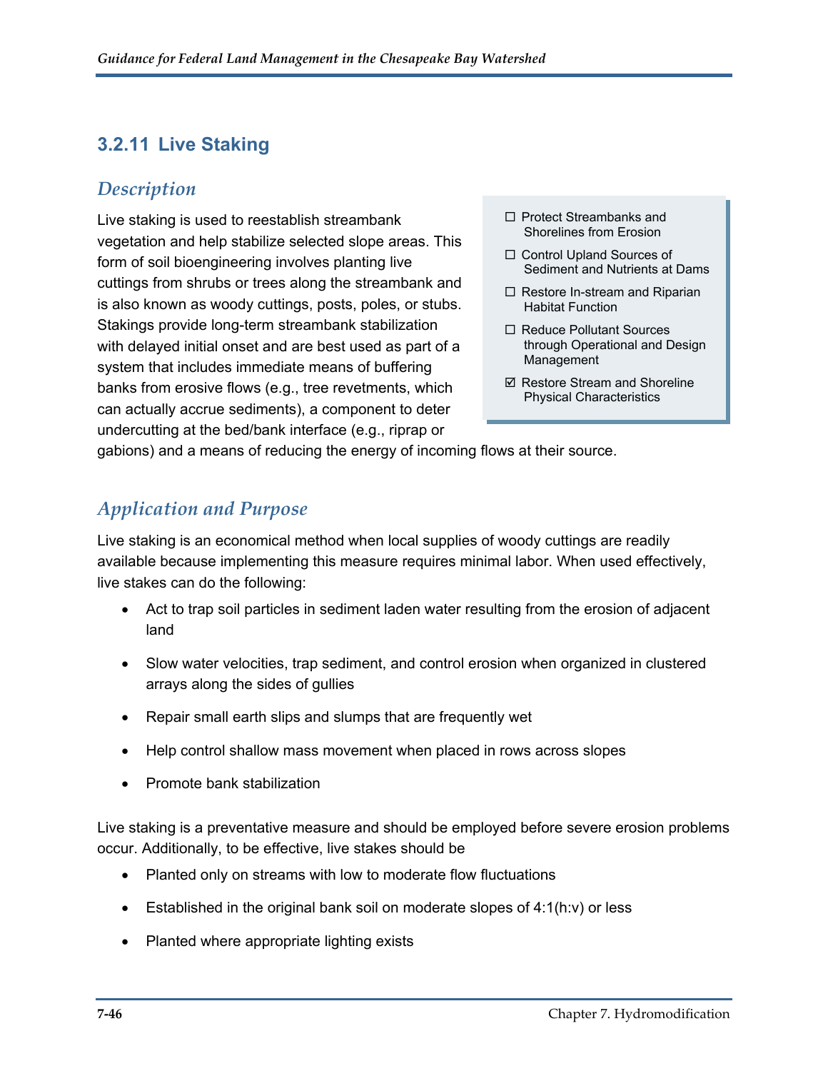### 3.2.11 Live Staking

#### *Description*

- ☐ Protect Streambanks and Shorelines from Erosion
- ☐ Control Upland Sources of Sediment and Nutrients at Dams
- ☐ Restore In-stream and Riparian Habitat Function
- ☐ Reduce Pollutant Sources through Operational and Design Management
- ☑ Restore Stream and Shoreline Physical Characteristics

Live staking is used to reestablish streambank vegetation and help stabilize selected slope areas. This form of soil bioengineering involves planting live cuttings from shrubs or trees along the streambank and is also known as woody cuttings, posts, poles, or stubs. Stakings provide long-term streambank stabilization with delayed initial onset and are best used as part of a system that includes immediate means of buffering banks from erosive flows (e.g., tree revetments, which can actually accrue sediments), a component to deter undercutting at the bed/bank interface (e.g., riprap or gabions) and a means of reducing the energy of incoming flows at their source.

#### *Application and Purpose*

Live staking is an economical method when local supplies of woody cuttings are readily available because implementing this measure requires minimal labor. When used effectively, live stakes can do the following:

- Act to trap soil particles in sediment laden water resulting from the erosion of adjacent land
- Slow water velocities, trap sediment, and control erosion when organized in clustered arrays along the sides of gullies
- Repair small earth slips and slumps that are frequently wet
- Help control shallow mass movement when placed in rows across slopes
- Promote bank stabilization

Live staking is a preventative measure and should be employed before severe erosion problems occur. Additionally, to be effective, live stakes should be

- Planted only on streams with low to moderate flow fluctuations
- Established in the original bank soil on moderate slopes of 4:1(h:v) or less
- Planted where appropriate lighting exists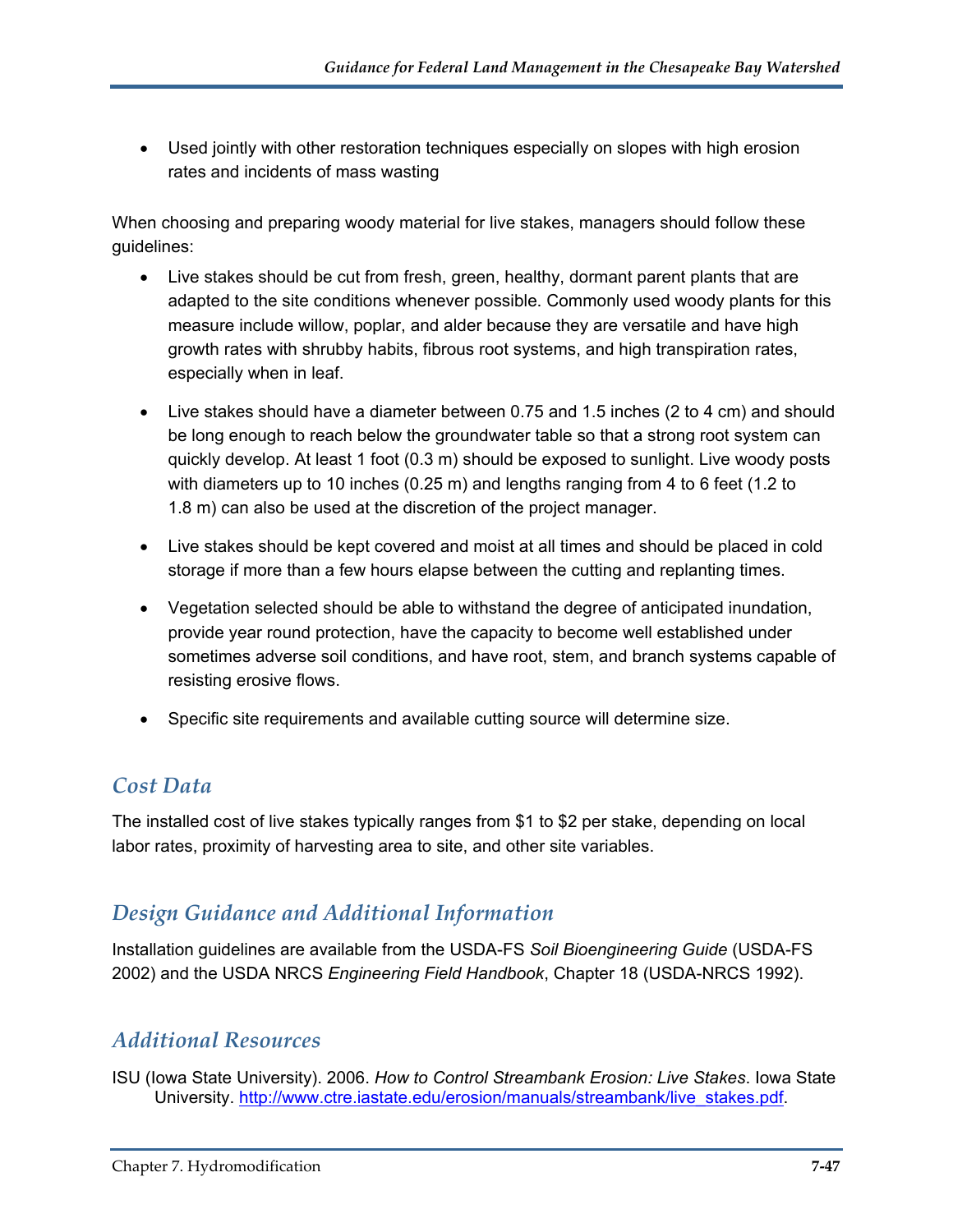- Used jointly with other restoration techniques especially on slopes with high erosion rates and incidents of mass wasting

When choosing and preparing woody material for live stakes, managers should follow these guidelines:

- Live stakes should be cut from fresh, green, healthy, dormant parent plants that are adapted to the site conditions whenever possible. Commonly used woody plants for this measure include willow, poplar, and alder because they are versatile and have high growth rates with shrubby habits, fibrous root systems, and high transpiration rates, especially when in leaf.
- Live stakes should have a diameter between 0.75 and 1.5 inches (2 to 4 cm) and should be long enough to reach below the groundwater table so that a strong root system can quickly develop. At least 1 foot (0.3 m) should be exposed to sunlight. Live woody posts with diameters up to 10 inches (0.25 m) and lengths ranging from 4 to 6 feet (1.2 to 1.8 m) can also be used at the discretion of the project manager.
- Live stakes should be kept covered and moist at all times and should be placed in cold storage if more than a few hours elapse between the cutting and replanting times.
- Vegetation selected should be able to withstand the degree of anticipated inundation, provide year round protection, have the capacity to become well established under sometimes adverse soil conditions, and have root, stem, and branch systems capable of resisting erosive flows.
- Specific site requirements and available cutting source will determine size.

## *Cost Data*

The installed cost of live stakes typically ranges from $1 to $2 per stake, depending on local labor rates, proximity of harvesting area to site, and other site variables.

## *Design Guidance and Additional Information*

Installation guidelines are available from the USDA-FS *Soil Bioengineering Guide* (USDA-FS 2002) and the USDA NRCS *Engineering Field Handbook*, Chapter 18 (USDA-NRCS 1992).

## *Additional Resources*

ISU (Iowa State University). 2006. *How to Control Streambank Erosion: Live Stakes*. Iowa State University. http://www.ctre.iastate.edu/erosion/manuals/streambank/live_stakes.pdf.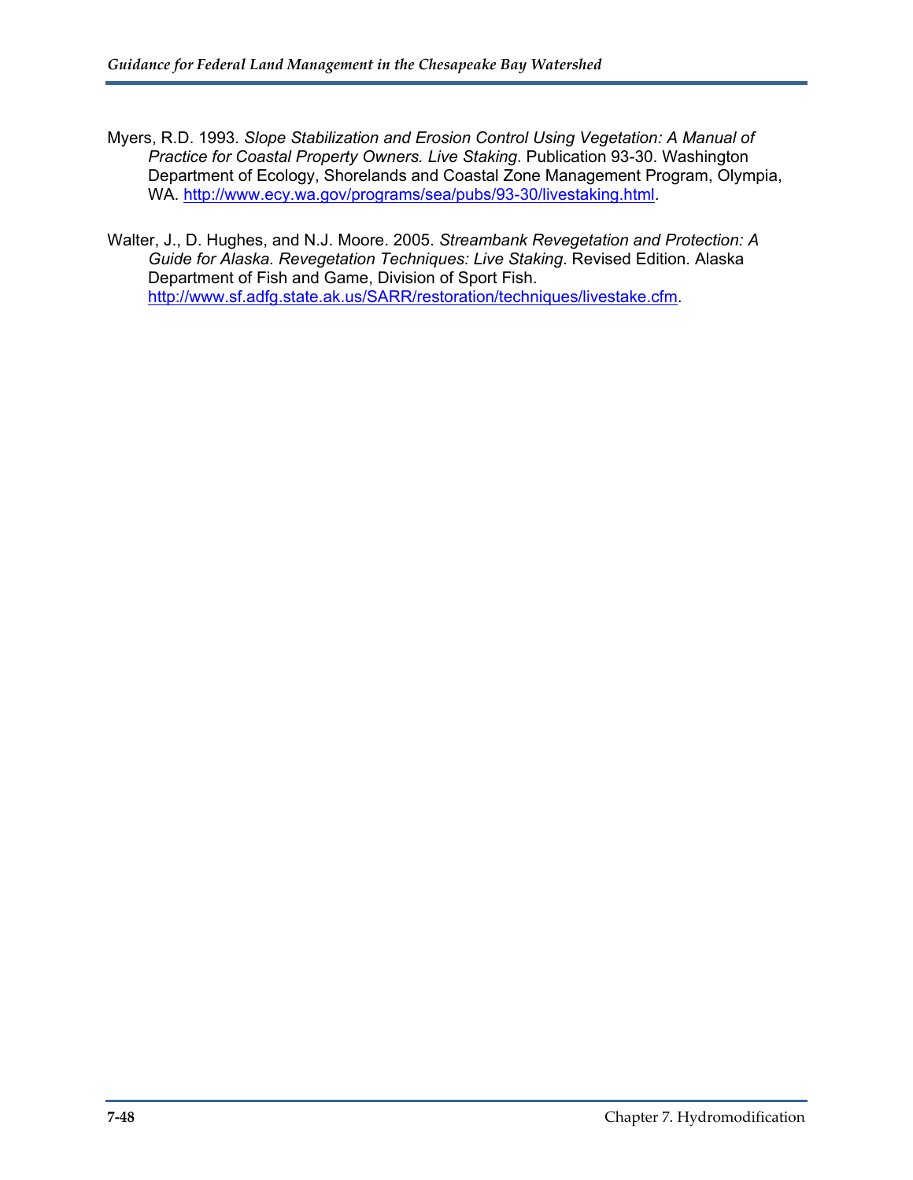Myers, R.D. 1993. *Slope Stabilization and Erosion Control Using Vegetation: A Manual of Practice for Coastal Property Owners. Live Staking*. Publication 93-30. Washington Department of Ecology, Shorelands and Coastal Zone Management Program, Olympia, WA. http://www.ecy.wa.gov/programs/sea/pubs/93-30/livestaking.html.

Walter, J., D. Hughes, and N.J. Moore. 2005. *Streambank Revegetation and Protection: A Guide for Alaska. Revegetation Techniques: Live Staking*. Revised Edition. Alaska Department of Fish and Game, Division of Sport Fish. http://www.sf.adfg.state.ak.us/SARR/restoration/techniques/livestake.cfm.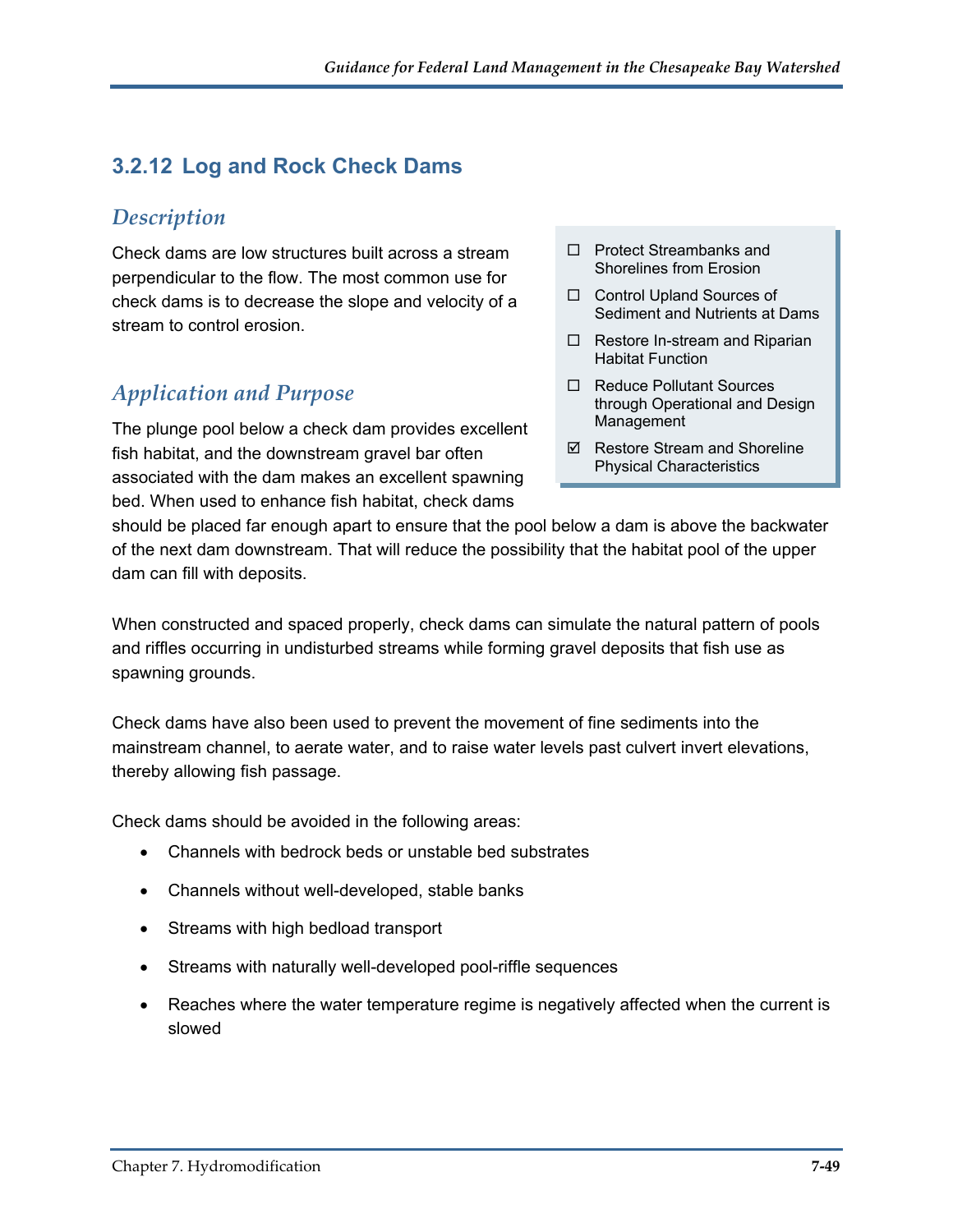## 3.2.12 Log and Rock Check Dams

### *Description*

Check dams are low structures built across a stream perpendicular to the flow. The most common use for check dams is to decrease the slope and velocity of a stream to control erosion.

- ☐ Protect Streambanks and Shorelines from Erosion
- ☐ Control Upland Sources of Sediment and Nutrients at Dams
- ☐ Restore In-stream and Riparian Habitat Function
- ☐ Reduce Pollutant Sources through Operational and Design Management
- ☑ Restore Stream and Shoreline Physical Characteristics

### *Application and Purpose*

The plunge pool below a check dam provides excellent fish habitat, and the downstream gravel bar often associated with the dam makes an excellent spawning bed. When used to enhance fish habitat, check dams should be placed far enough apart to ensure that the pool below a dam is above the backwater of the next dam downstream. That will reduce the possibility that the habitat pool of the upper dam can fill with deposits.

When constructed and spaced properly, check dams can simulate the natural pattern of pools and riffles occurring in undisturbed streams while forming gravel deposits that fish use as spawning grounds.

Check dams have also been used to prevent the movement of fine sediments into the mainstream channel, to aerate water, and to raise water levels past culvert invert elevations, thereby allowing fish passage.

Check dams should be avoided in the following areas:

- Channels with bedrock beds or unstable bed substrates
- Channels without well-developed, stable banks
- Streams with high bedload transport
- Streams with naturally well-developed pool-riffle sequences
- Reaches where the water temperature regime is negatively affected when the current is slowed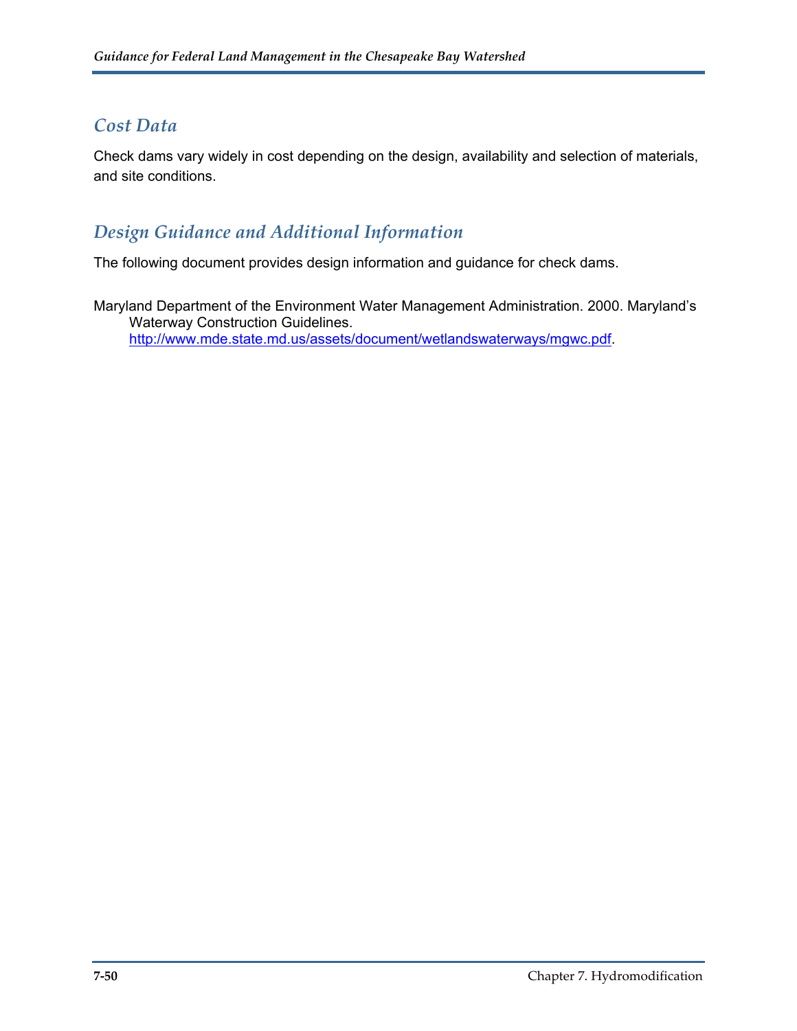## Cost Data

Check dams vary widely in cost depending on the design, availability and selection of materials, and site conditions.

## Design Guidance and Additional Information

The following document provides design information and guidance for check dams.

Maryland Department of the Environment Water Management Administration. 2000. Maryland's Waterway Construction Guidelines. [http://www.mde.state.md.us/assets/document/wetlandswaterways/mgwc.pdf](http://www.mde.state.md.us/assets/document/wetlandswaterways/mgwc.pdf).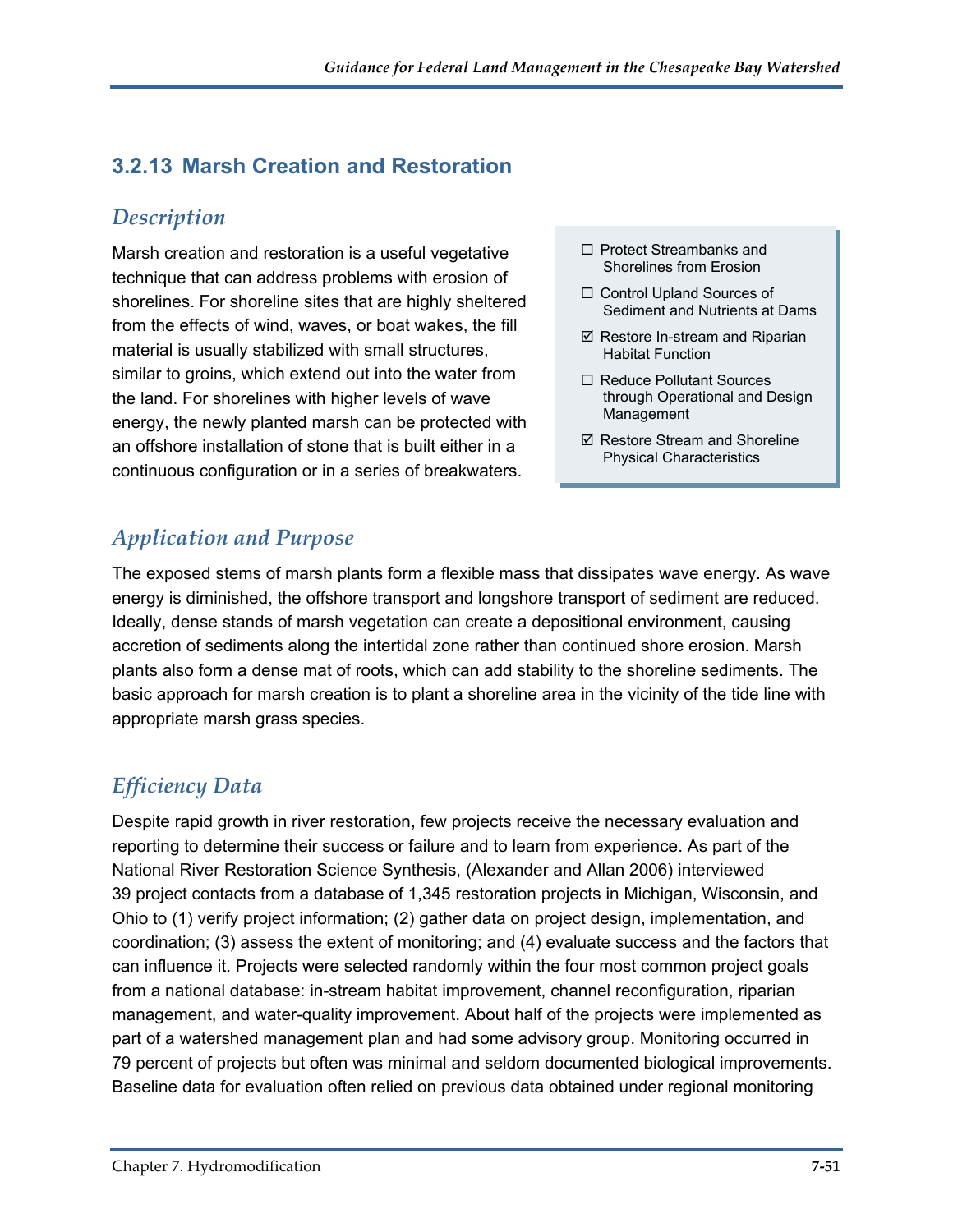## 3.2.13 Marsh Creation and Restoration

### *Description*

Marsh creation and restoration is a useful vegetative technique that can address problems with erosion of shorelines. For shoreline sites that are highly sheltered from the effects of wind, waves, or boat wakes, the fill material is usually stabilized with small structures, similar to groins, which extend out into the water from the land. For shorelines with higher levels of wave energy, the newly planted marsh can be protected with an offshore installation of stone that is built either in a continuous configuration or in a series of breakwaters.

- ☐ Protect Streambanks and Shorelines from Erosion
- ☐ Control Upland Sources of Sediment and Nutrients at Dams
- ☑ Restore In-stream and Riparian Habitat Function
- ☐ Reduce Pollutant Sources through Operational and Design Management
- ☑ Restore Stream and Shoreline Physical Characteristics

### *Application and Purpose*

The exposed stems of marsh plants form a flexible mass that dissipates wave energy. As wave energy is diminished, the offshore transport and longshore transport of sediment are reduced. Ideally, dense stands of marsh vegetation can create a depositional environment, causing accretion of sediments along the intertidal zone rather than continued shore erosion. Marsh plants also form a dense mat of roots, which can add stability to the shoreline sediments. The basic approach for marsh creation is to plant a shoreline area in the vicinity of the tide line with appropriate marsh grass species.

### *Efficiency Data*

Despite rapid growth in river restoration, few projects receive the necessary evaluation and reporting to determine their success or failure and to learn from experience. As part of the National River Restoration Science Synthesis, (Alexander and Allan 2006) interviewed 39 project contacts from a database of 1,345 restoration projects in Michigan, Wisconsin, and Ohio to (1) verify project information; (2) gather data on project design, implementation, and coordination; (3) assess the extent of monitoring; and (4) evaluate success and the factors that can influence it. Projects were selected randomly within the four most common project goals from a national database: in-stream habitat improvement, channel reconfiguration, riparian management, and water-quality improvement. About half of the projects were implemented as part of a watershed management plan and had some advisory group. Monitoring occurred in 79 percent of projects but often was minimal and seldom documented biological improvements. Baseline data for evaluation often relied on previous data obtained under regional monitoring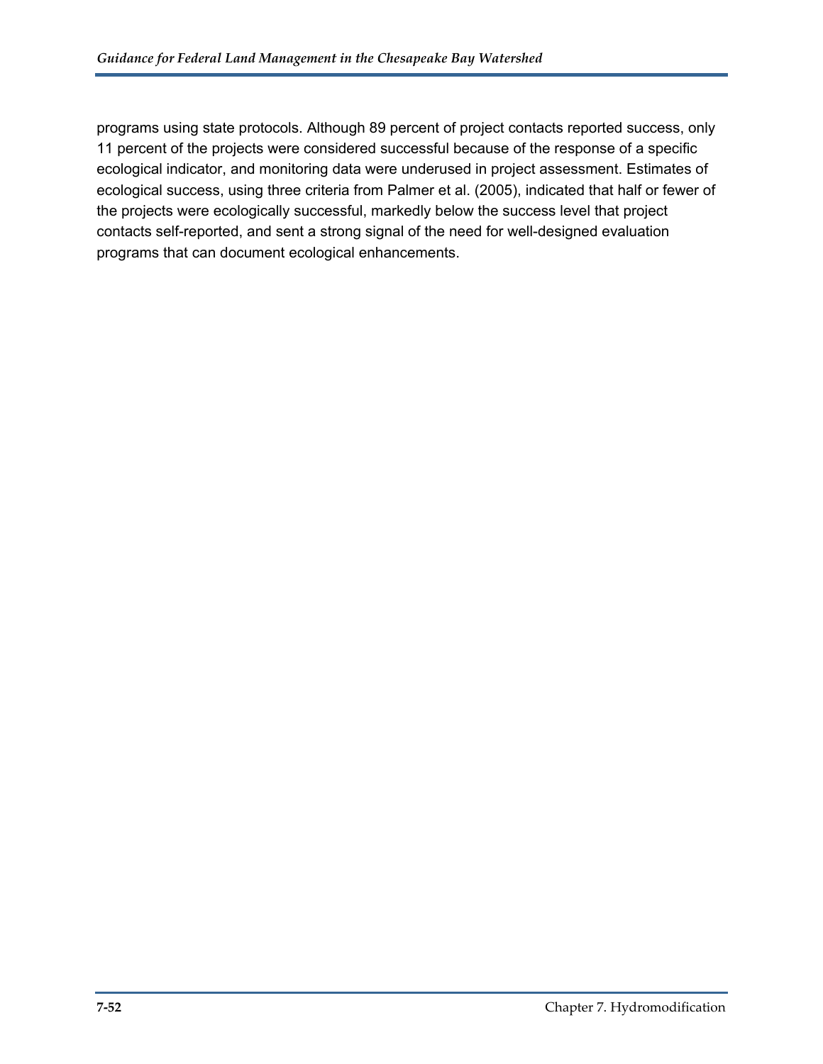programs using state protocols. Although 89 percent of project contacts reported success, only 11 percent of the projects were considered successful because of the response of a specific ecological indicator, and monitoring data were underused in project assessment. Estimates of ecological success, using three criteria from Palmer et al. (2005), indicated that half or fewer of the projects were ecologically successful, markedly below the success level that project contacts self-reported, and sent a strong signal of the need for well-designed evaluation programs that can document ecological enhancements.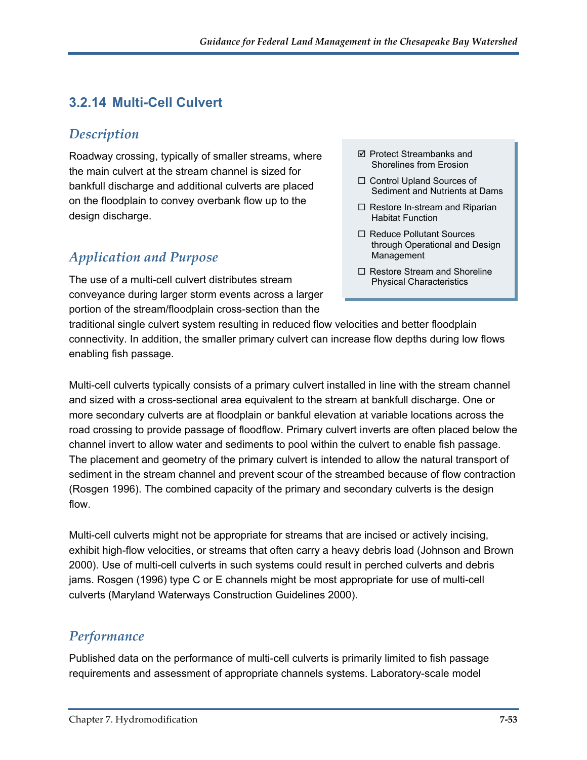### 3.2.14 Multi-Cell Culvert

#### *Description*

Roadway crossing, typically of smaller streams, where the main culvert at the stream channel is sized for bankfull discharge and additional culverts are placed on the floodplain to convey overbank flow up to the design discharge.

- ☑ Protect Streambanks and Shorelines from Erosion
- ☐ Control Upland Sources of Sediment and Nutrients at Dams
- ☐ Restore In-stream and Riparian Habitat Function
- ☐ Reduce Pollutant Sources through Operational and Design Management
- ☐ Restore Stream and Shoreline Physical Characteristics

#### *Application and Purpose*

The use of a multi-cell culvert distributes stream conveyance during larger storm events across a larger portion of the stream/floodplain cross-section than the traditional single culvert system resulting in reduced flow velocities and better floodplain connectivity. In addition, the smaller primary culvert can increase flow depths during low flows enabling fish passage.

Multi-cell culverts typically consists of a primary culvert installed in line with the stream channel and sized with a cross-sectional area equivalent to the stream at bankfull discharge. One or more secondary culverts are at floodplain or bankful elevation at variable locations across the road crossing to provide passage of floodflow. Primary culvert inverts are often placed below the channel invert to allow water and sediments to pool within the culvert to enable fish passage. The placement and geometry of the primary culvert is intended to allow the natural transport of sediment in the stream channel and prevent scour of the streambed because of flow contraction (Rosgen 1996). The combined capacity of the primary and secondary culverts is the design flow.

Multi-cell culverts might not be appropriate for streams that are incised or actively incising, exhibit high-flow velocities, or streams that often carry a heavy debris load (Johnson and Brown 2000). Use of multi-cell culverts in such systems could result in perched culverts and debris jams. Rosgen (1996) type C or E channels might be most appropriate for use of multi-cell culverts (Maryland Waterways Construction Guidelines 2000).

#### *Performance*

Published data on the performance of multi-cell culverts is primarily limited to fish passage requirements and assessment of appropriate channels systems. Laboratory-scale model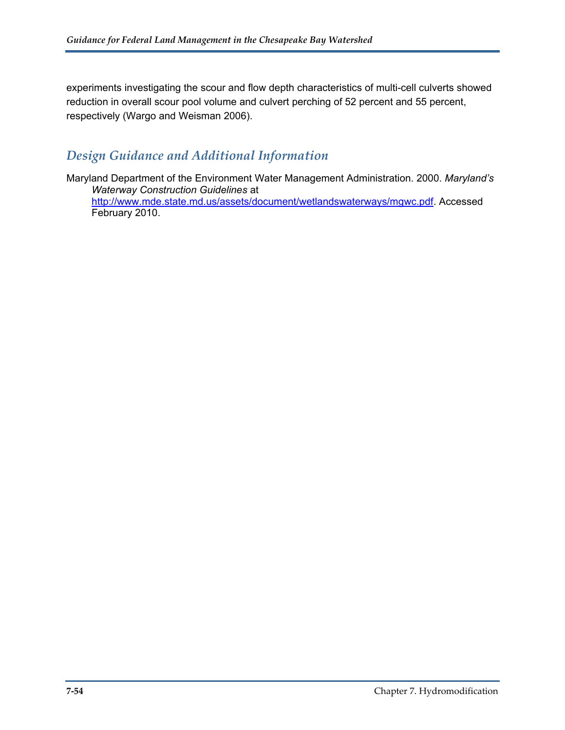experiments investigating the scour and flow depth characteristics of multi-cell culverts showed reduction in overall scour pool volume and culvert perching of 52 percent and 55 percent, respectively (Wargo and Weisman 2006).

## *Design Guidance and Additional Information*

Maryland Department of the Environment Water Management Administration. 2000. *Maryland's Waterway Construction Guidelines* at http://www.mde.state.md.us/assets/document/wetlandswaterways/mgwc.pdf. Accessed February 2010.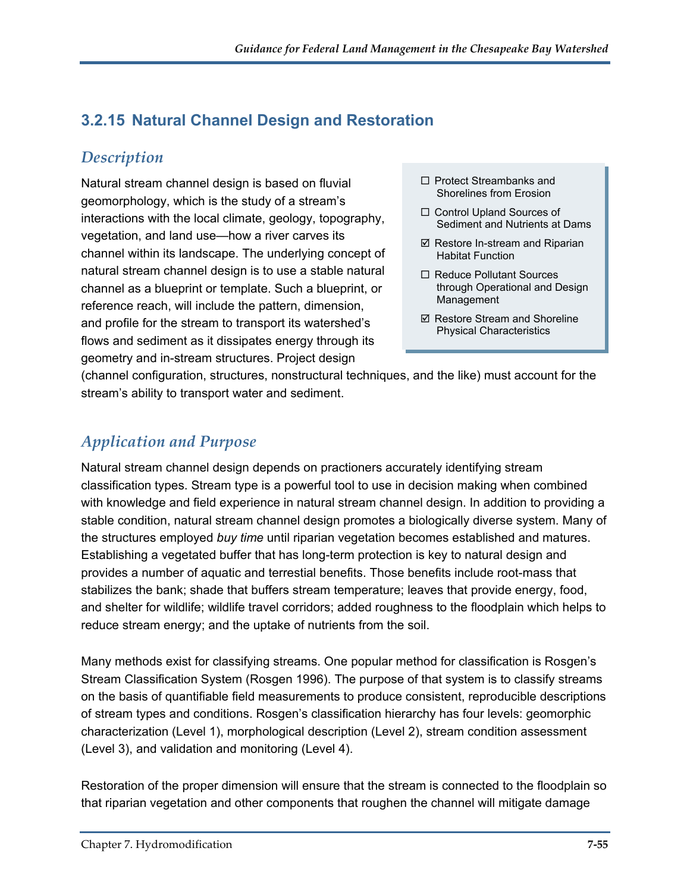### 3.2.15 Natural Channel Design and Restoration

*Description*

Natural stream channel design is based on fluvial geomorphology, which is the study of a stream's interactions with the local climate, geology, topography, vegetation, and land use—how a river carves its channel within its landscape. The underlying concept of natural stream channel design is to use a stable natural channel as a blueprint or template. Such a blueprint, or reference reach, will include the pattern, dimension, and profile for the stream to transport its watershed's flows and sediment as it dissipates energy through its geometry and in-stream structures. Project design (channel configuration, structures, nonstructural techniques, and the like) must account for the stream's ability to transport water and sediment.

- ☐ Protect Streambanks and Shorelines from Erosion
- ☐ Control Upland Sources of Sediment and Nutrients at Dams
- ☑ Restore In-stream and Riparian Habitat Function
- ☐ Reduce Pollutant Sources through Operational and Design Management
- ☑ Restore Stream and Shoreline Physical Characteristics

*Application and Purpose*

Natural stream channel design depends on practioners accurately identifying stream classification types. Stream type is a powerful tool to use in decision making when combined with knowledge and field experience in natural stream channel design. In addition to providing a stable condition, natural stream channel design promotes a biologically diverse system. Many of the structures employed *buy time* until riparian vegetation becomes established and matures. Establishing a vegetated buffer that has long-term protection is key to natural design and provides a number of aquatic and terrestial benefits. Those benefits include root-mass that stabilizes the bank; shade that buffers stream temperature; leaves that provide energy, food, and shelter for wildlife; wildlife travel corridors; added roughness to the floodplain which helps to reduce stream energy; and the uptake of nutrients from the soil.

Many methods exist for classifying streams. One popular method for classification is Rosgen's Stream Classification System (Rosgen 1996). The purpose of that system is to classify streams on the basis of quantifiable field measurements to produce consistent, reproducible descriptions of stream types and conditions. Rosgen's classification hierarchy has four levels: geomorphic characterization (Level 1), morphological description (Level 2), stream condition assessment (Level 3), and validation and monitoring (Level 4).

Restoration of the proper dimension will ensure that the stream is connected to the floodplain so that riparian vegetation and other components that roughen the channel will mitigate damage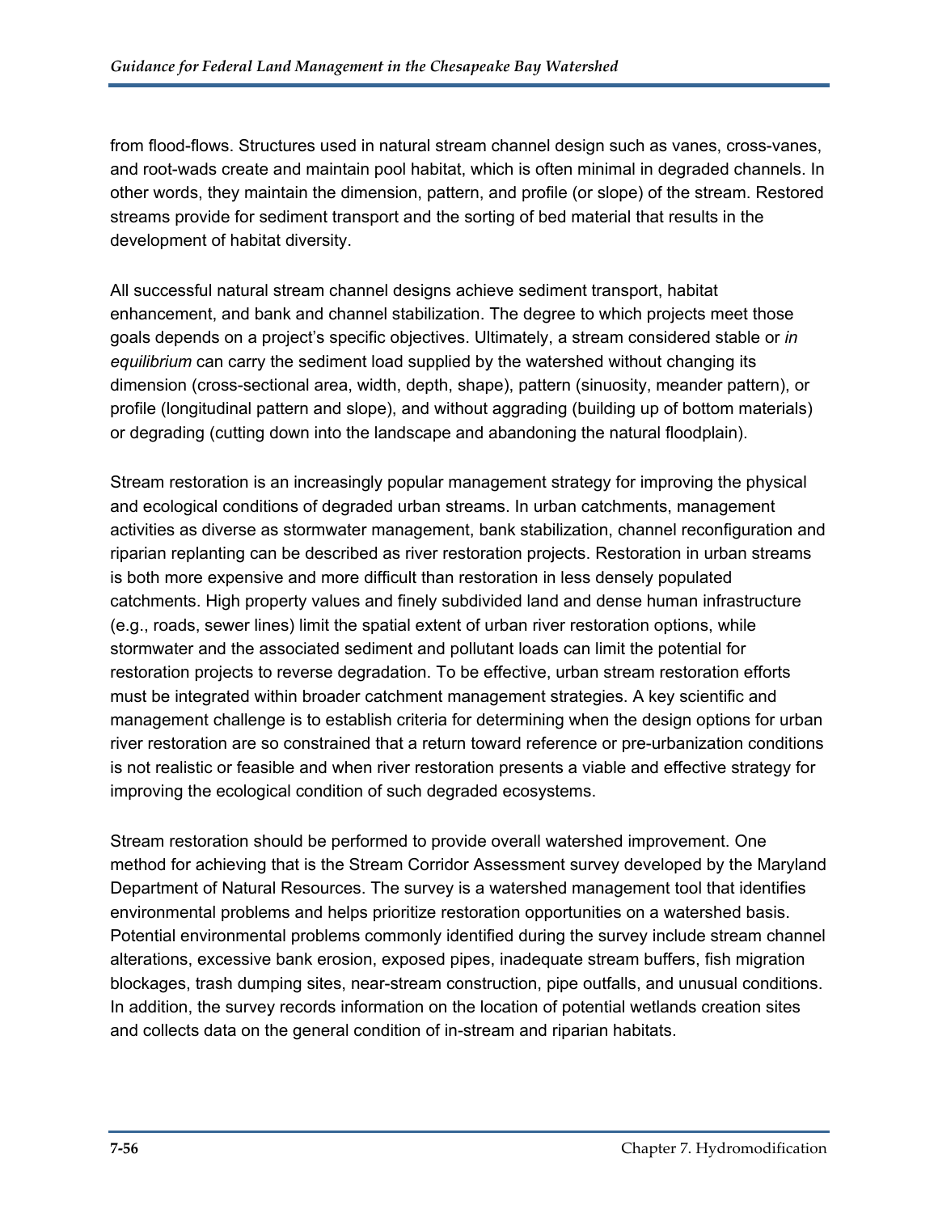from flood-flows. Structures used in natural stream channel design such as vanes, cross-vanes, and root-wads create and maintain pool habitat, which is often minimal in degraded channels. In other words, they maintain the dimension, pattern, and profile (or slope) of the stream. Restored streams provide for sediment transport and the sorting of bed material that results in the development of habitat diversity.

All successful natural stream channel designs achieve sediment transport, habitat enhancement, and bank and channel stabilization. The degree to which projects meet those goals depends on a project's specific objectives. Ultimately, a stream considered stable or *in equilibrium* can carry the sediment load supplied by the watershed without changing its dimension (cross-sectional area, width, depth, shape), pattern (sinuosity, meander pattern), or profile (longitudinal pattern and slope), and without aggrading (building up of bottom materials) or degrading (cutting down into the landscape and abandoning the natural floodplain).

Stream restoration is an increasingly popular management strategy for improving the physical and ecological conditions of degraded urban streams. In urban catchments, management activities as diverse as stormwater management, bank stabilization, channel reconfiguration and riparian replanting can be described as river restoration projects. Restoration in urban streams is both more expensive and more difficult than restoration in less densely populated catchments. High property values and finely subdivided land and dense human infrastructure (e.g., roads, sewer lines) limit the spatial extent of urban river restoration options, while stormwater and the associated sediment and pollutant loads can limit the potential for restoration projects to reverse degradation. To be effective, urban stream restoration efforts must be integrated within broader catchment management strategies. A key scientific and management challenge is to establish criteria for determining when the design options for urban river restoration are so constrained that a return toward reference or pre-urbanization conditions is not realistic or feasible and when river restoration presents a viable and effective strategy for improving the ecological condition of such degraded ecosystems.

Stream restoration should be performed to provide overall watershed improvement. One method for achieving that is the Stream Corridor Assessment survey developed by the Maryland Department of Natural Resources. The survey is a watershed management tool that identifies environmental problems and helps prioritize restoration opportunities on a watershed basis. Potential environmental problems commonly identified during the survey include stream channel alterations, excessive bank erosion, exposed pipes, inadequate stream buffers, fish migration blockages, trash dumping sites, near-stream construction, pipe outfalls, and unusual conditions. In addition, the survey records information on the location of potential wetlands creation sites and collects data on the general condition of in-stream and riparian habitats.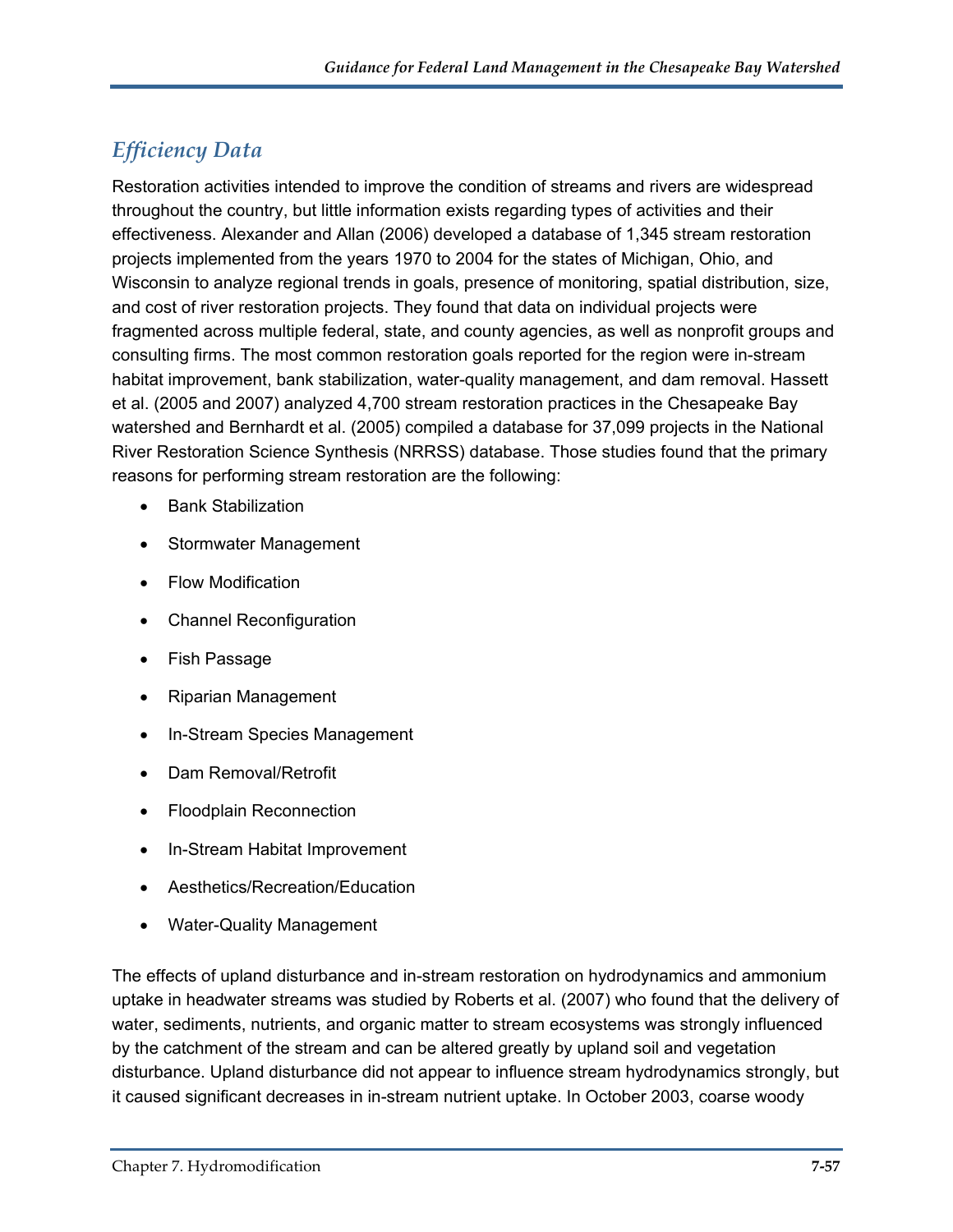## *Efficiency Data*

Restoration activities intended to improve the condition of streams and rivers are widespread throughout the country, but little information exists regarding types of activities and their effectiveness. Alexander and Allan (2006) developed a database of 1,345 stream restoration projects implemented from the years 1970 to 2004 for the states of Michigan, Ohio, and Wisconsin to analyze regional trends in goals, presence of monitoring, spatial distribution, size, and cost of river restoration projects. They found that data on individual projects were fragmented across multiple federal, state, and county agencies, as well as nonprofit groups and consulting firms. The most common restoration goals reported for the region were in-stream habitat improvement, bank stabilization, water-quality management, and dam removal. Hassett et al. (2005 and 2007) analyzed 4,700 stream restoration practices in the Chesapeake Bay watershed and Bernhardt et al. (2005) compiled a database for 37,099 projects in the National River Restoration Science Synthesis (NRRSS) database. Those studies found that the primary reasons for performing stream restoration are the following:

- Bank Stabilization
- Stormwater Management
- Flow Modification
- Channel Reconfiguration
- Fish Passage
- Riparian Management
- In-Stream Species Management
- Dam Removal/Retrofit
- Floodplain Reconnection
- In-Stream Habitat Improvement
- Aesthetics/Recreation/Education
- Water-Quality Management

The effects of upland disturbance and in-stream restoration on hydrodynamics and ammonium uptake in headwater streams was studied by Roberts et al. (2007) who found that the delivery of water, sediments, nutrients, and organic matter to stream ecosystems was strongly influenced by the catchment of the stream and can be altered greatly by upland soil and vegetation disturbance. Upland disturbance did not appear to influence stream hydrodynamics strongly, but it caused significant decreases in in-stream nutrient uptake. In October 2003, coarse woody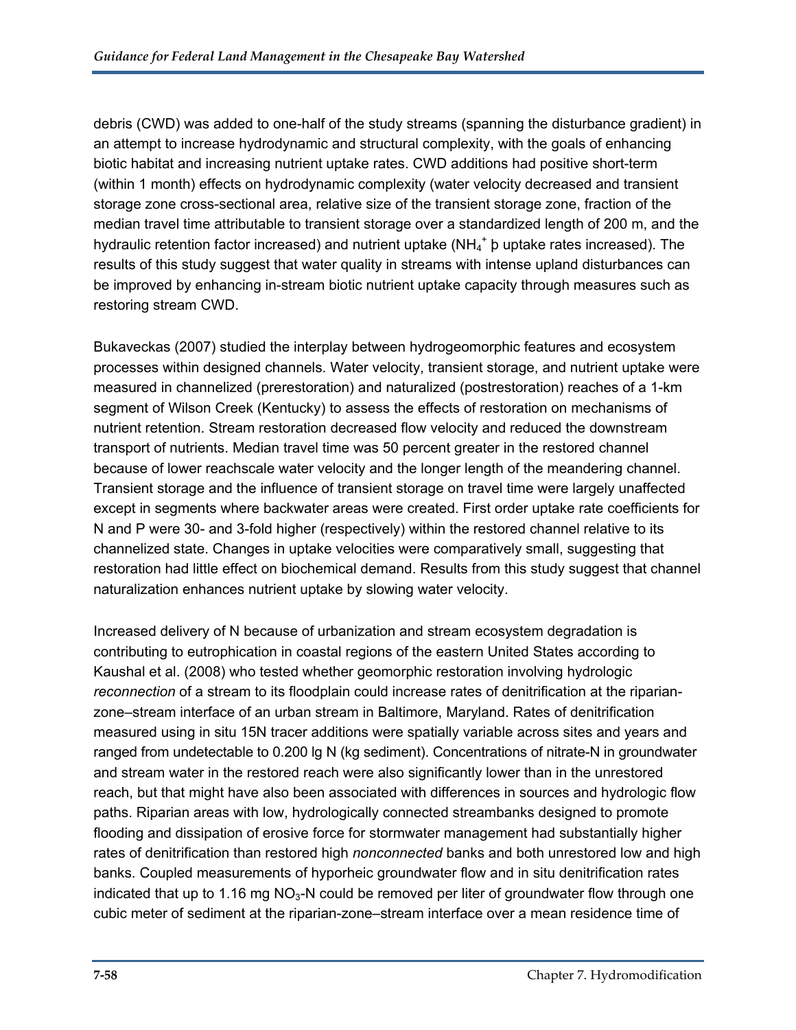debris (CWD) was added to one-half of the study streams (spanning the disturbance gradient) in an attempt to increase hydrodynamic and structural complexity, with the goals of enhancing biotic habitat and increasing nutrient uptake rates. CWD additions had positive short-term (within 1 month) effects on hydrodynamic complexity (water velocity decreased and transient storage zone cross-sectional area, relative size of the transient storage zone, fraction of the median travel time attributable to transient storage over a standardized length of 200 m, and the hydraulic retention factor increased) and nutrient uptake ($NH_4^+$ þ uptake rates increased). The results of this study suggest that water quality in streams with intense upland disturbances can be improved by enhancing in-stream biotic nutrient uptake capacity through measures such as restoring stream CWD.

Bukaveckas (2007) studied the interplay between hydrogeomorphic features and ecosystem processes within designed channels. Water velocity, transient storage, and nutrient uptake were measured in channelized (prerestoration) and naturalized (postrestoration) reaches of a 1-km segment of Wilson Creek (Kentucky) to assess the effects of restoration on mechanisms of nutrient retention. Stream restoration decreased flow velocity and reduced the downstream transport of nutrients. Median travel time was 50 percent greater in the restored channel because of lower reachscale water velocity and the longer length of the meandering channel. Transient storage and the influence of transient storage on travel time were largely unaffected except in segments where backwater areas were created. First order uptake rate coefficients for N and P were 30- and 3-fold higher (respectively) within the restored channel relative to its channelized state. Changes in uptake velocities were comparatively small, suggesting that restoration had little effect on biochemical demand. Results from this study suggest that channel naturalization enhances nutrient uptake by slowing water velocity.

Increased delivery of N because of urbanization and stream ecosystem degradation is contributing to eutrophication in coastal regions of the eastern United States according to Kaushal et al. (2008) who tested whether geomorphic restoration involving hydrologic *reconnection* of a stream to its floodplain could increase rates of denitrification at the riparian-zone–stream interface of an urban stream in Baltimore, Maryland. Rates of denitrification measured using in situ 15N tracer additions were spatially variable across sites and years and ranged from undetectable to 0.200 lg N (kg sediment). Concentrations of nitrate-N in groundwater and stream water in the restored reach were also significantly lower than in the unrestored reach, but that might have also been associated with differences in sources and hydrologic flow paths. Riparian areas with low, hydrologically connected streambanks designed to promote flooding and dissipation of erosive force for stormwater management had substantially higher rates of denitrification than restored high *nonconnected* banks and both unrestored low and high banks. Coupled measurements of hyporheic groundwater flow and in situ denitrification rates indicated that up to 1.16 mg $NO_3$-N could be removed per liter of groundwater flow through one cubic meter of sediment at the riparian-zone–stream interface over a mean residence time of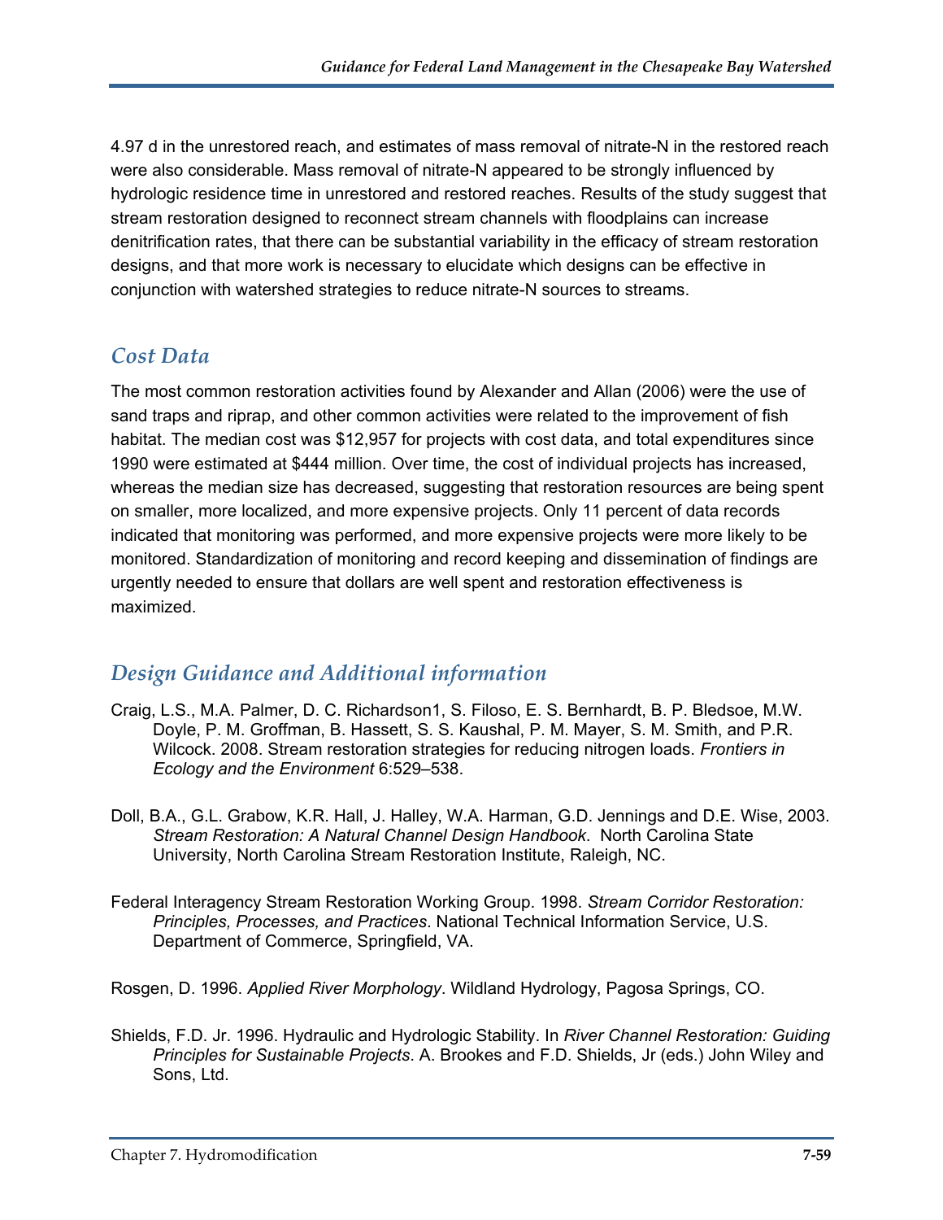4.97 d in the unrestored reach, and estimates of mass removal of nitrate-N in the restored reach were also considerable. Mass removal of nitrate-N appeared to be strongly influenced by hydrologic residence time in unrestored and restored reaches. Results of the study suggest that stream restoration designed to reconnect stream channels with floodplains can increase denitrification rates, that there can be substantial variability in the efficacy of stream restoration designs, and that more work is necessary to elucidate which designs can be effective in conjunction with watershed strategies to reduce nitrate-N sources to streams.

## Cost Data

The most common restoration activities found by Alexander and Allan (2006) were the use of sand traps and riprap, and other common activities were related to the improvement of fish habitat. The median cost was $12,957 for projects with cost data, and total expenditures since 1990 were estimated at $444 million. Over time, the cost of individual projects has increased, whereas the median size has decreased, suggesting that restoration resources are being spent on smaller, more localized, and more expensive projects. Only 11 percent of data records indicated that monitoring was performed, and more expensive projects were more likely to be monitored. Standardization of monitoring and record keeping and dissemination of findings are urgently needed to ensure that dollars are well spent and restoration effectiveness is maximized.

## Design Guidance and Additional information

Craig, L.S., M.A. Palmer, D. C. Richardson1, S. Filoso, E. S. Bernhardt, B. P. Bledsoe, M.W. Doyle, P. M. Groffman, B. Hassett, S. S. Kaushal, P. M. Mayer, S. M. Smith, and P.R. Wilcock. 2008. Stream restoration strategies for reducing nitrogen loads. *Frontiers in Ecology and the Environment* 6:529–538.

Doll, B.A., G.L. Grabow, K.R. Hall, J. Halley, W.A. Harman, G.D. Jennings and D.E. Wise, 2003. *Stream Restoration: A Natural Channel Design Handbook*. North Carolina State University, North Carolina Stream Restoration Institute, Raleigh, NC.

Federal Interagency Stream Restoration Working Group. 1998. *Stream Corridor Restoration: Principles, Processes, and Practices*. National Technical Information Service, U.S. Department of Commerce, Springfield, VA.

Rosgen, D. 1996. *Applied River Morphology*. Wildland Hydrology, Pagosa Springs, CO.

Shields, F.D. Jr. 1996. Hydraulic and Hydrologic Stability. In *River Channel Restoration: Guiding Principles for Sustainable Projects*. A. Brookes and F.D. Shields, Jr (eds.) John Wiley and Sons, Ltd.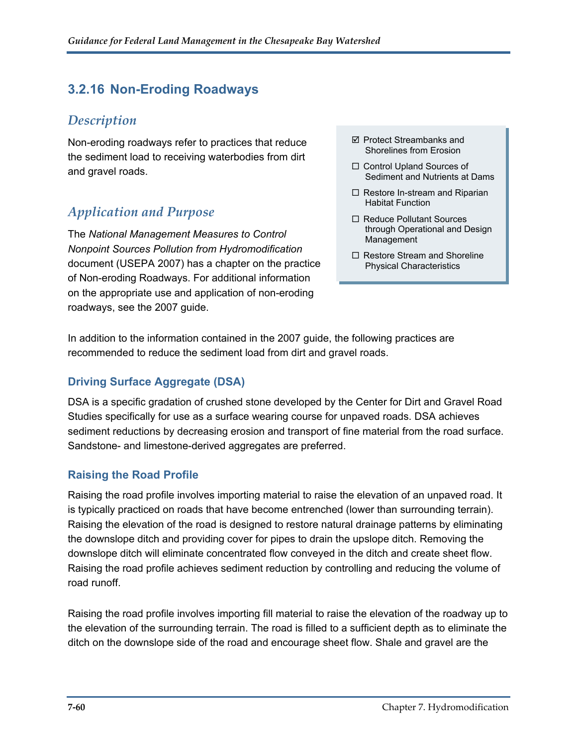## 3.2.16 Non-Eroding Roadways

### *Description*

Non-eroding roadways refer to practices that reduce the sediment load to receiving waterbodies from dirt and gravel roads.

- ☑ Protect Streambanks and Shorelines from Erosion
- ☐ Control Upland Sources of Sediment and Nutrients at Dams
- ☐ Restore In-stream and Riparian Habitat Function
- ☐ Reduce Pollutant Sources through Operational and Design Management
- ☐ Restore Stream and Shoreline Physical Characteristics

### *Application and Purpose*

The *National Management Measures to Control Nonpoint Sources Pollution from Hydromodification* document (USEPA 2007) has a chapter on the practice of Non-eroding Roadways. For additional information on the appropriate use and application of non-eroding roadways, see the 2007 guide.

In addition to the information contained in the 2007 guide, the following practices are recommended to reduce the sediment load from dirt and gravel roads.

#### Driving Surface Aggregate (DSA)

DSA is a specific gradation of crushed stone developed by the Center for Dirt and Gravel Road Studies specifically for use as a surface wearing course for unpaved roads. DSA achieves sediment reductions by decreasing erosion and transport of fine material from the road surface. Sandstone- and limestone-derived aggregates are preferred.

#### Raising the Road Profile

Raising the road profile involves importing material to raise the elevation of an unpaved road. It is typically practiced on roads that have become entrenched (lower than surrounding terrain). Raising the elevation of the road is designed to restore natural drainage patterns by eliminating the downslope ditch and providing cover for pipes to drain the upslope ditch. Removing the downslope ditch will eliminate concentrated flow conveyed in the ditch and create sheet flow. Raising the road profile achieves sediment reduction by controlling and reducing the volume of road runoff.

Raising the road profile involves importing fill material to raise the elevation of the roadway up to the elevation of the surrounding terrain. The road is filled to a sufficient depth as to eliminate the ditch on the downslope side of the road and encourage sheet flow. Shale and gravel are the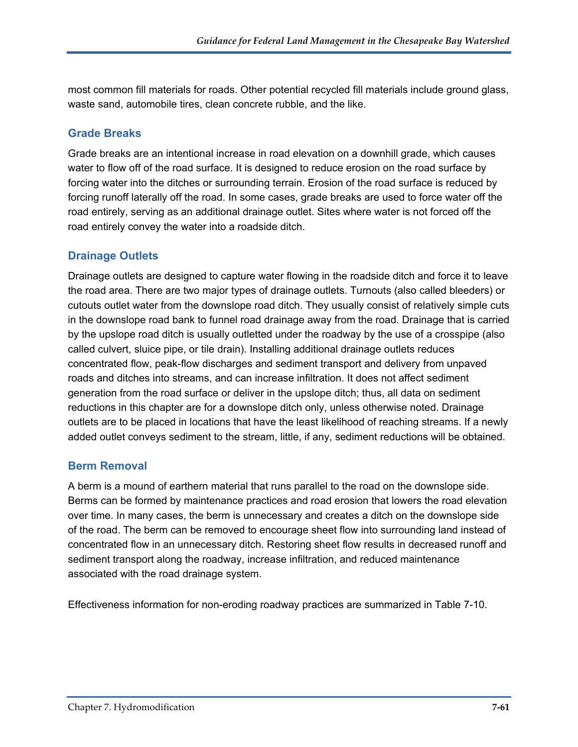most common fill materials for roads. Other potential recycled fill materials include ground glass, waste sand, automobile tires, clean concrete rubble, and the like.

### Grade Breaks

Grade breaks are an intentional increase in road elevation on a downhill grade, which causes water to flow off of the road surface. It is designed to reduce erosion on the road surface by forcing water into the ditches or surrounding terrain. Erosion of the road surface is reduced by forcing runoff laterally off the road. In some cases, grade breaks are used to force water off the road entirely, serving as an additional drainage outlet. Sites where water is not forced off the road entirely convey the water into a roadside ditch.

### Drainage Outlets

Drainage outlets are designed to capture water flowing in the roadside ditch and force it to leave the road area. There are two major types of drainage outlets. Turnouts (also called bleeders) or cutouts outlet water from the downslope road ditch. They usually consist of relatively simple cuts in the downslope road bank to funnel road drainage away from the road. Drainage that is carried by the upslope road ditch is usually outletted under the roadway by the use of a crosspipe (also called culvert, sluice pipe, or tile drain). Installing additional drainage outlets reduces concentrated flow, peak-flow discharges and sediment transport and delivery from unpaved roads and ditches into streams, and can increase infiltration. It does not affect sediment generation from the road surface or deliver in the upslope ditch; thus, all data on sediment reductions in this chapter are for a downslope ditch only, unless otherwise noted. Drainage outlets are to be placed in locations that have the least likelihood of reaching streams. If a newly added outlet conveys sediment to the stream, little, if any, sediment reductions will be obtained.

### Berm Removal

A berm is a mound of earthern material that runs parallel to the road on the downslope side. Berms can be formed by maintenance practices and road erosion that lowers the road elevation over time. In many cases, the berm is unnecessary and creates a ditch on the downslope side of the road. The berm can be removed to encourage sheet flow into surrounding land instead of concentrated flow in an unnecessary ditch. Restoring sheet flow results in decreased runoff and sediment transport along the roadway, increase infiltration, and reduced maintenance associated with the road drainage system.

Effectiveness information for non-eroding roadway practices are summarized in Table 7-10.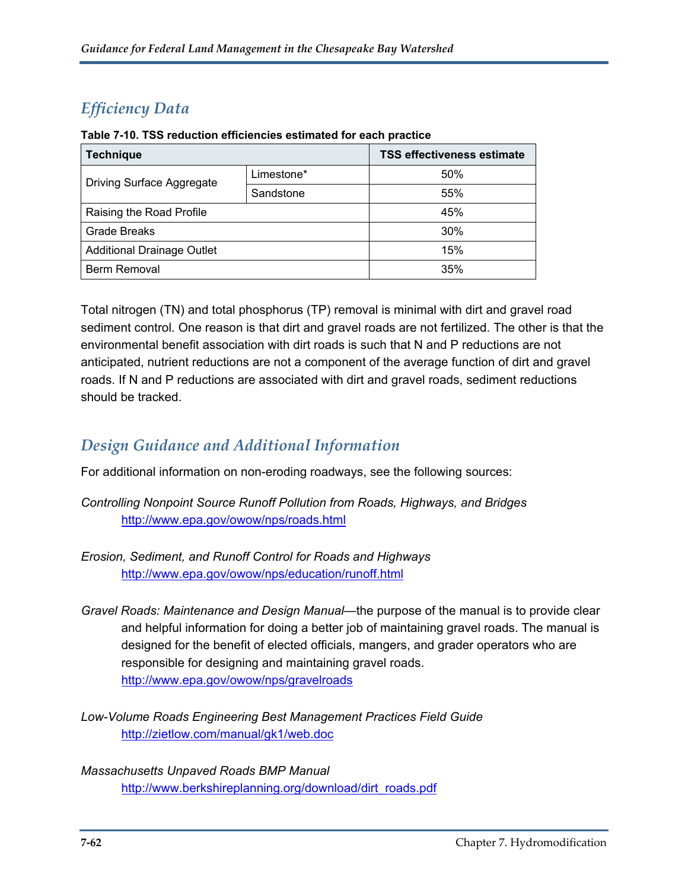## Efficiency Data

**Table 7-10. TSS reduction efficiencies estimated for each practice**

| Technique | | TSS effectiveness estimate |
|---|---|---|
| Driving Surface Aggregate | Limestone* | 50% |
| | Sandstone | 55% |
| Raising the Road Profile | | 45% |
| Grade Breaks | | 30% |
| Additional Drainage Outlet | | 15% |
| Berm Removal | | 35% |

Total nitrogen (TN) and total phosphorus (TP) removal is minimal with dirt and gravel road sediment control. One reason is that dirt and gravel roads are not fertilized. The other is that the environmental benefit association with dirt roads is such that N and P reductions are not anticipated, nutrient reductions are not a component of the average function of dirt and gravel roads. If N and P reductions are associated with dirt and gravel roads, sediment reductions should be tracked.

## Design Guidance and Additional Information

For additional information on non-eroding roadways, see the following sources:

*Controlling Nonpoint Source Runoff Pollution from Roads, Highways, and Bridges*
http://www.epa.gov/owow/nps/roads.html

*Erosion, Sediment, and Runoff Control for Roads and Highways*
http://www.epa.gov/owow/nps/education/runoff.html

*Gravel Roads: Maintenance and Design Manual*—the purpose of the manual is to provide clear and helpful information for doing a better job of maintaining gravel roads. The manual is designed for the benefit of elected officials, mangers, and grader operators who are responsible for designing and maintaining gravel roads.
http://www.epa.gov/owow/nps/gravelroads

*Low-Volume Roads Engineering Best Management Practices Field Guide*
http://zietlow.com/manual/gk1/web.doc

*Massachusetts Unpaved Roads BMP Manual*
http://www.berkshireplanning.org/download/dirt_roads.pdf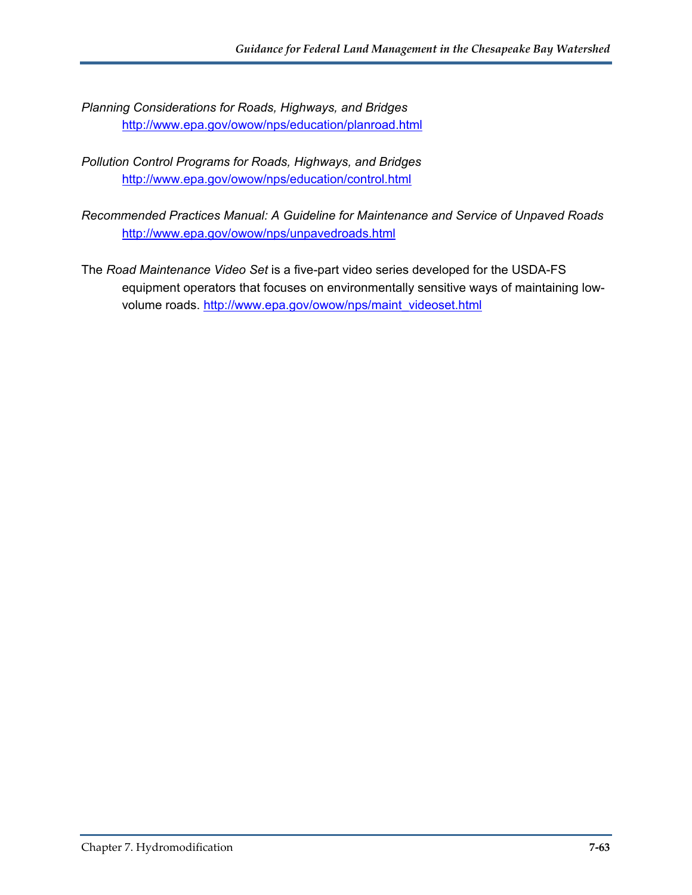*Planning Considerations for Roads, Highways, and Bridges*
http://www.epa.gov/owow/nps/education/planroad.html

*Pollution Control Programs for Roads, Highways, and Bridges*
http://www.epa.gov/owow/nps/education/control.html

*Recommended Practices Manual: A Guideline for Maintenance and Service of Unpaved Roads*
http://www.epa.gov/owow/nps/unpavedroads.html

The *Road Maintenance Video Set* is a five-part video series developed for the USDA-FS equipment operators that focuses on environmentally sensitive ways of maintaining low-volume roads. http://www.epa.gov/owow/nps/maint_videoset.html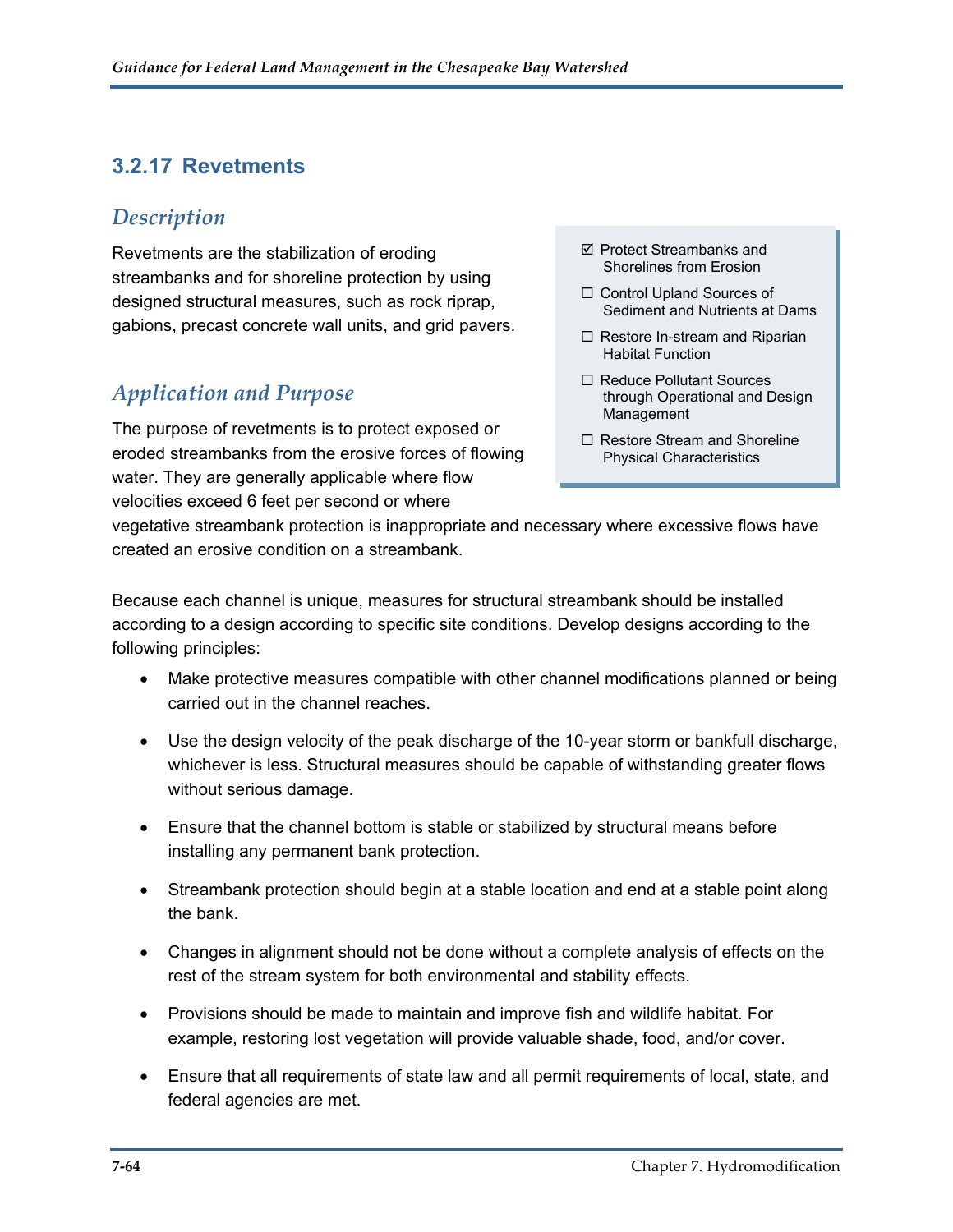### 3.2.17 Revetments

#### *Description*

Revetments are the stabilization of eroding streambanks and for shoreline protection by using designed structural measures, such as rock riprap, gabions, precast concrete wall units, and grid pavers.

- ☑ Protect Streambanks and Shorelines from Erosion
- ☐ Control Upland Sources of Sediment and Nutrients at Dams
- ☐ Restore In-stream and Riparian Habitat Function
- ☐ Reduce Pollutant Sources through Operational and Design Management
- ☐ Restore Stream and Shoreline Physical Characteristics

#### *Application and Purpose*

The purpose of revetments is to protect exposed or eroded streambanks from the erosive forces of flowing water. They are generally applicable where flow velocities exceed 6 feet per second or where vegetative streambank protection is inappropriate and necessary where excessive flows have created an erosive condition on a streambank.

Because each channel is unique, measures for structural streambank should be installed according to a design according to specific site conditions. Develop designs according to the following principles:

- Make protective measures compatible with other channel modifications planned or being carried out in the channel reaches.
- Use the design velocity of the peak discharge of the 10-year storm or bankfull discharge, whichever is less. Structural measures should be capable of withstanding greater flows without serious damage.
- Ensure that the channel bottom is stable or stabilized by structural means before installing any permanent bank protection.
- Streambank protection should begin at a stable location and end at a stable point along the bank.
- Changes in alignment should not be done without a complete analysis of effects on the rest of the stream system for both environmental and stability effects.
- Provisions should be made to maintain and improve fish and wildlife habitat. For example, restoring lost vegetation will provide valuable shade, food, and/or cover.
- Ensure that all requirements of state law and all permit requirements of local, state, and federal agencies are met.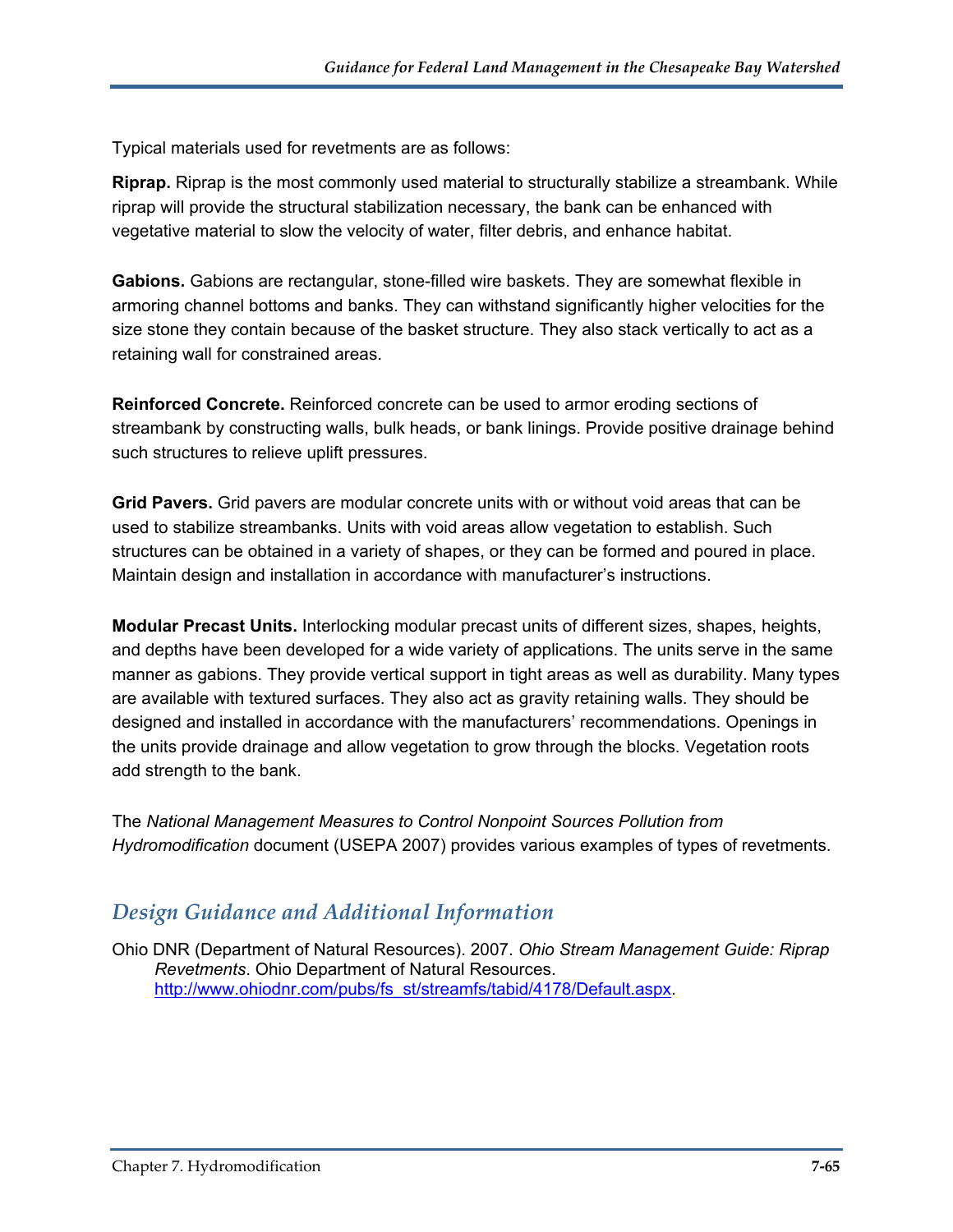Typical materials used for revetments are as follows:

**Riprap.** Riprap is the most commonly used material to structurally stabilize a streambank. While riprap will provide the structural stabilization necessary, the bank can be enhanced with vegetative material to slow the velocity of water, filter debris, and enhance habitat.

**Gabions.** Gabions are rectangular, stone-filled wire baskets. They are somewhat flexible in armoring channel bottoms and banks. They can withstand significantly higher velocities for the size stone they contain because of the basket structure. They also stack vertically to act as a retaining wall for constrained areas.

**Reinforced Concrete.** Reinforced concrete can be used to armor eroding sections of streambank by constructing walls, bulk heads, or bank linings. Provide positive drainage behind such structures to relieve uplift pressures.

**Grid Pavers.** Grid pavers are modular concrete units with or without void areas that can be used to stabilize streambanks. Units with void areas allow vegetation to establish. Such structures can be obtained in a variety of shapes, or they can be formed and poured in place. Maintain design and installation in accordance with manufacturer's instructions.

**Modular Precast Units.** Interlocking modular precast units of different sizes, shapes, heights, and depths have been developed for a wide variety of applications. The units serve in the same manner as gabions. They provide vertical support in tight areas as well as durability. Many types are available with textured surfaces. They also act as gravity retaining walls. They should be designed and installed in accordance with the manufacturers' recommendations. Openings in the units provide drainage and allow vegetation to grow through the blocks. Vegetation roots add strength to the bank.

The *National Management Measures to Control Nonpoint Sources Pollution from Hydromodification* document (USEPA 2007) provides various examples of types of revetments.

## Design Guidance and Additional Information

Ohio DNR (Department of Natural Resources). 2007. *Ohio Stream Management Guide: Riprap Revetments*. Ohio Department of Natural Resources. http://www.ohiodnr.com/pubs/fs_st/streamfs/tabid/4178/Default.aspx.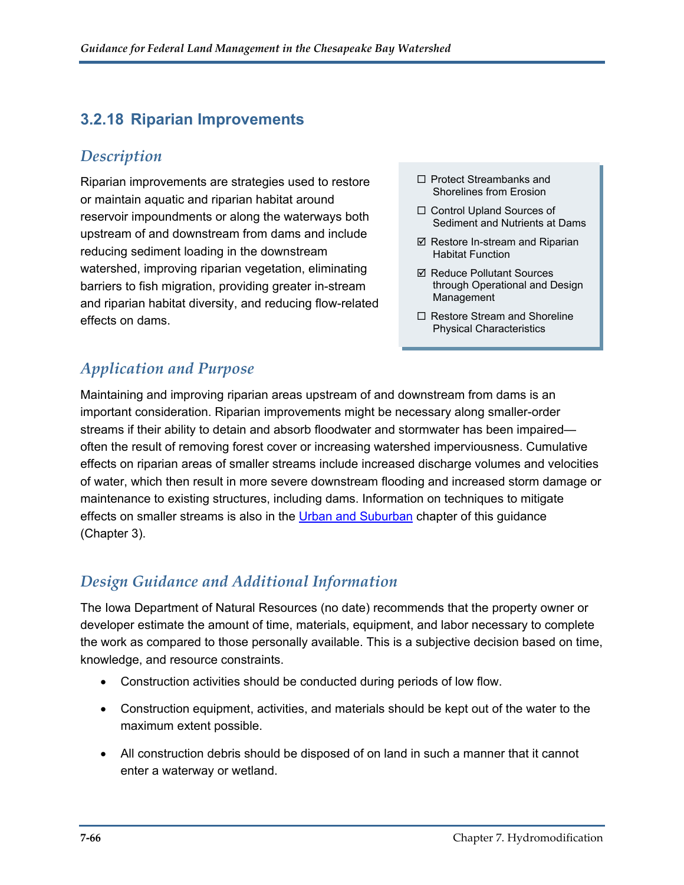## 3.2.18 Riparian Improvements

### *Description*

Riparian improvements are strategies used to restore or maintain aquatic and riparian habitat around reservoir impoundments or along the waterways both upstream of and downstream from dams and include reducing sediment loading in the downstream watershed, improving riparian vegetation, eliminating barriers to fish migration, providing greater in-stream and riparian habitat diversity, and reducing flow-related effects on dams.

- ☐ Protect Streambanks and Shorelines from Erosion
- ☐ Control Upland Sources of Sediment and Nutrients at Dams
- ☑ Restore In-stream and Riparian Habitat Function
- ☑ Reduce Pollutant Sources through Operational and Design Management
- ☐ Restore Stream and Shoreline Physical Characteristics

### *Application and Purpose*

Maintaining and improving riparian areas upstream of and downstream from dams is an important consideration. Riparian improvements might be necessary along smaller-order streams if their ability to detain and absorb floodwater and stormwater has been impaired—often the result of removing forest cover or increasing watershed imperviousness. Cumulative effects on riparian areas of smaller streams include increased discharge volumes and velocities of water, which then result in more severe downstream flooding and increased storm damage or maintenance to existing structures, including dams. Information on techniques to mitigate effects on smaller streams is also in the Urban and Suburban chapter of this guidance (Chapter 3).

### *Design Guidance and Additional Information*

The Iowa Department of Natural Resources (no date) recommends that the property owner or developer estimate the amount of time, materials, equipment, and labor necessary to complete the work as compared to those personally available. This is a subjective decision based on time, knowledge, and resource constraints.

- Construction activities should be conducted during periods of low flow.
- Construction equipment, activities, and materials should be kept out of the water to the maximum extent possible.
- All construction debris should be disposed of on land in such a manner that it cannot enter a waterway or wetland.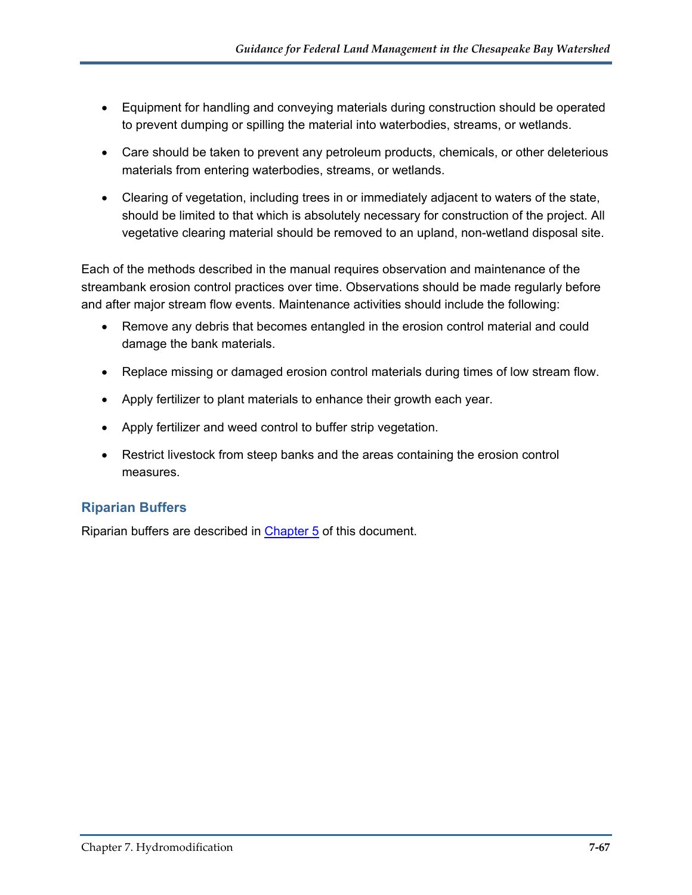- Equipment for handling and conveying materials during construction should be operated to prevent dumping or spilling the material into waterbodies, streams, or wetlands.
- Care should be taken to prevent any petroleum products, chemicals, or other deleterious materials from entering waterbodies, streams, or wetlands.
- Clearing of vegetation, including trees in or immediately adjacent to waters of the state, should be limited to that which is absolutely necessary for construction of the project. All vegetative clearing material should be removed to an upland, non-wetland disposal site.

Each of the methods described in the manual requires observation and maintenance of the streambank erosion control practices over time. Observations should be made regularly before and after major stream flow events. Maintenance activities should include the following:

- Remove any debris that becomes entangled in the erosion control material and could damage the bank materials.
- Replace missing or damaged erosion control materials during times of low stream flow.
- Apply fertilizer to plant materials to enhance their growth each year.
- Apply fertilizer and weed control to buffer strip vegetation.
- Restrict livestock from steep banks and the areas containing the erosion control measures.

### Riparian Buffers

Riparian buffers are described in Chapter 5 of this document.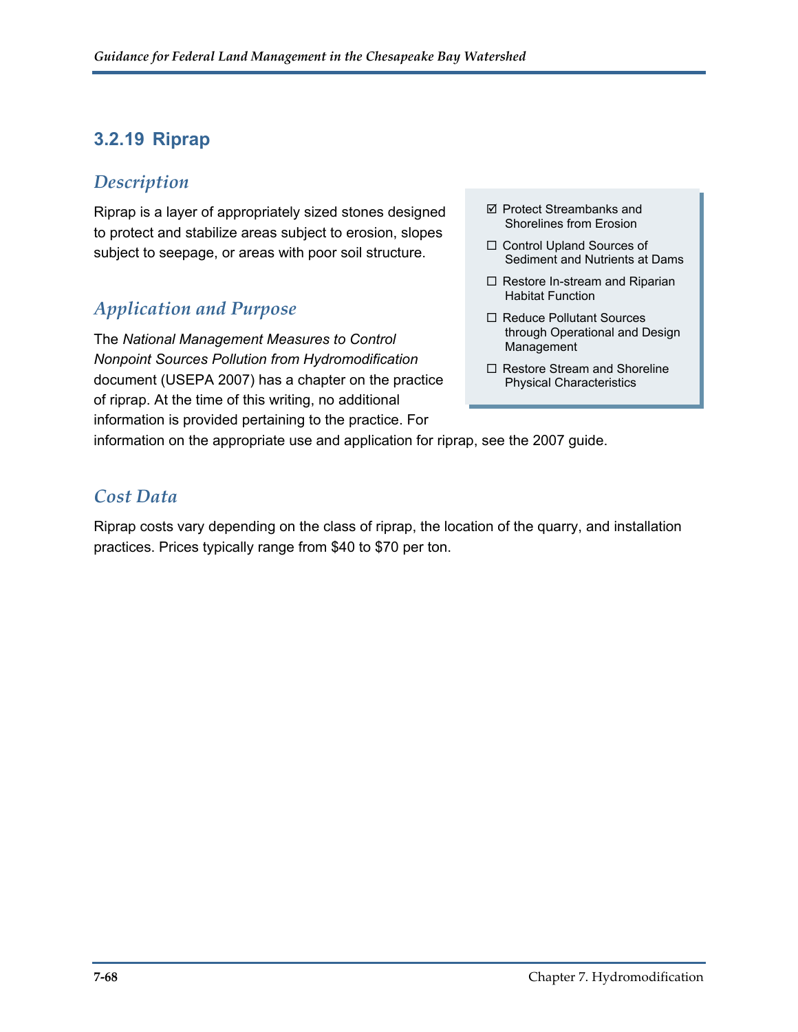### 3.2.19 Riprap

#### *Description*

Riprap is a layer of appropriately sized stones designed to protect and stabilize areas subject to erosion, slopes subject to seepage, or areas with poor soil structure.

- ☑ Protect Streambanks and Shorelines from Erosion
- ☐ Control Upland Sources of Sediment and Nutrients at Dams
- ☐ Restore In-stream and Riparian Habitat Function
- ☐ Reduce Pollutant Sources through Operational and Design Management
- ☐ Restore Stream and Shoreline Physical Characteristics

#### *Application and Purpose*

The *National Management Measures to Control Nonpoint Sources Pollution from Hydromodification* document (USEPA 2007) has a chapter on the practice of riprap. At the time of this writing, no additional information is provided pertaining to the practice. For information on the appropriate use and application for riprap, see the 2007 guide.

#### *Cost Data*

Riprap costs vary depending on the class of riprap, the location of the quarry, and installation practices. Prices typically range from $40 to $70 per ton.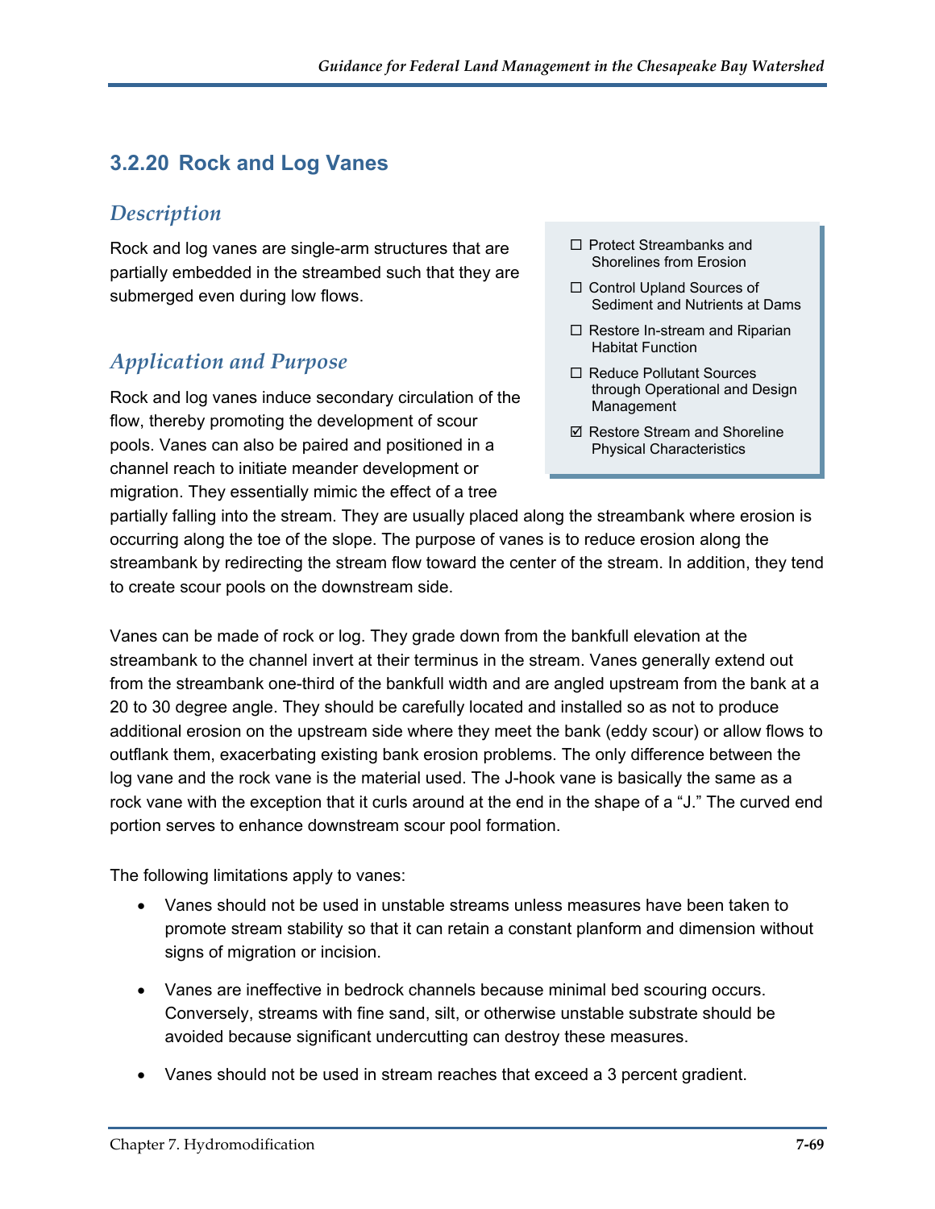### 3.2.20 Rock and Log Vanes

#### *Description*

Rock and log vanes are single-arm structures that are partially embedded in the streambed such that they are submerged even during low flows.

- ☐ Protect Streambanks and Shorelines from Erosion
- ☐ Control Upland Sources of Sediment and Nutrients at Dams
- ☐ Restore In-stream and Riparian Habitat Function
- ☐ Reduce Pollutant Sources through Operational and Design Management
- ☑ Restore Stream and Shoreline Physical Characteristics

#### *Application and Purpose*

Rock and log vanes induce secondary circulation of the flow, thereby promoting the development of scour pools. Vanes can also be paired and positioned in a channel reach to initiate meander development or migration. They essentially mimic the effect of a tree partially falling into the stream. They are usually placed along the streambank where erosion is occurring along the toe of the slope. The purpose of vanes is to reduce erosion along the streambank by redirecting the stream flow toward the center of the stream. In addition, they tend to create scour pools on the downstream side.

Vanes can be made of rock or log. They grade down from the bankfull elevation at the streambank to the channel invert at their terminus in the stream. Vanes generally extend out from the streambank one-third of the bankfull width and are angled upstream from the bank at a 20 to 30 degree angle. They should be carefully located and installed so as not to produce additional erosion on the upstream side where they meet the bank (eddy scour) or allow flows to outflank them, exacerbating existing bank erosion problems. The only difference between the log vane and the rock vane is the material used. The J-hook vane is basically the same as a rock vane with the exception that it curls around at the end in the shape of a "J." The curved end portion serves to enhance downstream scour pool formation.

The following limitations apply to vanes:

- Vanes should not be used in unstable streams unless measures have been taken to promote stream stability so that it can retain a constant planform and dimension without signs of migration or incision.
- Vanes are ineffective in bedrock channels because minimal bed scouring occurs. Conversely, streams with fine sand, silt, or otherwise unstable substrate should be avoided because significant undercutting can destroy these measures.
- Vanes should not be used in stream reaches that exceed a 3 percent gradient.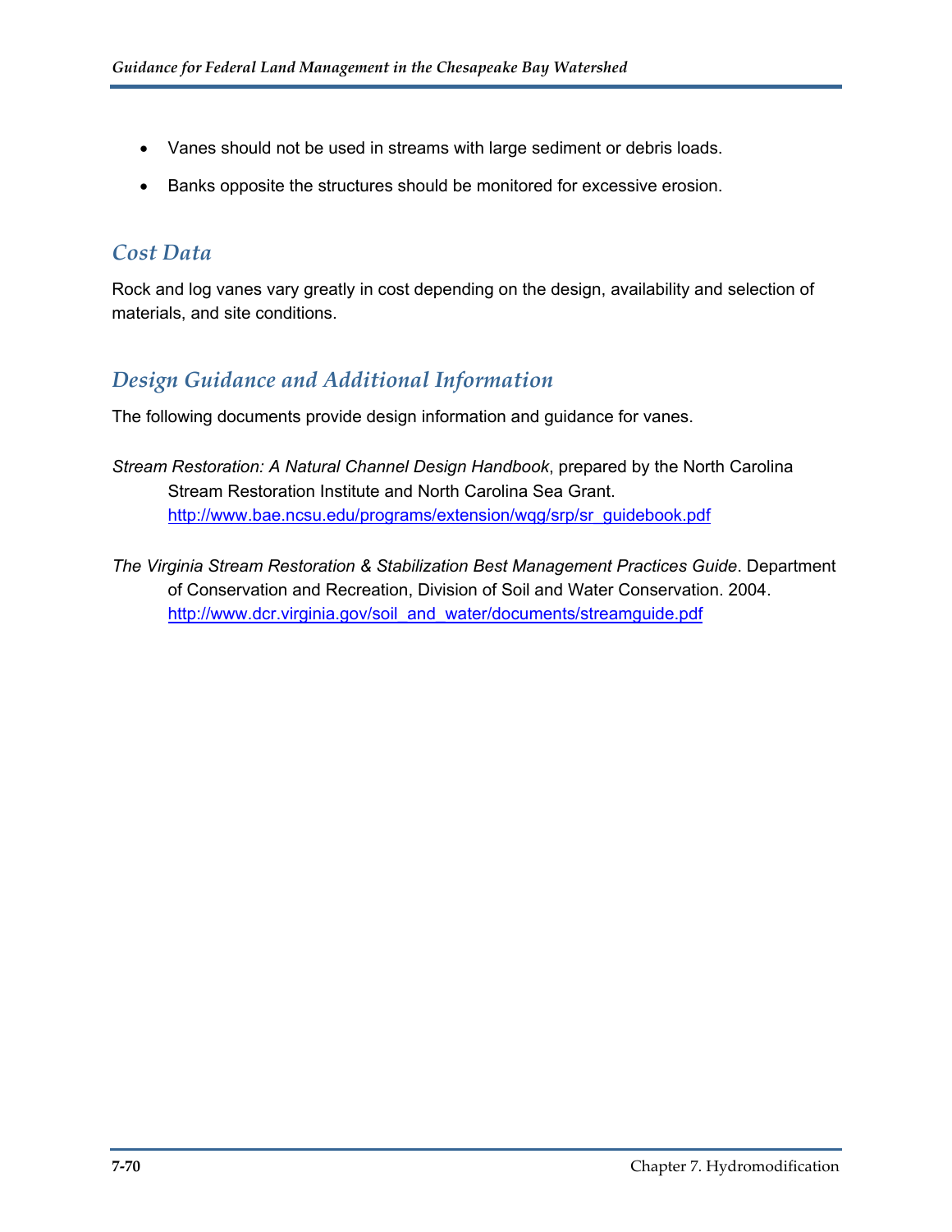- Vanes should not be used in streams with large sediment or debris loads.
- Banks opposite the structures should be monitored for excessive erosion.

## Cost Data

Rock and log vanes vary greatly in cost depending on the design, availability and selection of materials, and site conditions.

## Design Guidance and Additional Information

The following documents provide design information and guidance for vanes.

*Stream Restoration: A Natural Channel Design Handbook*, prepared by the North Carolina Stream Restoration Institute and North Carolina Sea Grant. http://www.bae.ncsu.edu/programs/extension/wqg/srp/sr_guidebook.pdf

*The Virginia Stream Restoration & Stabilization Best Management Practices Guide*. Department of Conservation and Recreation, Division of Soil and Water Conservation. 2004. http://www.dcr.virginia.gov/soil_and_water/documents/streamguide.pdf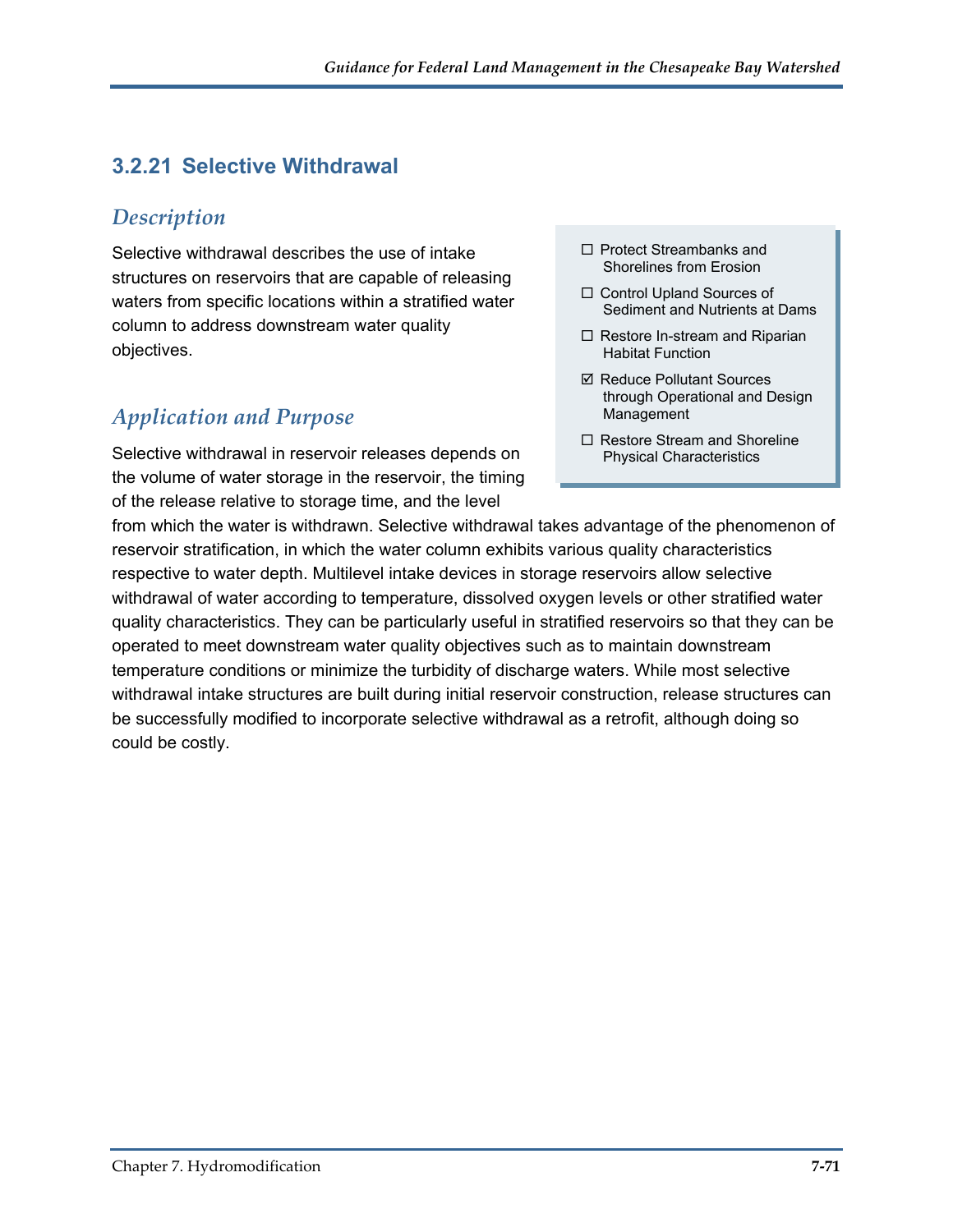## 3.2.21 Selective Withdrawal

### *Description*

Selective withdrawal describes the use of intake structures on reservoirs that are capable of releasing waters from specific locations within a stratified water column to address downstream water quality objectives.

- ☐ Protect Streambanks and Shorelines from Erosion
- ☐ Control Upland Sources of Sediment and Nutrients at Dams
- ☐ Restore In-stream and Riparian Habitat Function
- ☑ Reduce Pollutant Sources through Operational and Design Management
- ☐ Restore Stream and Shoreline Physical Characteristics

### *Application and Purpose*

Selective withdrawal in reservoir releases depends on the volume of water storage in the reservoir, the timing of the release relative to storage time, and the level from which the water is withdrawn. Selective withdrawal takes advantage of the phenomenon of reservoir stratification, in which the water column exhibits various quality characteristics respective to water depth. Multilevel intake devices in storage reservoirs allow selective withdrawal of water according to temperature, dissolved oxygen levels or other stratified water quality characteristics. They can be particularly useful in stratified reservoirs so that they can be operated to meet downstream water quality objectives such as to maintain downstream temperature conditions or minimize the turbidity of discharge waters. While most selective withdrawal intake structures are built during initial reservoir construction, release structures can be successfully modified to incorporate selective withdrawal as a retrofit, although doing so could be costly.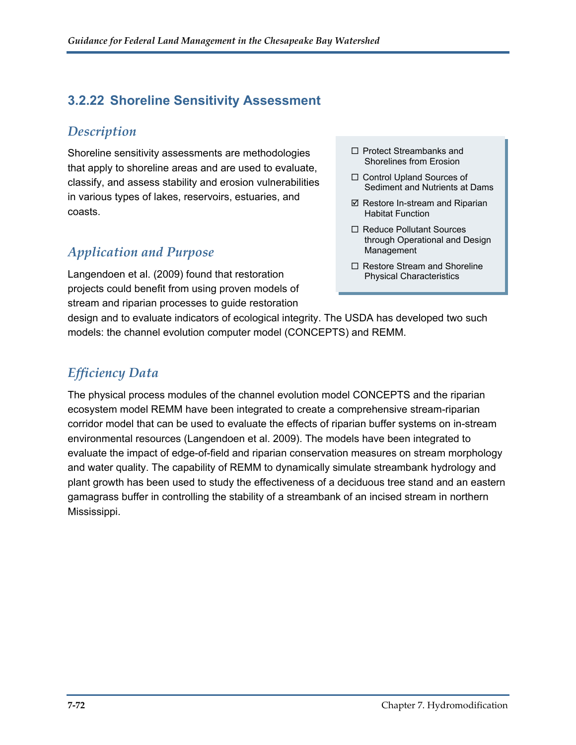### 3.2.22 Shoreline Sensitivity Assessment

*Description*

Shoreline sensitivity assessments are methodologies that apply to shoreline areas and are used to evaluate, classify, and assess stability and erosion vulnerabilities in various types of lakes, reservoirs, estuaries, and coasts.

- ☐ Protect Streambanks and Shorelines from Erosion
- ☐ Control Upland Sources of Sediment and Nutrients at Dams
- ☑ Restore In-stream and Riparian Habitat Function
- ☐ Reduce Pollutant Sources through Operational and Design Management
- ☐ Restore Stream and Shoreline Physical Characteristics

*Application and Purpose*

Langendoen et al. (2009) found that restoration projects could benefit from using proven models of stream and riparian processes to guide restoration design and to evaluate indicators of ecological integrity. The USDA has developed two such models: the channel evolution computer model (CONCEPTS) and REMM.

*Efficiency Data*

The physical process modules of the channel evolution model CONCEPTS and the riparian ecosystem model REMM have been integrated to create a comprehensive stream-riparian corridor model that can be used to evaluate the effects of riparian buffer systems on in-stream environmental resources (Langendoen et al. 2009). The models have been integrated to evaluate the impact of edge-of-field and riparian conservation measures on stream morphology and water quality. The capability of REMM to dynamically simulate streambank hydrology and plant growth has been used to study the effectiveness of a deciduous tree stand and an eastern gamagrass buffer in controlling the stability of a streambank of an incised stream in northern Mississippi.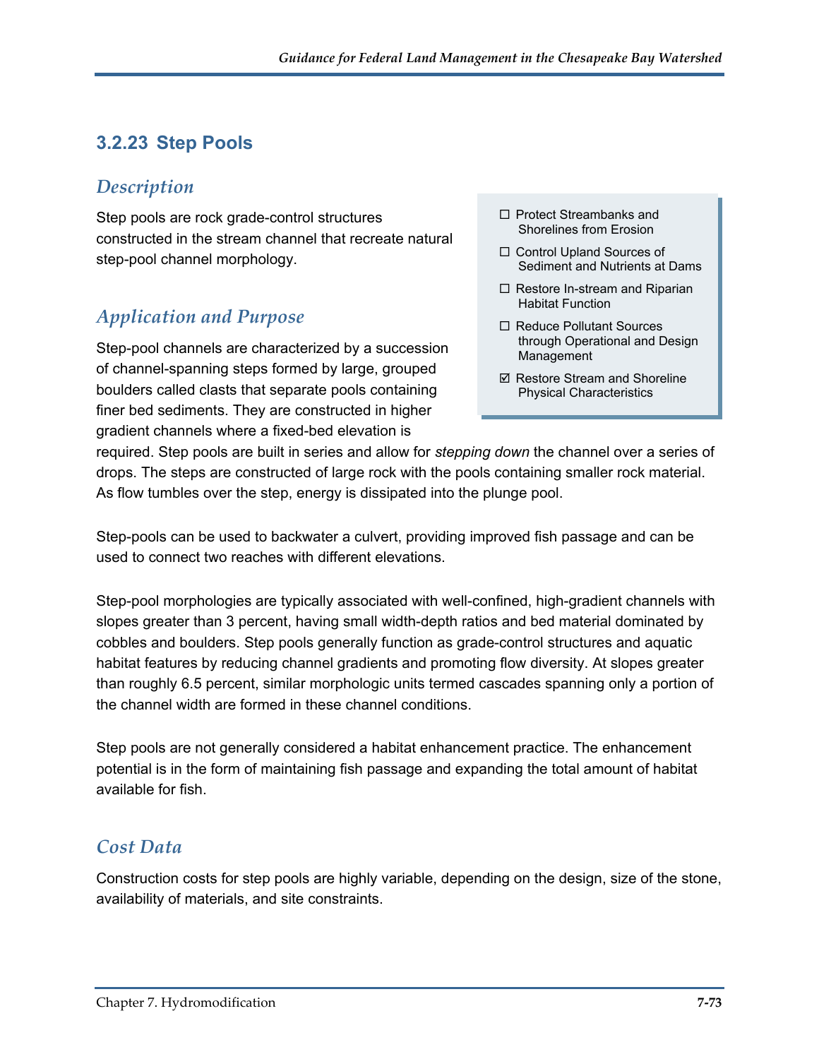### 3.2.23 Step Pools

#### *Description*

Step pools are rock grade-control structures constructed in the stream channel that recreate natural step-pool channel morphology.

- ☐ Protect Streambanks and Shorelines from Erosion
- ☐ Control Upland Sources of Sediment and Nutrients at Dams
- ☐ Restore In-stream and Riparian Habitat Function
- ☐ Reduce Pollutant Sources through Operational and Design Management
- ☑ Restore Stream and Shoreline Physical Characteristics

#### *Application and Purpose*

Step-pool channels are characterized by a succession of channel-spanning steps formed by large, grouped boulders called clasts that separate pools containing finer bed sediments. They are constructed in higher gradient channels where a fixed-bed elevation is required. Step pools are built in series and allow for *stepping down* the channel over a series of drops. The steps are constructed of large rock with the pools containing smaller rock material. As flow tumbles over the step, energy is dissipated into the plunge pool.

Step-pools can be used to backwater a culvert, providing improved fish passage and can be used to connect two reaches with different elevations.

Step-pool morphologies are typically associated with well-confined, high-gradient channels with slopes greater than 3 percent, having small width-depth ratios and bed material dominated by cobbles and boulders. Step pools generally function as grade-control structures and aquatic habitat features by reducing channel gradients and promoting flow diversity. At slopes greater than roughly 6.5 percent, similar morphologic units termed cascades spanning only a portion of the channel width are formed in these channel conditions.

Step pools are not generally considered a habitat enhancement practice. The enhancement potential is in the form of maintaining fish passage and expanding the total amount of habitat available for fish.

#### *Cost Data*

Construction costs for step pools are highly variable, depending on the design, size of the stone, availability of materials, and site constraints.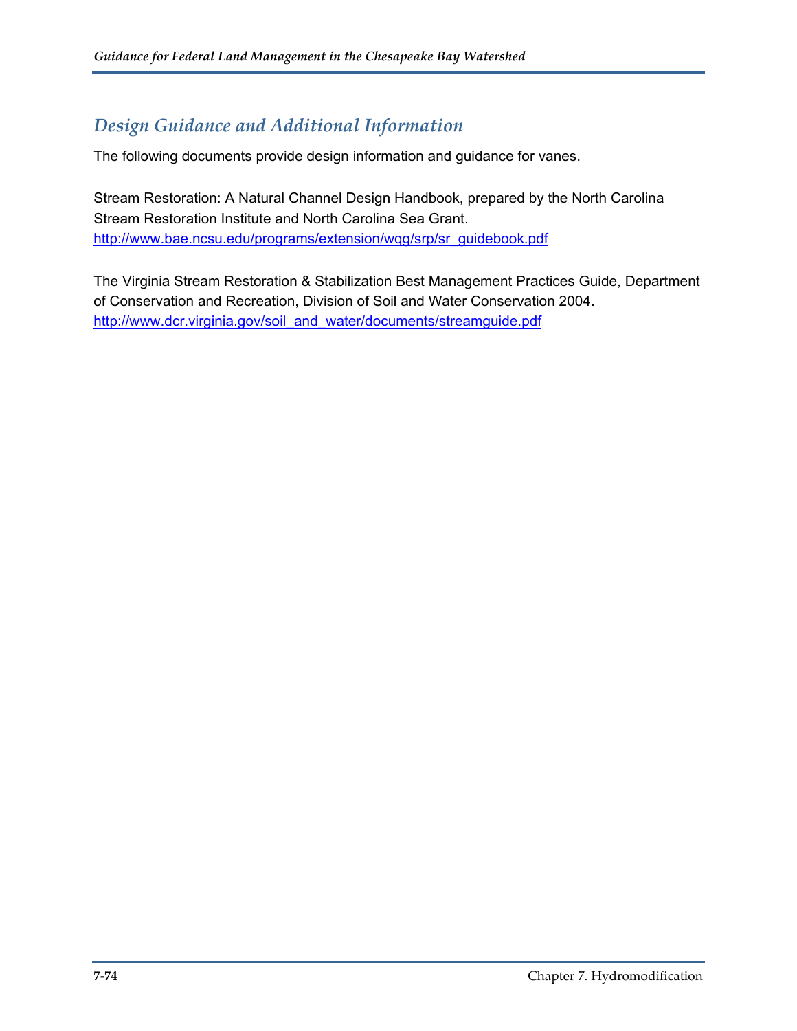## *Design Guidance and Additional Information*

The following documents provide design information and guidance for vanes.

Stream Restoration: A Natural Channel Design Handbook, prepared by the North Carolina Stream Restoration Institute and North Carolina Sea Grant.
http://www.bae.ncsu.edu/programs/extension/wqg/srp/sr_guidebook.pdf

The Virginia Stream Restoration & Stabilization Best Management Practices Guide, Department of Conservation and Recreation, Division of Soil and Water Conservation 2004.
http://www.dcr.virginia.gov/soil_and_water/documents/streamguide.pdf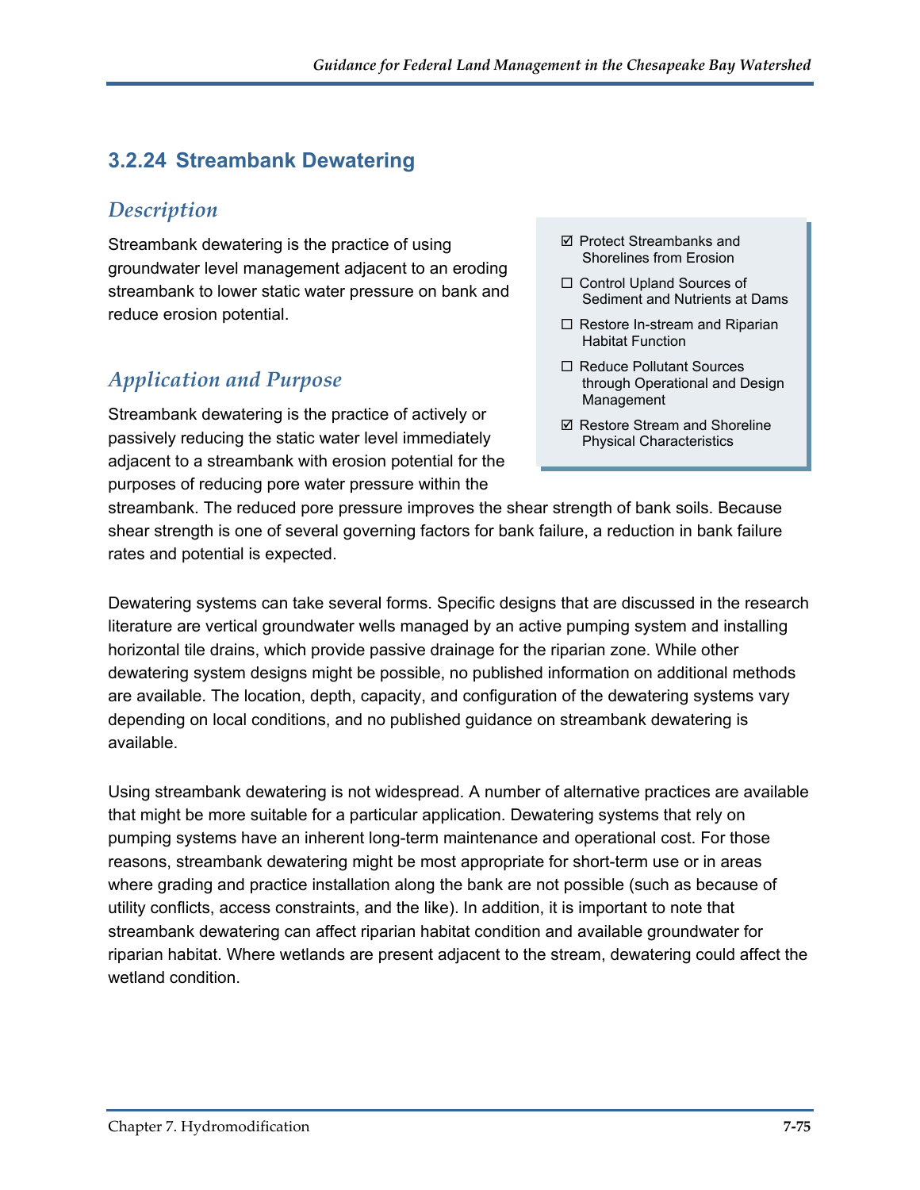## 3.2.24 Streambank Dewatering

### *Description*

Streambank dewatering is the practice of using groundwater level management adjacent to an eroding streambank to lower static water pressure on bank and reduce erosion potential.

- ☑ Protect Streambanks and Shorelines from Erosion
- ☐ Control Upland Sources of Sediment and Nutrients at Dams
- ☐ Restore In-stream and Riparian Habitat Function
- ☐ Reduce Pollutant Sources through Operational and Design Management
- ☑ Restore Stream and Shoreline Physical Characteristics

### *Application and Purpose*

Streambank dewatering is the practice of actively or passively reducing the static water level immediately adjacent to a streambank with erosion potential for the purposes of reducing pore water pressure within the streambank. The reduced pore pressure improves the shear strength of bank soils. Because shear strength is one of several governing factors for bank failure, a reduction in bank failure rates and potential is expected.

Dewatering systems can take several forms. Specific designs that are discussed in the research literature are vertical groundwater wells managed by an active pumping system and installing horizontal tile drains, which provide passive drainage for the riparian zone. While other dewatering system designs might be possible, no published information on additional methods are available. The location, depth, capacity, and configuration of the dewatering systems vary depending on local conditions, and no published guidance on streambank dewatering is available.

Using streambank dewatering is not widespread. A number of alternative practices are available that might be more suitable for a particular application. Dewatering systems that rely on pumping systems have an inherent long-term maintenance and operational cost. For those reasons, streambank dewatering might be most appropriate for short-term use or in areas where grading and practice installation along the bank are not possible (such as because of utility conflicts, access constraints, and the like). In addition, it is important to note that streambank dewatering can affect riparian habitat condition and available groundwater for riparian habitat. Where wetlands are present adjacent to the stream, dewatering could affect the wetland condition.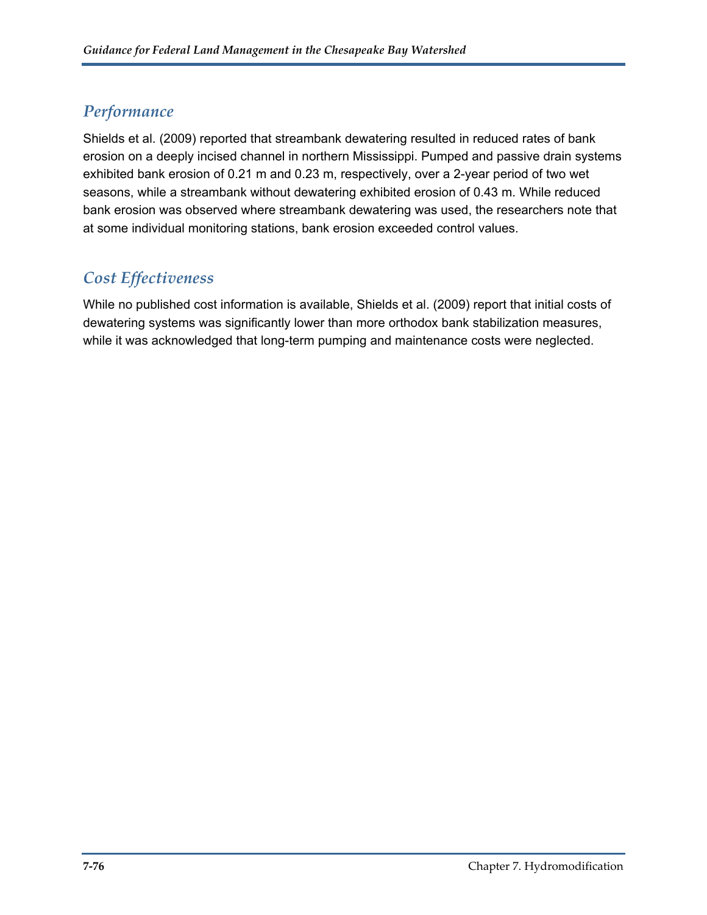## *Performance*

Shields et al. (2009) reported that streambank dewatering resulted in reduced rates of bank erosion on a deeply incised channel in northern Mississippi. Pumped and passive drain systems exhibited bank erosion of 0.21 m and 0.23 m, respectively, over a 2-year period of two wet seasons, while a streambank without dewatering exhibited erosion of 0.43 m. While reduced bank erosion was observed where streambank dewatering was used, the researchers note that at some individual monitoring stations, bank erosion exceeded control values.

## *Cost Effectiveness*

While no published cost information is available, Shields et al. (2009) report that initial costs of dewatering systems was significantly lower than more orthodox bank stabilization measures, while it was acknowledged that long-term pumping and maintenance costs were neglected.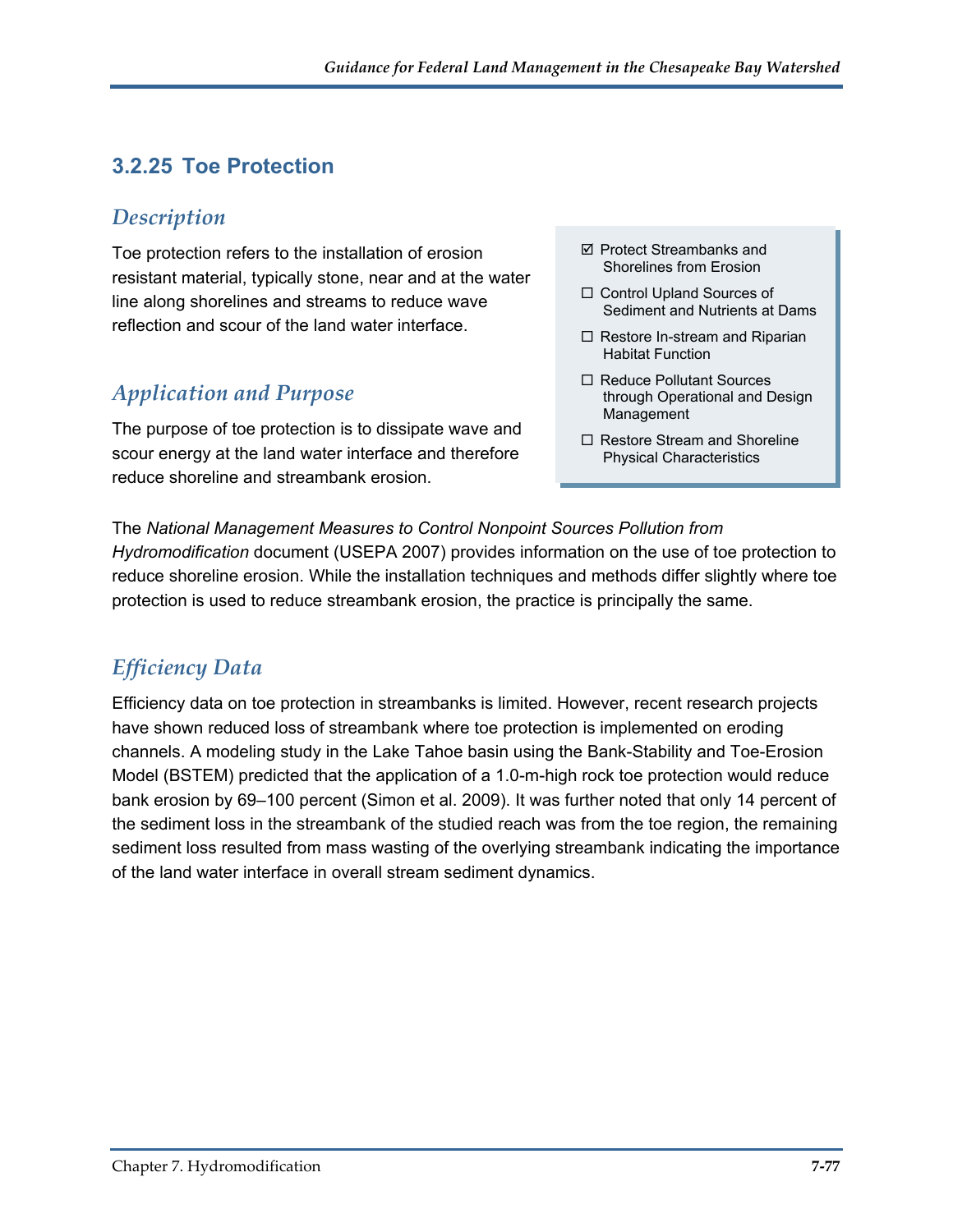## 3.2.25 Toe Protection

### *Description*

Toe protection refers to the installation of erosion resistant material, typically stone, near and at the water line along shorelines and streams to reduce wave reflection and scour of the land water interface.

- ☑ Protect Streambanks and Shorelines from Erosion
- ☐ Control Upland Sources of Sediment and Nutrients at Dams
- ☐ Restore In-stream and Riparian Habitat Function
- ☐ Reduce Pollutant Sources through Operational and Design Management
- ☐ Restore Stream and Shoreline Physical Characteristics

### *Application and Purpose*

The purpose of toe protection is to dissipate wave and scour energy at the land water interface and therefore reduce shoreline and streambank erosion.

The *National Management Measures to Control Nonpoint Sources Pollution from Hydromodification* document (USEPA 2007) provides information on the use of toe protection to reduce shoreline erosion. While the installation techniques and methods differ slightly where toe protection is used to reduce streambank erosion, the practice is principally the same.

### *Efficiency Data*

Efficiency data on toe protection in streambanks is limited. However, recent research projects have shown reduced loss of streambank where toe protection is implemented on eroding channels. A modeling study in the Lake Tahoe basin using the Bank-Stability and Toe-Erosion Model (BSTEM) predicted that the application of a 1.0-m-high rock toe protection would reduce bank erosion by 69–100 percent (Simon et al. 2009). It was further noted that only 14 percent of the sediment loss in the streambank of the studied reach was from the toe region, the remaining sediment loss resulted from mass wasting of the overlying streambank indicating the importance of the land water interface in overall stream sediment dynamics.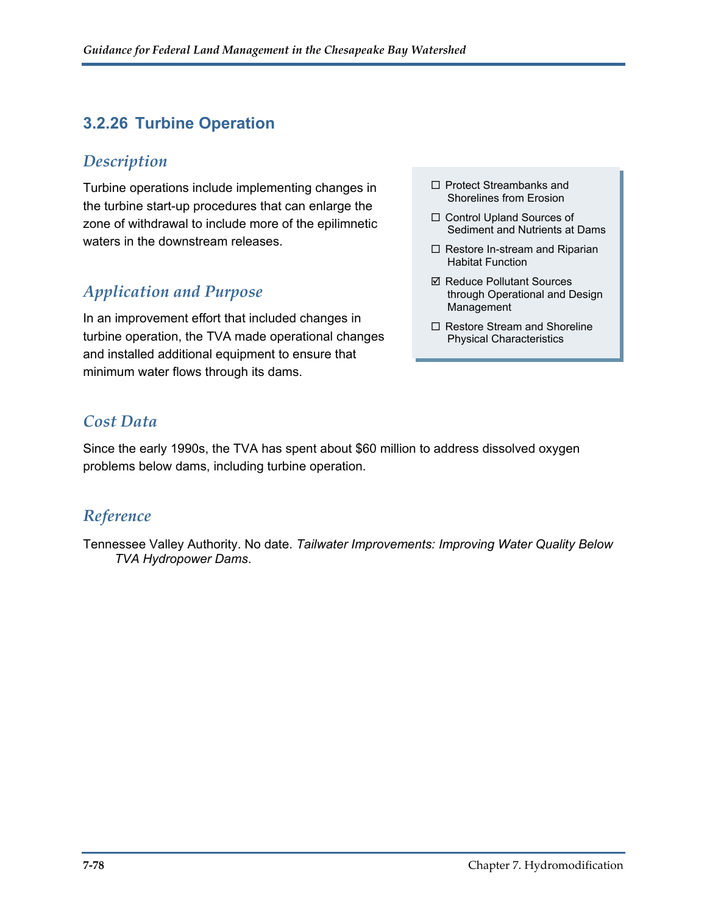### 3.2.26 Turbine Operation

#### *Description*

Turbine operations include implementing changes in the turbine start-up procedures that can enlarge the zone of withdrawal to include more of the epilimnetic waters in the downstream releases.

- ☐ Protect Streambanks and Shorelines from Erosion
- ☐ Control Upland Sources of Sediment and Nutrients at Dams
- ☐ Restore In-stream and Riparian Habitat Function
- ☑ Reduce Pollutant Sources through Operational and Design Management
- ☐ Restore Stream and Shoreline Physical Characteristics

#### *Application and Purpose*

In an improvement effort that included changes in turbine operation, the TVA made operational changes and installed additional equipment to ensure that minimum water flows through its dams.

#### *Cost Data*

Since the early 1990s, the TVA has spent about $60 million to address dissolved oxygen problems below dams, including turbine operation.

#### *Reference*

Tennessee Valley Authority. No date. *Tailwater Improvements: Improving Water Quality Below TVA Hydropower Dams*.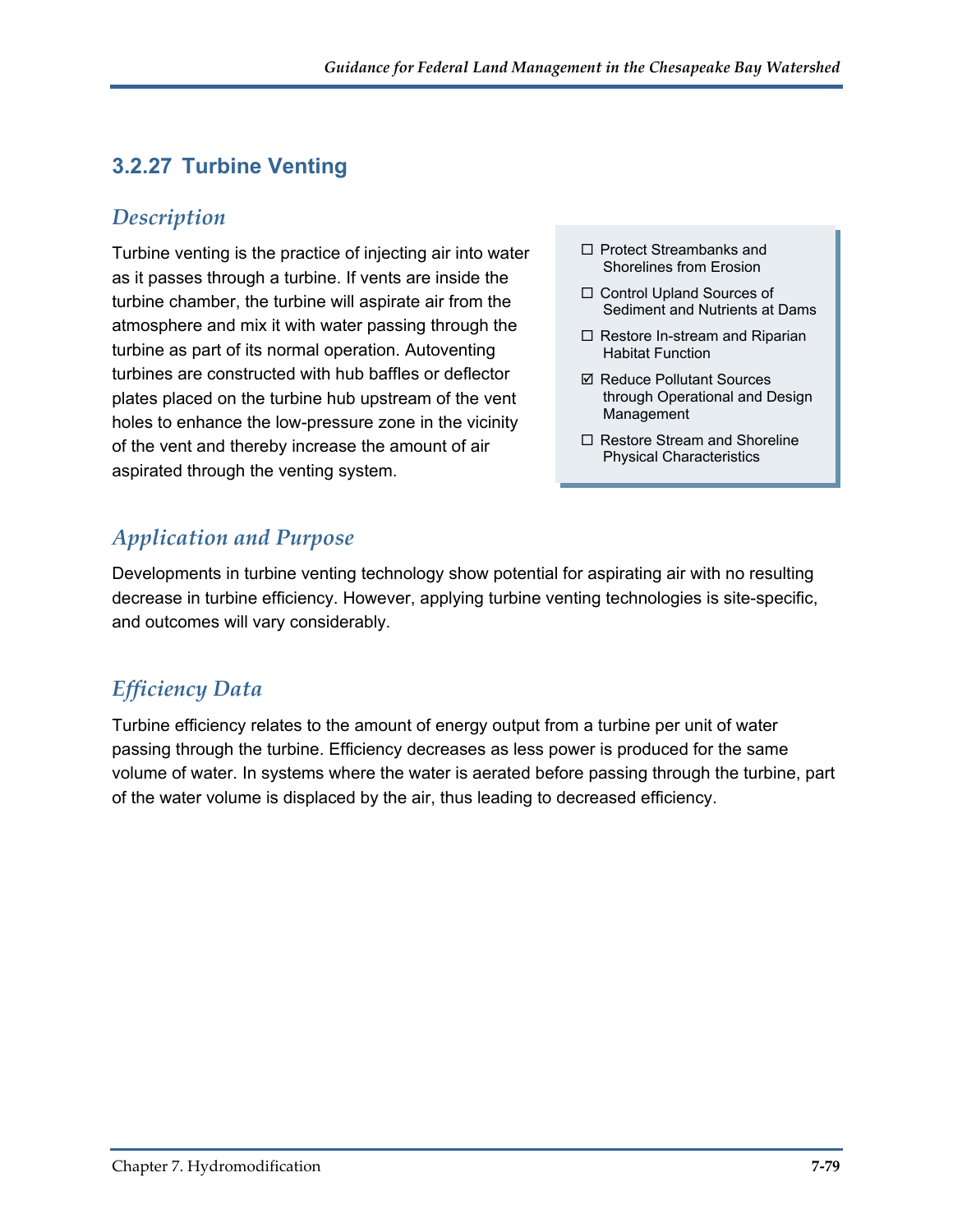## 3.2.27 Turbine Venting

### *Description*

Turbine venting is the practice of injecting air into water as it passes through a turbine. If vents are inside the turbine chamber, the turbine will aspirate air from the atmosphere and mix it with water passing through the turbine as part of its normal operation. Autoventing turbines are constructed with hub baffles or deflector plates placed on the turbine hub upstream of the vent holes to enhance the low-pressure zone in the vicinity of the vent and thereby increase the amount of air aspirated through the venting system.

- ☐ Protect Streambanks and Shorelines from Erosion
- ☐ Control Upland Sources of Sediment and Nutrients at Dams
- ☐ Restore In-stream and Riparian Habitat Function
- ☑ Reduce Pollutant Sources through Operational and Design Management
- ☐ Restore Stream and Shoreline Physical Characteristics

### *Application and Purpose*

Developments in turbine venting technology show potential for aspirating air with no resulting decrease in turbine efficiency. However, applying turbine venting technologies is site-specific, and outcomes will vary considerably.

### *Efficiency Data*

Turbine efficiency relates to the amount of energy output from a turbine per unit of water passing through the turbine. Efficiency decreases as less power is produced for the same volume of water. In systems where the water is aerated before passing through the turbine, part of the water volume is displaced by the air, thus leading to decreased efficiency.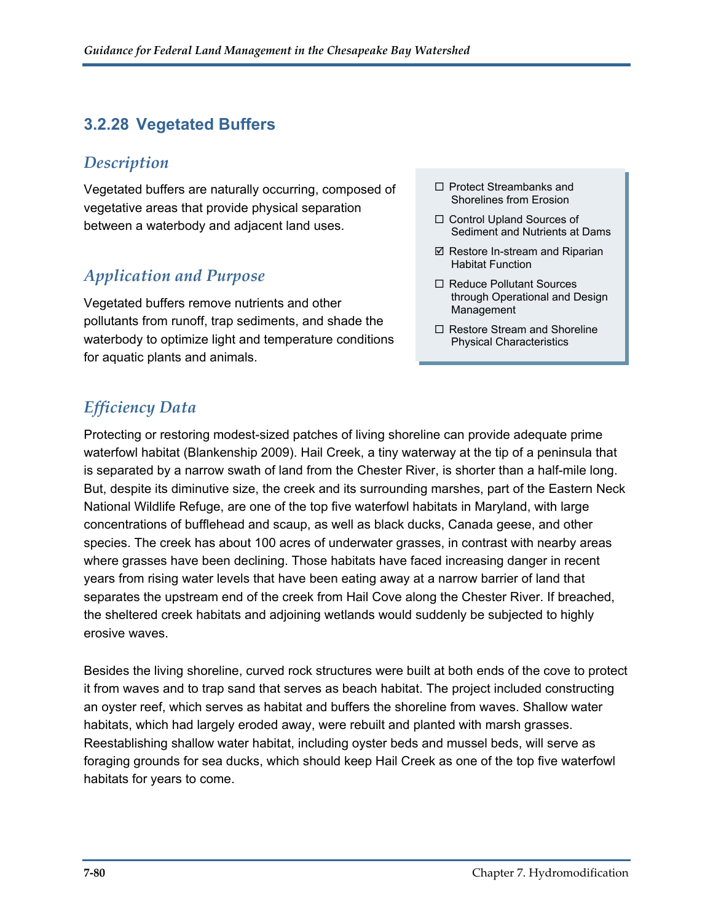### 3.2.28 Vegetated Buffers

#### *Description*

Vegetated buffers are naturally occurring, composed of vegetative areas that provide physical separation between a waterbody and adjacent land uses.

- ☐ Protect Streambanks and Shorelines from Erosion
- ☐ Control Upland Sources of Sediment and Nutrients at Dams
- ☑ Restore In-stream and Riparian Habitat Function
- ☐ Reduce Pollutant Sources through Operational and Design Management
- ☐ Restore Stream and Shoreline Physical Characteristics

#### *Application and Purpose*

Vegetated buffers remove nutrients and other pollutants from runoff, trap sediments, and shade the waterbody to optimize light and temperature conditions for aquatic plants and animals.

#### *Efficiency Data*

Protecting or restoring modest-sized patches of living shoreline can provide adequate prime waterfowl habitat (Blankenship 2009). Hail Creek, a tiny waterway at the tip of a peninsula that is separated by a narrow swath of land from the Chester River, is shorter than a half-mile long. But, despite its diminutive size, the creek and its surrounding marshes, part of the Eastern Neck National Wildlife Refuge, are one of the top five waterfowl habitats in Maryland, with large concentrations of bufflehead and scaup, as well as black ducks, Canada geese, and other species. The creek has about 100 acres of underwater grasses, in contrast with nearby areas where grasses have been declining. Those habitats have faced increasing danger in recent years from rising water levels that have been eating away at a narrow barrier of land that separates the upstream end of the creek from Hail Cove along the Chester River. If breached, the sheltered creek habitats and adjoining wetlands would suddenly be subjected to highly erosive waves.

Besides the living shoreline, curved rock structures were built at both ends of the cove to protect it from waves and to trap sand that serves as beach habitat. The project included constructing an oyster reef, which serves as habitat and buffers the shoreline from waves. Shallow water habitats, which had largely eroded away, were rebuilt and planted with marsh grasses. Reestablishing shallow water habitat, including oyster beds and mussel beds, will serve as foraging grounds for sea ducks, which should keep Hail Creek as one of the top five waterfowl habitats for years to come.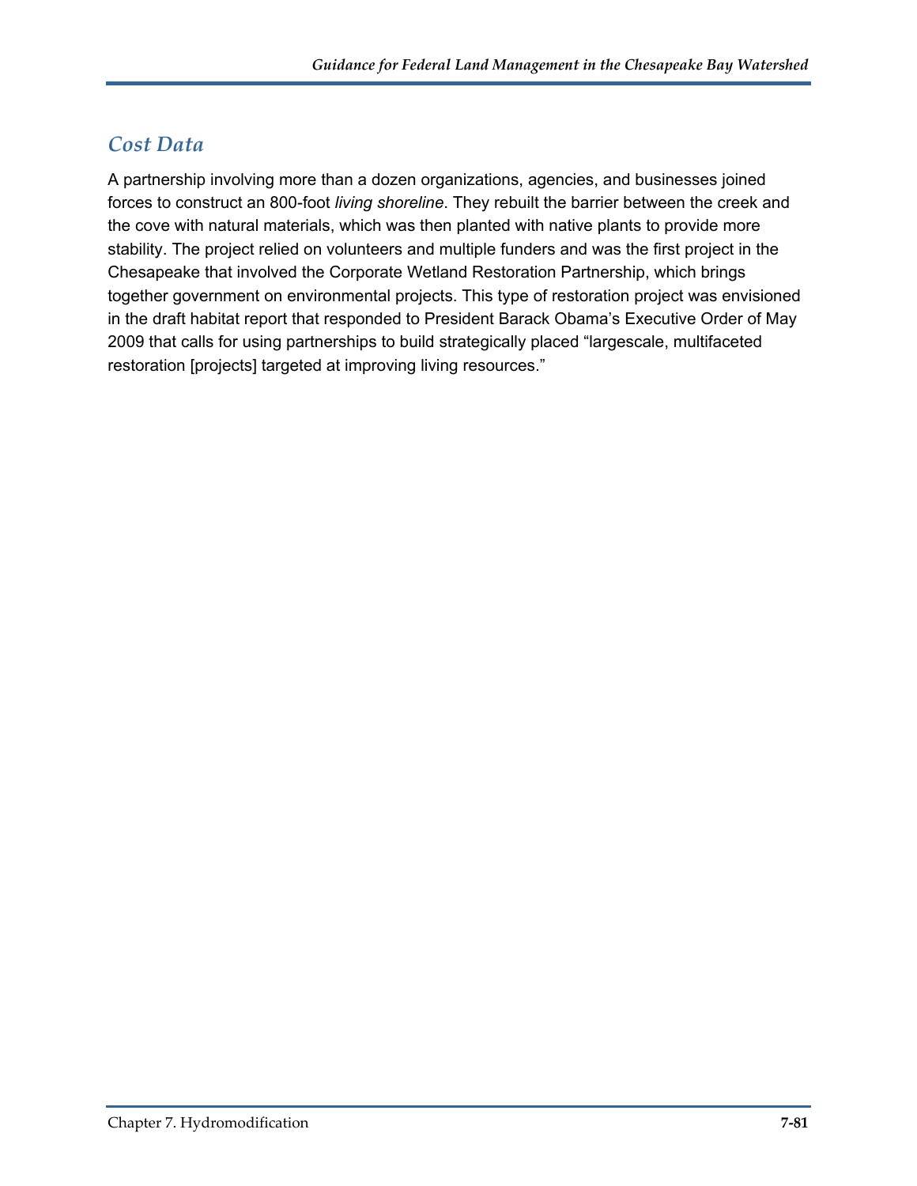## Cost Data

A partnership involving more than a dozen organizations, agencies, and businesses joined forces to construct an 800-foot *living shoreline*. They rebuilt the barrier between the creek and the cove with natural materials, which was then planted with native plants to provide more stability. The project relied on volunteers and multiple funders and was the first project in the Chesapeake that involved the Corporate Wetland Restoration Partnership, which brings together government on environmental projects. This type of restoration project was envisioned in the draft habitat report that responded to President Barack Obama's Executive Order of May 2009 that calls for using partnerships to build strategically placed "largescale, multifaceted restoration [projects] targeted at improving living resources."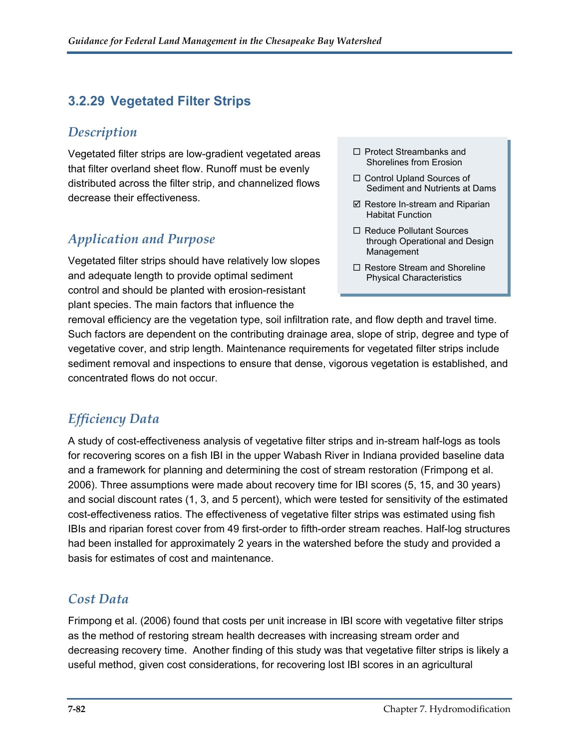### 3.2.29 Vegetated Filter Strips

#### *Description*

Vegetated filter strips are low-gradient vegetated areas that filter overland sheet flow. Runoff must be evenly distributed across the filter strip, and channelized flows decrease their effectiveness.

- ☐ Protect Streambanks and Shorelines from Erosion
- ☐ Control Upland Sources of Sediment and Nutrients at Dams
- ☑ Restore In-stream and Riparian Habitat Function
- ☐ Reduce Pollutant Sources through Operational and Design Management
- ☐ Restore Stream and Shoreline Physical Characteristics

#### *Application and Purpose*

Vegetated filter strips should have relatively low slopes and adequate length to provide optimal sediment control and should be planted with erosion-resistant plant species. The main factors that influence the removal efficiency are the vegetation type, soil infiltration rate, and flow depth and travel time. Such factors are dependent on the contributing drainage area, slope of strip, degree and type of vegetative cover, and strip length. Maintenance requirements for vegetated filter strips include sediment removal and inspections to ensure that dense, vigorous vegetation is established, and concentrated flows do not occur.

#### *Efficiency Data*

A study of cost-effectiveness analysis of vegetative filter strips and in-stream half-logs as tools for recovering scores on a fish IBI in the upper Wabash River in Indiana provided baseline data and a framework for planning and determining the cost of stream restoration (Frimpong et al. 2006). Three assumptions were made about recovery time for IBI scores (5, 15, and 30 years) and social discount rates (1, 3, and 5 percent), which were tested for sensitivity of the estimated cost-effectiveness ratios. The effectiveness of vegetative filter strips was estimated using fish IBIs and riparian forest cover from 49 first-order to fifth-order stream reaches. Half-log structures had been installed for approximately 2 years in the watershed before the study and provided a basis for estimates of cost and maintenance.

#### *Cost Data*

Frimpong et al. (2006) found that costs per unit increase in IBI score with vegetative filter strips as the method of restoring stream health decreases with increasing stream order and decreasing recovery time. Another finding of this study was that vegetative filter strips is likely a useful method, given cost considerations, for recovering lost IBI scores in an agricultural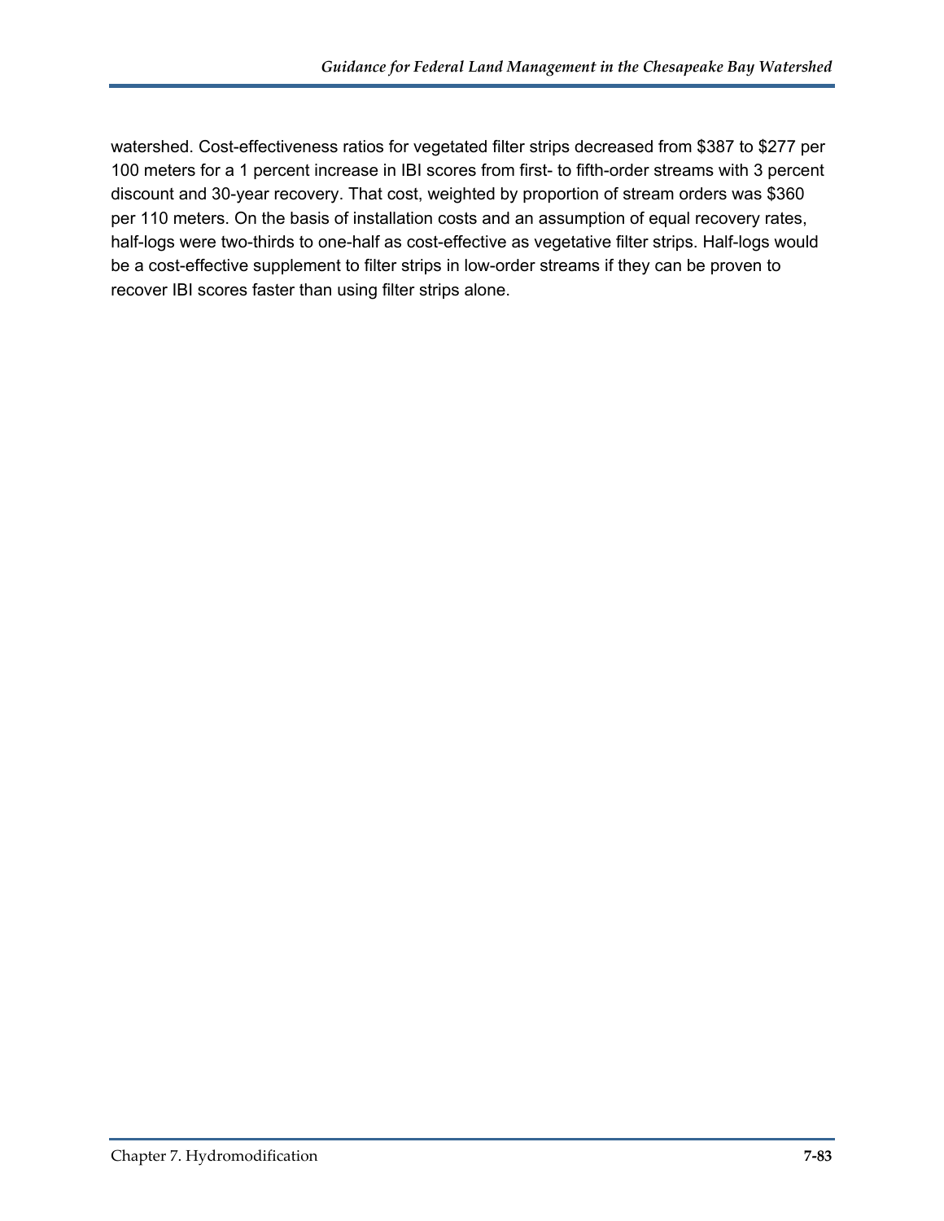watershed. Cost-effectiveness ratios for vegetated filter strips decreased from $387 to $277 per 100 meters for a 1 percent increase in IBI scores from first- to fifth-order streams with 3 percent discount and 30-year recovery. That cost, weighted by proportion of stream orders was $360 per 110 meters. On the basis of installation costs and an assumption of equal recovery rates, half-logs were two-thirds to one-half as cost-effective as vegetative filter strips. Half-logs would be a cost-effective supplement to filter strips in low-order streams if they can be proven to recover IBI scores faster than using filter strips alone.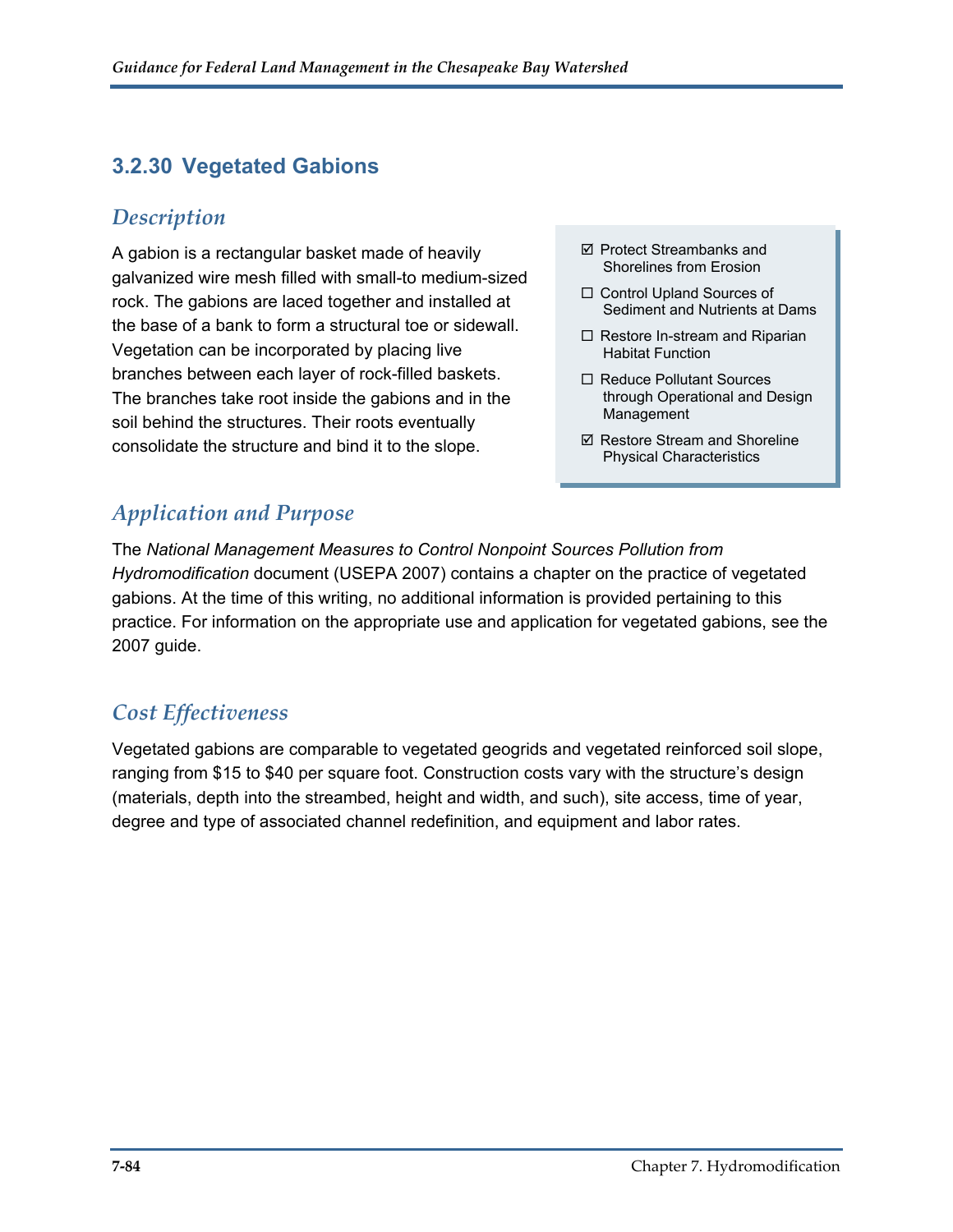### 3.2.30 Vegetated Gabions

#### *Description*

A gabion is a rectangular basket made of heavily galvanized wire mesh filled with small-to medium-sized rock. The gabions are laced together and installed at the base of a bank to form a structural toe or sidewall. Vegetation can be incorporated by placing live branches between each layer of rock-filled baskets. The branches take root inside the gabions and in the soil behind the structures. Their roots eventually consolidate the structure and bind it to the slope.

- ☑ Protect Streambanks and Shorelines from Erosion
- ☐ Control Upland Sources of Sediment and Nutrients at Dams
- ☐ Restore In-stream and Riparian Habitat Function
- ☐ Reduce Pollutant Sources through Operational and Design Management
- ☑ Restore Stream and Shoreline Physical Characteristics

#### *Application and Purpose*

The *National Management Measures to Control Nonpoint Sources Pollution from Hydromodification* document (USEPA 2007) contains a chapter on the practice of vegetated gabions. At the time of this writing, no additional information is provided pertaining to this practice. For information on the appropriate use and application for vegetated gabions, see the 2007 guide.

#### *Cost Effectiveness*

Vegetated gabions are comparable to vegetated geogrids and vegetated reinforced soil slope, ranging from $15 to $40 per square foot. Construction costs vary with the structure's design (materials, depth into the streambed, height and width, and such), site access, time of year, degree and type of associated channel redefinition, and equipment and labor rates.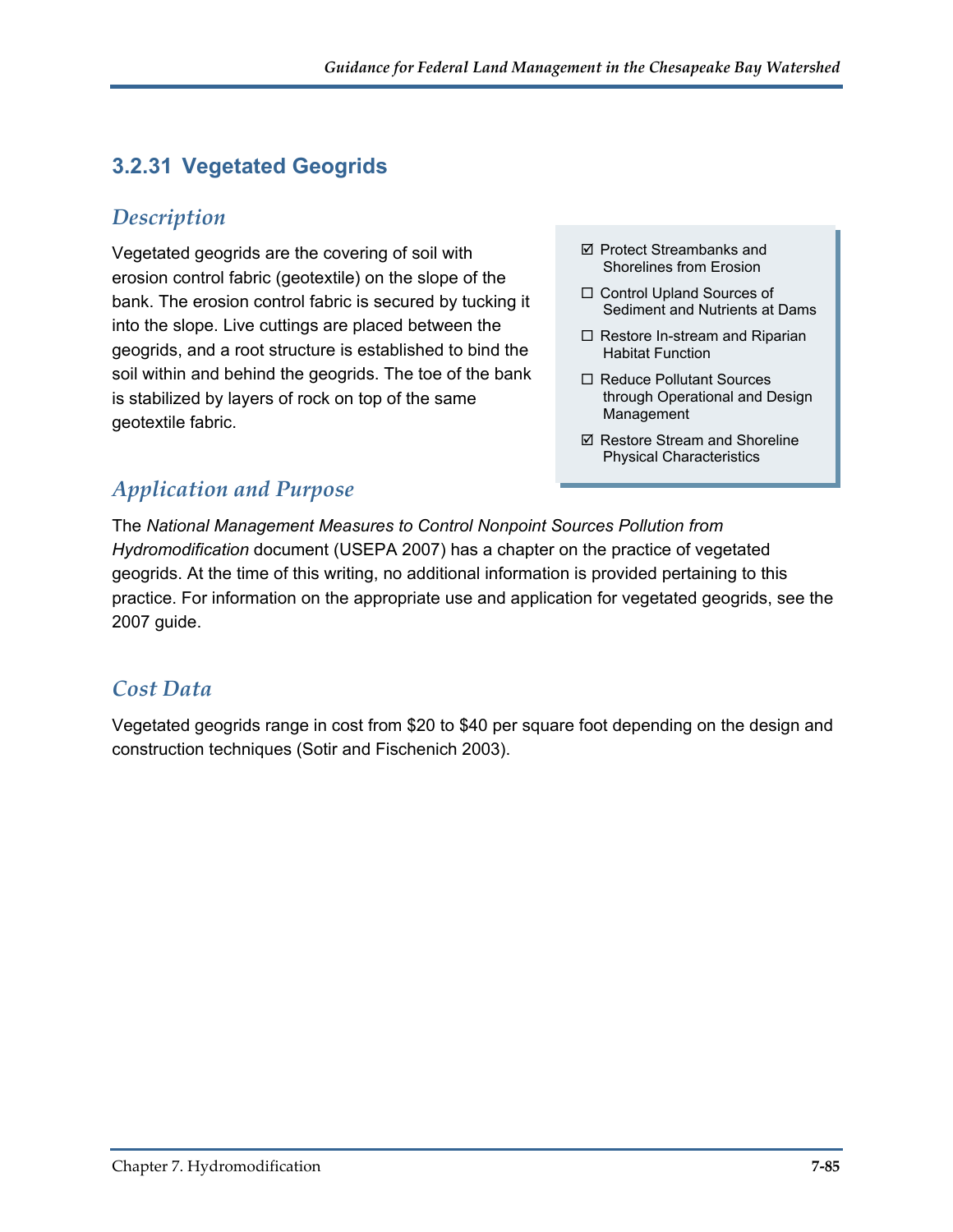### 3.2.31 Vegetated Geogrids

#### *Description*

Vegetated geogrids are the covering of soil with erosion control fabric (geotextile) on the slope of the bank. The erosion control fabric is secured by tucking it into the slope. Live cuttings are placed between the geogrids, and a root structure is established to bind the soil within and behind the geogrids. The toe of the bank is stabilized by layers of rock on top of the same geotextile fabric.

- ☑ Protect Streambanks and Shorelines from Erosion
- ☐ Control Upland Sources of Sediment and Nutrients at Dams
- ☐ Restore In-stream and Riparian Habitat Function
- ☐ Reduce Pollutant Sources through Operational and Design Management
- ☑ Restore Stream and Shoreline Physical Characteristics

#### *Application and Purpose*

The *National Management Measures to Control Nonpoint Sources Pollution from Hydromodification* document (USEPA 2007) has a chapter on the practice of vegetated geogrids. At the time of this writing, no additional information is provided pertaining to this practice. For information on the appropriate use and application for vegetated geogrids, see the 2007 guide.

#### *Cost Data*

Vegetated geogrids range in cost from $20 to $40 per square foot depending on the design and construction techniques (Sotir and Fischenich 2003).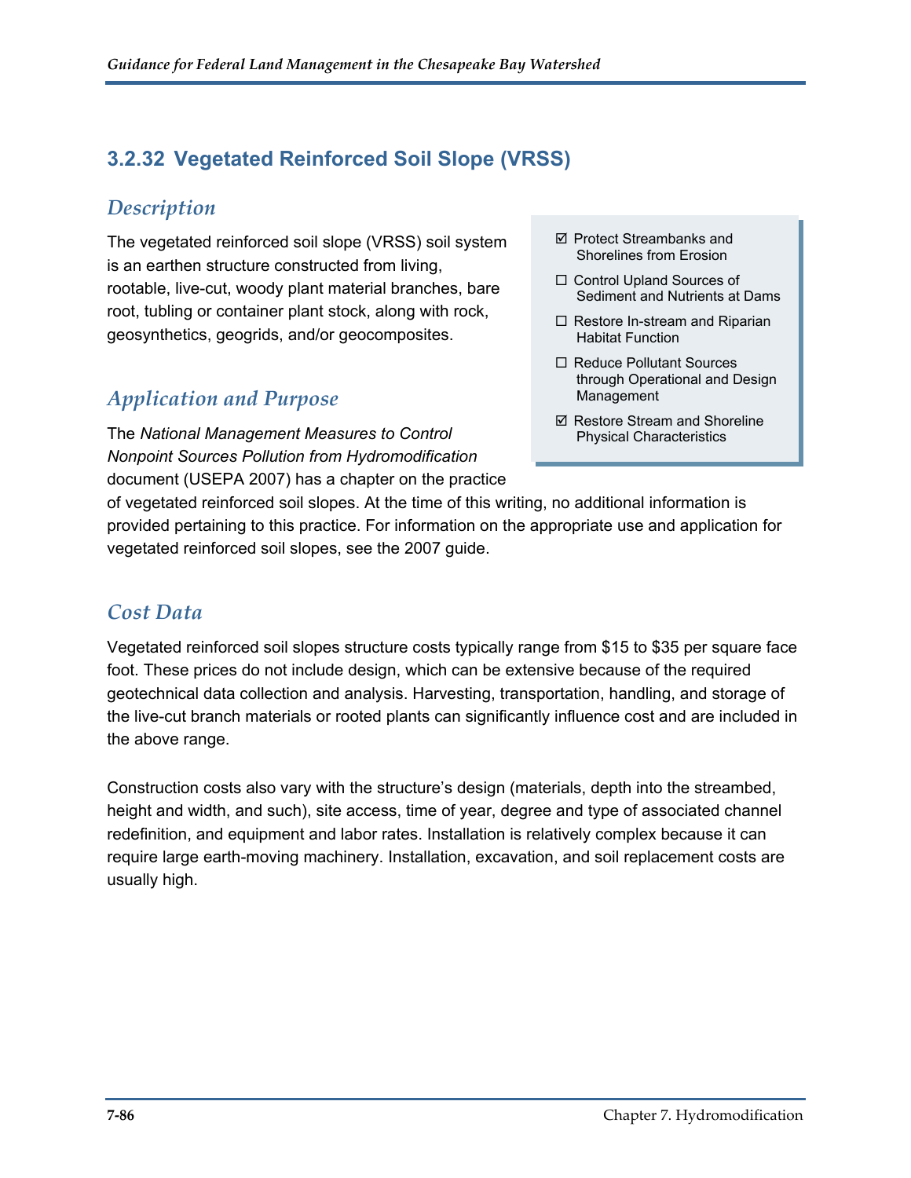## 3.2.32 Vegetated Reinforced Soil Slope (VRSS)

### *Description*

The vegetated reinforced soil slope (VRSS) soil system is an earthen structure constructed from living, rootable, live-cut, woody plant material branches, bare root, tubling or container plant stock, along with rock, geosynthetics, geogrids, and/or geocomposites.

- ☑ Protect Streambanks and Shorelines from Erosion
- ☐ Control Upland Sources of Sediment and Nutrients at Dams
- ☐ Restore In-stream and Riparian Habitat Function
- ☐ Reduce Pollutant Sources through Operational and Design Management
- ☑ Restore Stream and Shoreline Physical Characteristics

### *Application and Purpose*

The *National Management Measures to Control Nonpoint Sources Pollution from Hydromodification* document (USEPA 2007) has a chapter on the practice of vegetated reinforced soil slopes. At the time of this writing, no additional information is provided pertaining to this practice. For information on the appropriate use and application for vegetated reinforced soil slopes, see the 2007 guide.

### *Cost Data*

Vegetated reinforced soil slopes structure costs typically range from $15 to $35 per square face foot. These prices do not include design, which can be extensive because of the required geotechnical data collection and analysis. Harvesting, transportation, handling, and storage of the live-cut branch materials or rooted plants can significantly influence cost and are included in the above range.

Construction costs also vary with the structure's design (materials, depth into the streambed, height and width, and such), site access, time of year, degree and type of associated channel redefinition, and equipment and labor rates. Installation is relatively complex because it can require large earth-moving machinery. Installation, excavation, and soil replacement costs are usually high.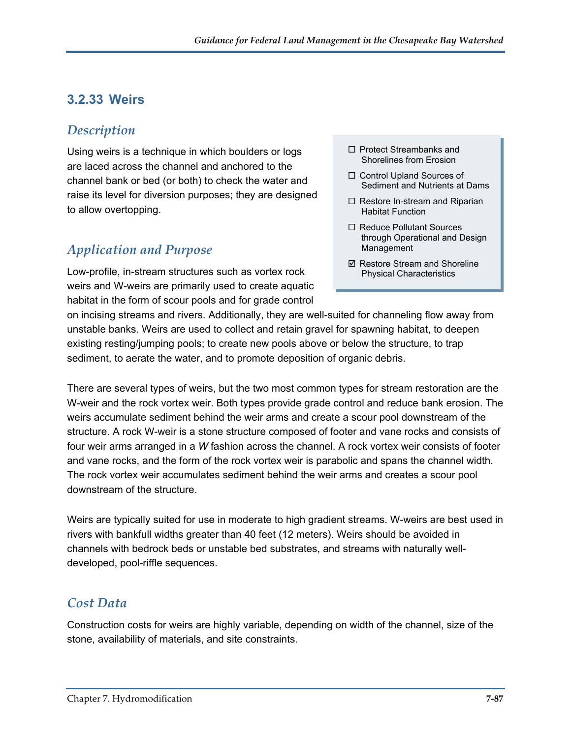## 3.2.33 Weirs

### *Description*

Using weirs is a technique in which boulders or logs are laced across the channel and anchored to the channel bank or bed (or both) to check the water and raise its level for diversion purposes; they are designed to allow overtopping.

- ☐ Protect Streambanks and Shorelines from Erosion
- ☐ Control Upland Sources of Sediment and Nutrients at Dams
- ☐ Restore In-stream and Riparian Habitat Function
- ☐ Reduce Pollutant Sources through Operational and Design Management
- ☑ Restore Stream and Shoreline Physical Characteristics

### *Application and Purpose*

Low-profile, in-stream structures such as vortex rock weirs and W-weirs are primarily used to create aquatic habitat in the form of scour pools and for grade control on incising streams and rivers. Additionally, they are well-suited for channeling flow away from unstable banks. Weirs are used to collect and retain gravel for spawning habitat, to deepen existing resting/jumping pools; to create new pools above or below the structure, to trap sediment, to aerate the water, and to promote deposition of organic debris.

There are several types of weirs, but the two most common types for stream restoration are the W-weir and the rock vortex weir. Both types provide grade control and reduce bank erosion. The weirs accumulate sediment behind the weir arms and create a scour pool downstream of the structure. A rock W-weir is a stone structure composed of footer and vane rocks and consists of four weir arms arranged in a *W* fashion across the channel. A rock vortex weir consists of footer and vane rocks, and the form of the rock vortex weir is parabolic and spans the channel width. The rock vortex weir accumulates sediment behind the weir arms and creates a scour pool downstream of the structure.

Weirs are typically suited for use in moderate to high gradient streams. W-weirs are best used in rivers with bankfull widths greater than 40 feet (12 meters). Weirs should be avoided in channels with bedrock beds or unstable bed substrates, and streams with naturally well-developed, pool-riffle sequences.

### *Cost Data*

Construction costs for weirs are highly variable, depending on width of the channel, size of the stone, availability of materials, and site constraints.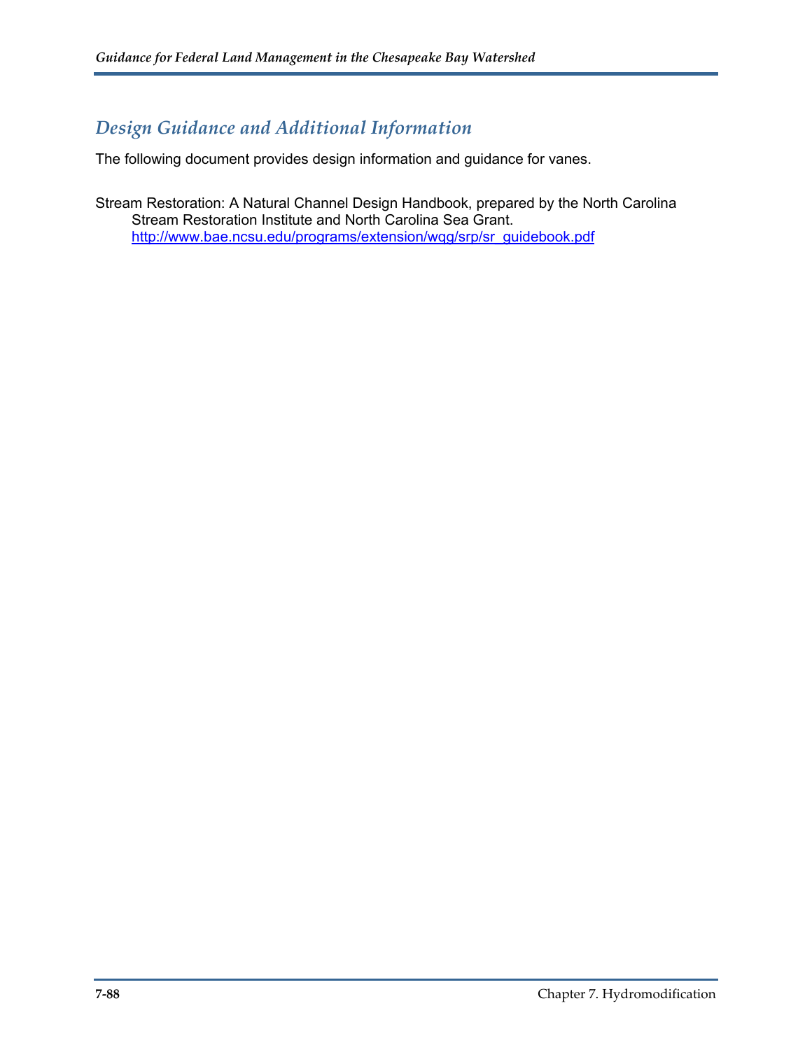## *Design Guidance and Additional Information*

The following document provides design information and guidance for vanes.

Stream Restoration: A Natural Channel Design Handbook, prepared by the North Carolina Stream Restoration Institute and North Carolina Sea Grant. http://www.bae.ncsu.edu/programs/extension/wqg/srp/sr_guidebook.pdf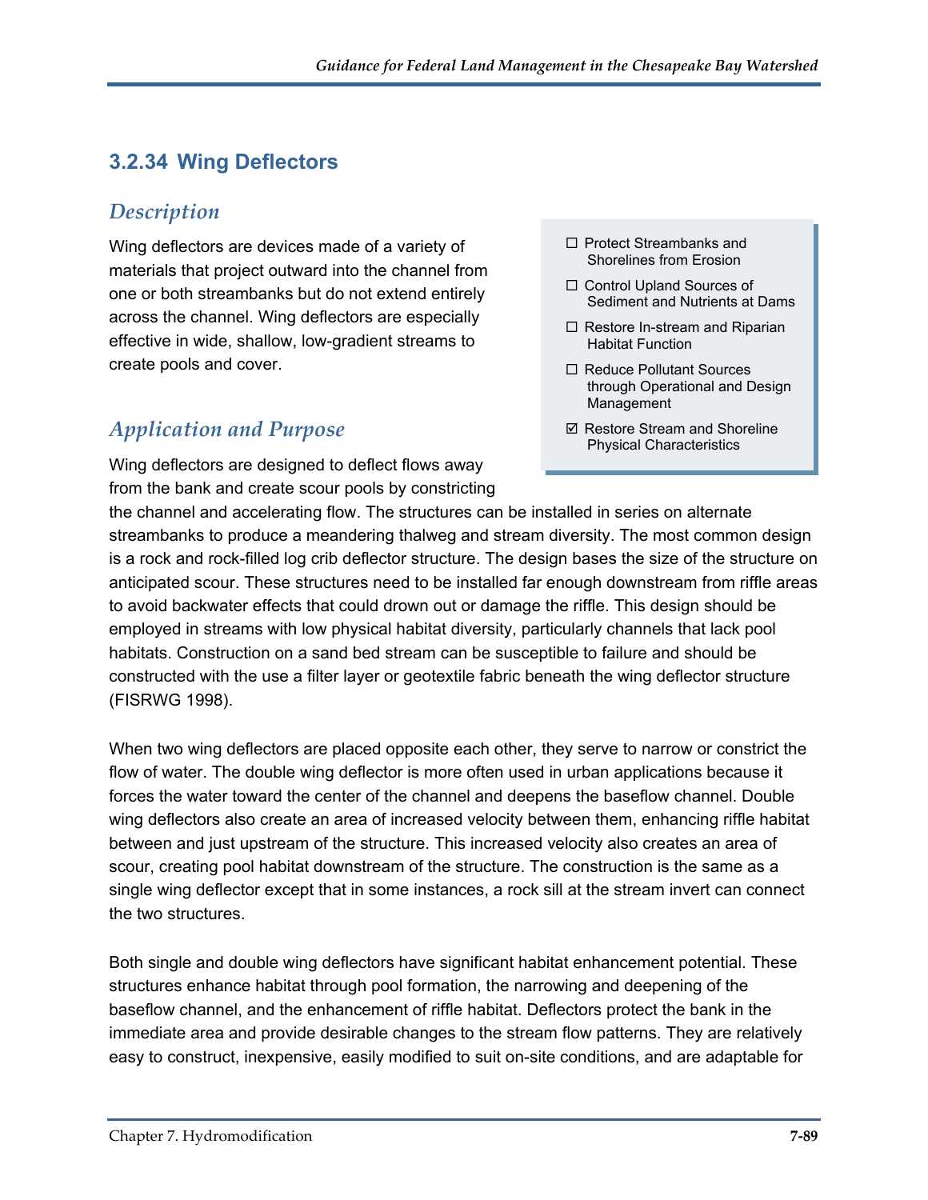### 3.2.34 Wing Deflectors

*Description*

Wing deflectors are devices made of a variety of materials that project outward into the channel from one or both streambanks but do not extend entirely across the channel. Wing deflectors are especially effective in wide, shallow, low-gradient streams to create pools and cover.

- ☐ Protect Streambanks and Shorelines from Erosion
- ☐ Control Upland Sources of Sediment and Nutrients at Dams
- ☐ Restore In-stream and Riparian Habitat Function
- ☐ Reduce Pollutant Sources through Operational and Design Management
- ☑ Restore Stream and Shoreline Physical Characteristics

*Application and Purpose*

Wing deflectors are designed to deflect flows away from the bank and create scour pools by constricting the channel and accelerating flow. The structures can be installed in series on alternate streambanks to produce a meandering thalweg and stream diversity. The most common design is a rock and rock-filled log crib deflector structure. The design bases the size of the structure on anticipated scour. These structures need to be installed far enough downstream from riffle areas to avoid backwater effects that could drown out or damage the riffle. This design should be employed in streams with low physical habitat diversity, particularly channels that lack pool habitats. Construction on a sand bed stream can be susceptible to failure and should be constructed with the use a filter layer or geotextile fabric beneath the wing deflector structure (FISRWG 1998).

When two wing deflectors are placed opposite each other, they serve to narrow or constrict the flow of water. The double wing deflector is more often used in urban applications because it forces the water toward the center of the channel and deepens the baseflow channel. Double wing deflectors also create an area of increased velocity between them, enhancing riffle habitat between and just upstream of the structure. This increased velocity also creates an area of scour, creating pool habitat downstream of the structure. The construction is the same as a single wing deflector except that in some instances, a rock sill at the stream invert can connect the two structures.

Both single and double wing deflectors have significant habitat enhancement potential. These structures enhance habitat through pool formation, the narrowing and deepening of the baseflow channel, and the enhancement of riffle habitat. Deflectors protect the bank in the immediate area and provide desirable changes to the stream flow patterns. They are relatively easy to construct, inexpensive, easily modified to suit on-site conditions, and are adaptable for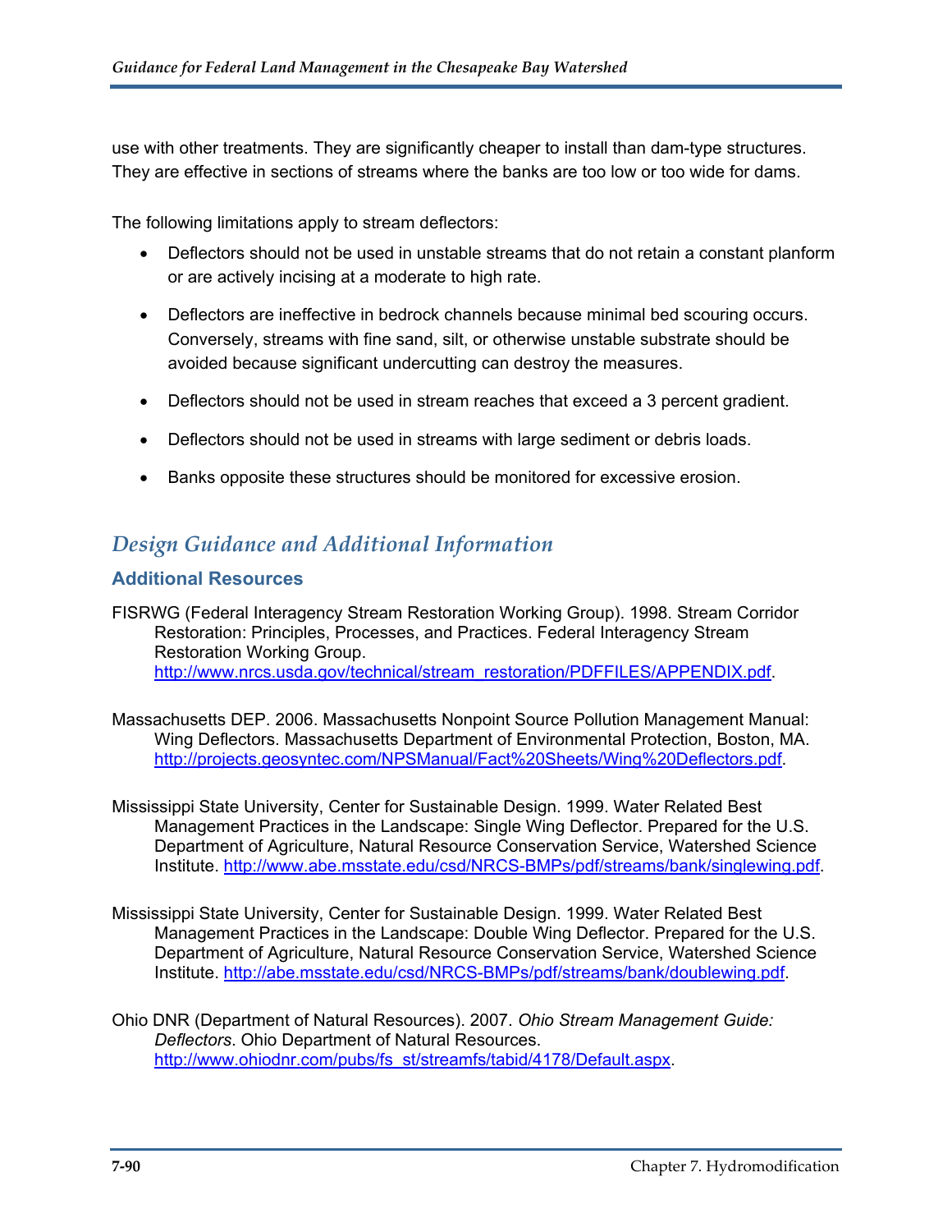use with other treatments. They are significantly cheaper to install than dam-type structures. They are effective in sections of streams where the banks are too low or too wide for dams.

The following limitations apply to stream deflectors:

- Deflectors should not be used in unstable streams that do not retain a constant planform or are actively incising at a moderate to high rate.
- Deflectors are ineffective in bedrock channels because minimal bed scouring occurs. Conversely, streams with fine sand, silt, or otherwise unstable substrate should be avoided because significant undercutting can destroy the measures.
- Deflectors should not be used in stream reaches that exceed a 3 percent gradient.
- Deflectors should not be used in streams with large sediment or debris loads.
- Banks opposite these structures should be monitored for excessive erosion.

## *Design Guidance and Additional Information*

### Additional Resources

FISRWG (Federal Interagency Stream Restoration Working Group). 1998. Stream Corridor Restoration: Principles, Processes, and Practices. Federal Interagency Stream Restoration Working Group. http://www.nrcs.usda.gov/technical/stream_restoration/PDFFILES/APPENDIX.pdf.

Massachusetts DEP. 2006. Massachusetts Nonpoint Source Pollution Management Manual: Wing Deflectors. Massachusetts Department of Environmental Protection, Boston, MA. http://projects.geosyntec.com/NPSManual/Fact%20Sheets/Wing%20Deflectors.pdf.

Mississippi State University, Center for Sustainable Design. 1999. Water Related Best Management Practices in the Landscape: Single Wing Deflector. Prepared for the U.S. Department of Agriculture, Natural Resource Conservation Service, Watershed Science Institute. http://www.abe.msstate.edu/csd/NRCS-BMPs/pdf/streams/bank/singlewing.pdf.

Mississippi State University, Center for Sustainable Design. 1999. Water Related Best Management Practices in the Landscape: Double Wing Deflector. Prepared for the U.S. Department of Agriculture, Natural Resource Conservation Service, Watershed Science Institute. http://abe.msstate.edu/csd/NRCS-BMPs/pdf/streams/bank/doublewing.pdf.

Ohio DNR (Department of Natural Resources). 2007. *Ohio Stream Management Guide: Deflectors*. Ohio Department of Natural Resources. http://www.ohiodnr.com/pubs/fs_st/streamfs/tabid/4178/Default.aspx.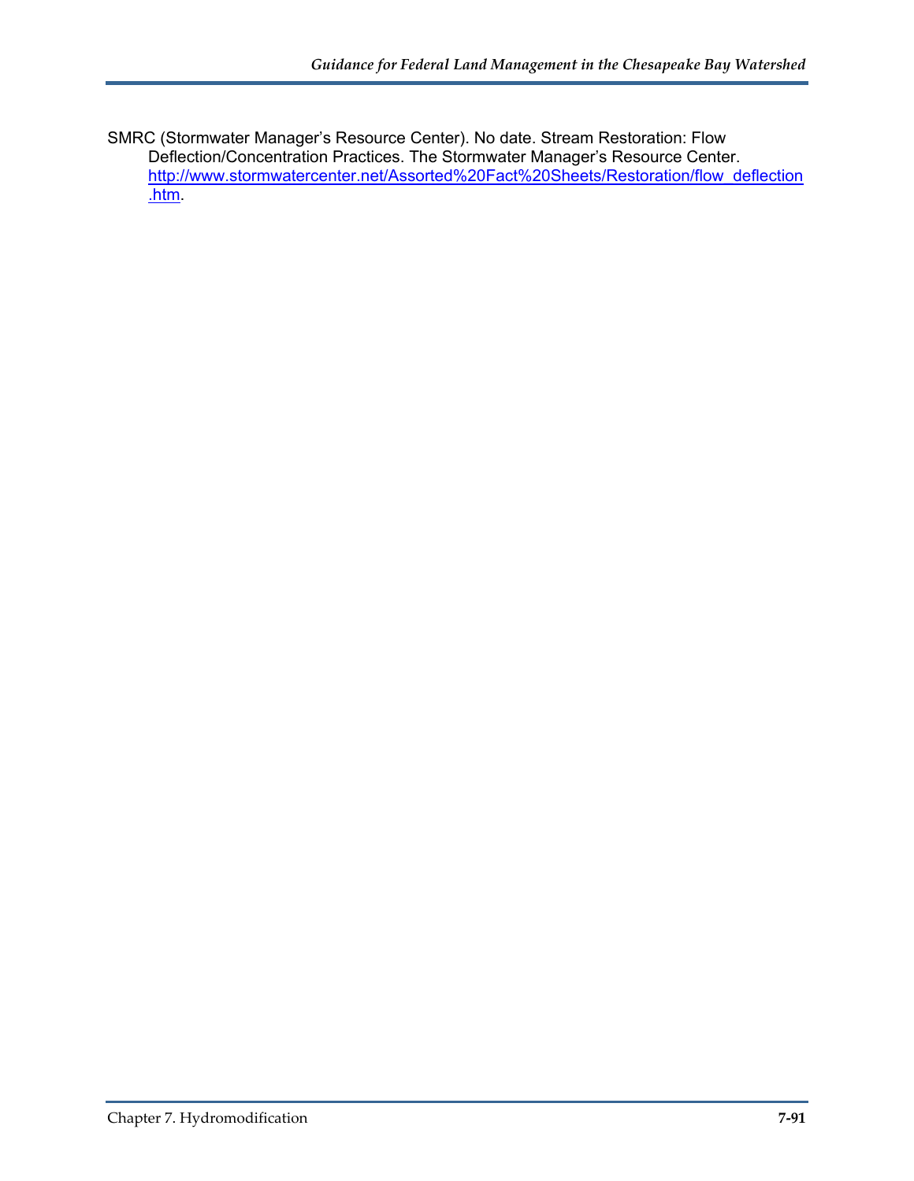SMRC (Stormwater Manager’s Resource Center). No date. Stream Restoration: Flow Deflection/Concentration Practices. The Stormwater Manager’s Resource Center. http://www.stormwatercenter.net/Assorted%20Fact%20Sheets/Restoration/flow_deflection.htm.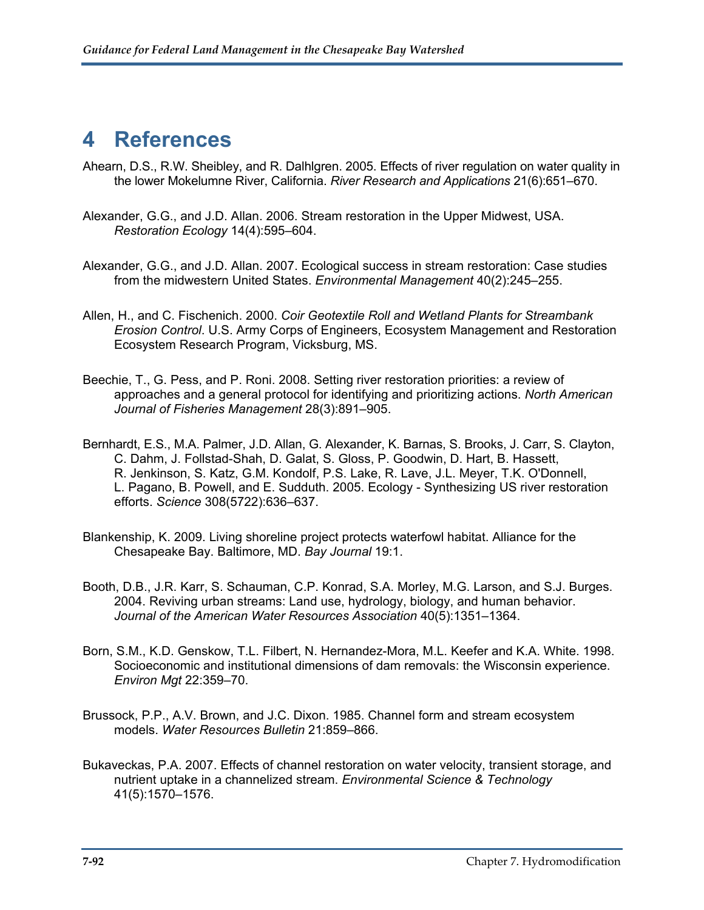# 4 References

Ahearn, D.S., R.W. Sheibley, and R. Dahlgren. 2005. Effects of river regulation on water quality in the lower Mokelumne River, California. *River Research and Applications* 21(6):651–670.

Alexander, G.G., and J.D. Allan. 2006. Stream restoration in the Upper Midwest, USA. *Restoration Ecology* 14(4):595–604.

Alexander, G.G., and J.D. Allan. 2007. Ecological success in stream restoration: Case studies from the midwestern United States. *Environmental Management* 40(2):245–255.

Allen, H., and C. Fischenich. 2000. *Coir Geotextile Roll and Wetland Plants for Streambank Erosion Control*. U.S. Army Corps of Engineers, Ecosystem Management and Restoration Ecosystem Research Program, Vicksburg, MS.

Beechie, T., G. Pess, and P. Roni. 2008. Setting river restoration priorities: a review of approaches and a general protocol for identifying and prioritizing actions. *North American Journal of Fisheries Management* 28(3):891–905.

Bernhardt, E.S., M.A. Palmer, J.D. Allan, G. Alexander, K. Barnas, S. Brooks, J. Carr, S. Clayton, C. Dahm, J. Follstad-Shah, D. Galat, S. Gloss, P. Goodwin, D. Hart, B. Hassett, R. Jenkinson, S. Katz, G.M. Kondolf, P.S. Lake, R. Lave, J.L. Meyer, T.K. O'Donnell, L. Pagano, B. Powell, and E. Sudduth. 2005. Ecology - Synthesizing US river restoration efforts. *Science* 308(5722):636–637.

Blankenship, K. 2009. Living shoreline project protects waterfowl habitat. Alliance for the Chesapeake Bay. Baltimore, MD. *Bay Journal* 19:1.

Booth, D.B., J.R. Karr, S. Schauman, C.P. Konrad, S.A. Morley, M.G. Larson, and S.J. Burges. 2004. Reviving urban streams: Land use, hydrology, biology, and human behavior. *Journal of the American Water Resources Association* 40(5):1351–1364.

Born, S.M., K.D. Genskow, T.L. Filbert, N. Hernandez-Mora, M.L. Keefer and K.A. White. 1998. Socioeconomic and institutional dimensions of dam removals: the Wisconsin experience. *Environ Mgt* 22:359–70.

Brussock, P.P., A.V. Brown, and J.C. Dixon. 1985. Channel form and stream ecosystem models. *Water Resources Bulletin* 21:859–866.

Bukaveckas, P.A. 2007. Effects of channel restoration on water velocity, transient storage, and nutrient uptake in a channelized stream. *Environmental Science & Technology* 41(5):1570–1576.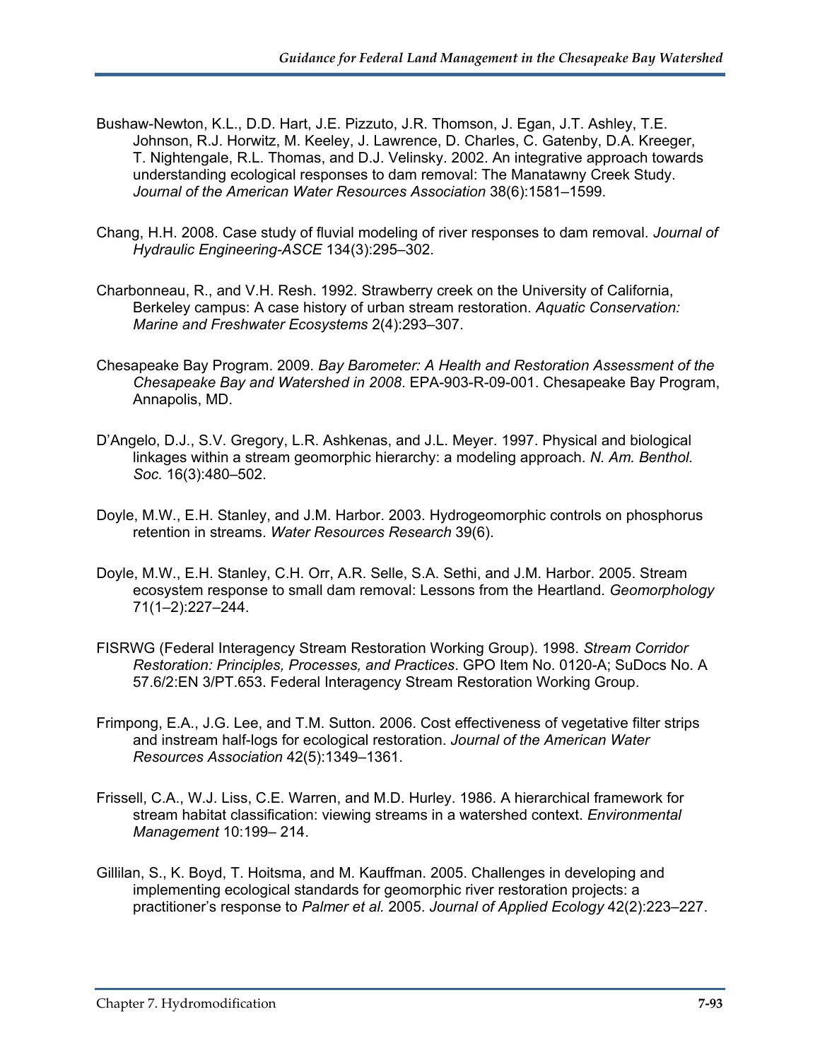Bushaw-Newton, K.L., D.D. Hart, J.E. Pizzuto, J.R. Thomson, J. Egan, J.T. Ashley, T.E. Johnson, R.J. Horwitz, M. Keeley, J. Lawrence, D. Charles, C. Gatenby, D.A. Kreeger, T. Nightengale, R.L. Thomas, and D.J. Velinsky. 2002. An integrative approach towards understanding ecological responses to dam removal: The Manatawny Creek Study. *Journal of the American Water Resources Association* 38(6):1581–1599.

Chang, H.H. 2008. Case study of fluvial modeling of river responses to dam removal. *Journal of Hydraulic Engineering-ASCE* 134(3):295–302.

Charbonneau, R., and V.H. Resh. 1992. Strawberry creek on the University of California, Berkeley campus: A case history of urban stream restoration. *Aquatic Conservation: Marine and Freshwater Ecosystems* 2(4):293–307.

Chesapeake Bay Program. 2009. *Bay Barometer: A Health and Restoration Assessment of the Chesapeake Bay and Watershed in 2008*. EPA-903-R-09-001. Chesapeake Bay Program, Annapolis, MD.

D'Angelo, D.J., S.V. Gregory, L.R. Ashkenas, and J.L. Meyer. 1997. Physical and biological linkages within a stream geomorphic hierarchy: a modeling approach. *N. Am. Benthol. Soc.* 16(3):480–502.

Doyle, M.W., E.H. Stanley, and J.M. Harbor. 2003. Hydrogeomorphic controls on phosphorus retention in streams. *Water Resources Research* 39(6).

Doyle, M.W., E.H. Stanley, C.H. Orr, A.R. Selle, S.A. Sethi, and J.M. Harbor. 2005. Stream ecosystem response to small dam removal: Lessons from the Heartland. *Geomorphology* 71(1–2):227–244.

FISRWG (Federal Interagency Stream Restoration Working Group). 1998. *Stream Corridor Restoration: Principles, Processes, and Practices*. GPO Item No. 0120-A; SuDocs No. A 57.6/2:EN 3/PT.653. Federal Interagency Stream Restoration Working Group.

Frimpong, E.A., J.G. Lee, and T.M. Sutton. 2006. Cost effectiveness of vegetative filter strips and instream half-logs for ecological restoration. *Journal of the American Water Resources Association* 42(5):1349–1361.

Frissell, C.A., W.J. Liss, C.E. Warren, and M.D. Hurley. 1986. A hierarchical framework for stream habitat classification: viewing streams in a watershed context. *Environmental Management* 10:199– 214.

Gillilan, S., K. Boyd, T. Hoitsma, and M. Kauffman. 2005. Challenges in developing and implementing ecological standards for geomorphic river restoration projects: a practitioner's response to *Palmer et al.* 2005. *Journal of Applied Ecology* 42(2):223–227.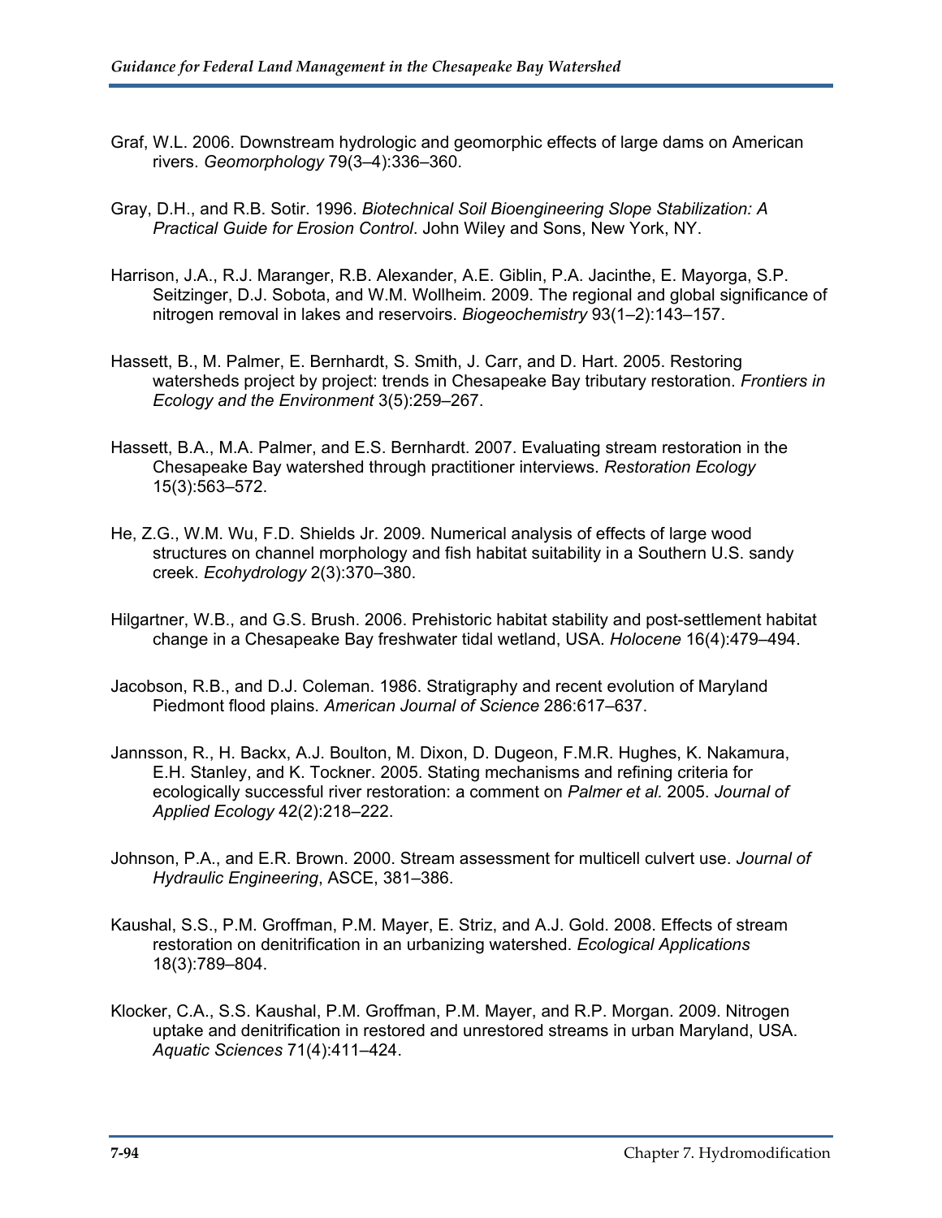Graf, W.L. 2006. Downstream hydrologic and geomorphic effects of large dams on American rivers. *Geomorphology* 79(3–4):336–360.

Gray, D.H., and R.B. Sotir. 1996. *Biotechnical Soil Bioengineering Slope Stabilization: A Practical Guide for Erosion Control*. John Wiley and Sons, New York, NY.

Harrison, J.A., R.J. Maranger, R.B. Alexander, A.E. Giblin, P.A. Jacinthe, E. Mayorga, S.P. Seitzinger, D.J. Sobota, and W.M. Wollheim. 2009. The regional and global significance of nitrogen removal in lakes and reservoirs. *Biogeochemistry* 93(1–2):143–157.

Hassett, B., M. Palmer, E. Bernhardt, S. Smith, J. Carr, and D. Hart. 2005. Restoring watersheds project by project: trends in Chesapeake Bay tributary restoration. *Frontiers in Ecology and the Environment* 3(5):259–267.

Hassett, B.A., M.A. Palmer, and E.S. Bernhardt. 2007. Evaluating stream restoration in the Chesapeake Bay watershed through practitioner interviews. *Restoration Ecology* 15(3):563–572.

He, Z.G., W.M. Wu, F.D. Shields Jr. 2009. Numerical analysis of effects of large wood structures on channel morphology and fish habitat suitability in a Southern U.S. sandy creek. *Ecohydrology* 2(3):370–380.

Hilgartner, W.B., and G.S. Brush. 2006. Prehistoric habitat stability and post-settlement habitat change in a Chesapeake Bay freshwater tidal wetland, USA. *Holocene* 16(4):479–494.

Jacobson, R.B., and D.J. Coleman. 1986. Stratigraphy and recent evolution of Maryland Piedmont flood plains. *American Journal of Science* 286:617–637.

Jannsson, R., H. Backx, A.J. Boulton, M. Dixon, D. Dugeon, F.M.R. Hughes, K. Nakamura, E.H. Stanley, and K. Tockner. 2005. Stating mechanisms and refining criteria for ecologically successful river restoration: a comment on *Palmer et al.* 2005. *Journal of Applied Ecology* 42(2):218–222.

Johnson, P.A., and E.R. Brown. 2000. Stream assessment for multicell culvert use. *Journal of Hydraulic Engineering*, ASCE, 381–386.

Kaushal, S.S., P.M. Groffman, P.M. Mayer, E. Striz, and A.J. Gold. 2008. Effects of stream restoration on denitrification in an urbanizing watershed. *Ecological Applications* 18(3):789–804.

Klocker, C.A., S.S. Kaushal, P.M. Groffman, P.M. Mayer, and R.P. Morgan. 2009. Nitrogen uptake and denitrification in restored and unrestored streams in urban Maryland, USA. *Aquatic Sciences* 71(4):411–424.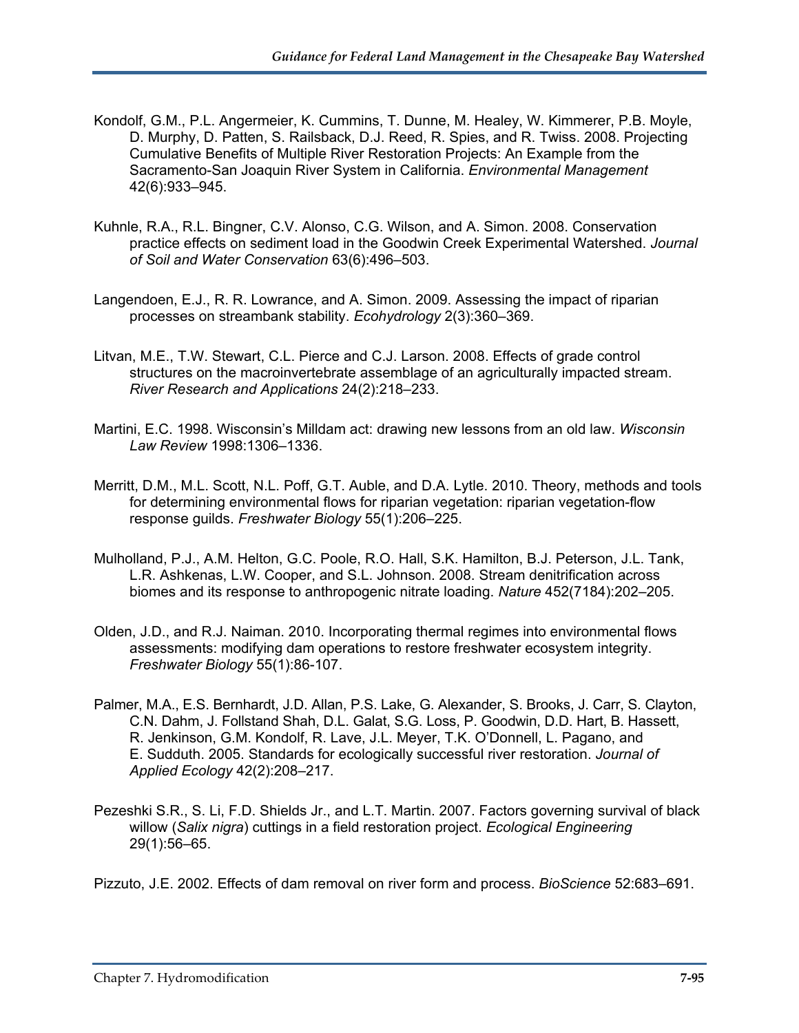Kondolf, G.M., P.L. Angermeier, K. Cummins, T. Dunne, M. Healey, W. Kimmerer, P.B. Moyle, D. Murphy, D. Patten, S. Railsback, D.J. Reed, R. Spies, and R. Twiss. 2008. Projecting Cumulative Benefits of Multiple River Restoration Projects: An Example from the Sacramento-San Joaquin River System in California. *Environmental Management* 42(6):933–945.

Kuhnle, R.A., R.L. Bingner, C.V. Alonso, C.G. Wilson, and A. Simon. 2008. Conservation practice effects on sediment load in the Goodwin Creek Experimental Watershed. *Journal of Soil and Water Conservation* 63(6):496–503.

Langendoen, E.J., R. R. Lowrance, and A. Simon. 2009. Assessing the impact of riparian processes on streambank stability. *Ecohydrology* 2(3):360–369.

Litvan, M.E., T.W. Stewart, C.L. Pierce and C.J. Larson. 2008. Effects of grade control structures on the macroinvertebrate assemblage of an agriculturally impacted stream. *River Research and Applications* 24(2):218–233.

Martini, E.C. 1998. Wisconsin's Milldam act: drawing new lessons from an old law. *Wisconsin Law Review* 1998:1306–1336.

Merritt, D.M., M.L. Scott, N.L. Poff, G.T. Auble, and D.A. Lytle. 2010. Theory, methods and tools for determining environmental flows for riparian vegetation: riparian vegetation-flow response guilds. *Freshwater Biology* 55(1):206–225.

Mulholland, P.J., A.M. Helton, G.C. Poole, R.O. Hall, S.K. Hamilton, B.J. Peterson, J.L. Tank, L.R. Ashkenas, L.W. Cooper, and S.L. Johnson. 2008. Stream denitrification across biomes and its response to anthropogenic nitrate loading. *Nature* 452(7184):202–205.

Olden, J.D., and R.J. Naiman. 2010. Incorporating thermal regimes into environmental flows assessments: modifying dam operations to restore freshwater ecosystem integrity. *Freshwater Biology* 55(1):86-107.

Palmer, M.A., E.S. Bernhardt, J.D. Allan, P.S. Lake, G. Alexander, S. Brooks, J. Carr, S. Clayton, C.N. Dahm, J. Follstand Shah, D.L. Galat, S.G. Loss, P. Goodwin, D.D. Hart, B. Hassett, R. Jenkinson, G.M. Kondolf, R. Lave, J.L. Meyer, T.K. O'Donnell, L. Pagano, and E. Sudduth. 2005. Standards for ecologically successful river restoration. *Journal of Applied Ecology* 42(2):208–217.

Pezeshki S.R., S. Li, F.D. Shields Jr., and L.T. Martin. 2007. Factors governing survival of black willow (*Salix nigra*) cuttings in a field restoration project. *Ecological Engineering* 29(1):56–65.

Pizzuto, J.E. 2002. Effects of dam removal on river form and process. *BioScience* 52:683–691.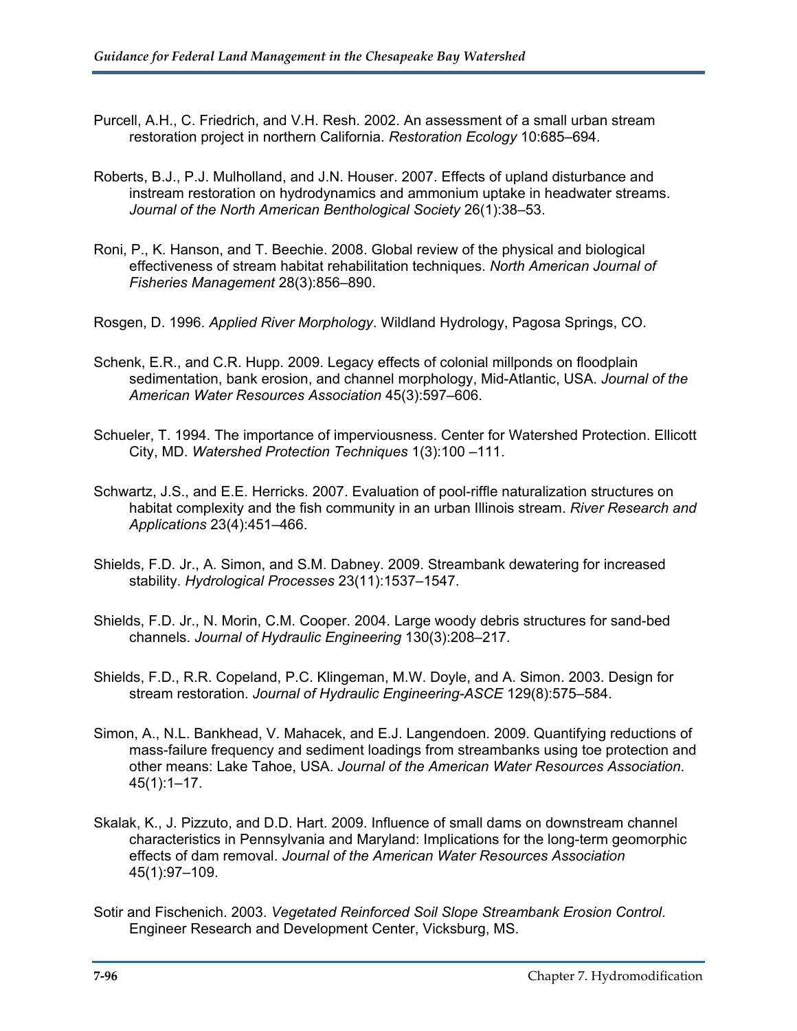Purcell, A.H., C. Friedrich, and V.H. Resh. 2002. An assessment of a small urban stream restoration project in northern California. *Restoration Ecology* 10:685–694.

Roberts, B.J., P.J. Mulholland, and J.N. Houser. 2007. Effects of upland disturbance and instream restoration on hydrodynamics and ammonium uptake in headwater streams. *Journal of the North American Benthological Society* 26(1):38–53.

Roni, P., K. Hanson, and T. Beechie. 2008. Global review of the physical and biological effectiveness of stream habitat rehabilitation techniques. *North American Journal of Fisheries Management* 28(3):856–890.

Rosgen, D. 1996. *Applied River Morphology*. Wildland Hydrology, Pagosa Springs, CO.

Schenk, E.R., and C.R. Hupp. 2009. Legacy effects of colonial millponds on floodplain sedimentation, bank erosion, and channel morphology, Mid-Atlantic, USA. *Journal of the American Water Resources Association* 45(3):597–606.

Schueler, T. 1994. The importance of imperviousness. Center for Watershed Protection. Ellicott City, MD. *Watershed Protection Techniques* 1(3):100 –111.

Schwartz, J.S., and E.E. Herricks. 2007. Evaluation of pool-riffle naturalization structures on habitat complexity and the fish community in an urban Illinois stream. *River Research and Applications* 23(4):451–466.

Shields, F.D. Jr., A. Simon, and S.M. Dabney. 2009. Streambank dewatering for increased stability. *Hydrological Processes* 23(11):1537–1547.

Shields, F.D. Jr., N. Morin, C.M. Cooper. 2004. Large woody debris structures for sand-bed channels. *Journal of Hydraulic Engineering* 130(3):208–217.

Shields, F.D., R.R. Copeland, P.C. Klingeman, M.W. Doyle, and A. Simon. 2003. Design for stream restoration. *Journal of Hydraulic Engineering-ASCE* 129(8):575–584.

Simon, A., N.L. Bankhead, V. Mahacek, and E.J. Langendoen. 2009. Quantifying reductions of mass-failure frequency and sediment loadings from streambanks using toe protection and other means: Lake Tahoe, USA. *Journal of the American Water Resources Association*. 45(1):1–17.

Skalak, K., J. Pizzuto, and D.D. Hart. 2009. Influence of small dams on downstream channel characteristics in Pennsylvania and Maryland: Implications for the long-term geomorphic effects of dam removal. *Journal of the American Water Resources Association* 45(1):97–109.

Sotir and Fischenich. 2003. *Vegetated Reinforced Soil Slope Streambank Erosion Control*. Engineer Research and Development Center, Vicksburg, MS.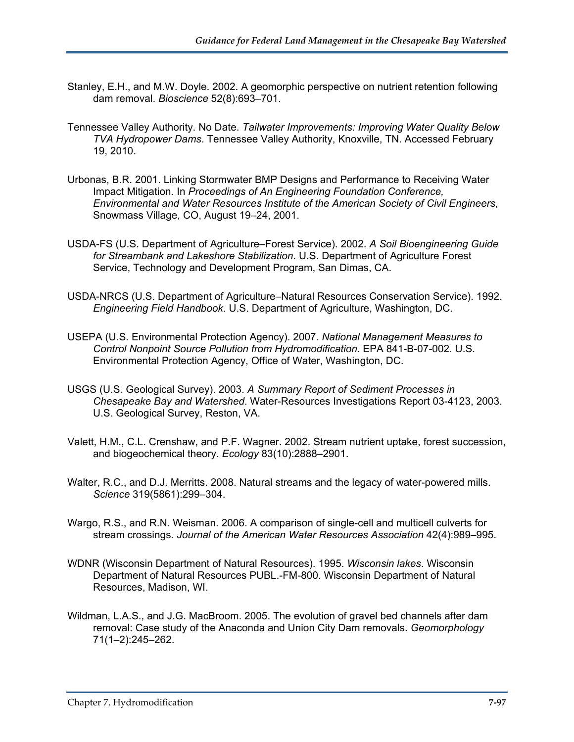Stanley, E.H., and M.W. Doyle. 2002. A geomorphic perspective on nutrient retention following dam removal. *Bioscience* 52(8):693–701.

Tennessee Valley Authority. No Date. *Tailwater Improvements: Improving Water Quality Below TVA Hydropower Dams*. Tennessee Valley Authority, Knoxville, TN. Accessed February 19, 2010.

Urbonas, B.R. 2001. Linking Stormwater BMP Designs and Performance to Receiving Water Impact Mitigation. In *Proceedings of An Engineering Foundation Conference, Environmental and Water Resources Institute of the American Society of Civil Engineers*, Snowmass Village, CO, August 19–24, 2001.

USDA-FS (U.S. Department of Agriculture–Forest Service). 2002. *A Soil Bioengineering Guide for Streambank and Lakeshore Stabilization*. U.S. Department of Agriculture Forest Service, Technology and Development Program, San Dimas, CA.

USDA-NRCS (U.S. Department of Agriculture–Natural Resources Conservation Service). 1992. *Engineering Field Handbook*. U.S. Department of Agriculture, Washington, DC.

USEPA (U.S. Environmental Protection Agency). 2007. *National Management Measures to Control Nonpoint Source Pollution from Hydromodification.* EPA 841-B-07-002. U.S. Environmental Protection Agency, Office of Water, Washington, DC.

USGS (U.S. Geological Survey). 2003. *A Summary Report of Sediment Processes in Chesapeake Bay and Watershed*. Water-Resources Investigations Report 03-4123, 2003. U.S. Geological Survey, Reston, VA.

Valett, H.M., C.L. Crenshaw, and P.F. Wagner. 2002. Stream nutrient uptake, forest succession, and biogeochemical theory. *Ecology* 83(10):2888–2901.

Walter, R.C., and D.J. Merritts. 2008. Natural streams and the legacy of water-powered mills. *Science* 319(5861):299–304.

Wargo, R.S., and R.N. Weisman. 2006. A comparison of single-cell and multicell culverts for stream crossings. *Journal of the American Water Resources Association* 42(4):989–995.

WDNR (Wisconsin Department of Natural Resources). 1995. *Wisconsin lakes*. Wisconsin Department of Natural Resources PUBL.-FM-800. Wisconsin Department of Natural Resources, Madison, WI.

Wildman, L.A.S., and J.G. MacBroom. 2005. The evolution of gravel bed channels after dam removal: Case study of the Anaconda and Union City Dam removals. *Geomorphology* 71(1–2):245–262.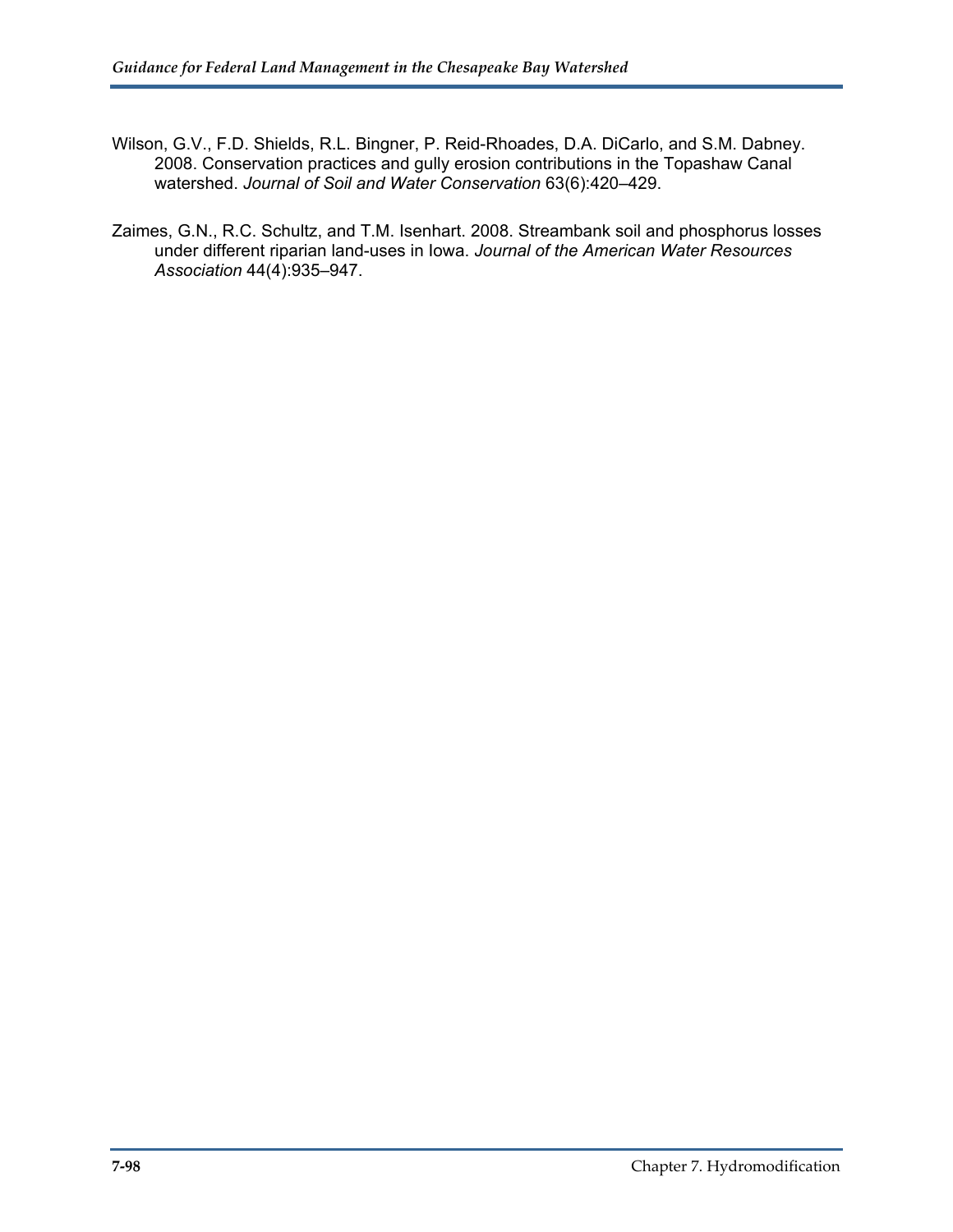Wilson, G.V., F.D. Shields, R.L. Bingner, P. Reid-Rhoades, D.A. DiCarlo, and S.M. Dabney. 2008. Conservation practices and gully erosion contributions in the Topashaw Canal watershed. *Journal of Soil and Water Conservation* 63(6):420–429.

Zaimes, G.N., R.C. Schultz, and T.M. Isenhart. 2008. Streambank soil and phosphorus losses under different riparian land-uses in Iowa. *Journal of the American Water Resources Association* 44(4):935–947.